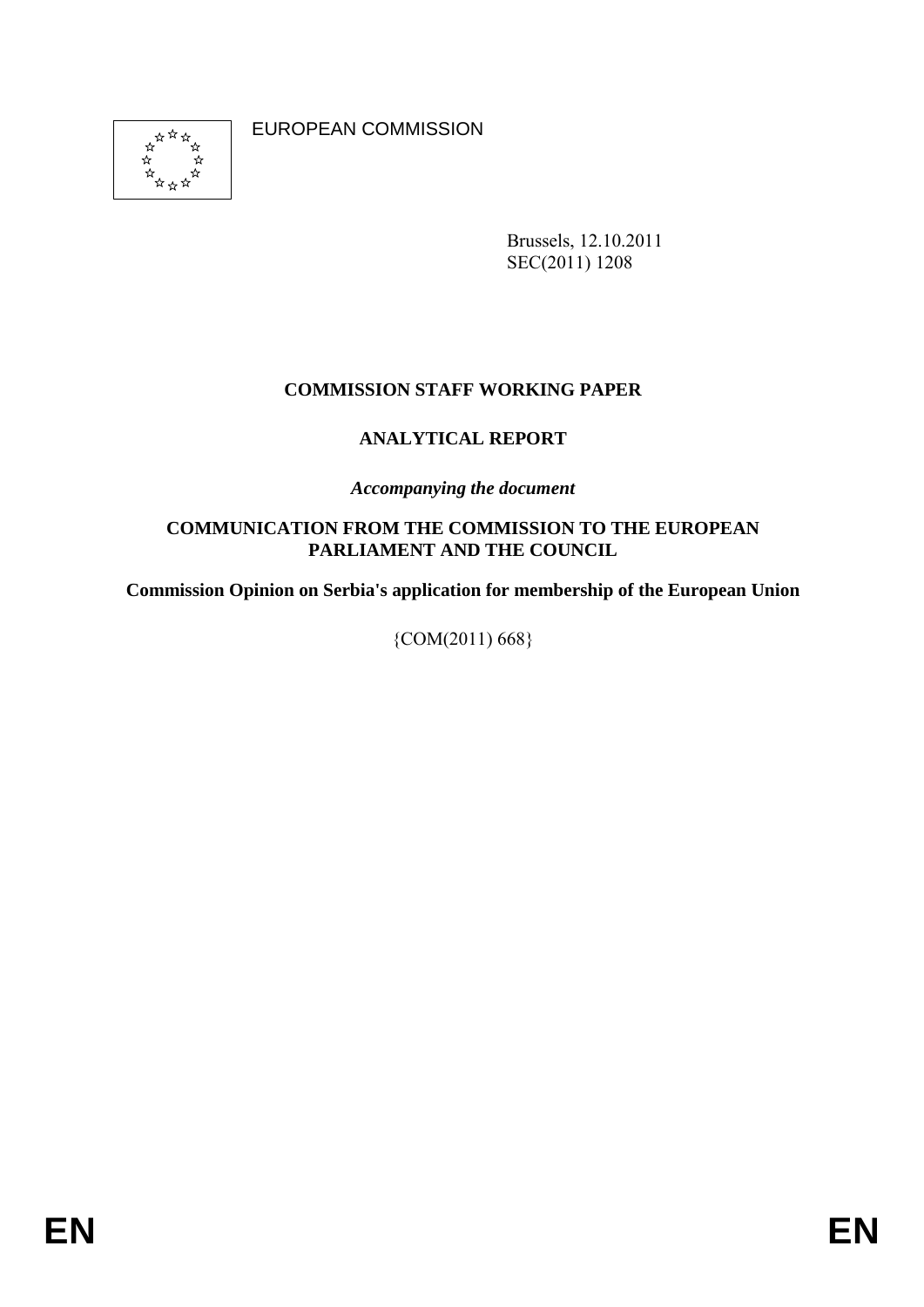EUROPEAN COMMISSION

Brussels, 12.10.2011
SEC(2011) 1208

# COMMISSION STAFF WORKING PAPER

## ANALYTICAL REPORT

*Accompanying the document*

**COMMUNICATION FROM THE COMMISSION TO THE EUROPEAN PARLIAMENT AND THE COUNCIL**

**Commission Opinion on Serbia's application for membership of the European Union**

{COM(2011) 668}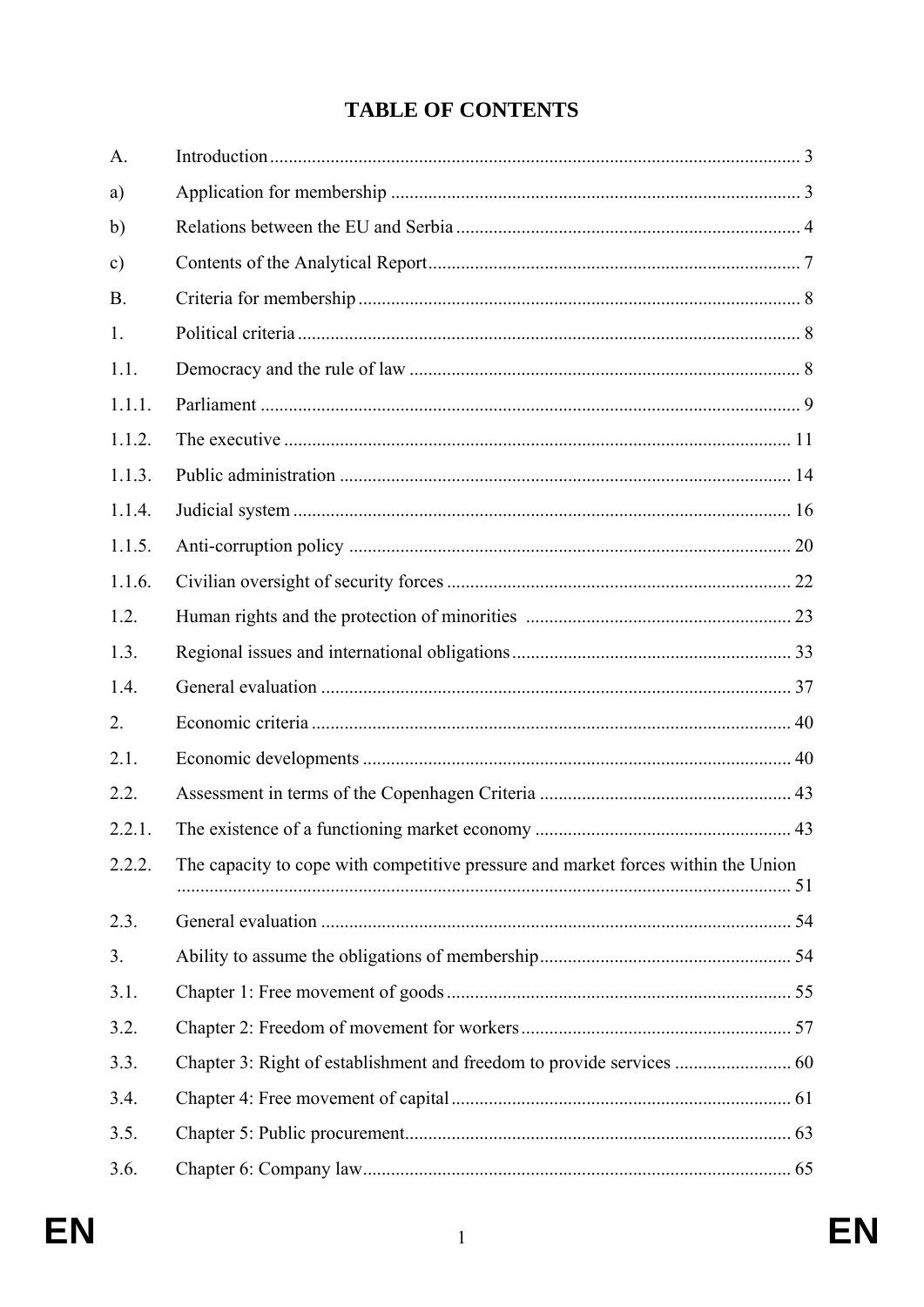# TABLE OF CONTENTS

| | | |
|---|---|---|
| A. | Introduction | 3 |
| a) | Application for membership | 3 |
| b) | Relations between the EU and Serbia | 4 |
| c) | Contents of the Analytical Report | 7 |
| B. | Criteria for membership | 8 |
| 1. | Political criteria | 8 |
| 1.1. | Democracy and the rule of law | 8 |
| 1.1.1. | Parliament | 9 |
| 1.1.2. | The executive | 11 |
| 1.1.3. | Public administration | 14 |
| 1.1.4. | Judicial system | 16 |
| 1.1.5. | Anti-corruption policy | 20 |
| 1.1.6. | Civilian oversight of security forces | 22 |
| 1.2. | Human rights and the protection of minorities | 23 |
| 1.3. | Regional issues and international obligations | 33 |
| 1.4. | General evaluation | 37 |
| 2. | Economic criteria | 40 |
| 2.1. | Economic developments | 40 |
| 2.2. | Assessment in terms of the Copenhagen Criteria | 43 |
| 2.2.1. | The existence of a functioning market economy | 43 |
| 2.2.2. | The capacity to cope with competitive pressure and market forces within the Union | 51 |
| 2.3. | General evaluation | 54 |
| 3. | Ability to assume the obligations of membership | 54 |
| 3.1. | Chapter 1: Free movement of goods | 55 |
| 3.2. | Chapter 2: Freedom of movement for workers | 57 |
| 3.3. | Chapter 3: Right of establishment and freedom to provide services | 60 |
| 3.4. | Chapter 4: Free movement of capital | 61 |
| 3.5. | Chapter 5: Public procurement | 63 |
| 3.6. | Chapter 6: Company law | 65 |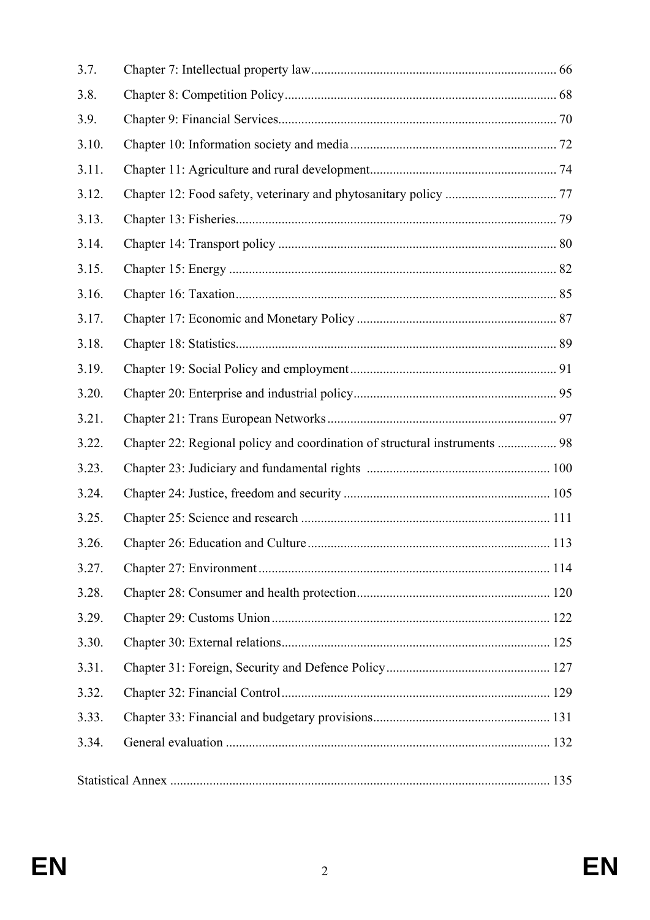3.7. Chapter 7: Intellectual property law ........................................................................ 66

3.8. Chapter 8: Competition Policy ................................................................................ 68

3.9. Chapter 9: Financial Services .................................................................................. 70

3.10. Chapter 10: Information society and media ............................................................ 72

3.11. Chapter 11: Agriculture and rural development ...................................................... 74

3.12. Chapter 12: Food safety, veterinary and phytosanitary policy ................................. 77

3.13. Chapter 13: Fisheries ............................................................................................... 79

3.14. Chapter 14: Transport policy .................................................................................. 80

3.15. Chapter 15: Energy ................................................................................................. 82

3.16. Chapter 16: Taxation ............................................................................................... 85

3.17. Chapter 17: Economic and Monetary Policy ........................................................... 87

3.18. Chapter 18: Statistics ............................................................................................... 89

3.19. Chapter 19: Social Policy and employment ............................................................. 91

3.20. Chapter 20: Enterprise and industrial policy ............................................................ 95

3.21. Chapter 21: Trans European Networks .................................................................... 97

3.22. Chapter 22: Regional policy and coordination of structural instruments ................. 98

3.23. Chapter 23: Judiciary and fundamental rights ...................................................... 100

3.24. Chapter 24: Justice, freedom and security ............................................................. 105

3.25. Chapter 25: Science and research .......................................................................... 111

3.26. Chapter 26: Education and Culture ........................................................................ 113

3.27. Chapter 27: Environment ...................................................................................... 114

3.28. Chapter 28: Consumer and health protection ......................................................... 120

3.29. Chapter 29: Customs Union .................................................................................. 122

3.30. Chapter 30: External relations ............................................................................... 125

3.31. Chapter 31: Foreign, Security and Defence Policy ................................................ 127

3.32. Chapter 32: Financial Control ............................................................................... 129

3.33. Chapter 33: Financial and budgetary provisions .................................................... 131

3.34. General evaluation ................................................................................................ 132

Statistical Annex ................................................................................................................. 135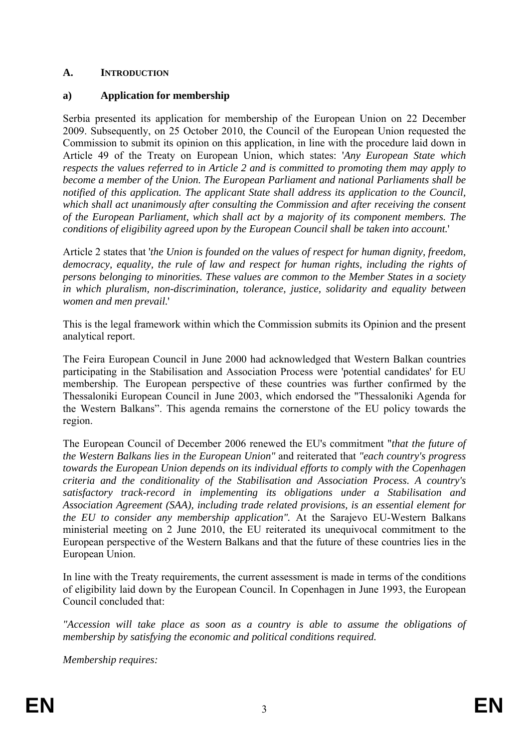## A. INTRODUCTION

### a) Application for membership

Serbia presented its application for membership of the European Union on 22 December 2009. Subsequently, on 25 October 2010, the Council of the European Union requested the Commission to submit its opinion on this application, in line with the procedure laid down in Article 49 of the Treaty on European Union, which states: '*Any European State which respects the values referred to in Article 2 and is committed to promoting them may apply to become a member of the Union. The European Parliament and national Parliaments shall be notified of this application. The applicant State shall address its application to the Council, which shall act unanimously after consulting the Commission and after receiving the consent of the European Parliament, which shall act by a majority of its component members. The conditions of eligibility agreed upon by the European Council shall be taken into account.*'

Article 2 states that '*the Union is founded on the values of respect for human dignity, freedom, democracy, equality, the rule of law and respect for human rights, including the rights of persons belonging to minorities. These values are common to the Member States in a society in which pluralism, non-discrimination, tolerance, justice, solidarity and equality between women and men prevail.*'

This is the legal framework within which the Commission submits its Opinion and the present analytical report.

The Feira European Council in June 2000 had acknowledged that Western Balkan countries participating in the Stabilisation and Association Process were 'potential candidates' for EU membership. The European perspective of these countries was further confirmed by the Thessaloniki European Council in June 2003, which endorsed the "Thessaloniki Agenda for the Western Balkans". This agenda remains the cornerstone of the EU policy towards the region.

The European Council of December 2006 renewed the EU's commitment "*that the future of the Western Balkans lies in the European Union"* and reiterated that *"each country's progress towards the European Union depends on its individual efforts to comply with the Copenhagen criteria and the conditionality of the Stabilisation and Association Process. A country's satisfactory track-record in implementing its obligations under a Stabilisation and Association Agreement (SAA), including trade related provisions, is an essential element for the EU to consider any membership application"*. At the Sarajevo EU-Western Balkans ministerial meeting on 2 June 2010, the EU reiterated its unequivocal commitment to the European perspective of the Western Balkans and that the future of these countries lies in the European Union.

In line with the Treaty requirements, the current assessment is made in terms of the conditions of eligibility laid down by the European Council. In Copenhagen in June 1993, the European Council concluded that:

*"Accession will take place as soon as a country is able to assume the obligations of membership by satisfying the economic and political conditions required.*

*Membership requires:*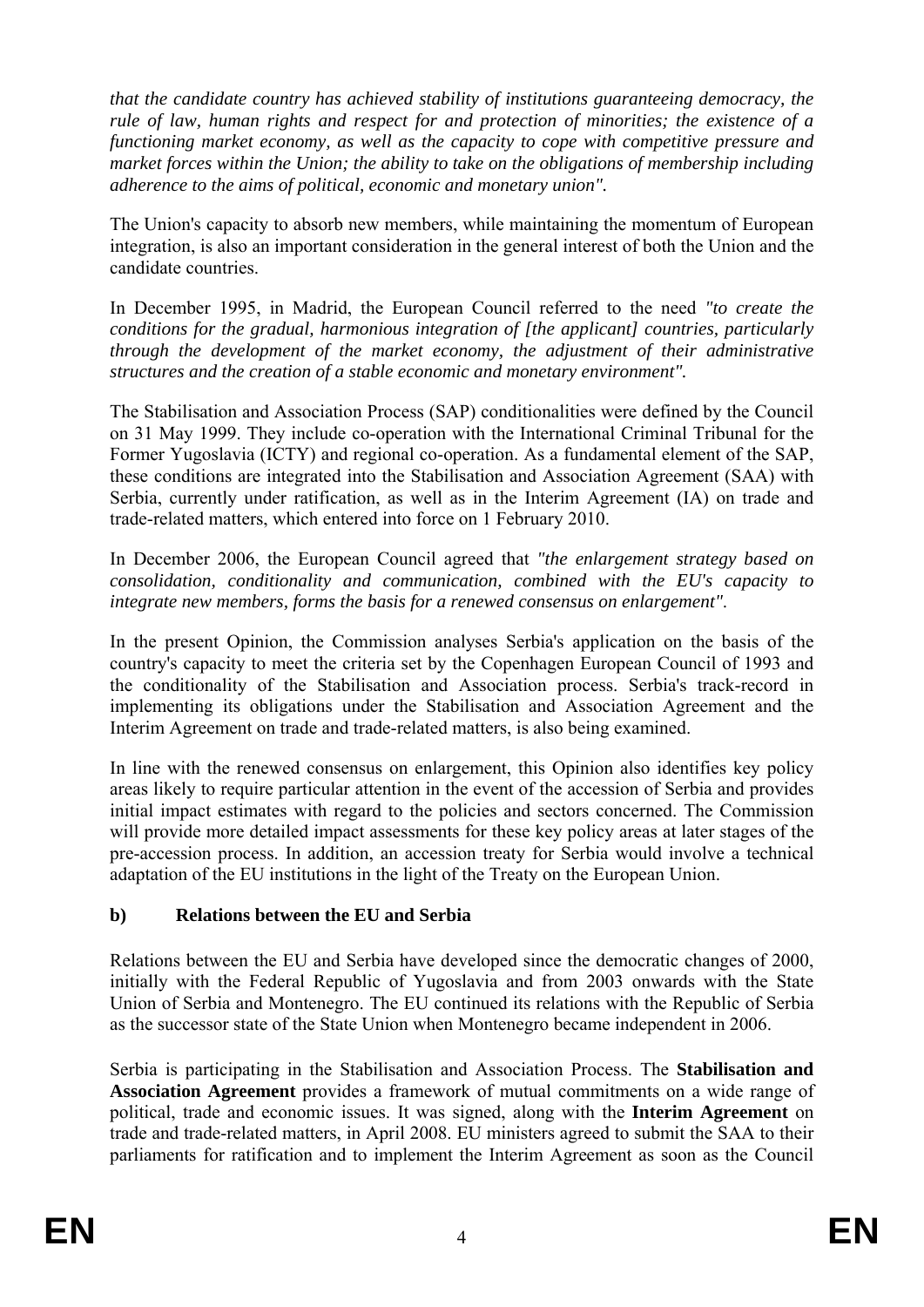*that the candidate country has achieved stability of institutions guaranteeing democracy, the rule of law, human rights and respect for and protection of minorities; the existence of a functioning market economy, as well as the capacity to cope with competitive pressure and market forces within the Union; the ability to take on the obligations of membership including adherence to the aims of political, economic and monetary union".*

The Union's capacity to absorb new members, while maintaining the momentum of European integration, is also an important consideration in the general interest of both the Union and the candidate countries.

In December 1995, in Madrid, the European Council referred to the need *"to create the conditions for the gradual, harmonious integration of [the applicant] countries, particularly through the development of the market economy, the adjustment of their administrative structures and the creation of a stable economic and monetary environment".*

The Stabilisation and Association Process (SAP) conditionalities were defined by the Council on 31 May 1999. They include co-operation with the International Criminal Tribunal for the Former Yugoslavia (ICTY) and regional co-operation. As a fundamental element of the SAP, these conditions are integrated into the Stabilisation and Association Agreement (SAA) with Serbia, currently under ratification, as well as in the Interim Agreement (IA) on trade and trade-related matters, which entered into force on 1 February 2010.

In December 2006, the European Council agreed that *"the enlargement strategy based on consolidation, conditionality and communication, combined with the EU's capacity to integrate new members, forms the basis for a renewed consensus on enlargement".*

In the present Opinion, the Commission analyses Serbia's application on the basis of the country's capacity to meet the criteria set by the Copenhagen European Council of 1993 and the conditionality of the Stabilisation and Association process. Serbia's track-record in implementing its obligations under the Stabilisation and Association Agreement and the Interim Agreement on trade and trade-related matters, is also being examined.

In line with the renewed consensus on enlargement, this Opinion also identifies key policy areas likely to require particular attention in the event of the accession of Serbia and provides initial impact estimates with regard to the policies and sectors concerned. The Commission will provide more detailed impact assessments for these key policy areas at later stages of the pre-accession process. In addition, an accession treaty for Serbia would involve a technical adaptation of the EU institutions in the light of the Treaty on the European Union.

### b) Relations between the EU and Serbia

Relations between the EU and Serbia have developed since the democratic changes of 2000, initially with the Federal Republic of Yugoslavia and from 2003 onwards with the State Union of Serbia and Montenegro. The EU continued its relations with the Republic of Serbia as the successor state of the State Union when Montenegro became independent in 2006.

Serbia is participating in the Stabilisation and Association Process. The **Stabilisation and Association Agreement** provides a framework of mutual commitments on a wide range of political, trade and economic issues. It was signed, along with the **Interim Agreement** on trade and trade-related matters, in April 2008. EU ministers agreed to submit the SAA to their parliaments for ratification and to implement the Interim Agreement as soon as the Council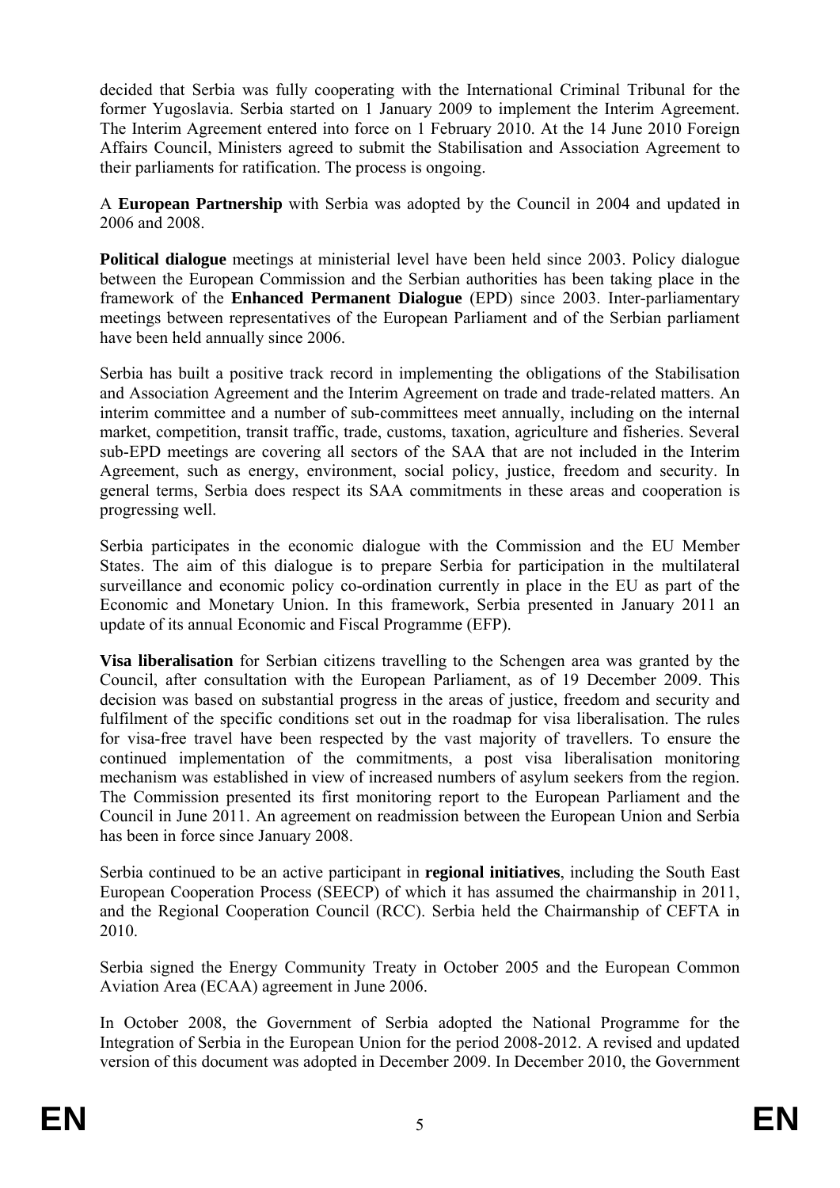decided that Serbia was fully cooperating with the International Criminal Tribunal for the former Yugoslavia. Serbia started on 1 January 2009 to implement the Interim Agreement. The Interim Agreement entered into force on 1 February 2010. At the 14 June 2010 Foreign Affairs Council, Ministers agreed to submit the Stabilisation and Association Agreement to their parliaments for ratification. The process is ongoing.

A **European Partnership** with Serbia was adopted by the Council in 2004 and updated in 2006 and 2008.

**Political dialogue** meetings at ministerial level have been held since 2003. Policy dialogue between the European Commission and the Serbian authorities has been taking place in the framework of the **Enhanced Permanent Dialogue** (EPD) since 2003. Inter-parliamentary meetings between representatives of the European Parliament and of the Serbian parliament have been held annually since 2006.

Serbia has built a positive track record in implementing the obligations of the Stabilisation and Association Agreement and the Interim Agreement on trade and trade-related matters. An interim committee and a number of sub-committees meet annually, including on the internal market, competition, transit traffic, trade, customs, taxation, agriculture and fisheries. Several sub-EPD meetings are covering all sectors of the SAA that are not included in the Interim Agreement, such as energy, environment, social policy, justice, freedom and security. In general terms, Serbia does respect its SAA commitments in these areas and cooperation is progressing well.

Serbia participates in the economic dialogue with the Commission and the EU Member States. The aim of this dialogue is to prepare Serbia for participation in the multilateral surveillance and economic policy co-ordination currently in place in the EU as part of the Economic and Monetary Union. In this framework, Serbia presented in January 2011 an update of its annual Economic and Fiscal Programme (EFP).

**Visa liberalisation** for Serbian citizens travelling to the Schengen area was granted by the Council, after consultation with the European Parliament, as of 19 December 2009. This decision was based on substantial progress in the areas of justice, freedom and security and fulfilment of the specific conditions set out in the roadmap for visa liberalisation. The rules for visa-free travel have been respected by the vast majority of travellers. To ensure the continued implementation of the commitments, a post visa liberalisation monitoring mechanism was established in view of increased numbers of asylum seekers from the region. The Commission presented its first monitoring report to the European Parliament and the Council in June 2011. An agreement on readmission between the European Union and Serbia has been in force since January 2008.

Serbia continued to be an active participant in **regional initiatives**, including the South East European Cooperation Process (SEECP) of which it has assumed the chairmanship in 2011, and the Regional Cooperation Council (RCC). Serbia held the Chairmanship of CEFTA in 2010.

Serbia signed the Energy Community Treaty in October 2005 and the European Common Aviation Area (ECAA) agreement in June 2006.

In October 2008, the Government of Serbia adopted the National Programme for the Integration of Serbia in the European Union for the period 2008-2012. A revised and updated version of this document was adopted in December 2009. In December 2010, the Government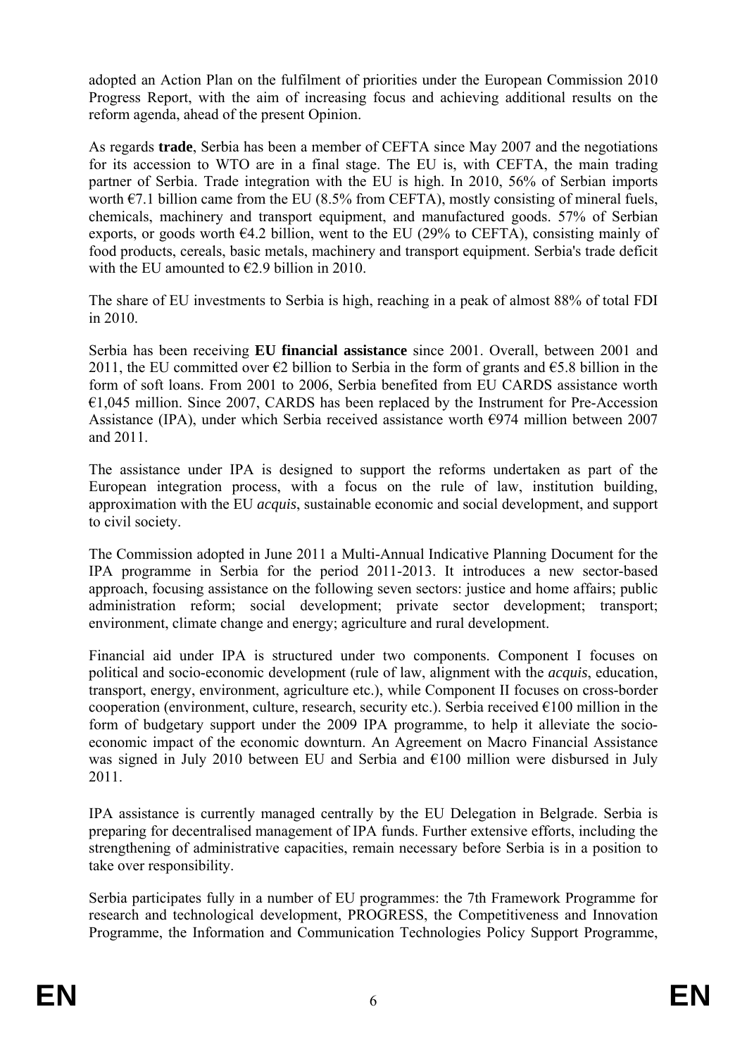adopted an Action Plan on the fulfilment of priorities under the European Commission 2010 Progress Report, with the aim of increasing focus and achieving additional results on the reform agenda, ahead of the present Opinion.

As regards **trade**, Serbia has been a member of CEFTA since May 2007 and the negotiations for its accession to WTO are in a final stage. The EU is, with CEFTA, the main trading partner of Serbia. Trade integration with the EU is high. In 2010, 56% of Serbian imports worth €7.1 billion came from the EU (8.5% from CEFTA), mostly consisting of mineral fuels, chemicals, machinery and transport equipment, and manufactured goods. 57% of Serbian exports, or goods worth €4.2 billion, went to the EU (29% to CEFTA), consisting mainly of food products, cereals, basic metals, machinery and transport equipment. Serbia's trade deficit with the EU amounted to €2.9 billion in 2010.

The share of EU investments to Serbia is high, reaching in a peak of almost 88% of total FDI in 2010.

Serbia has been receiving **EU financial assistance** since 2001. Overall, between 2001 and 2011, the EU committed over €2 billion to Serbia in the form of grants and €5.8 billion in the form of soft loans. From 2001 to 2006, Serbia benefited from EU CARDS assistance worth €1,045 million. Since 2007, CARDS has been replaced by the Instrument for Pre-Accession Assistance (IPA), under which Serbia received assistance worth €974 million between 2007 and 2011.

The assistance under IPA is designed to support the reforms undertaken as part of the European integration process, with a focus on the rule of law, institution building, approximation with the EU *acquis*, sustainable economic and social development, and support to civil society.

The Commission adopted in June 2011 a Multi-Annual Indicative Planning Document for the IPA programme in Serbia for the period 2011-2013. It introduces a new sector-based approach, focusing assistance on the following seven sectors: justice and home affairs; public administration reform; social development; private sector development; transport; environment, climate change and energy; agriculture and rural development.

Financial aid under IPA is structured under two components. Component I focuses on political and socio-economic development (rule of law, alignment with the *acquis*, education, transport, energy, environment, agriculture etc.), while Component II focuses on cross-border cooperation (environment, culture, research, security etc.). Serbia received €100 million in the form of budgetary support under the 2009 IPA programme, to help it alleviate the socio-economic impact of the economic downturn. An Agreement on Macro Financial Assistance was signed in July 2010 between EU and Serbia and €100 million were disbursed in July 2011.

IPA assistance is currently managed centrally by the EU Delegation in Belgrade. Serbia is preparing for decentralised management of IPA funds. Further extensive efforts, including the strengthening of administrative capacities, remain necessary before Serbia is in a position to take over responsibility.

Serbia participates fully in a number of EU programmes: the 7th Framework Programme for research and technological development, PROGRESS, the Competitiveness and Innovation Programme, the Information and Communication Technologies Policy Support Programme,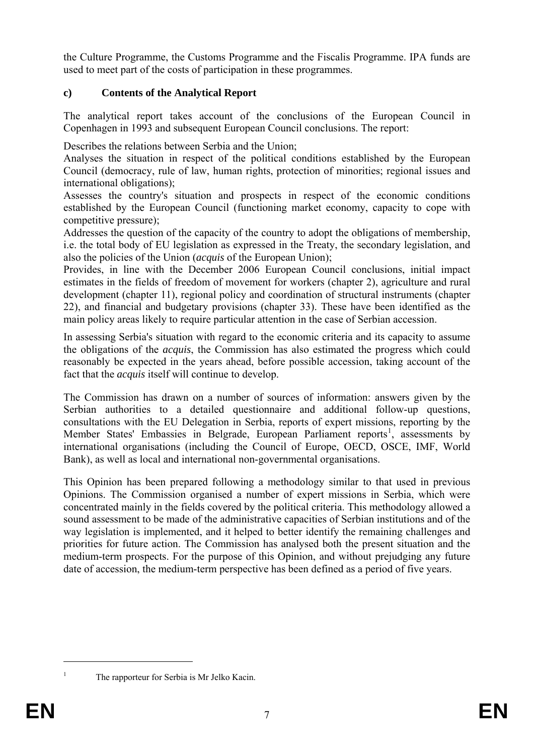the Culture Programme, the Customs Programme and the Fiscalis Programme. IPA funds are used to meet part of the costs of participation in these programmes.

### c) Contents of the Analytical Report

The analytical report takes account of the conclusions of the European Council in Copenhagen in 1993 and subsequent European Council conclusions. The report:

Describes the relations between Serbia and the Union;
Analyses the situation in respect of the political conditions established by the European Council (democracy, rule of law, human rights, protection of minorities; regional issues and international obligations);
Assesses the country's situation and prospects in respect of the economic conditions established by the European Council (functioning market economy, capacity to cope with competitive pressure);
Addresses the question of the capacity of the country to adopt the obligations of membership, i.e. the total body of EU legislation as expressed in the Treaty, the secondary legislation, and also the policies of the Union (*acquis* of the European Union);
Provides, in line with the December 2006 European Council conclusions, initial impact estimates in the fields of freedom of movement for workers (chapter 2), agriculture and rural development (chapter 11), regional policy and coordination of structural instruments (chapter 22), and financial and budgetary provisions (chapter 33). These have been identified as the main policy areas likely to require particular attention in the case of Serbian accession.

In assessing Serbia's situation with regard to the economic criteria and its capacity to assume the obligations of the *acquis*, the Commission has also estimated the progress which could reasonably be expected in the years ahead, before possible accession, taking account of the fact that the *acquis* itself will continue to develop.

The Commission has drawn on a number of sources of information: answers given by the Serbian authorities to a detailed questionnaire and additional follow-up questions, consultations with the EU Delegation in Serbia, reports of expert missions, reporting by the Member States' Embassies in Belgrade, European Parliament reports[1], assessments by international organisations (including the Council of Europe, OECD, OSCE, IMF, World Bank), as well as local and international non-governmental organisations.

This Opinion has been prepared following a methodology similar to that used in previous Opinions. The Commission organised a number of expert missions in Serbia, which were concentrated mainly in the fields covered by the political criteria. This methodology allowed a sound assessment to be made of the administrative capacities of Serbian institutions and of the way legislation is implemented, and it helped to better identify the remaining challenges and priorities for future action. The Commission has analysed both the present situation and the medium-term prospects. For the purpose of this Opinion, and without prejudging any future date of accession, the medium-term perspective has been defined as a period of five years.

---

[1] The rapporteur for Serbia is Mr Jelko Kacin.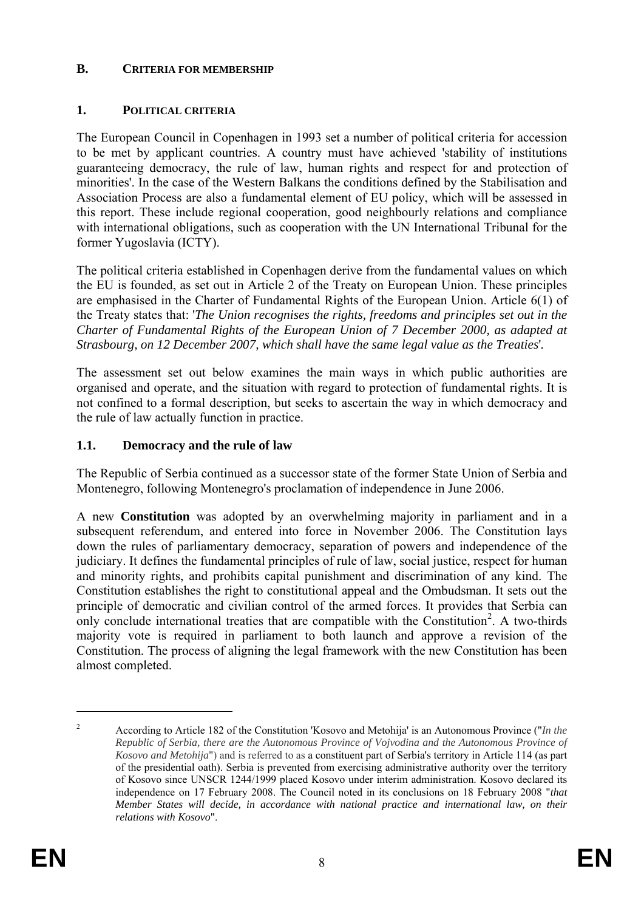## B. CRITERIA FOR MEMBERSHIP

### 1. POLITICAL CRITERIA

The European Council in Copenhagen in 1993 set a number of political criteria for accession to be met by applicant countries. A country must have achieved 'stability of institutions guaranteeing democracy, the rule of law, human rights and respect for and protection of minorities'. In the case of the Western Balkans the conditions defined by the Stabilisation and Association Process are also a fundamental element of EU policy, which will be assessed in this report. These include regional cooperation, good neighbourly relations and compliance with international obligations, such as cooperation with the UN International Tribunal for the former Yugoslavia (ICTY).

The political criteria established in Copenhagen derive from the fundamental values on which the EU is founded, as set out in Article 2 of the Treaty on European Union. These principles are emphasised in the Charter of Fundamental Rights of the European Union. Article 6(1) of the Treaty states that: '*The Union recognises the rights, freedoms and principles set out in the Charter of Fundamental Rights of the European Union of 7 December 2000, as adapted at Strasbourg, on 12 December 2007, which shall have the same legal value as the Treaties*'.

The assessment set out below examines the main ways in which public authorities are organised and operate, and the situation with regard to protection of fundamental rights. It is not confined to a formal description, but seeks to ascertain the way in which democracy and the rule of law actually function in practice.

### 1.1. Democracy and the rule of law

The Republic of Serbia continued as a successor state of the former State Union of Serbia and Montenegro, following Montenegro's proclamation of independence in June 2006.

A new **Constitution** was adopted by an overwhelming majority in parliament and in a subsequent referendum, and entered into force in November 2006. The Constitution lays down the rules of parliamentary democracy, separation of powers and independence of the judiciary. It defines the fundamental principles of rule of law, social justice, respect for human and minority rights, and prohibits capital punishment and discrimination of any kind. The Constitution establishes the right to constitutional appeal and the Ombudsman. It sets out the principle of democratic and civilian control of the armed forces. It provides that Serbia can only conclude international treaties that are compatible with the Constitution[2]. A two-thirds majority vote is required in parliament to both launch and approve a revision of the Constitution. The process of aligning the legal framework with the new Constitution has been almost completed.

---

[2] According to Article 182 of the Constitution 'Kosovo and Metohija' is an Autonomous Province ("*In the Republic of Serbia, there are the Autonomous Province of Vojvodina and the Autonomous Province of Kosovo and Metohija*") and is referred to as a constituent part of Serbia's territory in Article 114 (as part of the presidential oath). Serbia is prevented from exercising administrative authority over the territory of Kosovo since UNSCR 1244/1999 placed Kosovo under interim administration. Kosovo declared its independence on 17 February 2008. The Council noted in its conclusions on 18 February 2008 "*that Member States will decide, in accordance with national practice and international law, on their relations with Kosovo*".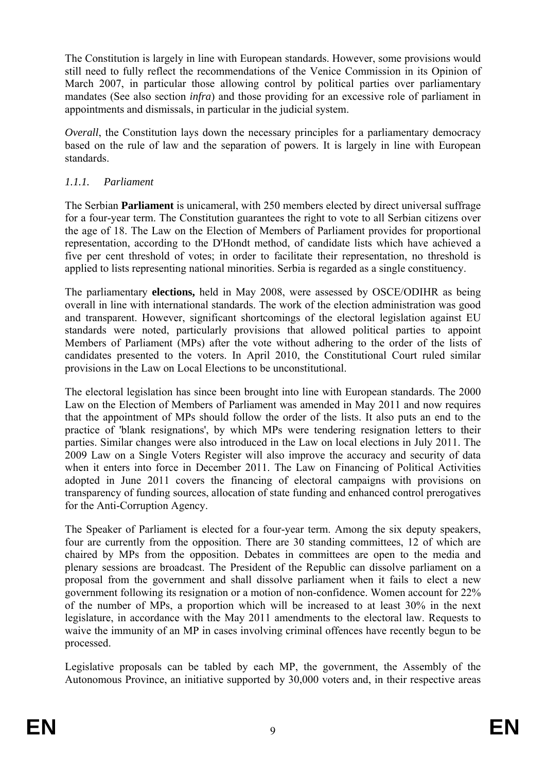The Constitution is largely in line with European standards. However, some provisions would still need to fully reflect the recommendations of the Venice Commission in its Opinion of March 2007, in particular those allowing control by political parties over parliamentary mandates (See also section *infra*) and those providing for an excessive role of parliament in appointments and dismissals, in particular in the judicial system.

*Overall*, the Constitution lays down the necessary principles for a parliamentary democracy based on the rule of law and the separation of powers. It is largely in line with European standards.

#### *1.1.1. Parliament*

The Serbian **Parliament** is unicameral, with 250 members elected by direct universal suffrage for a four-year term. The Constitution guarantees the right to vote to all Serbian citizens over the age of 18. The Law on the Election of Members of Parliament provides for proportional representation, according to the D'Hondt method, of candidate lists which have achieved a five per cent threshold of votes; in order to facilitate their representation, no threshold is applied to lists representing national minorities. Serbia is regarded as a single constituency.

The parliamentary **elections,** held in May 2008, were assessed by OSCE/ODIHR as being overall in line with international standards. The work of the election administration was good and transparent. However, significant shortcomings of the electoral legislation against EU standards were noted, particularly provisions that allowed political parties to appoint Members of Parliament (MPs) after the vote without adhering to the order of the lists of candidates presented to the voters. In April 2010, the Constitutional Court ruled similar provisions in the Law on Local Elections to be unconstitutional.

The electoral legislation has since been brought into line with European standards. The 2000 Law on the Election of Members of Parliament was amended in May 2011 and now requires that the appointment of MPs should follow the order of the lists. It also puts an end to the practice of 'blank resignations', by which MPs were tendering resignation letters to their parties. Similar changes were also introduced in the Law on local elections in July 2011. The 2009 Law on a Single Voters Register will also improve the accuracy and security of data when it enters into force in December 2011. The Law on Financing of Political Activities adopted in June 2011 covers the financing of electoral campaigns with provisions on transparency of funding sources, allocation of state funding and enhanced control prerogatives for the Anti-Corruption Agency.

The Speaker of Parliament is elected for a four-year term. Among the six deputy speakers, four are currently from the opposition. There are 30 standing committees, 12 of which are chaired by MPs from the opposition. Debates in committees are open to the media and plenary sessions are broadcast. The President of the Republic can dissolve parliament on a proposal from the government and shall dissolve parliament when it fails to elect a new government following its resignation or a motion of non-confidence. Women account for 22% of the number of MPs, a proportion which will be increased to at least 30% in the next legislature, in accordance with the May 2011 amendments to the electoral law. Requests to waive the immunity of an MP in cases involving criminal offences have recently begun to be processed.

Legislative proposals can be tabled by each MP, the government, the Assembly of the Autonomous Province, an initiative supported by 30,000 voters and, in their respective areas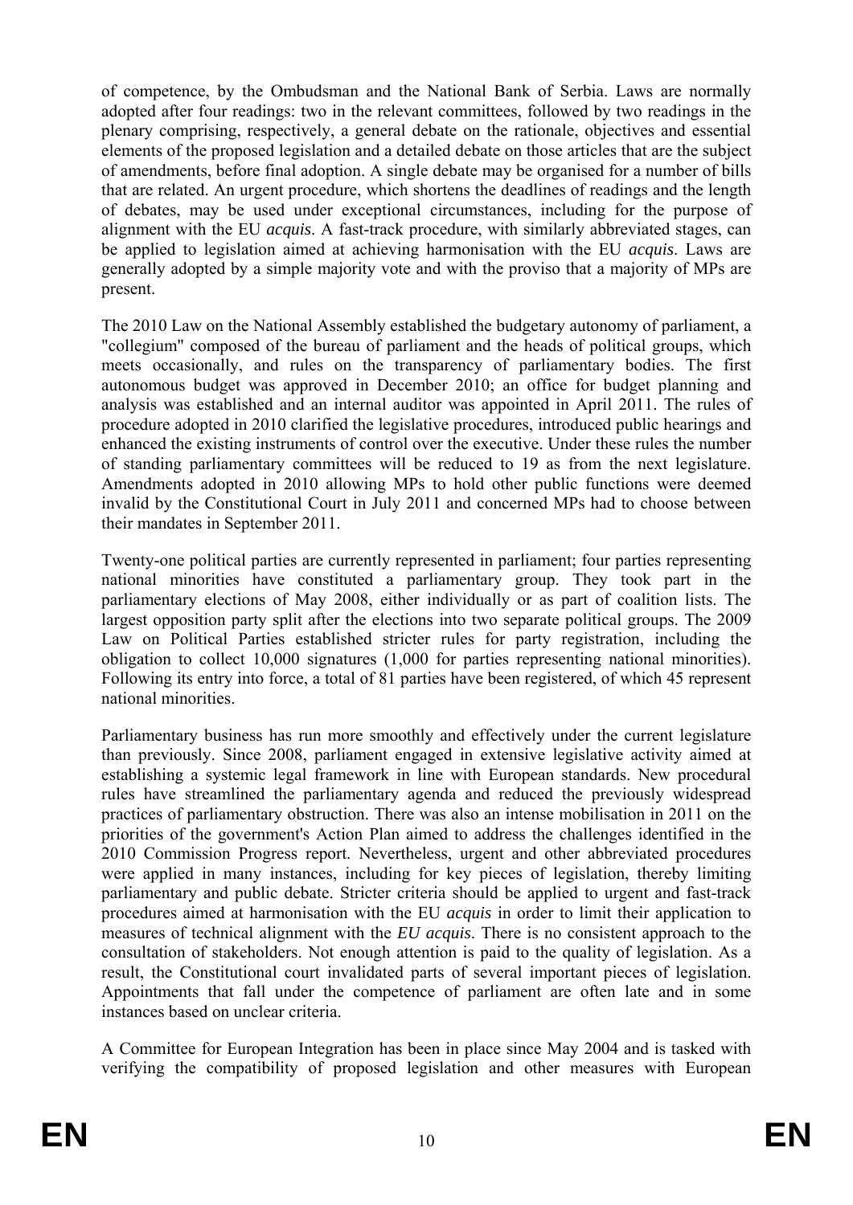of competence, by the Ombudsman and the National Bank of Serbia. Laws are normally adopted after four readings: two in the relevant committees, followed by two readings in the plenary comprising, respectively, a general debate on the rationale, objectives and essential elements of the proposed legislation and a detailed debate on those articles that are the subject of amendments, before final adoption. A single debate may be organised for a number of bills that are related. An urgent procedure, which shortens the deadlines of readings and the length of debates, may be used under exceptional circumstances, including for the purpose of alignment with the EU *acquis*. A fast-track procedure, with similarly abbreviated stages, can be applied to legislation aimed at achieving harmonisation with the EU *acquis*. Laws are generally adopted by a simple majority vote and with the proviso that a majority of MPs are present.

The 2010 Law on the National Assembly established the budgetary autonomy of parliament, a "collegium" composed of the bureau of parliament and the heads of political groups, which meets occasionally, and rules on the transparency of parliamentary bodies. The first autonomous budget was approved in December 2010; an office for budget planning and analysis was established and an internal auditor was appointed in April 2011. The rules of procedure adopted in 2010 clarified the legislative procedures, introduced public hearings and enhanced the existing instruments of control over the executive. Under these rules the number of standing parliamentary committees will be reduced to 19 as from the next legislature. Amendments adopted in 2010 allowing MPs to hold other public functions were deemed invalid by the Constitutional Court in July 2011 and concerned MPs had to choose between their mandates in September 2011.

Twenty-one political parties are currently represented in parliament; four parties representing national minorities have constituted a parliamentary group. They took part in the parliamentary elections of May 2008, either individually or as part of coalition lists. The largest opposition party split after the elections into two separate political groups. The 2009 Law on Political Parties established stricter rules for party registration, including the obligation to collect 10,000 signatures (1,000 for parties representing national minorities). Following its entry into force, a total of 81 parties have been registered, of which 45 represent national minorities.

Parliamentary business has run more smoothly and effectively under the current legislature than previously. Since 2008, parliament engaged in extensive legislative activity aimed at establishing a systemic legal framework in line with European standards. New procedural rules have streamlined the parliamentary agenda and reduced the previously widespread practices of parliamentary obstruction. There was also an intense mobilisation in 2011 on the priorities of the government's Action Plan aimed to address the challenges identified in the 2010 Commission Progress report. Nevertheless, urgent and other abbreviated procedures were applied in many instances, including for key pieces of legislation, thereby limiting parliamentary and public debate. Stricter criteria should be applied to urgent and fast-track procedures aimed at harmonisation with the EU *acquis* in order to limit their application to measures of technical alignment with the *EU acquis*. There is no consistent approach to the consultation of stakeholders. Not enough attention is paid to the quality of legislation. As a result, the Constitutional court invalidated parts of several important pieces of legislation. Appointments that fall under the competence of parliament are often late and in some instances based on unclear criteria.

A Committee for European Integration has been in place since May 2004 and is tasked with verifying the compatibility of proposed legislation and other measures with European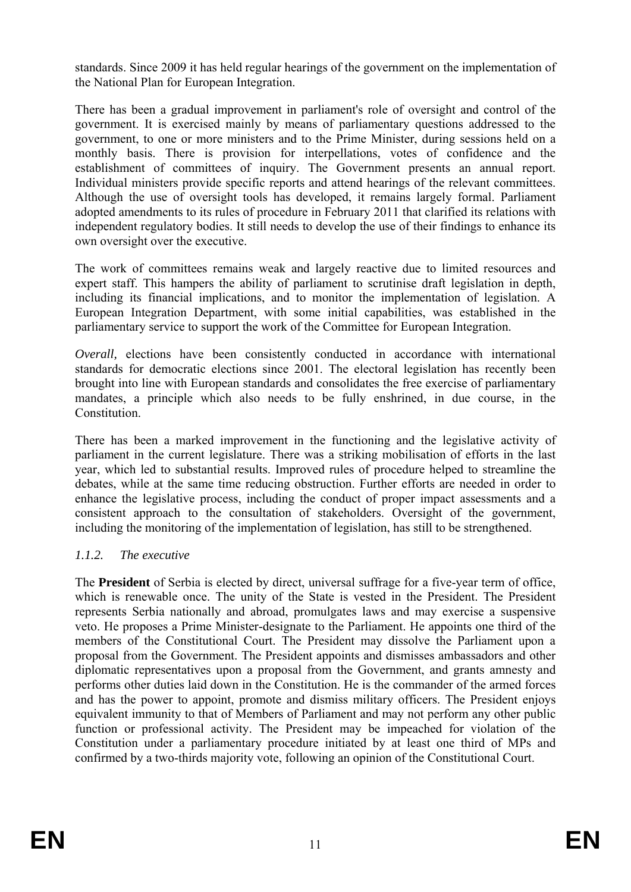standards. Since 2009 it has held regular hearings of the government on the implementation of the National Plan for European Integration.

There has been a gradual improvement in parliament's role of oversight and control of the government. It is exercised mainly by means of parliamentary questions addressed to the government, to one or more ministers and to the Prime Minister, during sessions held on a monthly basis. There is provision for interpellations, votes of confidence and the establishment of committees of inquiry. The Government presents an annual report. Individual ministers provide specific reports and attend hearings of the relevant committees. Although the use of oversight tools has developed, it remains largely formal. Parliament adopted amendments to its rules of procedure in February 2011 that clarified its relations with independent regulatory bodies. It still needs to develop the use of their findings to enhance its own oversight over the executive.

The work of committees remains weak and largely reactive due to limited resources and expert staff. This hampers the ability of parliament to scrutinise draft legislation in depth, including its financial implications, and to monitor the implementation of legislation. A European Integration Department, with some initial capabilities, was established in the parliamentary service to support the work of the Committee for European Integration.

*Overall,* elections have been consistently conducted in accordance with international standards for democratic elections since 2001. The electoral legislation has recently been brought into line with European standards and consolidates the free exercise of parliamentary mandates, a principle which also needs to be fully enshrined, in due course, in the Constitution.

There has been a marked improvement in the functioning and the legislative activity of parliament in the current legislature. There was a striking mobilisation of efforts in the last year, which led to substantial results. Improved rules of procedure helped to streamline the debates, while at the same time reducing obstruction. Further efforts are needed in order to enhance the legislative process, including the conduct of proper impact assessments and a consistent approach to the consultation of stakeholders. Oversight of the government, including the monitoring of the implementation of legislation, has still to be strengthened.

### *1.1.2. The executive*

The **President** of Serbia is elected by direct, universal suffrage for a five-year term of office, which is renewable once. The unity of the State is vested in the President. The President represents Serbia nationally and abroad, promulgates laws and may exercise a suspensive veto. He proposes a Prime Minister-designate to the Parliament. He appoints one third of the members of the Constitutional Court. The President may dissolve the Parliament upon a proposal from the Government. The President appoints and dismisses ambassadors and other diplomatic representatives upon a proposal from the Government, and grants amnesty and performs other duties laid down in the Constitution. He is the commander of the armed forces and has the power to appoint, promote and dismiss military officers. The President enjoys equivalent immunity to that of Members of Parliament and may not perform any other public function or professional activity. The President may be impeached for violation of the Constitution under a parliamentary procedure initiated by at least one third of MPs and confirmed by a two-thirds majority vote, following an opinion of the Constitutional Court.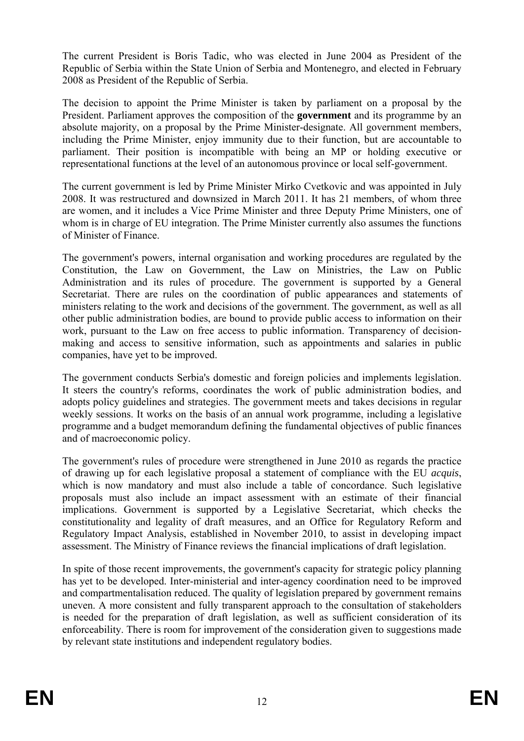The current President is Boris Tadic, who was elected in June 2004 as President of the Republic of Serbia within the State Union of Serbia and Montenegro, and elected in February 2008 as President of the Republic of Serbia.

The decision to appoint the Prime Minister is taken by parliament on a proposal by the President. Parliament approves the composition of the **government** and its programme by an absolute majority, on a proposal by the Prime Minister-designate. All government members, including the Prime Minister, enjoy immunity due to their function, but are accountable to parliament. Their position is incompatible with being an MP or holding executive or representational functions at the level of an autonomous province or local self-government.

The current government is led by Prime Minister Mirko Cvetkovic and was appointed in July 2008. It was restructured and downsized in March 2011. It has 21 members, of whom three are women, and it includes a Vice Prime Minister and three Deputy Prime Ministers, one of whom is in charge of EU integration. The Prime Minister currently also assumes the functions of Minister of Finance.

The government's powers, internal organisation and working procedures are regulated by the Constitution, the Law on Government, the Law on Ministries, the Law on Public Administration and its rules of procedure. The government is supported by a General Secretariat. There are rules on the coordination of public appearances and statements of ministers relating to the work and decisions of the government. The government, as well as all other public administration bodies, are bound to provide public access to information on their work, pursuant to the Law on free access to public information. Transparency of decision-making and access to sensitive information, such as appointments and salaries in public companies, have yet to be improved.

The government conducts Serbia's domestic and foreign policies and implements legislation. It steers the country's reforms, coordinates the work of public administration bodies, and adopts policy guidelines and strategies. The government meets and takes decisions in regular weekly sessions. It works on the basis of an annual work programme, including a legislative programme and a budget memorandum defining the fundamental objectives of public finances and of macroeconomic policy.

The government's rules of procedure were strengthened in June 2010 as regards the practice of drawing up for each legislative proposal a statement of compliance with the EU *acquis*, which is now mandatory and must also include a table of concordance. Such legislative proposals must also include an impact assessment with an estimate of their financial implications. Government is supported by a Legislative Secretariat, which checks the constitutionality and legality of draft measures, and an Office for Regulatory Reform and Regulatory Impact Analysis, established in November 2010, to assist in developing impact assessment. The Ministry of Finance reviews the financial implications of draft legislation.

In spite of those recent improvements, the government's capacity for strategic policy planning has yet to be developed. Inter-ministerial and inter-agency coordination need to be improved and compartmentalisation reduced. The quality of legislation prepared by government remains uneven. A more consistent and fully transparent approach to the consultation of stakeholders is needed for the preparation of draft legislation, as well as sufficient consideration of its enforceability. There is room for improvement of the consideration given to suggestions made by relevant state institutions and independent regulatory bodies.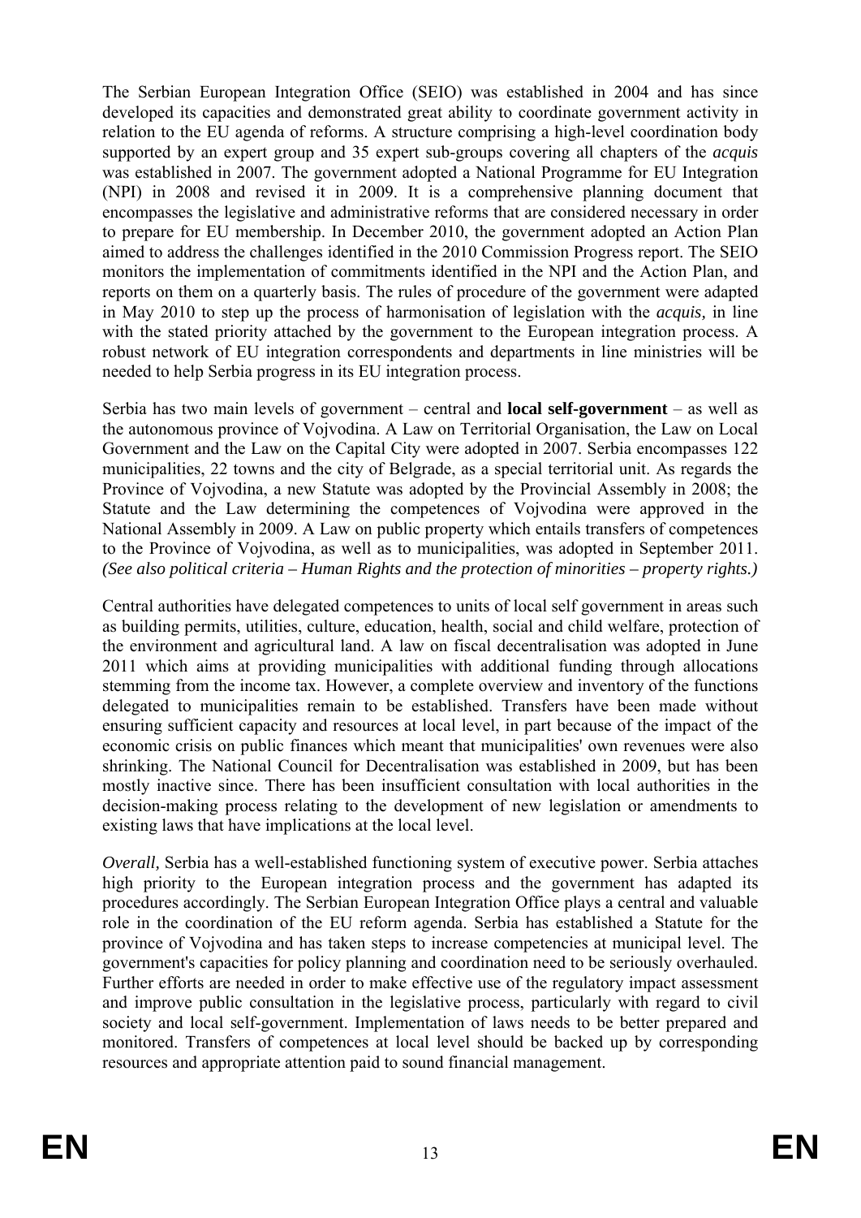The Serbian European Integration Office (SEIO) was established in 2004 and has since developed its capacities and demonstrated great ability to coordinate government activity in relation to the EU agenda of reforms. A structure comprising a high-level coordination body supported by an expert group and 35 expert sub-groups covering all chapters of the *acquis* was established in 2007. The government adopted a National Programme for EU Integration (NPI) in 2008 and revised it in 2009. It is a comprehensive planning document that encompasses the legislative and administrative reforms that are considered necessary in order to prepare for EU membership. In December 2010, the government adopted an Action Plan aimed to address the challenges identified in the 2010 Commission Progress report. The SEIO monitors the implementation of commitments identified in the NPI and the Action Plan, and reports on them on a quarterly basis. The rules of procedure of the government were adapted in May 2010 to step up the process of harmonisation of legislation with the *acquis,* in line with the stated priority attached by the government to the European integration process. A robust network of EU integration correspondents and departments in line ministries will be needed to help Serbia progress in its EU integration process.

Serbia has two main levels of government – central and **local self-government** – as well as the autonomous province of Vojvodina. A Law on Territorial Organisation, the Law on Local Government and the Law on the Capital City were adopted in 2007. Serbia encompasses 122 municipalities, 22 towns and the city of Belgrade, as a special territorial unit. As regards the Province of Vojvodina, a new Statute was adopted by the Provincial Assembly in 2008; the Statute and the Law determining the competences of Vojvodina were approved in the National Assembly in 2009. A Law on public property which entails transfers of competences to the Province of Vojvodina, as well as to municipalities, was adopted in September 2011. *(See also political criteria – Human Rights and the protection of minorities – property rights.)*

Central authorities have delegated competences to units of local self government in areas such as building permits, utilities, culture, education, health, social and child welfare, protection of the environment and agricultural land. A law on fiscal decentralisation was adopted in June 2011 which aims at providing municipalities with additional funding through allocations stemming from the income tax. However, a complete overview and inventory of the functions delegated to municipalities remain to be established. Transfers have been made without ensuring sufficient capacity and resources at local level, in part because of the impact of the economic crisis on public finances which meant that municipalities' own revenues were also shrinking. The National Council for Decentralisation was established in 2009, but has been mostly inactive since. There has been insufficient consultation with local authorities in the decision-making process relating to the development of new legislation or amendments to existing laws that have implications at the local level.

*Overall,* Serbia has a well-established functioning system of executive power. Serbia attaches high priority to the European integration process and the government has adapted its procedures accordingly. The Serbian European Integration Office plays a central and valuable role in the coordination of the EU reform agenda. Serbia has established a Statute for the province of Vojvodina and has taken steps to increase competencies at municipal level. The government's capacities for policy planning and coordination need to be seriously overhauled. Further efforts are needed in order to make effective use of the regulatory impact assessment and improve public consultation in the legislative process, particularly with regard to civil society and local self-government. Implementation of laws needs to be better prepared and monitored. Transfers of competences at local level should be backed up by corresponding resources and appropriate attention paid to sound financial management.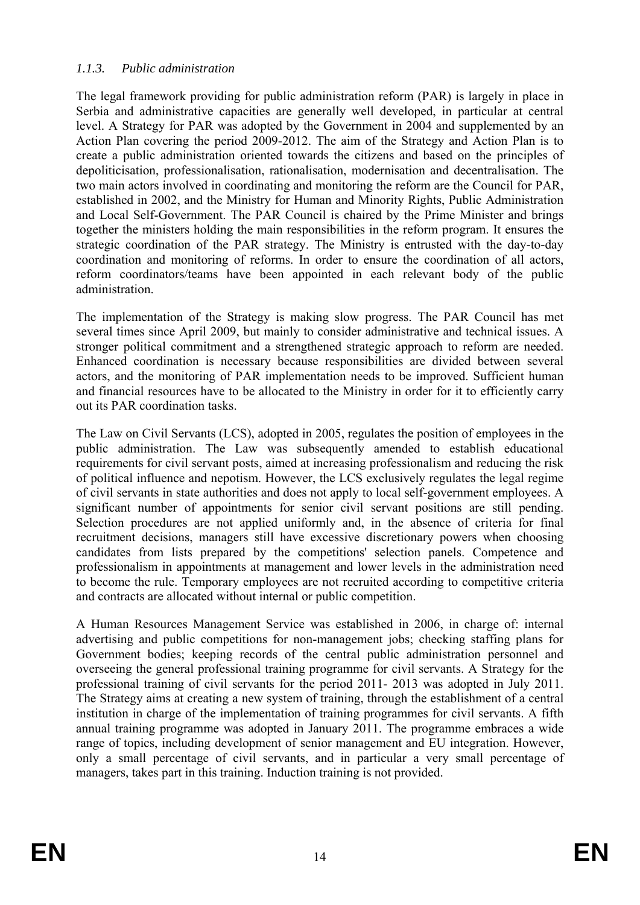### *1.1.3. Public administration*

The legal framework providing for public administration reform (PAR) is largely in place in Serbia and administrative capacities are generally well developed, in particular at central level. A Strategy for PAR was adopted by the Government in 2004 and supplemented by an Action Plan covering the period 2009-2012. The aim of the Strategy and Action Plan is to create a public administration oriented towards the citizens and based on the principles of depoliticisation, professionalisation, rationalisation, modernisation and decentralisation. The two main actors involved in coordinating and monitoring the reform are the Council for PAR, established in 2002, and the Ministry for Human and Minority Rights, Public Administration and Local Self-Government. The PAR Council is chaired by the Prime Minister and brings together the ministers holding the main responsibilities in the reform program. It ensures the strategic coordination of the PAR strategy. The Ministry is entrusted with the day-to-day coordination and monitoring of reforms. In order to ensure the coordination of all actors, reform coordinators/teams have been appointed in each relevant body of the public administration.

The implementation of the Strategy is making slow progress. The PAR Council has met several times since April 2009, but mainly to consider administrative and technical issues. A stronger political commitment and a strengthened strategic approach to reform are needed. Enhanced coordination is necessary because responsibilities are divided between several actors, and the monitoring of PAR implementation needs to be improved. Sufficient human and financial resources have to be allocated to the Ministry in order for it to efficiently carry out its PAR coordination tasks.

The Law on Civil Servants (LCS), adopted in 2005, regulates the position of employees in the public administration. The Law was subsequently amended to establish educational requirements for civil servant posts, aimed at increasing professionalism and reducing the risk of political influence and nepotism. However, the LCS exclusively regulates the legal regime of civil servants in state authorities and does not apply to local self-government employees. A significant number of appointments for senior civil servant positions are still pending. Selection procedures are not applied uniformly and, in the absence of criteria for final recruitment decisions, managers still have excessive discretionary powers when choosing candidates from lists prepared by the competitions' selection panels. Competence and professionalism in appointments at management and lower levels in the administration need to become the rule. Temporary employees are not recruited according to competitive criteria and contracts are allocated without internal or public competition.

A Human Resources Management Service was established in 2006, in charge of: internal advertising and public competitions for non-management jobs; checking staffing plans for Government bodies; keeping records of the central public administration personnel and overseeing the general professional training programme for civil servants. A Strategy for the professional training of civil servants for the period 2011- 2013 was adopted in July 2011. The Strategy aims at creating a new system of training, through the establishment of a central institution in charge of the implementation of training programmes for civil servants. A fifth annual training programme was adopted in January 2011. The programme embraces a wide range of topics, including development of senior management and EU integration. However, only a small percentage of civil servants, and in particular a very small percentage of managers, takes part in this training. Induction training is not provided.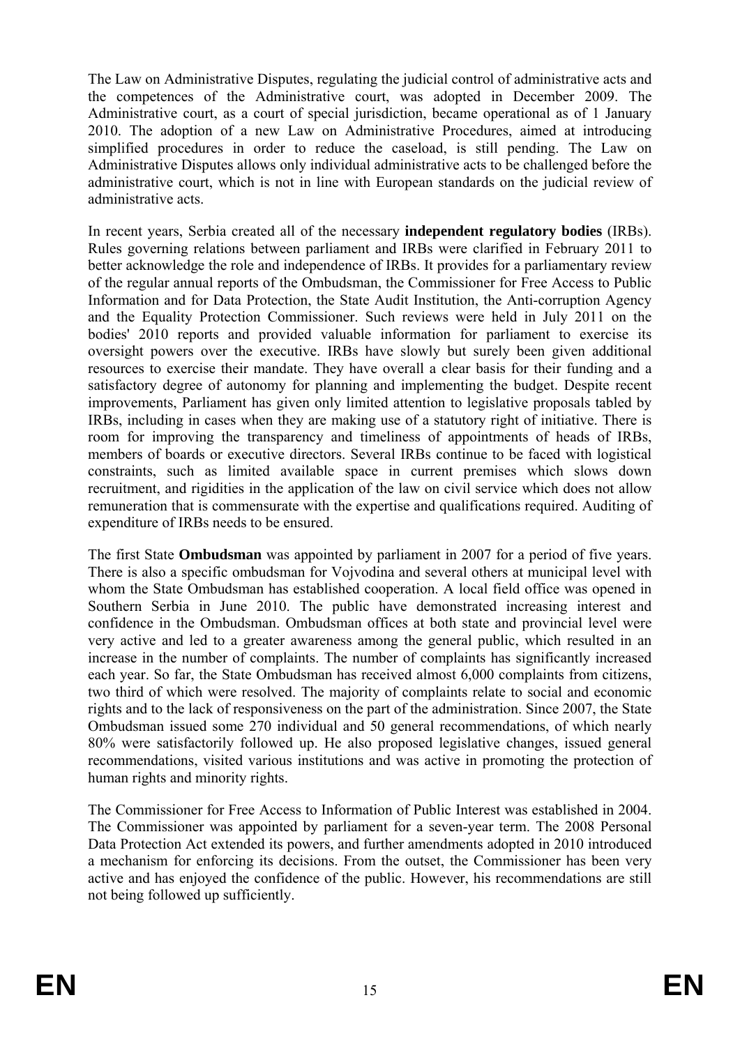The Law on Administrative Disputes, regulating the judicial control of administrative acts and the competences of the Administrative court, was adopted in December 2009. The Administrative court, as a court of special jurisdiction, became operational as of 1 January 2010. The adoption of a new Law on Administrative Procedures, aimed at introducing simplified procedures in order to reduce the caseload, is still pending. The Law on Administrative Disputes allows only individual administrative acts to be challenged before the administrative court, which is not in line with European standards on the judicial review of administrative acts.

In recent years, Serbia created all of the necessary **independent regulatory bodies** (IRBs). Rules governing relations between parliament and IRBs were clarified in February 2011 to better acknowledge the role and independence of IRBs. It provides for a parliamentary review of the regular annual reports of the Ombudsman, the Commissioner for Free Access to Public Information and for Data Protection, the State Audit Institution, the Anti-corruption Agency and the Equality Protection Commissioner. Such reviews were held in July 2011 on the bodies' 2010 reports and provided valuable information for parliament to exercise its oversight powers over the executive. IRBs have slowly but surely been given additional resources to exercise their mandate. They have overall a clear basis for their funding and a satisfactory degree of autonomy for planning and implementing the budget. Despite recent improvements, Parliament has given only limited attention to legislative proposals tabled by IRBs, including in cases when they are making use of a statutory right of initiative. There is room for improving the transparency and timeliness of appointments of heads of IRBs, members of boards or executive directors. Several IRBs continue to be faced with logistical constraints, such as limited available space in current premises which slows down recruitment, and rigidities in the application of the law on civil service which does not allow remuneration that is commensurate with the expertise and qualifications required. Auditing of expenditure of IRBs needs to be ensured.

The first State **Ombudsman** was appointed by parliament in 2007 for a period of five years. There is also a specific ombudsman for Vojvodina and several others at municipal level with whom the State Ombudsman has established cooperation. A local field office was opened in Southern Serbia in June 2010. The public have demonstrated increasing interest and confidence in the Ombudsman. Ombudsman offices at both state and provincial level were very active and led to a greater awareness among the general public, which resulted in an increase in the number of complaints. The number of complaints has significantly increased each year. So far, the State Ombudsman has received almost 6,000 complaints from citizens, two third of which were resolved. The majority of complaints relate to social and economic rights and to the lack of responsiveness on the part of the administration. Since 2007, the State Ombudsman issued some 270 individual and 50 general recommendations, of which nearly 80% were satisfactorily followed up. He also proposed legislative changes, issued general recommendations, visited various institutions and was active in promoting the protection of human rights and minority rights.

The Commissioner for Free Access to Information of Public Interest was established in 2004. The Commissioner was appointed by parliament for a seven-year term. The 2008 Personal Data Protection Act extended its powers, and further amendments adopted in 2010 introduced a mechanism for enforcing its decisions. From the outset, the Commissioner has been very active and has enjoyed the confidence of the public. However, his recommendations are still not being followed up sufficiently.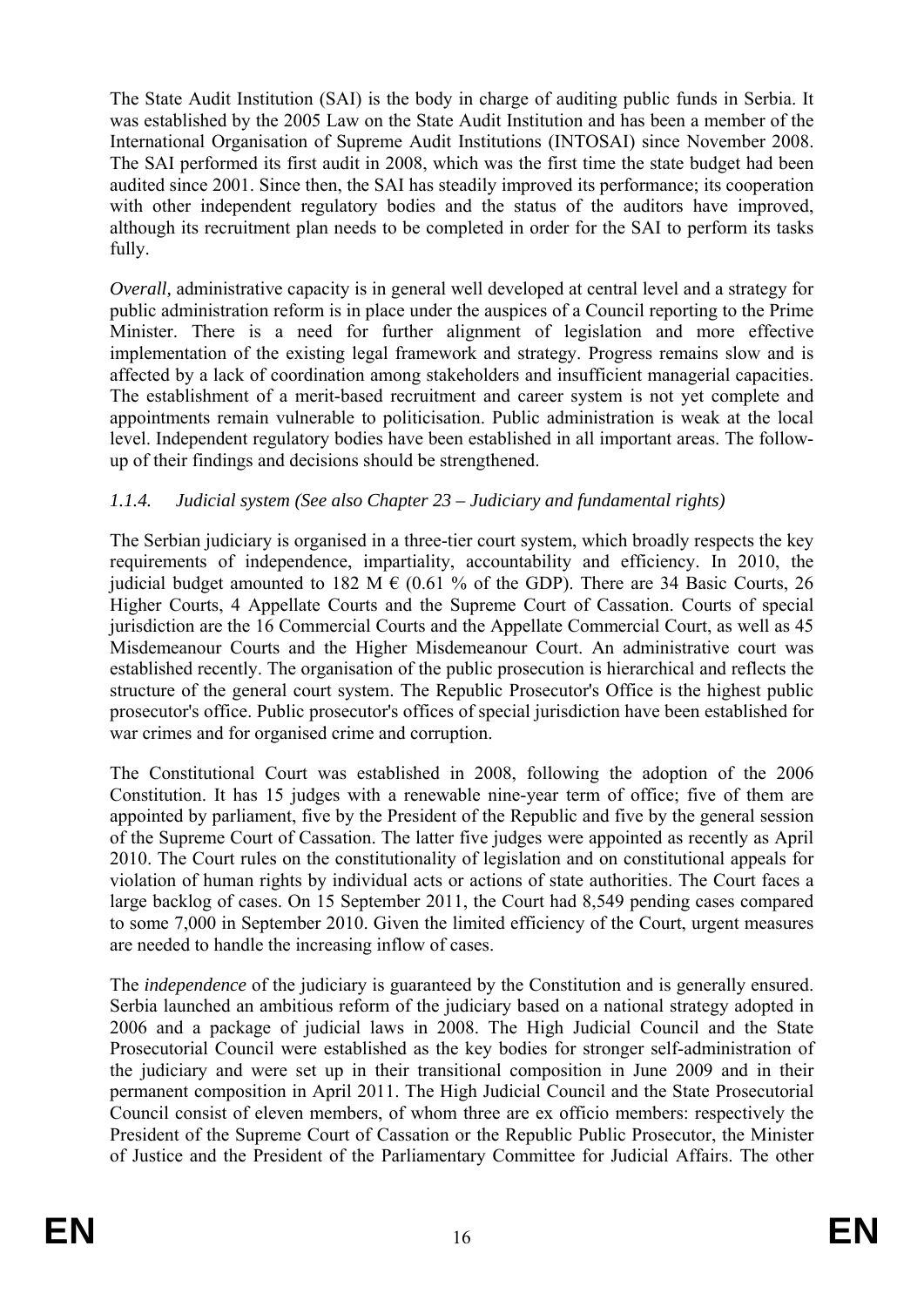The State Audit Institution (SAI) is the body in charge of auditing public funds in Serbia. It was established by the 2005 Law on the State Audit Institution and has been a member of the International Organisation of Supreme Audit Institutions (INTOSAI) since November 2008. The SAI performed its first audit in 2008, which was the first time the state budget had been audited since 2001. Since then, the SAI has steadily improved its performance; its cooperation with other independent regulatory bodies and the status of the auditors have improved, although its recruitment plan needs to be completed in order for the SAI to perform its tasks fully.

*Overall,* administrative capacity is in general well developed at central level and a strategy for public administration reform is in place under the auspices of a Council reporting to the Prime Minister. There is a need for further alignment of legislation and more effective implementation of the existing legal framework and strategy. Progress remains slow and is affected by a lack of coordination among stakeholders and insufficient managerial capacities. The establishment of a merit-based recruitment and career system is not yet complete and appointments remain vulnerable to politicisation. Public administration is weak at the local level. Independent regulatory bodies have been established in all important areas. The follow-up of their findings and decisions should be strengthened.

### *1.1.4. Judicial system (See also Chapter 23 – Judiciary and fundamental rights)*

The Serbian judiciary is organised in a three-tier court system, which broadly respects the key requirements of independence, impartiality, accountability and efficiency. In 2010, the judicial budget amounted to 182 M € (0.61 % of the GDP). There are 34 Basic Courts, 26 Higher Courts, 4 Appellate Courts and the Supreme Court of Cassation. Courts of special jurisdiction are the 16 Commercial Courts and the Appellate Commercial Court, as well as 45 Misdemeanour Courts and the Higher Misdemeanour Court. An administrative court was established recently. The organisation of the public prosecution is hierarchical and reflects the structure of the general court system. The Republic Prosecutor's Office is the highest public prosecutor's office. Public prosecutor's offices of special jurisdiction have been established for war crimes and for organised crime and corruption.

The Constitutional Court was established in 2008, following the adoption of the 2006 Constitution. It has 15 judges with a renewable nine-year term of office; five of them are appointed by parliament, five by the President of the Republic and five by the general session of the Supreme Court of Cassation. The latter five judges were appointed as recently as April 2010. The Court rules on the constitutionality of legislation and on constitutional appeals for violation of human rights by individual acts or actions of state authorities. The Court faces a large backlog of cases. On 15 September 2011, the Court had 8,549 pending cases compared to some 7,000 in September 2010. Given the limited efficiency of the Court, urgent measures are needed to handle the increasing inflow of cases.

The *independence* of the judiciary is guaranteed by the Constitution and is generally ensured. Serbia launched an ambitious reform of the judiciary based on a national strategy adopted in 2006 and a package of judicial laws in 2008. The High Judicial Council and the State Prosecutorial Council were established as the key bodies for stronger self-administration of the judiciary and were set up in their transitional composition in June 2009 and in their permanent composition in April 2011. The High Judicial Council and the State Prosecutorial Council consist of eleven members, of whom three are ex officio members: respectively the President of the Supreme Court of Cassation or the Republic Public Prosecutor, the Minister of Justice and the President of the Parliamentary Committee for Judicial Affairs. The other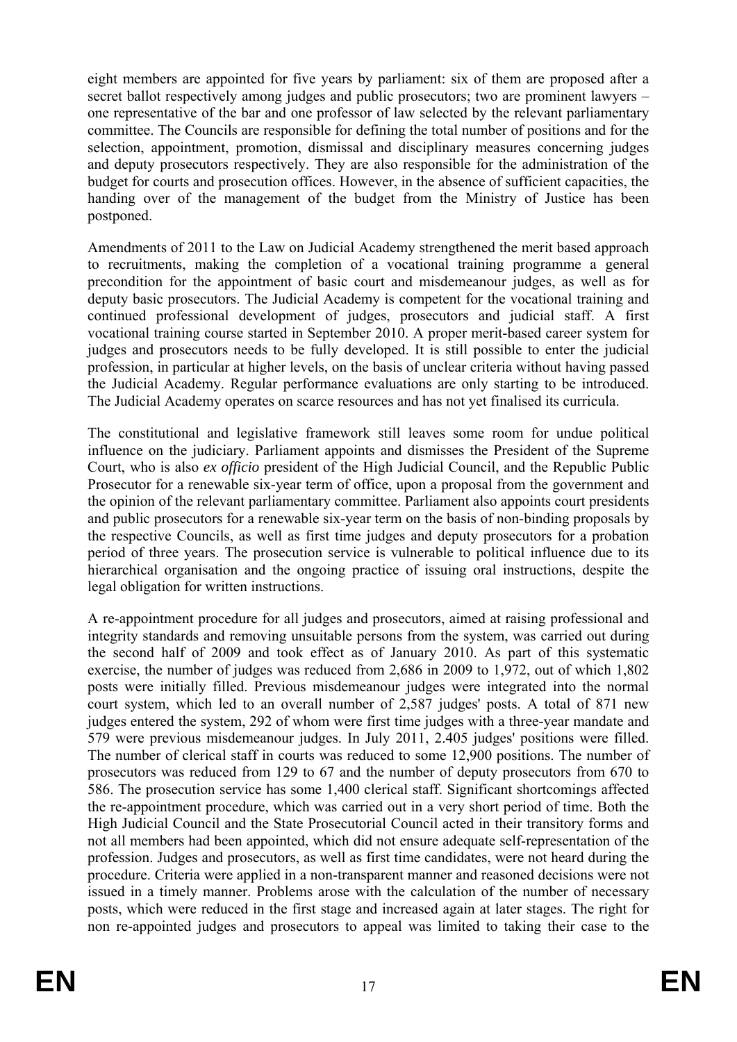eight members are appointed for five years by parliament: six of them are proposed after a secret ballot respectively among judges and public prosecutors; two are prominent lawyers – one representative of the bar and one professor of law selected by the relevant parliamentary committee. The Councils are responsible for defining the total number of positions and for the selection, appointment, promotion, dismissal and disciplinary measures concerning judges and deputy prosecutors respectively. They are also responsible for the administration of the budget for courts and prosecution offices. However, in the absence of sufficient capacities, the handing over of the management of the budget from the Ministry of Justice has been postponed.

Amendments of 2011 to the Law on Judicial Academy strengthened the merit based approach to recruitments, making the completion of a vocational training programme a general precondition for the appointment of basic court and misdemeanour judges, as well as for deputy basic prosecutors. The Judicial Academy is competent for the vocational training and continued professional development of judges, prosecutors and judicial staff. A first vocational training course started in September 2010. A proper merit-based career system for judges and prosecutors needs to be fully developed. It is still possible to enter the judicial profession, in particular at higher levels, on the basis of unclear criteria without having passed the Judicial Academy. Regular performance evaluations are only starting to be introduced. The Judicial Academy operates on scarce resources and has not yet finalised its curricula.

The constitutional and legislative framework still leaves some room for undue political influence on the judiciary. Parliament appoints and dismisses the President of the Supreme Court, who is also *ex officio* president of the High Judicial Council, and the Republic Public Prosecutor for a renewable six-year term of office, upon a proposal from the government and the opinion of the relevant parliamentary committee. Parliament also appoints court presidents and public prosecutors for a renewable six-year term on the basis of non-binding proposals by the respective Councils, as well as first time judges and deputy prosecutors for a probation period of three years. The prosecution service is vulnerable to political influence due to its hierarchical organisation and the ongoing practice of issuing oral instructions, despite the legal obligation for written instructions.

A re-appointment procedure for all judges and prosecutors, aimed at raising professional and integrity standards and removing unsuitable persons from the system, was carried out during the second half of 2009 and took effect as of January 2010. As part of this systematic exercise, the number of judges was reduced from 2,686 in 2009 to 1,972, out of which 1,802 posts were initially filled. Previous misdemeanour judges were integrated into the normal court system, which led to an overall number of 2,587 judges' posts. A total of 871 new judges entered the system, 292 of whom were first time judges with a three-year mandate and 579 were previous misdemeanour judges. In July 2011, 2.405 judges' positions were filled. The number of clerical staff in courts was reduced to some 12,900 positions. The number of prosecutors was reduced from 129 to 67 and the number of deputy prosecutors from 670 to 586. The prosecution service has some 1,400 clerical staff. Significant shortcomings affected the re-appointment procedure, which was carried out in a very short period of time. Both the High Judicial Council and the State Prosecutorial Council acted in their transitory forms and not all members had been appointed, which did not ensure adequate self-representation of the profession. Judges and prosecutors, as well as first time candidates, were not heard during the procedure. Criteria were applied in a non-transparent manner and reasoned decisions were not issued in a timely manner. Problems arose with the calculation of the number of necessary posts, which were reduced in the first stage and increased again at later stages. The right for non re-appointed judges and prosecutors to appeal was limited to taking their case to the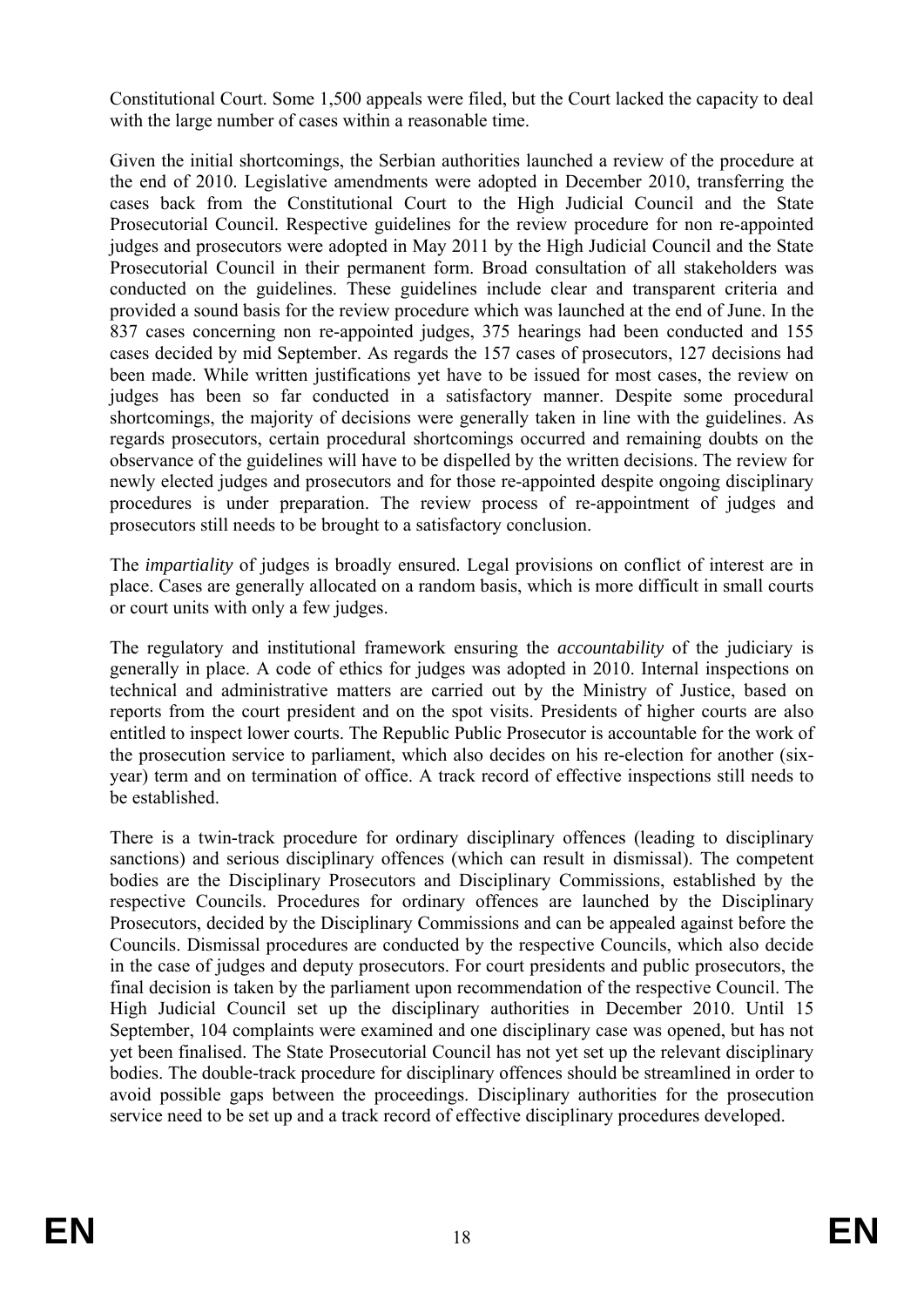Constitutional Court. Some 1,500 appeals were filed, but the Court lacked the capacity to deal with the large number of cases within a reasonable time.

Given the initial shortcomings, the Serbian authorities launched a review of the procedure at the end of 2010. Legislative amendments were adopted in December 2010, transferring the cases back from the Constitutional Court to the High Judicial Council and the State Prosecutorial Council. Respective guidelines for the review procedure for non re-appointed judges and prosecutors were adopted in May 2011 by the High Judicial Council and the State Prosecutorial Council in their permanent form. Broad consultation of all stakeholders was conducted on the guidelines. These guidelines include clear and transparent criteria and provided a sound basis for the review procedure which was launched at the end of June. In the 837 cases concerning non re-appointed judges, 375 hearings had been conducted and 155 cases decided by mid September. As regards the 157 cases of prosecutors, 127 decisions had been made. While written justifications yet have to be issued for most cases, the review on judges has been so far conducted in a satisfactory manner. Despite some procedural shortcomings, the majority of decisions were generally taken in line with the guidelines. As regards prosecutors, certain procedural shortcomings occurred and remaining doubts on the observance of the guidelines will have to be dispelled by the written decisions. The review for newly elected judges and prosecutors and for those re-appointed despite ongoing disciplinary procedures is under preparation. The review process of re-appointment of judges and prosecutors still needs to be brought to a satisfactory conclusion.

The *impartiality* of judges is broadly ensured. Legal provisions on conflict of interest are in place. Cases are generally allocated on a random basis, which is more difficult in small courts or court units with only a few judges.

The regulatory and institutional framework ensuring the *accountability* of the judiciary is generally in place. A code of ethics for judges was adopted in 2010. Internal inspections on technical and administrative matters are carried out by the Ministry of Justice, based on reports from the court president and on the spot visits. Presidents of higher courts are also entitled to inspect lower courts. The Republic Public Prosecutor is accountable for the work of the prosecution service to parliament, which also decides on his re-election for another (six-year) term and on termination of office. A track record of effective inspections still needs to be established.

There is a twin-track procedure for ordinary disciplinary offences (leading to disciplinary sanctions) and serious disciplinary offences (which can result in dismissal). The competent bodies are the Disciplinary Prosecutors and Disciplinary Commissions, established by the respective Councils. Procedures for ordinary offences are launched by the Disciplinary Prosecutors, decided by the Disciplinary Commissions and can be appealed against before the Councils. Dismissal procedures are conducted by the respective Councils, which also decide in the case of judges and deputy prosecutors. For court presidents and public prosecutors, the final decision is taken by the parliament upon recommendation of the respective Council. The High Judicial Council set up the disciplinary authorities in December 2010. Until 15 September, 104 complaints were examined and one disciplinary case was opened, but has not yet been finalised. The State Prosecutorial Council has not yet set up the relevant disciplinary bodies. The double-track procedure for disciplinary offences should be streamlined in order to avoid possible gaps between the proceedings. Disciplinary authorities for the prosecution service need to be set up and a track record of effective disciplinary procedures developed.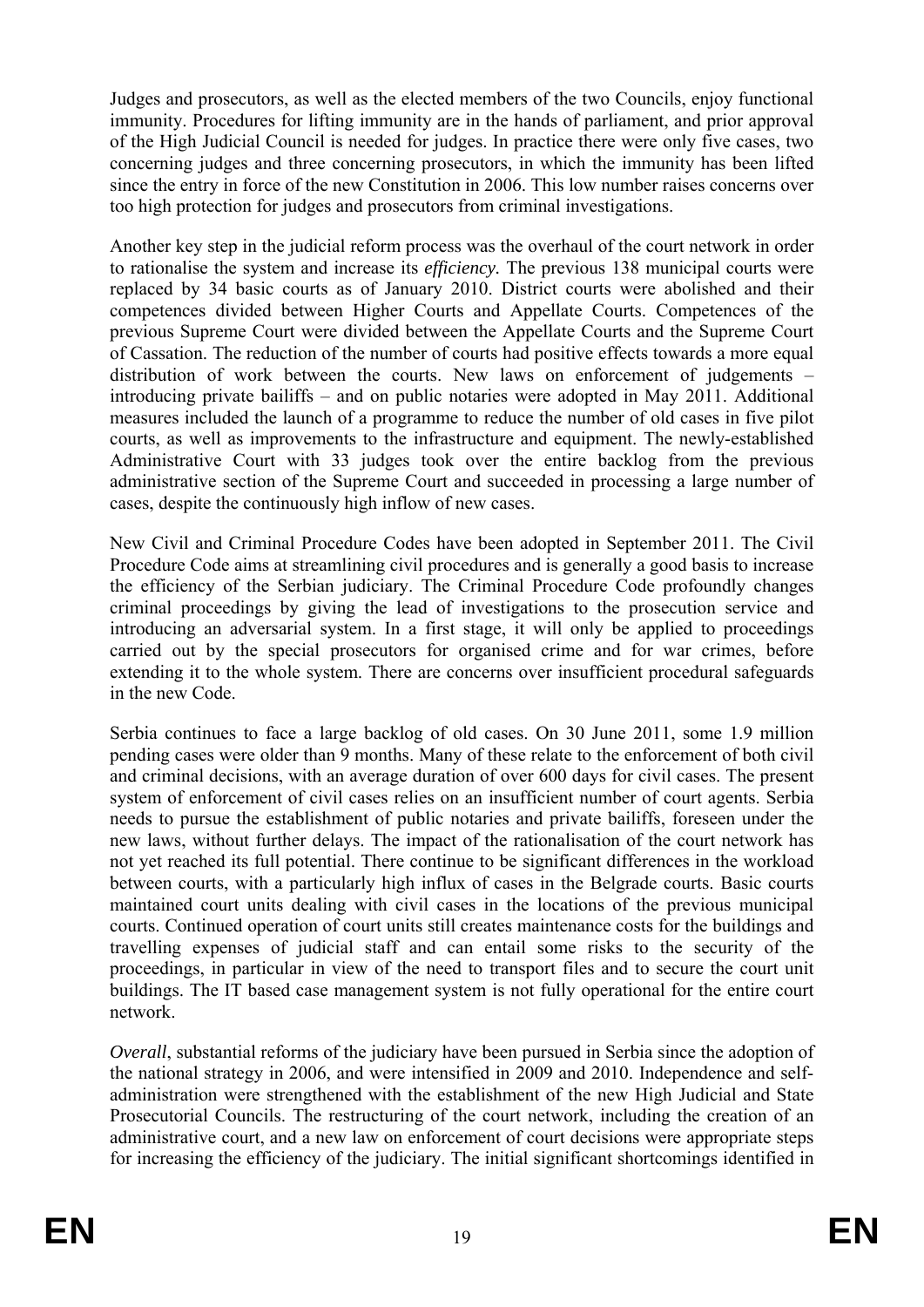Judges and prosecutors, as well as the elected members of the two Councils, enjoy functional immunity. Procedures for lifting immunity are in the hands of parliament, and prior approval of the High Judicial Council is needed for judges. In practice there were only five cases, two concerning judges and three concerning prosecutors, in which the immunity has been lifted since the entry in force of the new Constitution in 2006. This low number raises concerns over too high protection for judges and prosecutors from criminal investigations.

Another key step in the judicial reform process was the overhaul of the court network in order to rationalise the system and increase its *efficiency.* The previous 138 municipal courts were replaced by 34 basic courts as of January 2010. District courts were abolished and their competences divided between Higher Courts and Appellate Courts. Competences of the previous Supreme Court were divided between the Appellate Courts and the Supreme Court of Cassation. The reduction of the number of courts had positive effects towards a more equal distribution of work between the courts. New laws on enforcement of judgements – introducing private bailiffs – and on public notaries were adopted in May 2011. Additional measures included the launch of a programme to reduce the number of old cases in five pilot courts, as well as improvements to the infrastructure and equipment. The newly-established Administrative Court with 33 judges took over the entire backlog from the previous administrative section of the Supreme Court and succeeded in processing a large number of cases, despite the continuously high inflow of new cases.

New Civil and Criminal Procedure Codes have been adopted in September 2011. The Civil Procedure Code aims at streamlining civil procedures and is generally a good basis to increase the efficiency of the Serbian judiciary. The Criminal Procedure Code profoundly changes criminal proceedings by giving the lead of investigations to the prosecution service and introducing an adversarial system. In a first stage, it will only be applied to proceedings carried out by the special prosecutors for organised crime and for war crimes, before extending it to the whole system. There are concerns over insufficient procedural safeguards in the new Code.

Serbia continues to face a large backlog of old cases. On 30 June 2011, some 1.9 million pending cases were older than 9 months. Many of these relate to the enforcement of both civil and criminal decisions, with an average duration of over 600 days for civil cases. The present system of enforcement of civil cases relies on an insufficient number of court agents. Serbia needs to pursue the establishment of public notaries and private bailiffs, foreseen under the new laws, without further delays. The impact of the rationalisation of the court network has not yet reached its full potential. There continue to be significant differences in the workload between courts, with a particularly high influx of cases in the Belgrade courts. Basic courts maintained court units dealing with civil cases in the locations of the previous municipal courts. Continued operation of court units still creates maintenance costs for the buildings and travelling expenses of judicial staff and can entail some risks to the security of the proceedings, in particular in view of the need to transport files and to secure the court unit buildings. The IT based case management system is not fully operational for the entire court network.

*Overall*, substantial reforms of the judiciary have been pursued in Serbia since the adoption of the national strategy in 2006, and were intensified in 2009 and 2010. Independence and self-administration were strengthened with the establishment of the new High Judicial and State Prosecutorial Councils. The restructuring of the court network, including the creation of an administrative court, and a new law on enforcement of court decisions were appropriate steps for increasing the efficiency of the judiciary. The initial significant shortcomings identified in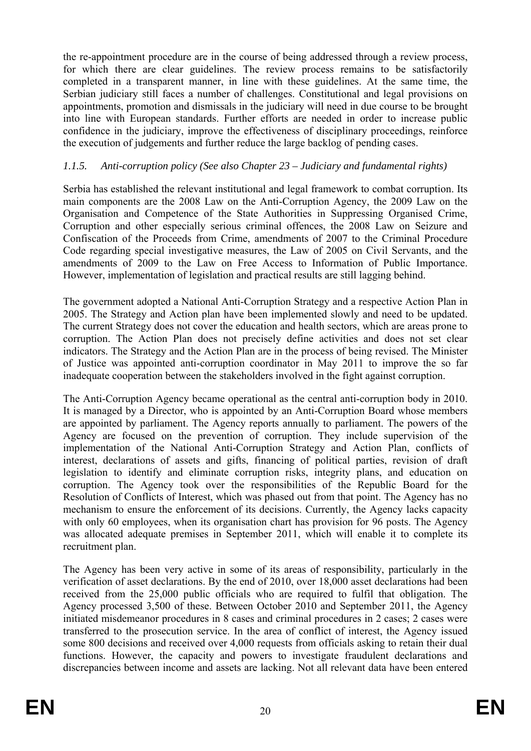the re-appointment procedure are in the course of being addressed through a review process, for which there are clear guidelines. The review process remains to be satisfactorily completed in a transparent manner, in line with these guidelines. At the same time, the Serbian judiciary still faces a number of challenges. Constitutional and legal provisions on appointments, promotion and dismissals in the judiciary will need in due course to be brought into line with European standards. Further efforts are needed in order to increase public confidence in the judiciary, improve the effectiveness of disciplinary proceedings, reinforce the execution of judgements and further reduce the large backlog of pending cases.

### *1.1.5. Anti-corruption policy (See also Chapter 23 – Judiciary and fundamental rights)*

Serbia has established the relevant institutional and legal framework to combat corruption. Its main components are the 2008 Law on the Anti-Corruption Agency, the 2009 Law on the Organisation and Competence of the State Authorities in Suppressing Organised Crime, Corruption and other especially serious criminal offences, the 2008 Law on Seizure and Confiscation of the Proceeds from Crime, amendments of 2007 to the Criminal Procedure Code regarding special investigative measures, the Law of 2005 on Civil Servants, and the amendments of 2009 to the Law on Free Access to Information of Public Importance. However, implementation of legislation and practical results are still lagging behind.

The government adopted a National Anti-Corruption Strategy and a respective Action Plan in 2005. The Strategy and Action plan have been implemented slowly and need to be updated. The current Strategy does not cover the education and health sectors, which are areas prone to corruption. The Action Plan does not precisely define activities and does not set clear indicators. The Strategy and the Action Plan are in the process of being revised. The Minister of Justice was appointed anti-corruption coordinator in May 2011 to improve the so far inadequate cooperation between the stakeholders involved in the fight against corruption.

The Anti-Corruption Agency became operational as the central anti-corruption body in 2010. It is managed by a Director, who is appointed by an Anti-Corruption Board whose members are appointed by parliament. The Agency reports annually to parliament. The powers of the Agency are focused on the prevention of corruption. They include supervision of the implementation of the National Anti-Corruption Strategy and Action Plan, conflicts of interest, declarations of assets and gifts, financing of political parties, revision of draft legislation to identify and eliminate corruption risks, integrity plans, and education on corruption. The Agency took over the responsibilities of the Republic Board for the Resolution of Conflicts of Interest, which was phased out from that point. The Agency has no mechanism to ensure the enforcement of its decisions. Currently, the Agency lacks capacity with only 60 employees, when its organisation chart has provision for 96 posts. The Agency was allocated adequate premises in September 2011, which will enable it to complete its recruitment plan.

The Agency has been very active in some of its areas of responsibility, particularly in the verification of asset declarations. By the end of 2010, over 18,000 asset declarations had been received from the 25,000 public officials who are required to fulfil that obligation. The Agency processed 3,500 of these. Between October 2010 and September 2011, the Agency initiated misdemeanor procedures in 8 cases and criminal procedures in 2 cases; 2 cases were transferred to the prosecution service. In the area of conflict of interest, the Agency issued some 800 decisions and received over 4,000 requests from officials asking to retain their dual functions. However, the capacity and powers to investigate fraudulent declarations and discrepancies between income and assets are lacking. Not all relevant data have been entered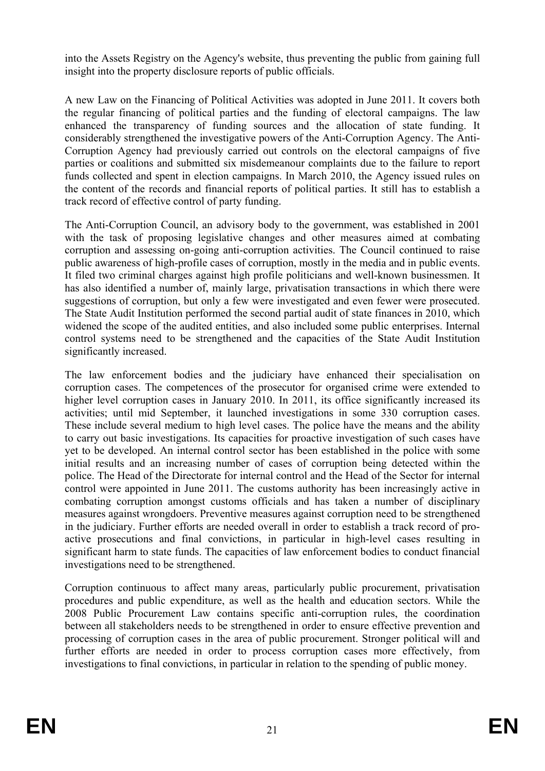into the Assets Registry on the Agency's website, thus preventing the public from gaining full insight into the property disclosure reports of public officials.

A new Law on the Financing of Political Activities was adopted in June 2011. It covers both the regular financing of political parties and the funding of electoral campaigns. The law enhanced the transparency of funding sources and the allocation of state funding. It considerably strengthened the investigative powers of the Anti-Corruption Agency. The Anti-Corruption Agency had previously carried out controls on the electoral campaigns of five parties or coalitions and submitted six misdemeanour complaints due to the failure to report funds collected and spent in election campaigns. In March 2010, the Agency issued rules on the content of the records and financial reports of political parties. It still has to establish a track record of effective control of party funding.

The Anti-Corruption Council, an advisory body to the government, was established in 2001 with the task of proposing legislative changes and other measures aimed at combating corruption and assessing on-going anti-corruption activities. The Council continued to raise public awareness of high-profile cases of corruption, mostly in the media and in public events. It filed two criminal charges against high profile politicians and well-known businessmen. It has also identified a number of, mainly large, privatisation transactions in which there were suggestions of corruption, but only a few were investigated and even fewer were prosecuted. The State Audit Institution performed the second partial audit of state finances in 2010, which widened the scope of the audited entities, and also included some public enterprises. Internal control systems need to be strengthened and the capacities of the State Audit Institution significantly increased.

The law enforcement bodies and the judiciary have enhanced their specialisation on corruption cases. The competences of the prosecutor for organised crime were extended to higher level corruption cases in January 2010. In 2011, its office significantly increased its activities; until mid September, it launched investigations in some 330 corruption cases. These include several medium to high level cases. The police have the means and the ability to carry out basic investigations. Its capacities for proactive investigation of such cases have yet to be developed. An internal control sector has been established in the police with some initial results and an increasing number of cases of corruption being detected within the police. The Head of the Directorate for internal control and the Head of the Sector for internal control were appointed in June 2011. The customs authority has been increasingly active in combating corruption amongst customs officials and has taken a number of disciplinary measures against wrongdoers. Preventive measures against corruption need to be strengthened in the judiciary. Further efforts are needed overall in order to establish a track record of pro-active prosecutions and final convictions, in particular in high-level cases resulting in significant harm to state funds. The capacities of law enforcement bodies to conduct financial investigations need to be strengthened.

Corruption continuous to affect many areas, particularly public procurement, privatisation procedures and public expenditure, as well as the health and education sectors. While the 2008 Public Procurement Law contains specific anti-corruption rules, the coordination between all stakeholders needs to be strengthened in order to ensure effective prevention and processing of corruption cases in the area of public procurement. Stronger political will and further efforts are needed in order to process corruption cases more effectively, from investigations to final convictions, in particular in relation to the spending of public money.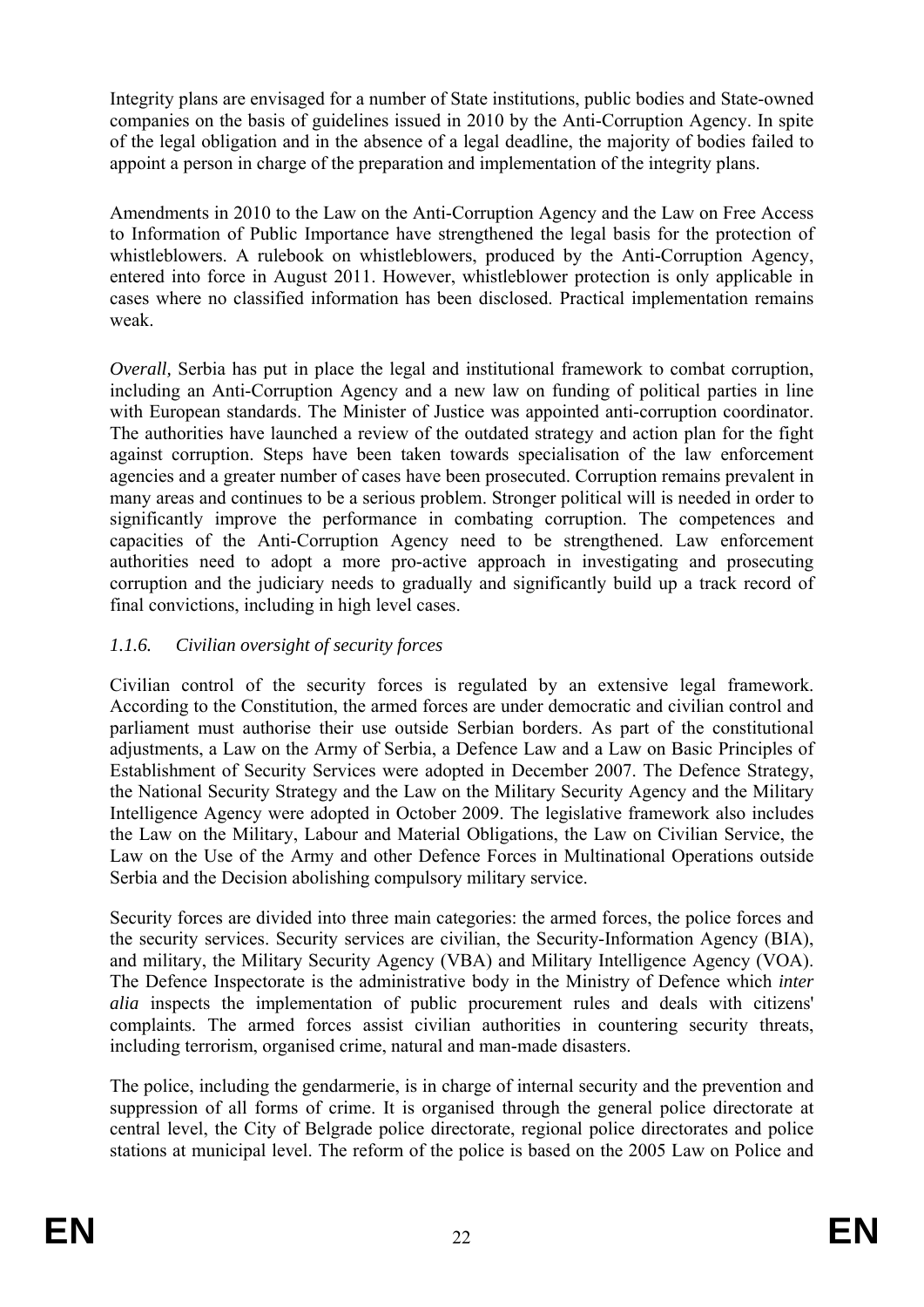Integrity plans are envisaged for a number of State institutions, public bodies and State-owned companies on the basis of guidelines issued in 2010 by the Anti-Corruption Agency. In spite of the legal obligation and in the absence of a legal deadline, the majority of bodies failed to appoint a person in charge of the preparation and implementation of the integrity plans.

Amendments in 2010 to the Law on the Anti-Corruption Agency and the Law on Free Access to Information of Public Importance have strengthened the legal basis for the protection of whistleblowers. A rulebook on whistleblowers, produced by the Anti-Corruption Agency, entered into force in August 2011. However, whistleblower protection is only applicable in cases where no classified information has been disclosed. Practical implementation remains weak.

*Overall,* Serbia has put in place the legal and institutional framework to combat corruption, including an Anti-Corruption Agency and a new law on funding of political parties in line with European standards. The Minister of Justice was appointed anti-corruption coordinator. The authorities have launched a review of the outdated strategy and action plan for the fight against corruption. Steps have been taken towards specialisation of the law enforcement agencies and a greater number of cases have been prosecuted. Corruption remains prevalent in many areas and continues to be a serious problem. Stronger political will is needed in order to significantly improve the performance in combating corruption. The competences and capacities of the Anti-Corruption Agency need to be strengthened. Law enforcement authorities need to adopt a more pro-active approach in investigating and prosecuting corruption and the judiciary needs to gradually and significantly build up a track record of final convictions, including in high level cases.

### *1.1.6. Civilian oversight of security forces*

Civilian control of the security forces is regulated by an extensive legal framework. According to the Constitution, the armed forces are under democratic and civilian control and parliament must authorise their use outside Serbian borders. As part of the constitutional adjustments, a Law on the Army of Serbia, a Defence Law and a Law on Basic Principles of Establishment of Security Services were adopted in December 2007. The Defence Strategy, the National Security Strategy and the Law on the Military Security Agency and the Military Intelligence Agency were adopted in October 2009. The legislative framework also includes the Law on the Military, Labour and Material Obligations, the Law on Civilian Service, the Law on the Use of the Army and other Defence Forces in Multinational Operations outside Serbia and the Decision abolishing compulsory military service.

Security forces are divided into three main categories: the armed forces, the police forces and the security services. Security services are civilian, the Security-Information Agency (BIA), and military, the Military Security Agency (VBA) and Military Intelligence Agency (VOA). The Defence Inspectorate is the administrative body in the Ministry of Defence which *inter alia* inspects the implementation of public procurement rules and deals with citizens' complaints. The armed forces assist civilian authorities in countering security threats, including terrorism, organised crime, natural and man-made disasters.

The police, including the gendarmerie, is in charge of internal security and the prevention and suppression of all forms of crime. It is organised through the general police directorate at central level, the City of Belgrade police directorate, regional police directorates and police stations at municipal level. The reform of the police is based on the 2005 Law on Police and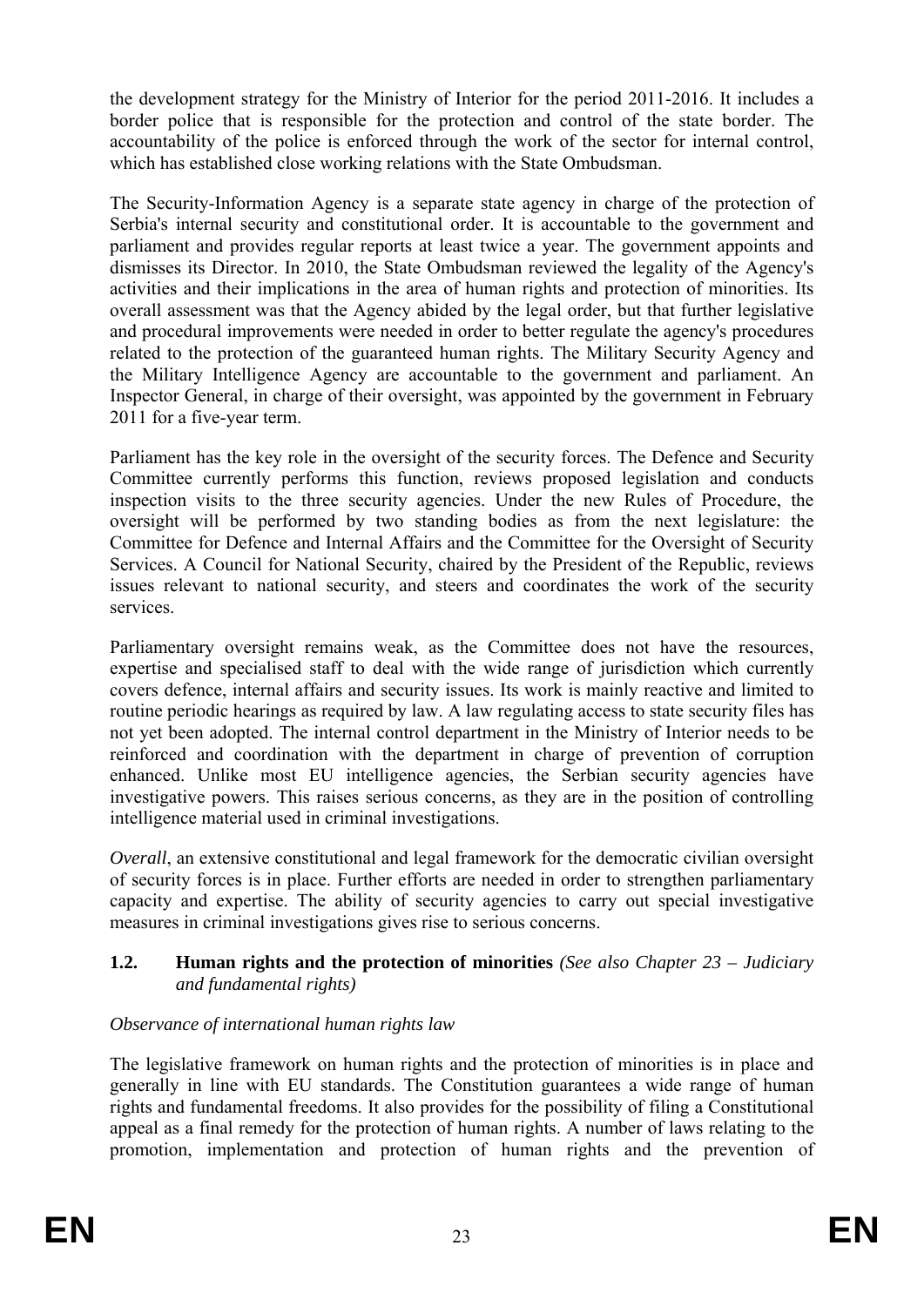the development strategy for the Ministry of Interior for the period 2011-2016. It includes a border police that is responsible for the protection and control of the state border. The accountability of the police is enforced through the work of the sector for internal control, which has established close working relations with the State Ombudsman.

The Security-Information Agency is a separate state agency in charge of the protection of Serbia's internal security and constitutional order. It is accountable to the government and parliament and provides regular reports at least twice a year. The government appoints and dismisses its Director. In 2010, the State Ombudsman reviewed the legality of the Agency's activities and their implications in the area of human rights and protection of minorities. Its overall assessment was that the Agency abided by the legal order, but that further legislative and procedural improvements were needed in order to better regulate the agency's procedures related to the protection of the guaranteed human rights. The Military Security Agency and the Military Intelligence Agency are accountable to the government and parliament. An Inspector General, in charge of their oversight, was appointed by the government in February 2011 for a five-year term.

Parliament has the key role in the oversight of the security forces. The Defence and Security Committee currently performs this function, reviews proposed legislation and conducts inspection visits to the three security agencies. Under the new Rules of Procedure, the oversight will be performed by two standing bodies as from the next legislature: the Committee for Defence and Internal Affairs and the Committee for the Oversight of Security Services. A Council for National Security, chaired by the President of the Republic, reviews issues relevant to national security, and steers and coordinates the work of the security services.

Parliamentary oversight remains weak, as the Committee does not have the resources, expertise and specialised staff to deal with the wide range of jurisdiction which currently covers defence, internal affairs and security issues. Its work is mainly reactive and limited to routine periodic hearings as required by law. A law regulating access to state security files has not yet been adopted. The internal control department in the Ministry of Interior needs to be reinforced and coordination with the department in charge of prevention of corruption enhanced. Unlike most EU intelligence agencies, the Serbian security agencies have investigative powers. This raises serious concerns, as they are in the position of controlling intelligence material used in criminal investigations.

*Overall*, an extensive constitutional and legal framework for the democratic civilian oversight of security forces is in place. Further efforts are needed in order to strengthen parliamentary capacity and expertise. The ability of security agencies to carry out special investigative measures in criminal investigations gives rise to serious concerns.

### 1.2. Human rights and the protection of minorities *(See also Chapter 23 – Judiciary and fundamental rights)*

*Observance of international human rights law*

The legislative framework on human rights and the protection of minorities is in place and generally in line with EU standards. The Constitution guarantees a wide range of human rights and fundamental freedoms. It also provides for the possibility of filing a Constitutional appeal as a final remedy for the protection of human rights. A number of laws relating to the promotion, implementation and protection of human rights and the prevention of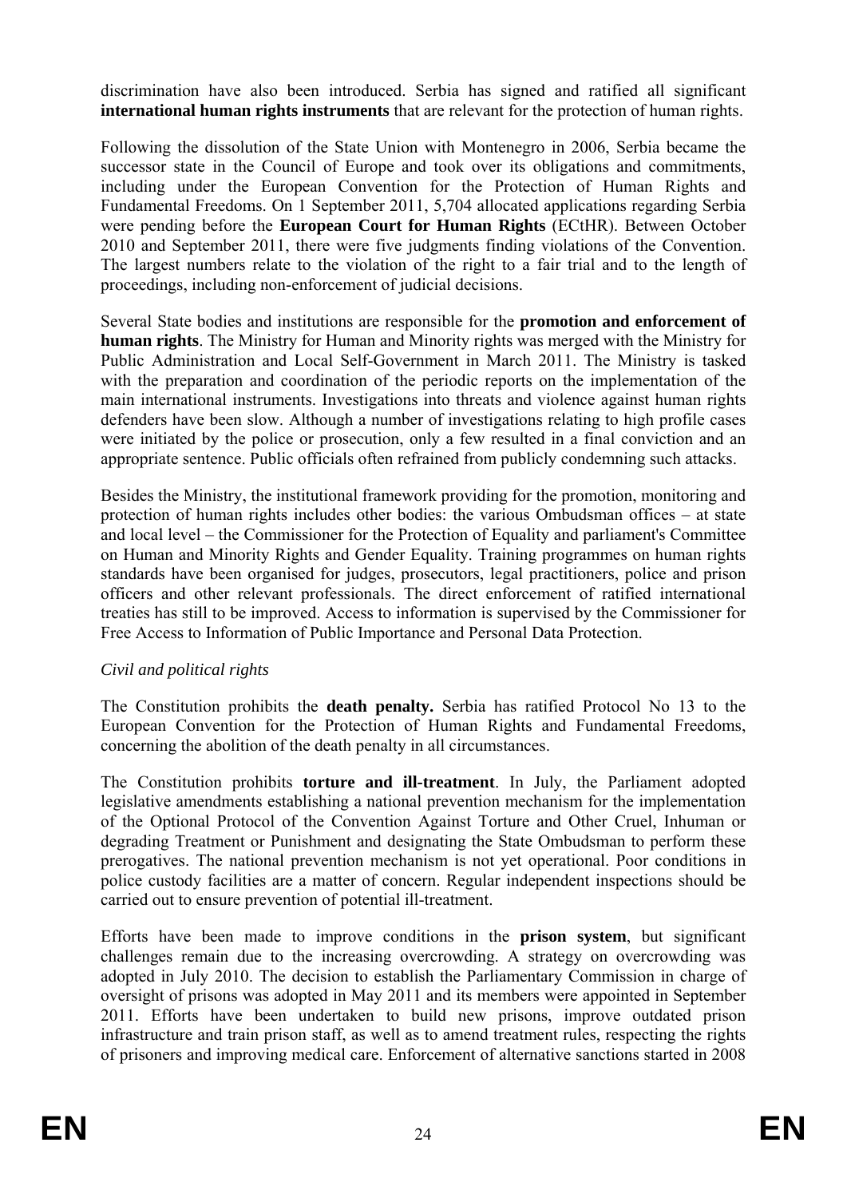discrimination have also been introduced. Serbia has signed and ratified all significant **international human rights instruments** that are relevant for the protection of human rights.

Following the dissolution of the State Union with Montenegro in 2006, Serbia became the successor state in the Council of Europe and took over its obligations and commitments, including under the European Convention for the Protection of Human Rights and Fundamental Freedoms. On 1 September 2011, 5,704 allocated applications regarding Serbia were pending before the **European Court for Human Rights** (ECtHR). Between October 2010 and September 2011, there were five judgments finding violations of the Convention. The largest numbers relate to the violation of the right to a fair trial and to the length of proceedings, including non-enforcement of judicial decisions.

Several State bodies and institutions are responsible for the **promotion and enforcement of human rights**. The Ministry for Human and Minority rights was merged with the Ministry for Public Administration and Local Self-Government in March 2011. The Ministry is tasked with the preparation and coordination of the periodic reports on the implementation of the main international instruments. Investigations into threats and violence against human rights defenders have been slow. Although a number of investigations relating to high profile cases were initiated by the police or prosecution, only a few resulted in a final conviction and an appropriate sentence. Public officials often refrained from publicly condemning such attacks.

Besides the Ministry, the institutional framework providing for the promotion, monitoring and protection of human rights includes other bodies: the various Ombudsman offices – at state and local level – the Commissioner for the Protection of Equality and parliament's Committee on Human and Minority Rights and Gender Equality. Training programmes on human rights standards have been organised for judges, prosecutors, legal practitioners, police and prison officers and other relevant professionals. The direct enforcement of ratified international treaties has still to be improved. Access to information is supervised by the Commissioner for Free Access to Information of Public Importance and Personal Data Protection.

*Civil and political rights*

The Constitution prohibits the **death penalty.** Serbia has ratified Protocol No 13 to the European Convention for the Protection of Human Rights and Fundamental Freedoms, concerning the abolition of the death penalty in all circumstances.

The Constitution prohibits **torture and ill-treatment**. In July, the Parliament adopted legislative amendments establishing a national prevention mechanism for the implementation of the Optional Protocol of the Convention Against Torture and Other Cruel, Inhuman or degrading Treatment or Punishment and designating the State Ombudsman to perform these prerogatives. The national prevention mechanism is not yet operational. Poor conditions in police custody facilities are a matter of concern. Regular independent inspections should be carried out to ensure prevention of potential ill-treatment.

Efforts have been made to improve conditions in the **prison system**, but significant challenges remain due to the increasing overcrowding. A strategy on overcrowding was adopted in July 2010. The decision to establish the Parliamentary Commission in charge of oversight of prisons was adopted in May 2011 and its members were appointed in September 2011. Efforts have been undertaken to build new prisons, improve outdated prison infrastructure and train prison staff, as well as to amend treatment rules, respecting the rights of prisoners and improving medical care. Enforcement of alternative sanctions started in 2008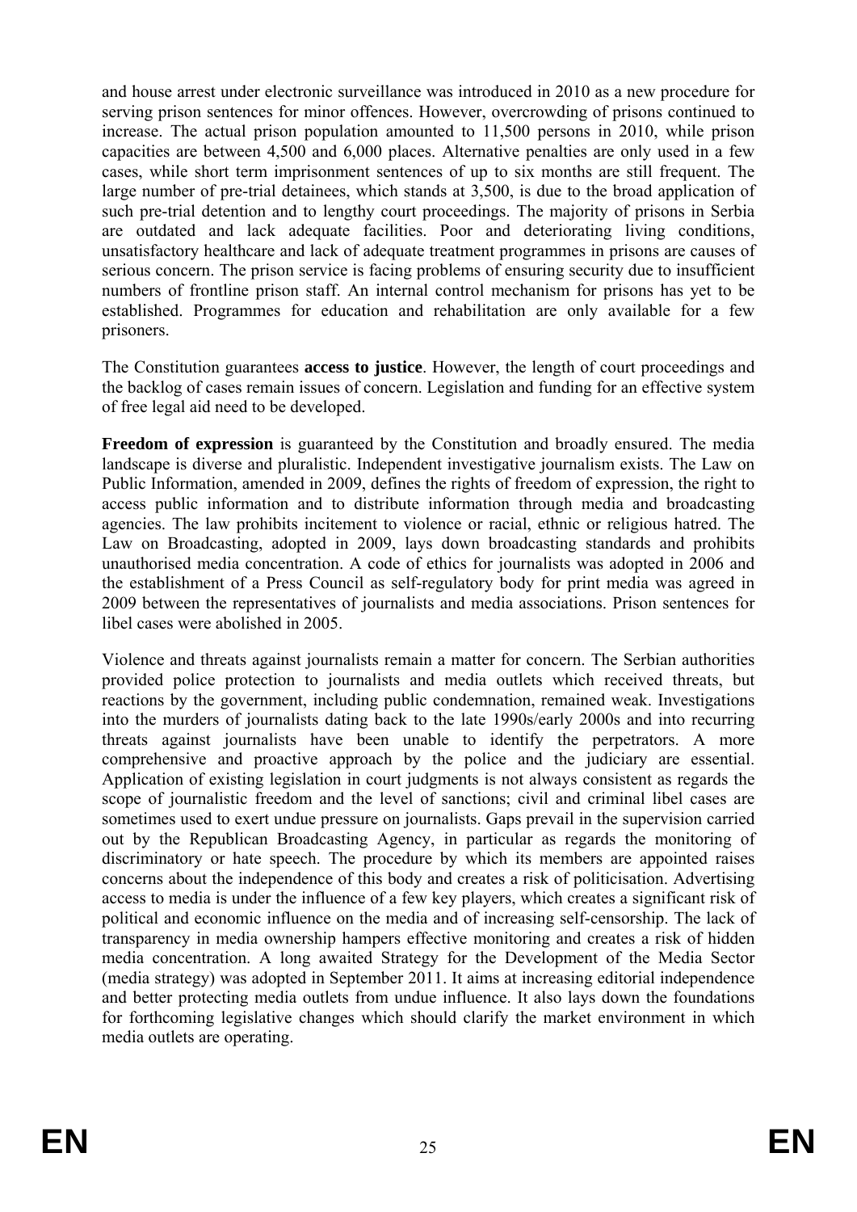and house arrest under electronic surveillance was introduced in 2010 as a new procedure for serving prison sentences for minor offences. However, overcrowding of prisons continued to increase. The actual prison population amounted to 11,500 persons in 2010, while prison capacities are between 4,500 and 6,000 places. Alternative penalties are only used in a few cases, while short term imprisonment sentences of up to six months are still frequent. The large number of pre-trial detainees, which stands at 3,500, is due to the broad application of such pre-trial detention and to lengthy court proceedings. The majority of prisons in Serbia are outdated and lack adequate facilities. Poor and deteriorating living conditions, unsatisfactory healthcare and lack of adequate treatment programmes in prisons are causes of serious concern. The prison service is facing problems of ensuring security due to insufficient numbers of frontline prison staff. An internal control mechanism for prisons has yet to be established. Programmes for education and rehabilitation are only available for a few prisoners.

The Constitution guarantees **access to justice**. However, the length of court proceedings and the backlog of cases remain issues of concern. Legislation and funding for an effective system of free legal aid need to be developed.

**Freedom of expression** is guaranteed by the Constitution and broadly ensured. The media landscape is diverse and pluralistic. Independent investigative journalism exists. The Law on Public Information, amended in 2009, defines the rights of freedom of expression, the right to access public information and to distribute information through media and broadcasting agencies. The law prohibits incitement to violence or racial, ethnic or religious hatred. The Law on Broadcasting, adopted in 2009, lays down broadcasting standards and prohibits unauthorised media concentration. A code of ethics for journalists was adopted in 2006 and the establishment of a Press Council as self-regulatory body for print media was agreed in 2009 between the representatives of journalists and media associations. Prison sentences for libel cases were abolished in 2005.

Violence and threats against journalists remain a matter for concern. The Serbian authorities provided police protection to journalists and media outlets which received threats, but reactions by the government, including public condemnation, remained weak. Investigations into the murders of journalists dating back to the late 1990s/early 2000s and into recurring threats against journalists have been unable to identify the perpetrators. A more comprehensive and proactive approach by the police and the judiciary are essential. Application of existing legislation in court judgments is not always consistent as regards the scope of journalistic freedom and the level of sanctions; civil and criminal libel cases are sometimes used to exert undue pressure on journalists. Gaps prevail in the supervision carried out by the Republican Broadcasting Agency, in particular as regards the monitoring of discriminatory or hate speech. The procedure by which its members are appointed raises concerns about the independence of this body and creates a risk of politicisation. Advertising access to media is under the influence of a few key players, which creates a significant risk of political and economic influence on the media and of increasing self-censorship. The lack of transparency in media ownership hampers effective monitoring and creates a risk of hidden media concentration. A long awaited Strategy for the Development of the Media Sector (media strategy) was adopted in September 2011. It aims at increasing editorial independence and better protecting media outlets from undue influence. It also lays down the foundations for forthcoming legislative changes which should clarify the market environment in which media outlets are operating.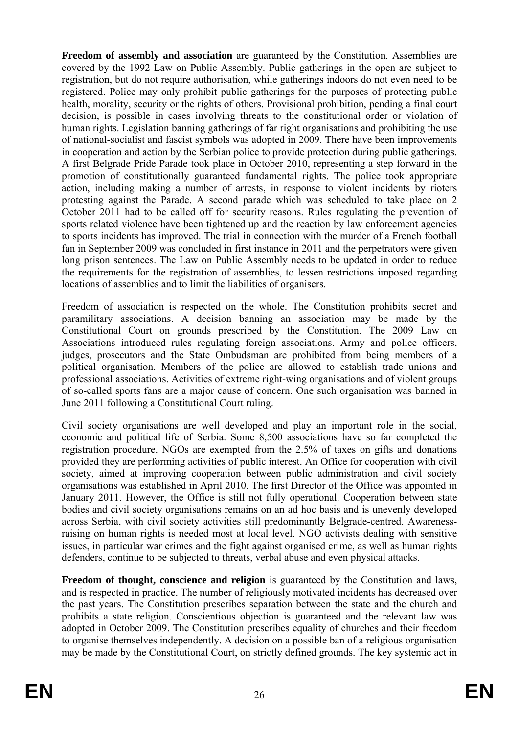**Freedom of assembly and association** are guaranteed by the Constitution. Assemblies are covered by the 1992 Law on Public Assembly. Public gatherings in the open are subject to registration, but do not require authorisation, while gatherings indoors do not even need to be registered. Police may only prohibit public gatherings for the purposes of protecting public health, morality, security or the rights of others. Provisional prohibition, pending a final court decision, is possible in cases involving threats to the constitutional order or violation of human rights. Legislation banning gatherings of far right organisations and prohibiting the use of national-socialist and fascist symbols was adopted in 2009. There have been improvements in cooperation and action by the Serbian police to provide protection during public gatherings. A first Belgrade Pride Parade took place in October 2010, representing a step forward in the promotion of constitutionally guaranteed fundamental rights. The police took appropriate action, including making a number of arrests, in response to violent incidents by rioters protesting against the Parade. A second parade which was scheduled to take place on 2 October 2011 had to be called off for security reasons. Rules regulating the prevention of sports related violence have been tightened up and the reaction by law enforcement agencies to sports incidents has improved. The trial in connection with the murder of a French football fan in September 2009 was concluded in first instance in 2011 and the perpetrators were given long prison sentences. The Law on Public Assembly needs to be updated in order to reduce the requirements for the registration of assemblies, to lessen restrictions imposed regarding locations of assemblies and to limit the liabilities of organisers.

Freedom of association is respected on the whole. The Constitution prohibits secret and paramilitary associations. A decision banning an association may be made by the Constitutional Court on grounds prescribed by the Constitution. The 2009 Law on Associations introduced rules regulating foreign associations. Army and police officers, judges, prosecutors and the State Ombudsman are prohibited from being members of a political organisation. Members of the police are allowed to establish trade unions and professional associations. Activities of extreme right-wing organisations and of violent groups of so-called sports fans are a major cause of concern. One such organisation was banned in June 2011 following a Constitutional Court ruling.

Civil society organisations are well developed and play an important role in the social, economic and political life of Serbia. Some 8,500 associations have so far completed the registration procedure. NGOs are exempted from the 2.5% of taxes on gifts and donations provided they are performing activities of public interest. An Office for cooperation with civil society, aimed at improving cooperation between public administration and civil society organisations was established in April 2010. The first Director of the Office was appointed in January 2011. However, the Office is still not fully operational. Cooperation between state bodies and civil society organisations remains on an ad hoc basis and is unevenly developed across Serbia, with civil society activities still predominantly Belgrade-centred. Awareness-raising on human rights is needed most at local level. NGO activists dealing with sensitive issues, in particular war crimes and the fight against organised crime, as well as human rights defenders, continue to be subjected to threats, verbal abuse and even physical attacks.

**Freedom of thought, conscience and religion** is guaranteed by the Constitution and laws, and is respected in practice. The number of religiously motivated incidents has decreased over the past years. The Constitution prescribes separation between the state and the church and prohibits a state religion. Conscientious objection is guaranteed and the relevant law was adopted in October 2009. The Constitution prescribes equality of churches and their freedom to organise themselves independently. A decision on a possible ban of a religious organisation may be made by the Constitutional Court, on strictly defined grounds. The key systemic act in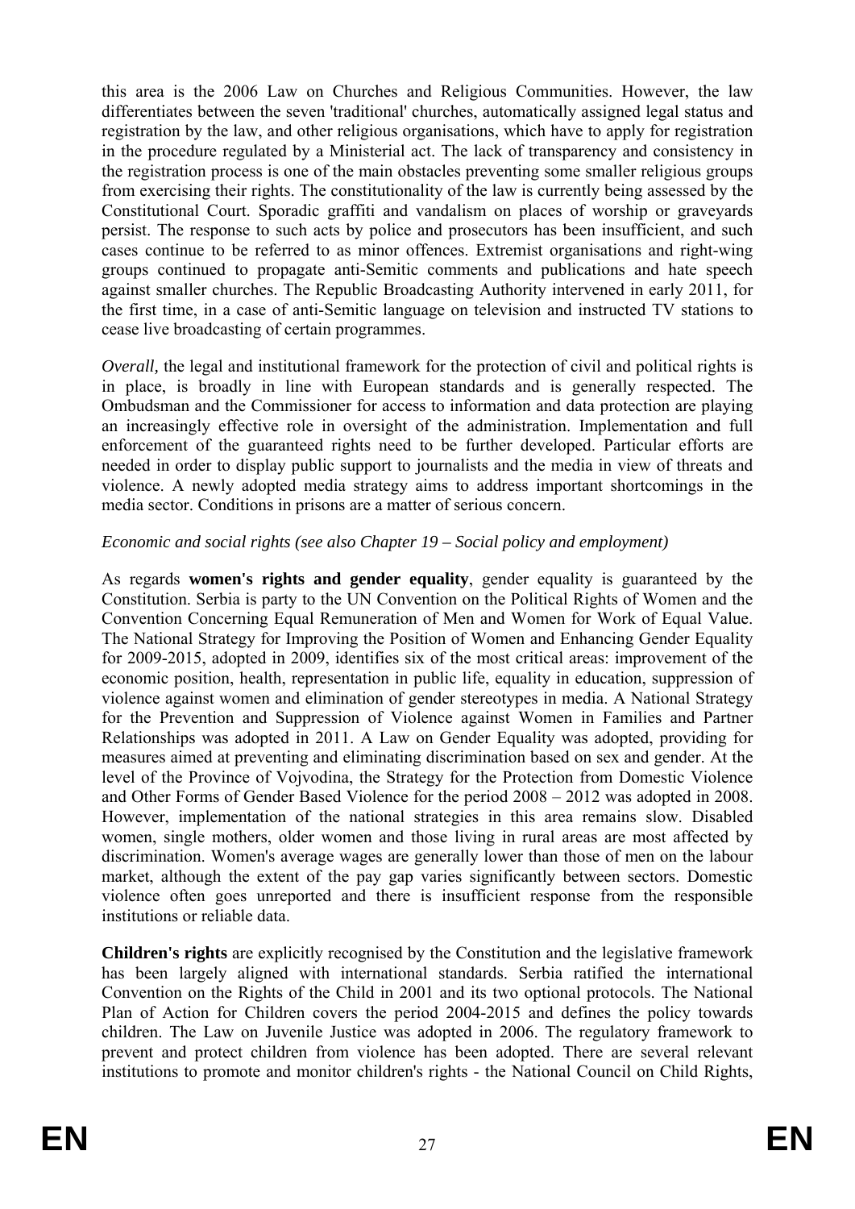this area is the 2006 Law on Churches and Religious Communities. However, the law differentiates between the seven 'traditional' churches, automatically assigned legal status and registration by the law, and other religious organisations, which have to apply for registration in the procedure regulated by a Ministerial act. The lack of transparency and consistency in the registration process is one of the main obstacles preventing some smaller religious groups from exercising their rights. The constitutionality of the law is currently being assessed by the Constitutional Court. Sporadic graffiti and vandalism on places of worship or graveyards persist. The response to such acts by police and prosecutors has been insufficient, and such cases continue to be referred to as minor offences. Extremist organisations and right-wing groups continued to propagate anti-Semitic comments and publications and hate speech against smaller churches. The Republic Broadcasting Authority intervened in early 2011, for the first time, in a case of anti-Semitic language on television and instructed TV stations to cease live broadcasting of certain programmes.

*Overall*, the legal and institutional framework for the protection of civil and political rights is in place, is broadly in line with European standards and is generally respected. The Ombudsman and the Commissioner for access to information and data protection are playing an increasingly effective role in oversight of the administration. Implementation and full enforcement of the guaranteed rights need to be further developed. Particular efforts are needed in order to display public support to journalists and the media in view of threats and violence. A newly adopted media strategy aims to address important shortcomings in the media sector. Conditions in prisons are a matter of serious concern.

*Economic and social rights (see also Chapter 19 – Social policy and employment)*

As regards **women's rights and gender equality**, gender equality is guaranteed by the Constitution. Serbia is party to the UN Convention on the Political Rights of Women and the Convention Concerning Equal Remuneration of Men and Women for Work of Equal Value. The National Strategy for Improving the Position of Women and Enhancing Gender Equality for 2009-2015, adopted in 2009, identifies six of the most critical areas: improvement of the economic position, health, representation in public life, equality in education, suppression of violence against women and elimination of gender stereotypes in media. A National Strategy for the Prevention and Suppression of Violence against Women in Families and Partner Relationships was adopted in 2011. A Law on Gender Equality was adopted, providing for measures aimed at preventing and eliminating discrimination based on sex and gender. At the level of the Province of Vojvodina, the Strategy for the Protection from Domestic Violence and Other Forms of Gender Based Violence for the period 2008 – 2012 was adopted in 2008. However, implementation of the national strategies in this area remains slow. Disabled women, single mothers, older women and those living in rural areas are most affected by discrimination. Women's average wages are generally lower than those of men on the labour market, although the extent of the pay gap varies significantly between sectors. Domestic violence often goes unreported and there is insufficient response from the responsible institutions or reliable data.

**Children's rights** are explicitly recognised by the Constitution and the legislative framework has been largely aligned with international standards. Serbia ratified the international Convention on the Rights of the Child in 2001 and its two optional protocols. The National Plan of Action for Children covers the period 2004-2015 and defines the policy towards children. The Law on Juvenile Justice was adopted in 2006. The regulatory framework to prevent and protect children from violence has been adopted. There are several relevant institutions to promote and monitor children's rights - the National Council on Child Rights,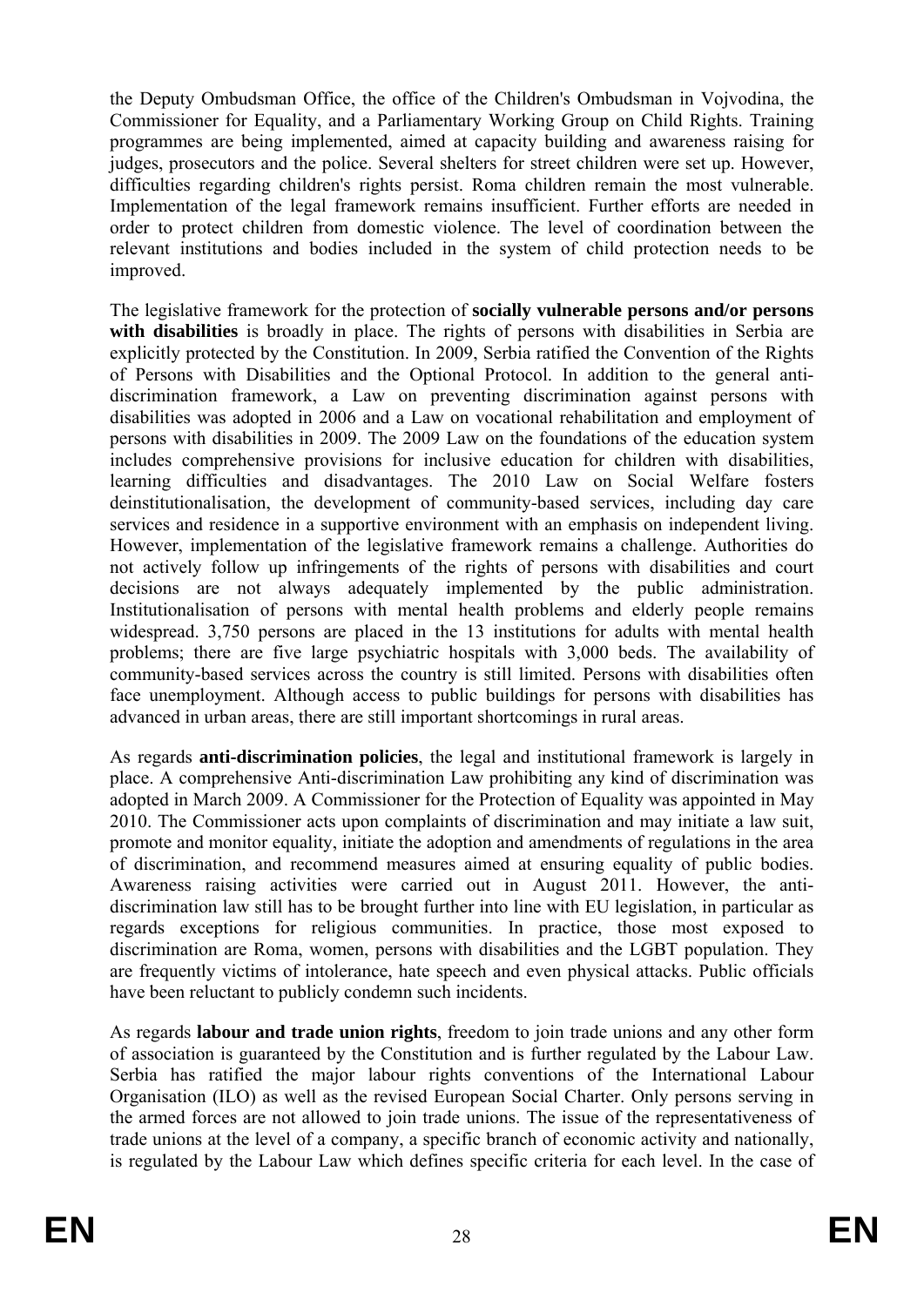the Deputy Ombudsman Office, the office of the Children's Ombudsman in Vojvodina, the Commissioner for Equality, and a Parliamentary Working Group on Child Rights. Training programmes are being implemented, aimed at capacity building and awareness raising for judges, prosecutors and the police. Several shelters for street children were set up. However, difficulties regarding children's rights persist. Roma children remain the most vulnerable. Implementation of the legal framework remains insufficient. Further efforts are needed in order to protect children from domestic violence. The level of coordination between the relevant institutions and bodies included in the system of child protection needs to be improved.

The legislative framework for the protection of **socially vulnerable persons and/or persons with disabilities** is broadly in place. The rights of persons with disabilities in Serbia are explicitly protected by the Constitution. In 2009, Serbia ratified the Convention of the Rights of Persons with Disabilities and the Optional Protocol. In addition to the general anti-discrimination framework, a Law on preventing discrimination against persons with disabilities was adopted in 2006 and a Law on vocational rehabilitation and employment of persons with disabilities in 2009. The 2009 Law on the foundations of the education system includes comprehensive provisions for inclusive education for children with disabilities, learning difficulties and disadvantages. The 2010 Law on Social Welfare fosters deinstitutionalisation, the development of community-based services, including day care services and residence in a supportive environment with an emphasis on independent living. However, implementation of the legislative framework remains a challenge. Authorities do not actively follow up infringements of the rights of persons with disabilities and court decisions are not always adequately implemented by the public administration. Institutionalisation of persons with mental health problems and elderly people remains widespread. 3,750 persons are placed in the 13 institutions for adults with mental health problems; there are five large psychiatric hospitals with 3,000 beds. The availability of community-based services across the country is still limited. Persons with disabilities often face unemployment. Although access to public buildings for persons with disabilities has advanced in urban areas, there are still important shortcomings in rural areas.

As regards **anti-discrimination policies**, the legal and institutional framework is largely in place. A comprehensive Anti-discrimination Law prohibiting any kind of discrimination was adopted in March 2009. A Commissioner for the Protection of Equality was appointed in May 2010. The Commissioner acts upon complaints of discrimination and may initiate a law suit, promote and monitor equality, initiate the adoption and amendments of regulations in the area of discrimination, and recommend measures aimed at ensuring equality of public bodies. Awareness raising activities were carried out in August 2011. However, the anti-discrimination law still has to be brought further into line with EU legislation, in particular as regards exceptions for religious communities. In practice, those most exposed to discrimination are Roma, women, persons with disabilities and the LGBT population. They are frequently victims of intolerance, hate speech and even physical attacks. Public officials have been reluctant to publicly condemn such incidents.

As regards **labour and trade union rights**, freedom to join trade unions and any other form of association is guaranteed by the Constitution and is further regulated by the Labour Law. Serbia has ratified the major labour rights conventions of the International Labour Organisation (ILO) as well as the revised European Social Charter. Only persons serving in the armed forces are not allowed to join trade unions. The issue of the representativeness of trade unions at the level of a company, a specific branch of economic activity and nationally, is regulated by the Labour Law which defines specific criteria for each level. In the case of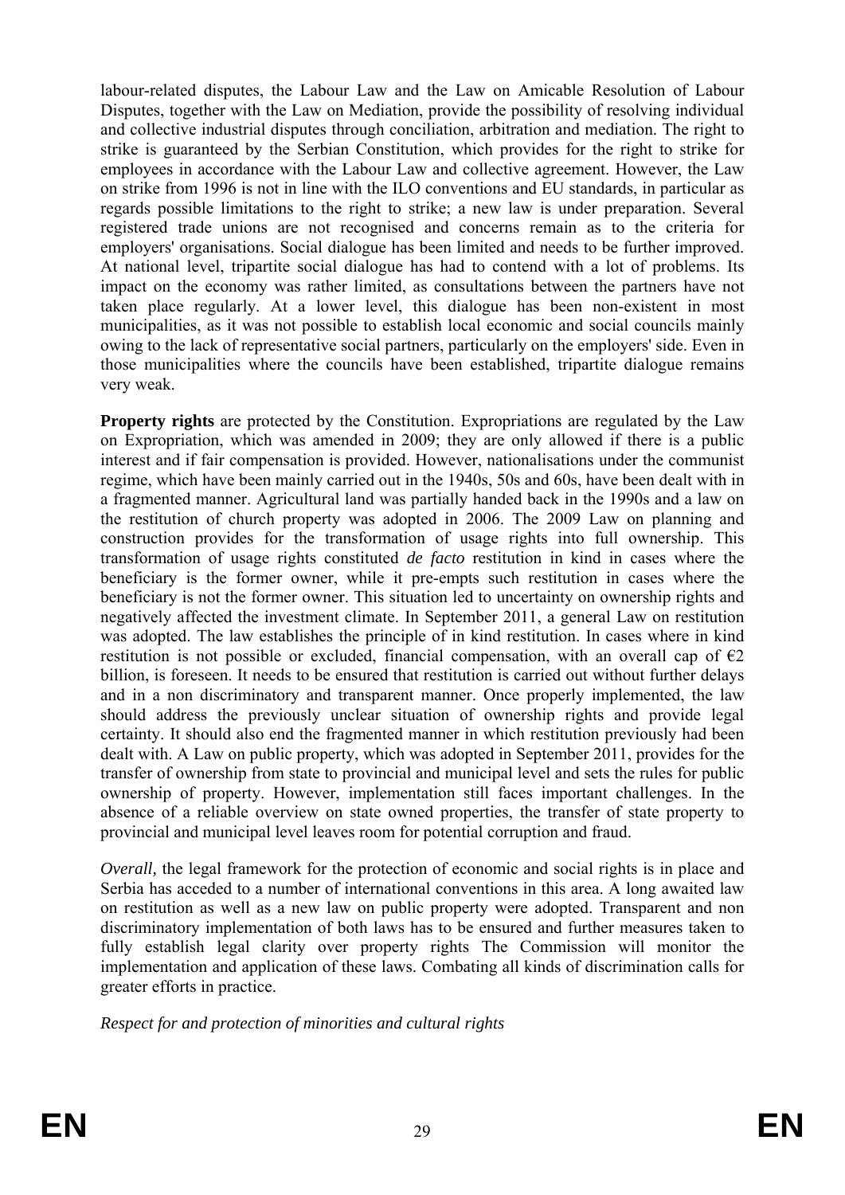labour-related disputes, the Labour Law and the Law on Amicable Resolution of Labour Disputes, together with the Law on Mediation, provide the possibility of resolving individual and collective industrial disputes through conciliation, arbitration and mediation. The right to strike is guaranteed by the Serbian Constitution, which provides for the right to strike for employees in accordance with the Labour Law and collective agreement. However, the Law on strike from 1996 is not in line with the ILO conventions and EU standards, in particular as regards possible limitations to the right to strike; a new law is under preparation. Several registered trade unions are not recognised and concerns remain as to the criteria for employers' organisations. Social dialogue has been limited and needs to be further improved. At national level, tripartite social dialogue has had to contend with a lot of problems. Its impact on the economy was rather limited, as consultations between the partners have not taken place regularly. At a lower level, this dialogue has been non-existent in most municipalities, as it was not possible to establish local economic and social councils mainly owing to the lack of representative social partners, particularly on the employers' side. Even in those municipalities where the councils have been established, tripartite dialogue remains very weak.

**Property rights** are protected by the Constitution. Expropriations are regulated by the Law on Expropriation, which was amended in 2009; they are only allowed if there is a public interest and if fair compensation is provided. However, nationalisations under the communist regime, which have been mainly carried out in the 1940s, 50s and 60s, have been dealt with in a fragmented manner. Agricultural land was partially handed back in the 1990s and a law on the restitution of church property was adopted in 2006. The 2009 Law on planning and construction provides for the transformation of usage rights into full ownership. This transformation of usage rights constituted *de facto* restitution in kind in cases where the beneficiary is the former owner, while it pre-empts such restitution in cases where the beneficiary is not the former owner. This situation led to uncertainty on ownership rights and negatively affected the investment climate. In September 2011, a general Law on restitution was adopted. The law establishes the principle of in kind restitution. In cases where in kind restitution is not possible or excluded, financial compensation, with an overall cap of €2 billion, is foreseen. It needs to be ensured that restitution is carried out without further delays and in a non discriminatory and transparent manner. Once properly implemented, the law should address the previously unclear situation of ownership rights and provide legal certainty. It should also end the fragmented manner in which restitution previously had been dealt with. A Law on public property, which was adopted in September 2011, provides for the transfer of ownership from state to provincial and municipal level and sets the rules for public ownership of property. However, implementation still faces important challenges. In the absence of a reliable overview on state owned properties, the transfer of state property to provincial and municipal level leaves room for potential corruption and fraud.

*Overall,* the legal framework for the protection of economic and social rights is in place and Serbia has acceded to a number of international conventions in this area. A long awaited law on restitution as well as a new law on public property were adopted. Transparent and non discriminatory implementation of both laws has to be ensured and further measures taken to fully establish legal clarity over property rights The Commission will monitor the implementation and application of these laws. Combating all kinds of discrimination calls for greater efforts in practice.

*Respect for and protection of minorities and cultural rights*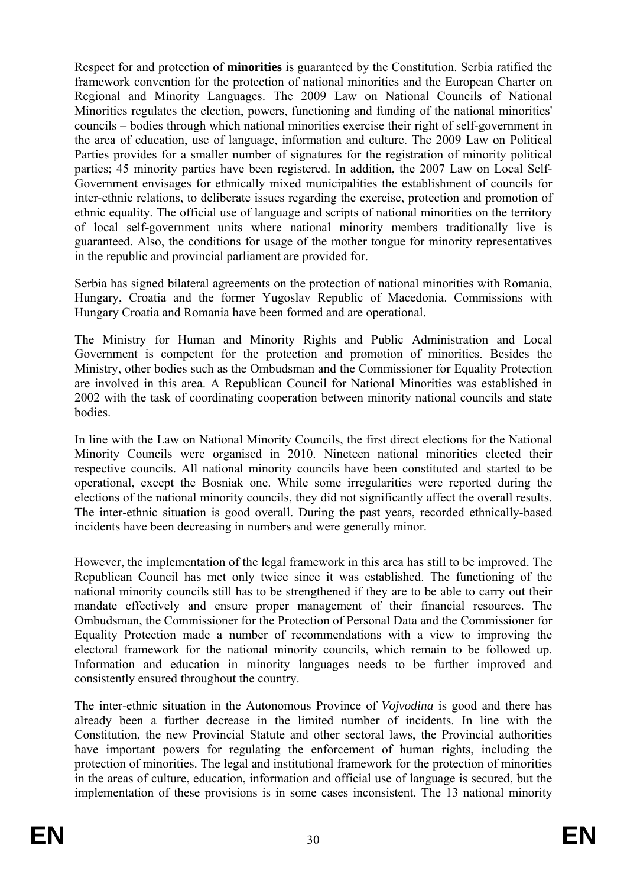Respect for and protection of **minorities** is guaranteed by the Constitution. Serbia ratified the framework convention for the protection of national minorities and the European Charter on Regional and Minority Languages. The 2009 Law on National Councils of National Minorities regulates the election, powers, functioning and funding of the national minorities' councils – bodies through which national minorities exercise their right of self-government in the area of education, use of language, information and culture. The 2009 Law on Political Parties provides for a smaller number of signatures for the registration of minority political parties; 45 minority parties have been registered. In addition, the 2007 Law on Local Self-Government envisages for ethnically mixed municipalities the establishment of councils for inter-ethnic relations, to deliberate issues regarding the exercise, protection and promotion of ethnic equality. The official use of language and scripts of national minorities on the territory of local self-government units where national minority members traditionally live is guaranteed. Also, the conditions for usage of the mother tongue for minority representatives in the republic and provincial parliament are provided for.

Serbia has signed bilateral agreements on the protection of national minorities with Romania, Hungary, Croatia and the former Yugoslav Republic of Macedonia. Commissions with Hungary Croatia and Romania have been formed and are operational.

The Ministry for Human and Minority Rights and Public Administration and Local Government is competent for the protection and promotion of minorities. Besides the Ministry, other bodies such as the Ombudsman and the Commissioner for Equality Protection are involved in this area. A Republican Council for National Minorities was established in 2002 with the task of coordinating cooperation between minority national councils and state bodies.

In line with the Law on National Minority Councils, the first direct elections for the National Minority Councils were organised in 2010. Nineteen national minorities elected their respective councils. All national minority councils have been constituted and started to be operational, except the Bosniak one. While some irregularities were reported during the elections of the national minority councils, they did not significantly affect the overall results. The inter-ethnic situation is good overall. During the past years, recorded ethnically-based incidents have been decreasing in numbers and were generally minor.

However, the implementation of the legal framework in this area has still to be improved. The Republican Council has met only twice since it was established. The functioning of the national minority councils still has to be strengthened if they are to be able to carry out their mandate effectively and ensure proper management of their financial resources. The Ombudsman, the Commissioner for the Protection of Personal Data and the Commissioner for Equality Protection made a number of recommendations with a view to improving the electoral framework for the national minority councils, which remain to be followed up. Information and education in minority languages needs to be further improved and consistently ensured throughout the country.

The inter-ethnic situation in the Autonomous Province of *Vojvodina* is good and there has already been a further decrease in the limited number of incidents. In line with the Constitution, the new Provincial Statute and other sectoral laws, the Provincial authorities have important powers for regulating the enforcement of human rights, including the protection of minorities. The legal and institutional framework for the protection of minorities in the areas of culture, education, information and official use of language is secured, but the implementation of these provisions is in some cases inconsistent. The 13 national minority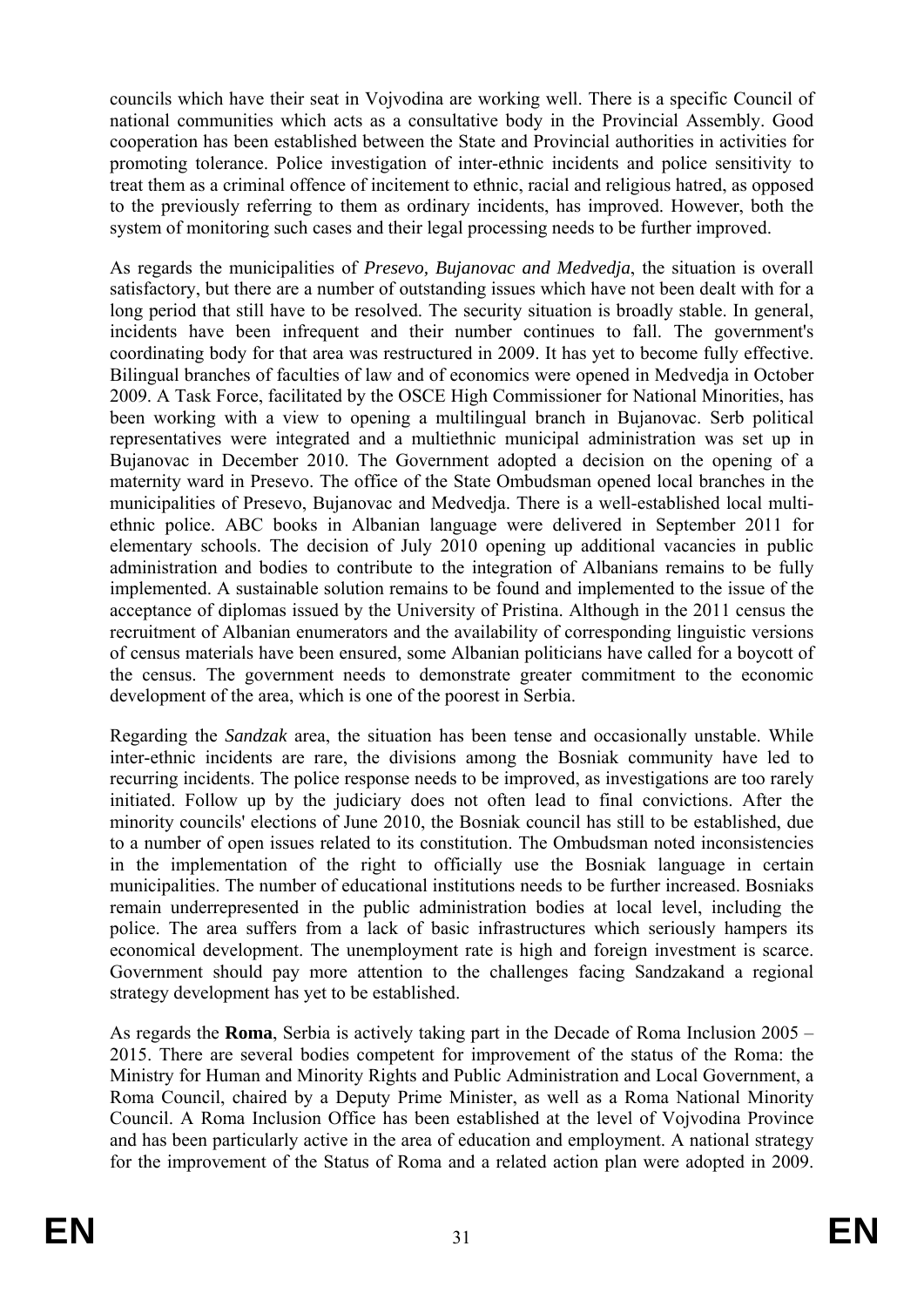councils which have their seat in Vojvodina are working well. There is a specific Council of national communities which acts as a consultative body in the Provincial Assembly. Good cooperation has been established between the State and Provincial authorities in activities for promoting tolerance. Police investigation of inter-ethnic incidents and police sensitivity to treat them as a criminal offence of incitement to ethnic, racial and religious hatred, as opposed to the previously referring to them as ordinary incidents, has improved. However, both the system of monitoring such cases and their legal processing needs to be further improved.

As regards the municipalities of *Presevo, Bujanovac and Medvedja*, the situation is overall satisfactory, but there are a number of outstanding issues which have not been dealt with for a long period that still have to be resolved. The security situation is broadly stable. In general, incidents have been infrequent and their number continues to fall. The government's coordinating body for that area was restructured in 2009. It has yet to become fully effective. Bilingual branches of faculties of law and of economics were opened in Medvedja in October 2009. A Task Force, facilitated by the OSCE High Commissioner for National Minorities, has been working with a view to opening a multilingual branch in Bujanovac. Serb political representatives were integrated and a multiethnic municipal administration was set up in Bujanovac in December 2010. The Government adopted a decision on the opening of a maternity ward in Presevo. The office of the State Ombudsman opened local branches in the municipalities of Presevo, Bujanovac and Medvedja. There is a well-established local multi-ethnic police. ABC books in Albanian language were delivered in September 2011 for elementary schools. The decision of July 2010 opening up additional vacancies in public administration and bodies to contribute to the integration of Albanians remains to be fully implemented. A sustainable solution remains to be found and implemented to the issue of the acceptance of diplomas issued by the University of Pristina. Although in the 2011 census the recruitment of Albanian enumerators and the availability of corresponding linguistic versions of census materials have been ensured, some Albanian politicians have called for a boycott of the census. The government needs to demonstrate greater commitment to the economic development of the area, which is one of the poorest in Serbia.

Regarding the *Sandzak* area, the situation has been tense and occasionally unstable. While inter-ethnic incidents are rare, the divisions among the Bosniak community have led to recurring incidents. The police response needs to be improved, as investigations are too rarely initiated. Follow up by the judiciary does not often lead to final convictions. After the minority councils' elections of June 2010, the Bosniak council has still to be established, due to a number of open issues related to its constitution. The Ombudsman noted inconsistencies in the implementation of the right to officially use the Bosniak language in certain municipalities. The number of educational institutions needs to be further increased. Bosniaks remain underrepresented in the public administration bodies at local level, including the police. The area suffers from a lack of basic infrastructures which seriously hampers its economical development. The unemployment rate is high and foreign investment is scarce. Government should pay more attention to the challenges facing Sandzakand a regional strategy development has yet to be established.

As regards the **Roma**, Serbia is actively taking part in the Decade of Roma Inclusion 2005 – 2015. There are several bodies competent for improvement of the status of the Roma: the Ministry for Human and Minority Rights and Public Administration and Local Government, a Roma Council, chaired by a Deputy Prime Minister, as well as a Roma National Minority Council. A Roma Inclusion Office has been established at the level of Vojvodina Province and has been particularly active in the area of education and employment. A national strategy for the improvement of the Status of Roma and a related action plan were adopted in 2009.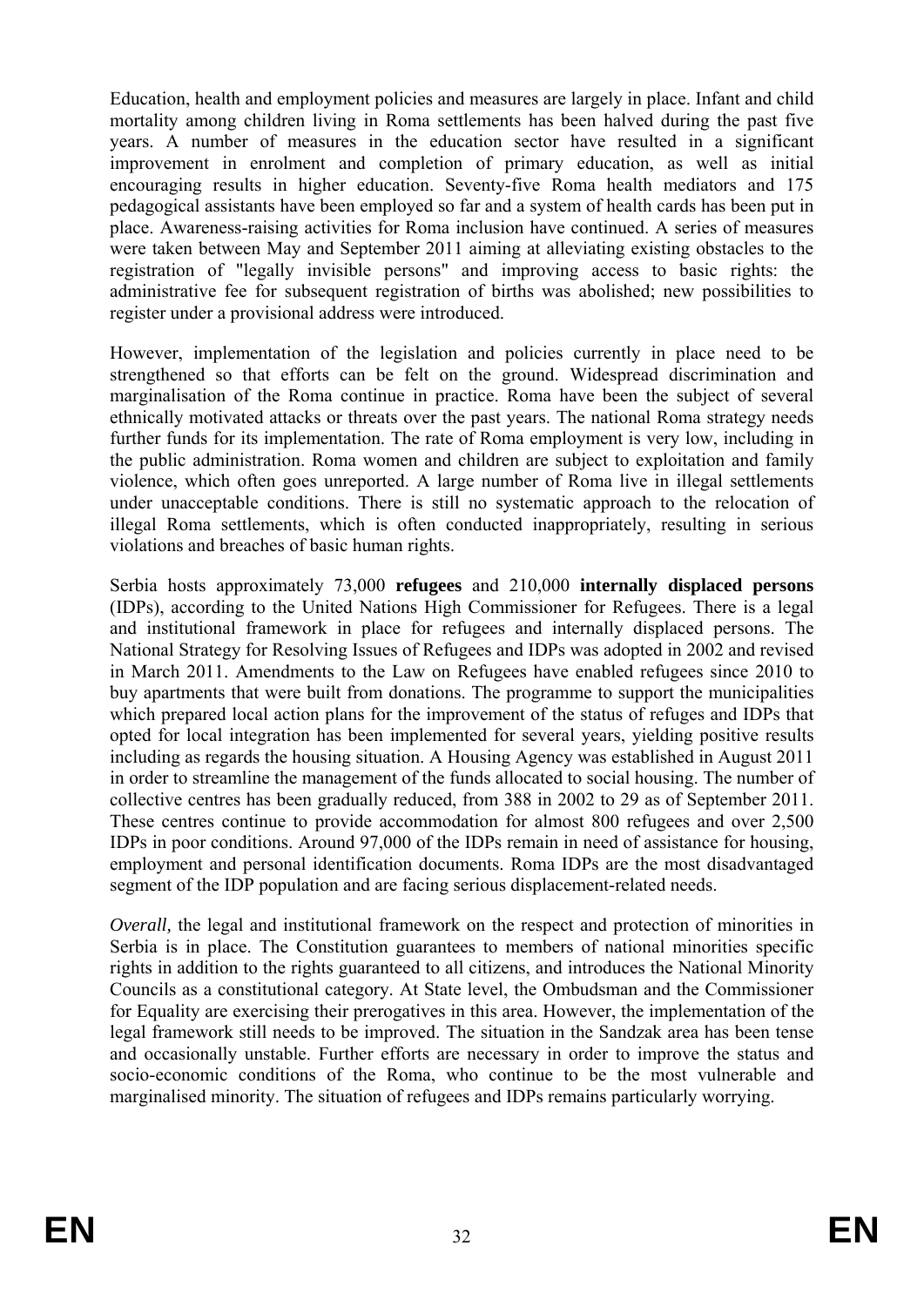Education, health and employment policies and measures are largely in place. Infant and child mortality among children living in Roma settlements has been halved during the past five years. A number of measures in the education sector have resulted in a significant improvement in enrolment and completion of primary education, as well as initial encouraging results in higher education. Seventy-five Roma health mediators and 175 pedagogical assistants have been employed so far and a system of health cards has been put in place. Awareness-raising activities for Roma inclusion have continued. A series of measures were taken between May and September 2011 aiming at alleviating existing obstacles to the registration of "legally invisible persons" and improving access to basic rights: the administrative fee for subsequent registration of births was abolished; new possibilities to register under a provisional address were introduced.

However, implementation of the legislation and policies currently in place need to be strengthened so that efforts can be felt on the ground. Widespread discrimination and marginalisation of the Roma continue in practice. Roma have been the subject of several ethnically motivated attacks or threats over the past years. The national Roma strategy needs further funds for its implementation. The rate of Roma employment is very low, including in the public administration. Roma women and children are subject to exploitation and family violence, which often goes unreported. A large number of Roma live in illegal settlements under unacceptable conditions. There is still no systematic approach to the relocation of illegal Roma settlements, which is often conducted inappropriately, resulting in serious violations and breaches of basic human rights.

Serbia hosts approximately 73,000 **refugees** and 210,000 **internally displaced persons** (IDPs), according to the United Nations High Commissioner for Refugees. There is a legal and institutional framework in place for refugees and internally displaced persons. The National Strategy for Resolving Issues of Refugees and IDPs was adopted in 2002 and revised in March 2011. Amendments to the Law on Refugees have enabled refugees since 2010 to buy apartments that were built from donations. The programme to support the municipalities which prepared local action plans for the improvement of the status of refuges and IDPs that opted for local integration has been implemented for several years, yielding positive results including as regards the housing situation. A Housing Agency was established in August 2011 in order to streamline the management of the funds allocated to social housing. The number of collective centres has been gradually reduced, from 388 in 2002 to 29 as of September 2011. These centres continue to provide accommodation for almost 800 refugees and over 2,500 IDPs in poor conditions. Around 97,000 of the IDPs remain in need of assistance for housing, employment and personal identification documents. Roma IDPs are the most disadvantaged segment of the IDP population and are facing serious displacement-related needs.

*Overall,* the legal and institutional framework on the respect and protection of minorities in Serbia is in place. The Constitution guarantees to members of national minorities specific rights in addition to the rights guaranteed to all citizens, and introduces the National Minority Councils as a constitutional category. At State level, the Ombudsman and the Commissioner for Equality are exercising their prerogatives in this area. However, the implementation of the legal framework still needs to be improved. The situation in the Sandzak area has been tense and occasionally unstable. Further efforts are necessary in order to improve the status and socio-economic conditions of the Roma, who continue to be the most vulnerable and marginalised minority. The situation of refugees and IDPs remains particularly worrying.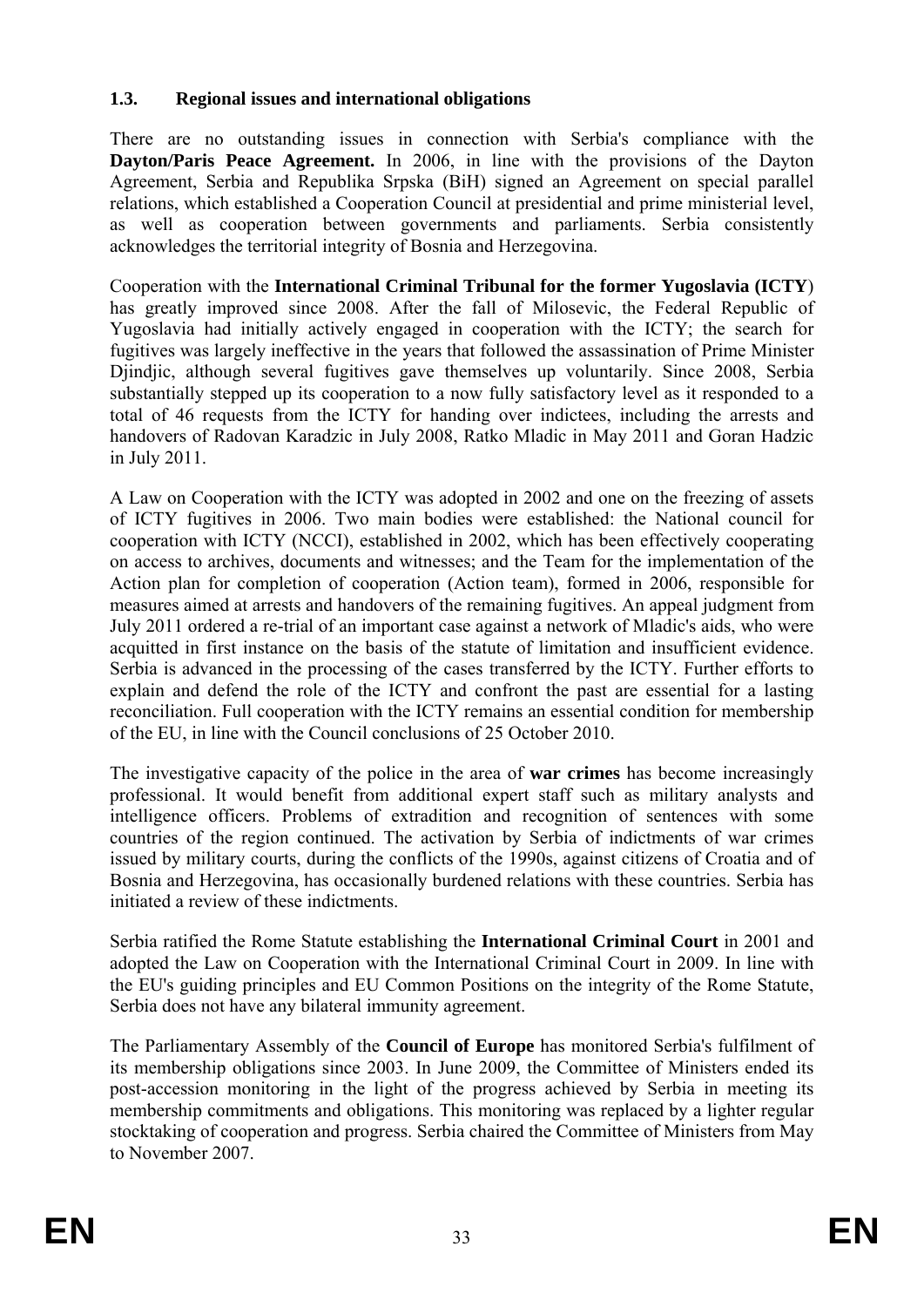### 1.3. Regional issues and international obligations

There are no outstanding issues in connection with Serbia's compliance with the **Dayton/Paris Peace Agreement.** In 2006, in line with the provisions of the Dayton Agreement, Serbia and Republika Srpska (BiH) signed an Agreement on special parallel relations, which established a Cooperation Council at presidential and prime ministerial level, as well as cooperation between governments and parliaments. Serbia consistently acknowledges the territorial integrity of Bosnia and Herzegovina.

Cooperation with the **International Criminal Tribunal for the former Yugoslavia (ICTY**) has greatly improved since 2008. After the fall of Milosevic, the Federal Republic of Yugoslavia had initially actively engaged in cooperation with the ICTY; the search for fugitives was largely ineffective in the years that followed the assassination of Prime Minister Djindjic, although several fugitives gave themselves up voluntarily. Since 2008, Serbia substantially stepped up its cooperation to a now fully satisfactory level as it responded to a total of 46 requests from the ICTY for handing over indictees, including the arrests and handovers of Radovan Karadzic in July 2008, Ratko Mladic in May 2011 and Goran Hadzic in July 2011.

A Law on Cooperation with the ICTY was adopted in 2002 and one on the freezing of assets of ICTY fugitives in 2006. Two main bodies were established: the National council for cooperation with ICTY (NCCI), established in 2002, which has been effectively cooperating on access to archives, documents and witnesses; and the Team for the implementation of the Action plan for completion of cooperation (Action team), formed in 2006, responsible for measures aimed at arrests and handovers of the remaining fugitives. An appeal judgment from July 2011 ordered a re-trial of an important case against a network of Mladic's aids, who were acquitted in first instance on the basis of the statute of limitation and insufficient evidence. Serbia is advanced in the processing of the cases transferred by the ICTY. Further efforts to explain and defend the role of the ICTY and confront the past are essential for a lasting reconciliation. Full cooperation with the ICTY remains an essential condition for membership of the EU, in line with the Council conclusions of 25 October 2010.

The investigative capacity of the police in the area of **war crimes** has become increasingly professional. It would benefit from additional expert staff such as military analysts and intelligence officers. Problems of extradition and recognition of sentences with some countries of the region continued. The activation by Serbia of indictments of war crimes issued by military courts, during the conflicts of the 1990s, against citizens of Croatia and of Bosnia and Herzegovina, has occasionally burdened relations with these countries. Serbia has initiated a review of these indictments.

Serbia ratified the Rome Statute establishing the **International Criminal Court** in 2001 and adopted the Law on Cooperation with the International Criminal Court in 2009. In line with the EU's guiding principles and EU Common Positions on the integrity of the Rome Statute, Serbia does not have any bilateral immunity agreement.

The Parliamentary Assembly of the **Council of Europe** has monitored Serbia's fulfilment of its membership obligations since 2003. In June 2009, the Committee of Ministers ended its post-accession monitoring in the light of the progress achieved by Serbia in meeting its membership commitments and obligations. This monitoring was replaced by a lighter regular stocktaking of cooperation and progress. Serbia chaired the Committee of Ministers from May to November 2007.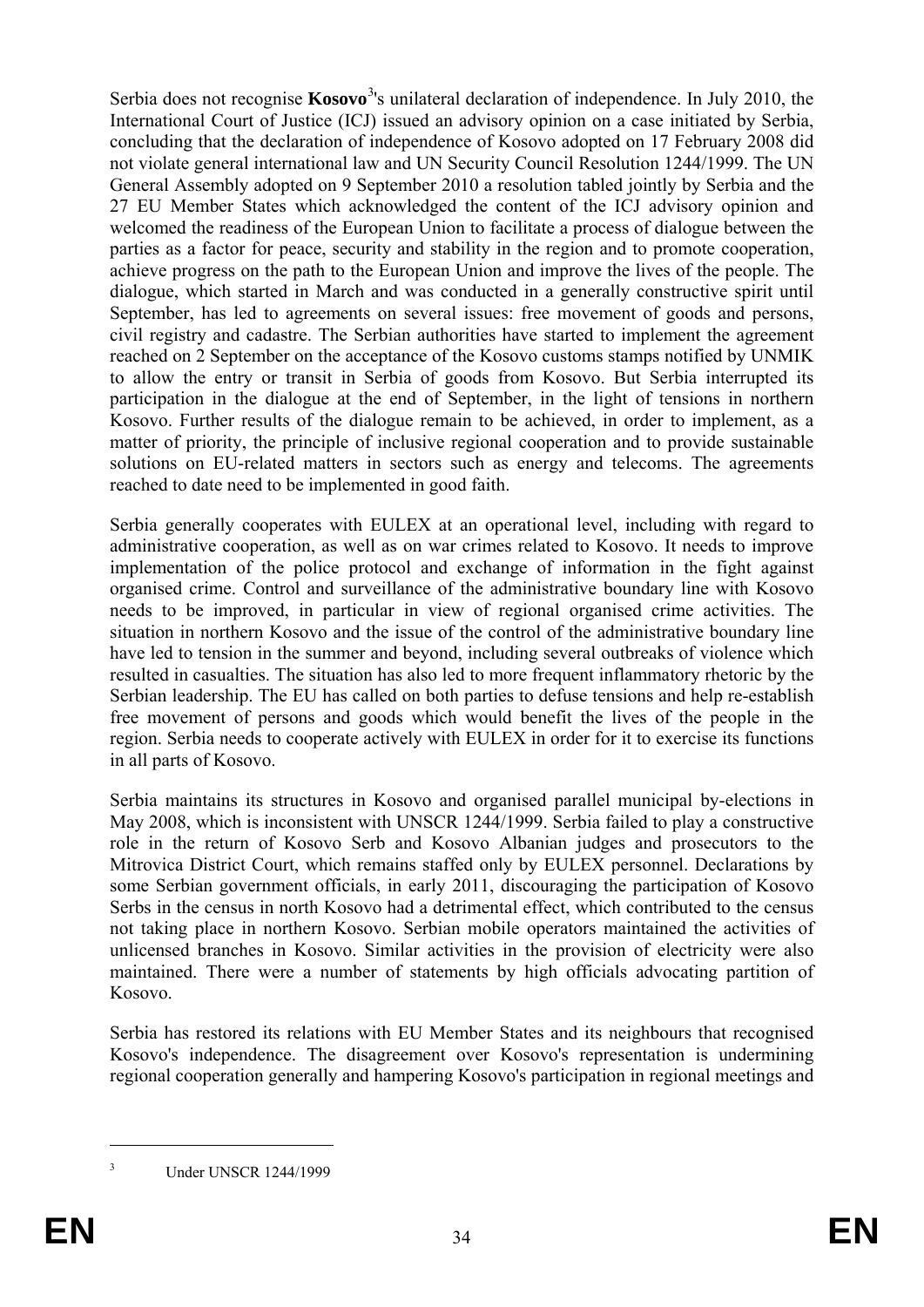Serbia does not recognise **Kosovo**[3]'s unilateral declaration of independence. In July 2010, the International Court of Justice (ICJ) issued an advisory opinion on a case initiated by Serbia, concluding that the declaration of independence of Kosovo adopted on 17 February 2008 did not violate general international law and UN Security Council Resolution 1244/1999. The UN General Assembly adopted on 9 September 2010 a resolution tabled jointly by Serbia and the 27 EU Member States which acknowledged the content of the ICJ advisory opinion and welcomed the readiness of the European Union to facilitate a process of dialogue between the parties as a factor for peace, security and stability in the region and to promote cooperation, achieve progress on the path to the European Union and improve the lives of the people. The dialogue, which started in March and was conducted in a generally constructive spirit until September, has led to agreements on several issues: free movement of goods and persons, civil registry and cadastre. The Serbian authorities have started to implement the agreement reached on 2 September on the acceptance of the Kosovo customs stamps notified by UNMIK to allow the entry or transit in Serbia of goods from Kosovo. But Serbia interrupted its participation in the dialogue at the end of September, in the light of tensions in northern Kosovo. Further results of the dialogue remain to be achieved, in order to implement, as a matter of priority, the principle of inclusive regional cooperation and to provide sustainable solutions on EU-related matters in sectors such as energy and telecoms. The agreements reached to date need to be implemented in good faith.

Serbia generally cooperates with EULEX at an operational level, including with regard to administrative cooperation, as well as on war crimes related to Kosovo. It needs to improve implementation of the police protocol and exchange of information in the fight against organised crime. Control and surveillance of the administrative boundary line with Kosovo needs to be improved, in particular in view of regional organised crime activities. The situation in northern Kosovo and the issue of the control of the administrative boundary line have led to tension in the summer and beyond, including several outbreaks of violence which resulted in casualties. The situation has also led to more frequent inflammatory rhetoric by the Serbian leadership. The EU has called on both parties to defuse tensions and help re-establish free movement of persons and goods which would benefit the lives of the people in the region. Serbia needs to cooperate actively with EULEX in order for it to exercise its functions in all parts of Kosovo.

Serbia maintains its structures in Kosovo and organised parallel municipal by-elections in May 2008, which is inconsistent with UNSCR 1244/1999. Serbia failed to play a constructive role in the return of Kosovo Serb and Kosovo Albanian judges and prosecutors to the Mitrovica District Court, which remains staffed only by EULEX personnel. Declarations by some Serbian government officials, in early 2011, discouraging the participation of Kosovo Serbs in the census in north Kosovo had a detrimental effect, which contributed to the census not taking place in northern Kosovo. Serbian mobile operators maintained the activities of unlicensed branches in Kosovo. Similar activities in the provision of electricity were also maintained. There were a number of statements by high officials advocating partition of Kosovo.

Serbia has restored its relations with EU Member States and its neighbours that recognised Kosovo's independence. The disagreement over Kosovo's representation is undermining regional cooperation generally and hampering Kosovo's participation in regional meetings and

[3] Under UNSCR 1244/1999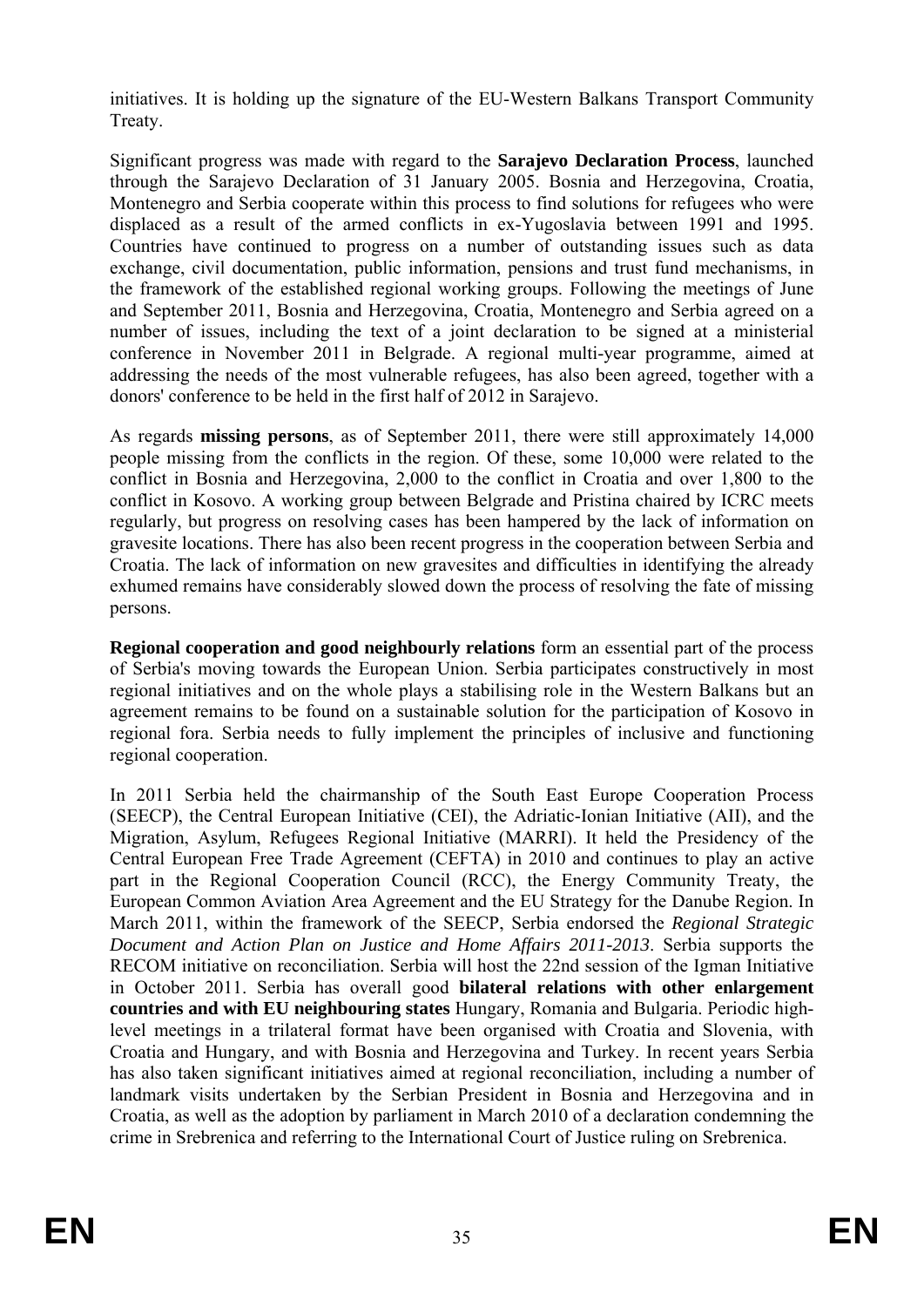initiatives. It is holding up the signature of the EU-Western Balkans Transport Community Treaty.

Significant progress was made with regard to the **Sarajevo Declaration Process**, launched through the Sarajevo Declaration of 31 January 2005. Bosnia and Herzegovina, Croatia, Montenegro and Serbia cooperate within this process to find solutions for refugees who were displaced as a result of the armed conflicts in ex-Yugoslavia between 1991 and 1995. Countries have continued to progress on a number of outstanding issues such as data exchange, civil documentation, public information, pensions and trust fund mechanisms, in the framework of the established regional working groups. Following the meetings of June and September 2011, Bosnia and Herzegovina, Croatia, Montenegro and Serbia agreed on a number of issues, including the text of a joint declaration to be signed at a ministerial conference in November 2011 in Belgrade. A regional multi-year programme, aimed at addressing the needs of the most vulnerable refugees, has also been agreed, together with a donors' conference to be held in the first half of 2012 in Sarajevo.

As regards **missing persons**, as of September 2011, there were still approximately 14,000 people missing from the conflicts in the region. Of these, some 10,000 were related to the conflict in Bosnia and Herzegovina, 2,000 to the conflict in Croatia and over 1,800 to the conflict in Kosovo. A working group between Belgrade and Pristina chaired by ICRC meets regularly, but progress on resolving cases has been hampered by the lack of information on gravesite locations. There has also been recent progress in the cooperation between Serbia and Croatia. The lack of information on new gravesites and difficulties in identifying the already exhumed remains have considerably slowed down the process of resolving the fate of missing persons.

**Regional cooperation and good neighbourly relations** form an essential part of the process of Serbia's moving towards the European Union. Serbia participates constructively in most regional initiatives and on the whole plays a stabilising role in the Western Balkans but an agreement remains to be found on a sustainable solution for the participation of Kosovo in regional fora. Serbia needs to fully implement the principles of inclusive and functioning regional cooperation.

In 2011 Serbia held the chairmanship of the South East Europe Cooperation Process (SEECP), the Central European Initiative (CEI), the Adriatic-Ionian Initiative (AII), and the Migration, Asylum, Refugees Regional Initiative (MARRI). It held the Presidency of the Central European Free Trade Agreement (CEFTA) in 2010 and continues to play an active part in the Regional Cooperation Council (RCC), the Energy Community Treaty, the European Common Aviation Area Agreement and the EU Strategy for the Danube Region. In March 2011, within the framework of the SEECP, Serbia endorsed the *Regional Strategic Document and Action Plan on Justice and Home Affairs 2011-2013*. Serbia supports the RECOM initiative on reconciliation. Serbia will host the 22nd session of the Igman Initiative in October 2011. Serbia has overall good **bilateral relations with other enlargement countries and with EU neighbouring states** Hungary, Romania and Bulgaria. Periodic high-level meetings in a trilateral format have been organised with Croatia and Slovenia, with Croatia and Hungary, and with Bosnia and Herzegovina and Turkey. In recent years Serbia has also taken significant initiatives aimed at regional reconciliation, including a number of landmark visits undertaken by the Serbian President in Bosnia and Herzegovina and in Croatia, as well as the adoption by parliament in March 2010 of a declaration condemning the crime in Srebrenica and referring to the International Court of Justice ruling on Srebrenica.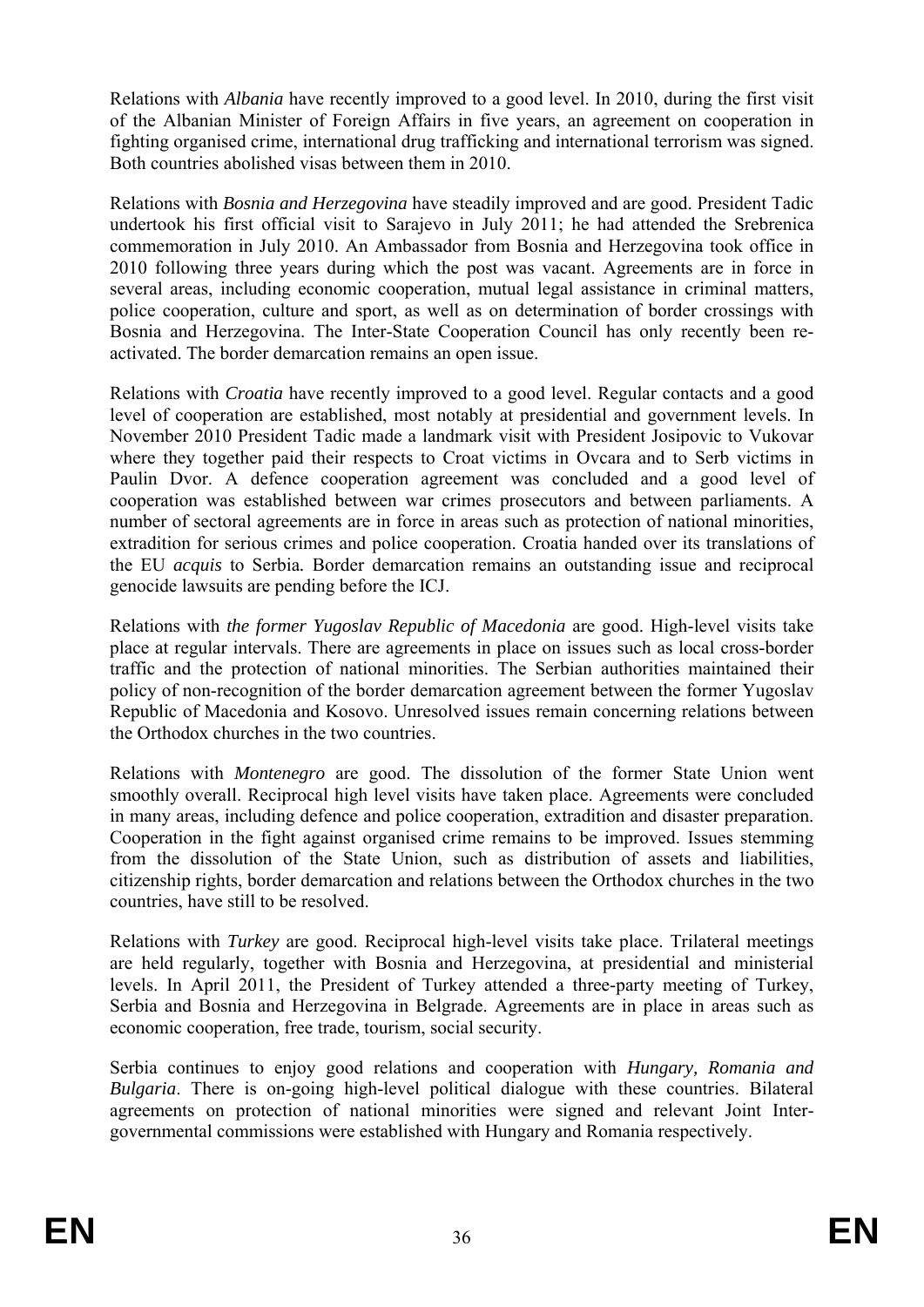Relations with *Albania* have recently improved to a good level. In 2010, during the first visit of the Albanian Minister of Foreign Affairs in five years, an agreement on cooperation in fighting organised crime, international drug trafficking and international terrorism was signed. Both countries abolished visas between them in 2010.

Relations with *Bosnia and Herzegovina* have steadily improved and are good. President Tadic undertook his first official visit to Sarajevo in July 2011; he had attended the Srebrenica commemoration in July 2010. An Ambassador from Bosnia and Herzegovina took office in 2010 following three years during which the post was vacant. Agreements are in force in several areas, including economic cooperation, mutual legal assistance in criminal matters, police cooperation, culture and sport, as well as on determination of border crossings with Bosnia and Herzegovina. The Inter-State Cooperation Council has only recently been re-activated. The border demarcation remains an open issue.

Relations with *Croatia* have recently improved to a good level. Regular contacts and a good level of cooperation are established, most notably at presidential and government levels. In November 2010 President Tadic made a landmark visit with President Josipovic to Vukovar where they together paid their respects to Croat victims in Ovcara and to Serb victims in Paulin Dvor. A defence cooperation agreement was concluded and a good level of cooperation was established between war crimes prosecutors and between parliaments. A number of sectoral agreements are in force in areas such as protection of national minorities, extradition for serious crimes and police cooperation. Croatia handed over its translations of the EU *acquis* to Serbia. Border demarcation remains an outstanding issue and reciprocal genocide lawsuits are pending before the ICJ.

Relations with *the former Yugoslav Republic of Macedonia* are good. High-level visits take place at regular intervals. There are agreements in place on issues such as local cross-border traffic and the protection of national minorities. The Serbian authorities maintained their policy of non-recognition of the border demarcation agreement between the former Yugoslav Republic of Macedonia and Kosovo. Unresolved issues remain concerning relations between the Orthodox churches in the two countries.

Relations with *Montenegro* are good. The dissolution of the former State Union went smoothly overall. Reciprocal high level visits have taken place. Agreements were concluded in many areas, including defence and police cooperation, extradition and disaster preparation. Cooperation in the fight against organised crime remains to be improved. Issues stemming from the dissolution of the State Union, such as distribution of assets and liabilities, citizenship rights, border demarcation and relations between the Orthodox churches in the two countries, have still to be resolved.

Relations with *Turkey* are good. Reciprocal high-level visits take place. Trilateral meetings are held regularly, together with Bosnia and Herzegovina, at presidential and ministerial levels. In April 2011, the President of Turkey attended a three-party meeting of Turkey, Serbia and Bosnia and Herzegovina in Belgrade. Agreements are in place in areas such as economic cooperation, free trade, tourism, social security.

Serbia continues to enjoy good relations and cooperation with *Hungary, Romania and Bulgaria*. There is on-going high-level political dialogue with these countries. Bilateral agreements on protection of national minorities were signed and relevant Joint Inter-governmental commissions were established with Hungary and Romania respectively.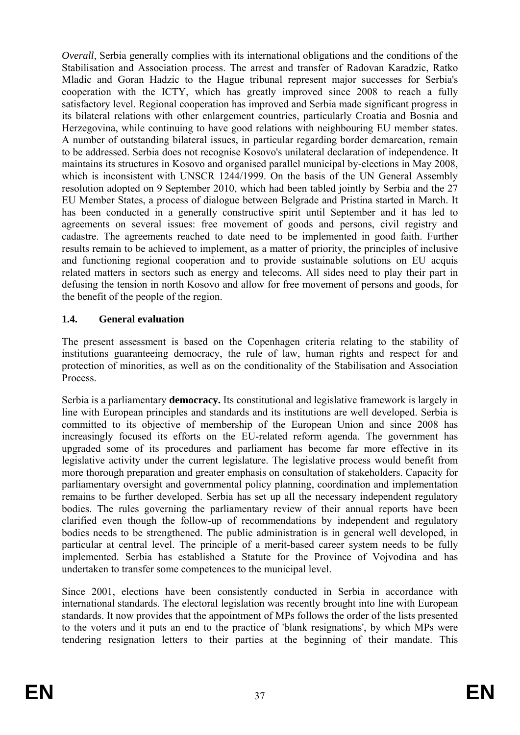*Overall,* Serbia generally complies with its international obligations and the conditions of the Stabilisation and Association process. The arrest and transfer of Radovan Karadzic, Ratko Mladic and Goran Hadzic to the Hague tribunal represent major successes for Serbia's cooperation with the ICTY, which has greatly improved since 2008 to reach a fully satisfactory level. Regional cooperation has improved and Serbia made significant progress in its bilateral relations with other enlargement countries, particularly Croatia and Bosnia and Herzegovina, while continuing to have good relations with neighbouring EU member states. A number of outstanding bilateral issues, in particular regarding border demarcation, remain to be addressed. Serbia does not recognise Kosovo's unilateral declaration of independence. It maintains its structures in Kosovo and organised parallel municipal by-elections in May 2008, which is inconsistent with UNSCR 1244/1999. On the basis of the UN General Assembly resolution adopted on 9 September 2010, which had been tabled jointly by Serbia and the 27 EU Member States, a process of dialogue between Belgrade and Pristina started in March. It has been conducted in a generally constructive spirit until September and it has led to agreements on several issues: free movement of goods and persons, civil registry and cadastre. The agreements reached to date need to be implemented in good faith. Further results remain to be achieved to implement, as a matter of priority, the principles of inclusive and functioning regional cooperation and to provide sustainable solutions on EU acquis related matters in sectors such as energy and telecoms. All sides need to play their part in defusing the tension in north Kosovo and allow for free movement of persons and goods, for the benefit of the people of the region.

## 1.4. General evaluation

The present assessment is based on the Copenhagen criteria relating to the stability of institutions guaranteeing democracy, the rule of law, human rights and respect for and protection of minorities, as well as on the conditionality of the Stabilisation and Association Process.

Serbia is a parliamentary **democracy.** Its constitutional and legislative framework is largely in line with European principles and standards and its institutions are well developed. Serbia is committed to its objective of membership of the European Union and since 2008 has increasingly focused its efforts on the EU-related reform agenda. The government has upgraded some of its procedures and parliament has become far more effective in its legislative activity under the current legislature. The legislative process would benefit from more thorough preparation and greater emphasis on consultation of stakeholders. Capacity for parliamentary oversight and governmental policy planning, coordination and implementation remains to be further developed. Serbia has set up all the necessary independent regulatory bodies. The rules governing the parliamentary review of their annual reports have been clarified even though the follow-up of recommendations by independent and regulatory bodies needs to be strengthened. The public administration is in general well developed, in particular at central level. The principle of a merit-based career system needs to be fully implemented. Serbia has established a Statute for the Province of Vojvodina and has undertaken to transfer some competences to the municipal level.

Since 2001, elections have been consistently conducted in Serbia in accordance with international standards. The electoral legislation was recently brought into line with European standards. It now provides that the appointment of MPs follows the order of the lists presented to the voters and it puts an end to the practice of 'blank resignations', by which MPs were tendering resignation letters to their parties at the beginning of their mandate. This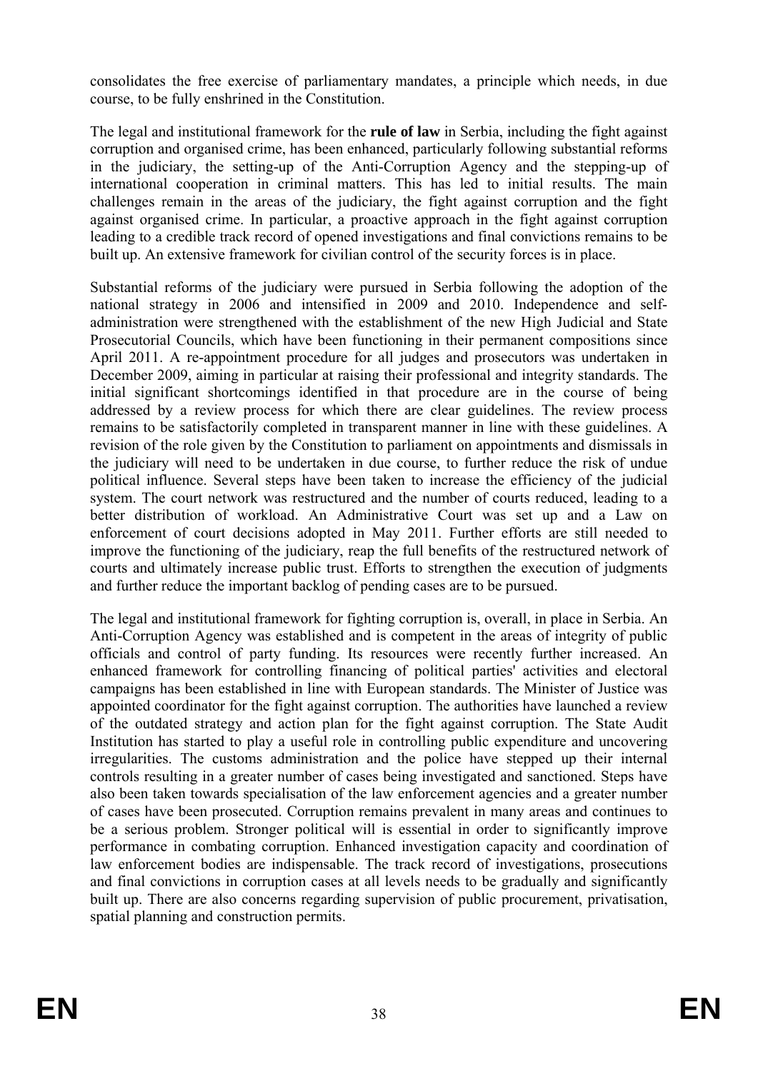consolidates the free exercise of parliamentary mandates, a principle which needs, in due course, to be fully enshrined in the Constitution.

The legal and institutional framework for the **rule of law** in Serbia, including the fight against corruption and organised crime, has been enhanced, particularly following substantial reforms in the judiciary, the setting-up of the Anti-Corruption Agency and the stepping-up of international cooperation in criminal matters. This has led to initial results. The main challenges remain in the areas of the judiciary, the fight against corruption and the fight against organised crime. In particular, a proactive approach in the fight against corruption leading to a credible track record of opened investigations and final convictions remains to be built up. An extensive framework for civilian control of the security forces is in place.

Substantial reforms of the judiciary were pursued in Serbia following the adoption of the national strategy in 2006 and intensified in 2009 and 2010. Independence and self-administration were strengthened with the establishment of the new High Judicial and State Prosecutorial Councils, which have been functioning in their permanent compositions since April 2011. A re-appointment procedure for all judges and prosecutors was undertaken in December 2009, aiming in particular at raising their professional and integrity standards. The initial significant shortcomings identified in that procedure are in the course of being addressed by a review process for which there are clear guidelines. The review process remains to be satisfactorily completed in transparent manner in line with these guidelines. A revision of the role given by the Constitution to parliament on appointments and dismissals in the judiciary will need to be undertaken in due course, to further reduce the risk of undue political influence. Several steps have been taken to increase the efficiency of the judicial system. The court network was restructured and the number of courts reduced, leading to a better distribution of workload. An Administrative Court was set up and a Law on enforcement of court decisions adopted in May 2011. Further efforts are still needed to improve the functioning of the judiciary, reap the full benefits of the restructured network of courts and ultimately increase public trust. Efforts to strengthen the execution of judgments and further reduce the important backlog of pending cases are to be pursued.

The legal and institutional framework for fighting corruption is, overall, in place in Serbia. An Anti-Corruption Agency was established and is competent in the areas of integrity of public officials and control of party funding. Its resources were recently further increased. An enhanced framework for controlling financing of political parties' activities and electoral campaigns has been established in line with European standards. The Minister of Justice was appointed coordinator for the fight against corruption. The authorities have launched a review of the outdated strategy and action plan for the fight against corruption. The State Audit Institution has started to play a useful role in controlling public expenditure and uncovering irregularities. The customs administration and the police have stepped up their internal controls resulting in a greater number of cases being investigated and sanctioned. Steps have also been taken towards specialisation of the law enforcement agencies and a greater number of cases have been prosecuted. Corruption remains prevalent in many areas and continues to be a serious problem. Stronger political will is essential in order to significantly improve performance in combating corruption. Enhanced investigation capacity and coordination of law enforcement bodies are indispensable. The track record of investigations, prosecutions and final convictions in corruption cases at all levels needs to be gradually and significantly built up. There are also concerns regarding supervision of public procurement, privatisation, spatial planning and construction permits.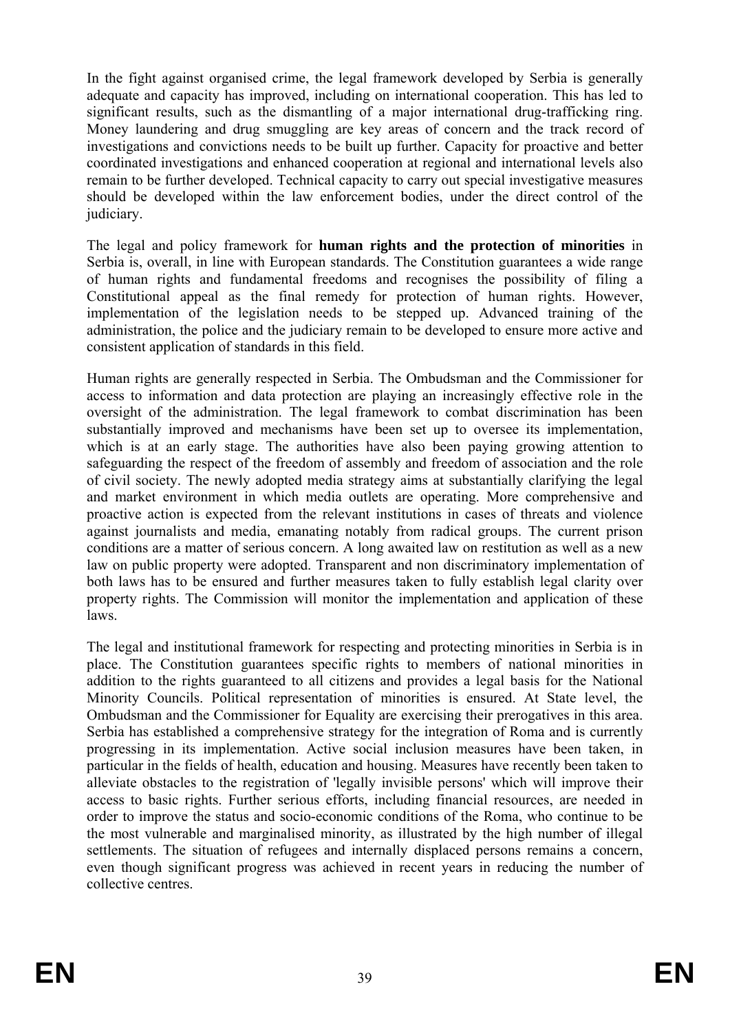In the fight against organised crime, the legal framework developed by Serbia is generally adequate and capacity has improved, including on international cooperation. This has led to significant results, such as the dismantling of a major international drug-trafficking ring. Money laundering and drug smuggling are key areas of concern and the track record of investigations and convictions needs to be built up further. Capacity for proactive and better coordinated investigations and enhanced cooperation at regional and international levels also remain to be further developed. Technical capacity to carry out special investigative measures should be developed within the law enforcement bodies, under the direct control of the judiciary.

The legal and policy framework for **human rights and the protection of minorities** in Serbia is, overall, in line with European standards. The Constitution guarantees a wide range of human rights and fundamental freedoms and recognises the possibility of filing a Constitutional appeal as the final remedy for protection of human rights. However, implementation of the legislation needs to be stepped up. Advanced training of the administration, the police and the judiciary remain to be developed to ensure more active and consistent application of standards in this field.

Human rights are generally respected in Serbia. The Ombudsman and the Commissioner for access to information and data protection are playing an increasingly effective role in the oversight of the administration. The legal framework to combat discrimination has been substantially improved and mechanisms have been set up to oversee its implementation, which is at an early stage. The authorities have also been paying growing attention to safeguarding the respect of the freedom of assembly and freedom of association and the role of civil society. The newly adopted media strategy aims at substantially clarifying the legal and market environment in which media outlets are operating. More comprehensive and proactive action is expected from the relevant institutions in cases of threats and violence against journalists and media, emanating notably from radical groups. The current prison conditions are a matter of serious concern. A long awaited law on restitution as well as a new law on public property were adopted. Transparent and non discriminatory implementation of both laws has to be ensured and further measures taken to fully establish legal clarity over property rights. The Commission will monitor the implementation and application of these laws.

The legal and institutional framework for respecting and protecting minorities in Serbia is in place. The Constitution guarantees specific rights to members of national minorities in addition to the rights guaranteed to all citizens and provides a legal basis for the National Minority Councils. Political representation of minorities is ensured. At State level, the Ombudsman and the Commissioner for Equality are exercising their prerogatives in this area. Serbia has established a comprehensive strategy for the integration of Roma and is currently progressing in its implementation. Active social inclusion measures have been taken, in particular in the fields of health, education and housing. Measures have recently been taken to alleviate obstacles to the registration of 'legally invisible persons' which will improve their access to basic rights. Further serious efforts, including financial resources, are needed in order to improve the status and socio-economic conditions of the Roma, who continue to be the most vulnerable and marginalised minority, as illustrated by the high number of illegal settlements. The situation of refugees and internally displaced persons remains a concern, even though significant progress was achieved in recent years in reducing the number of collective centres.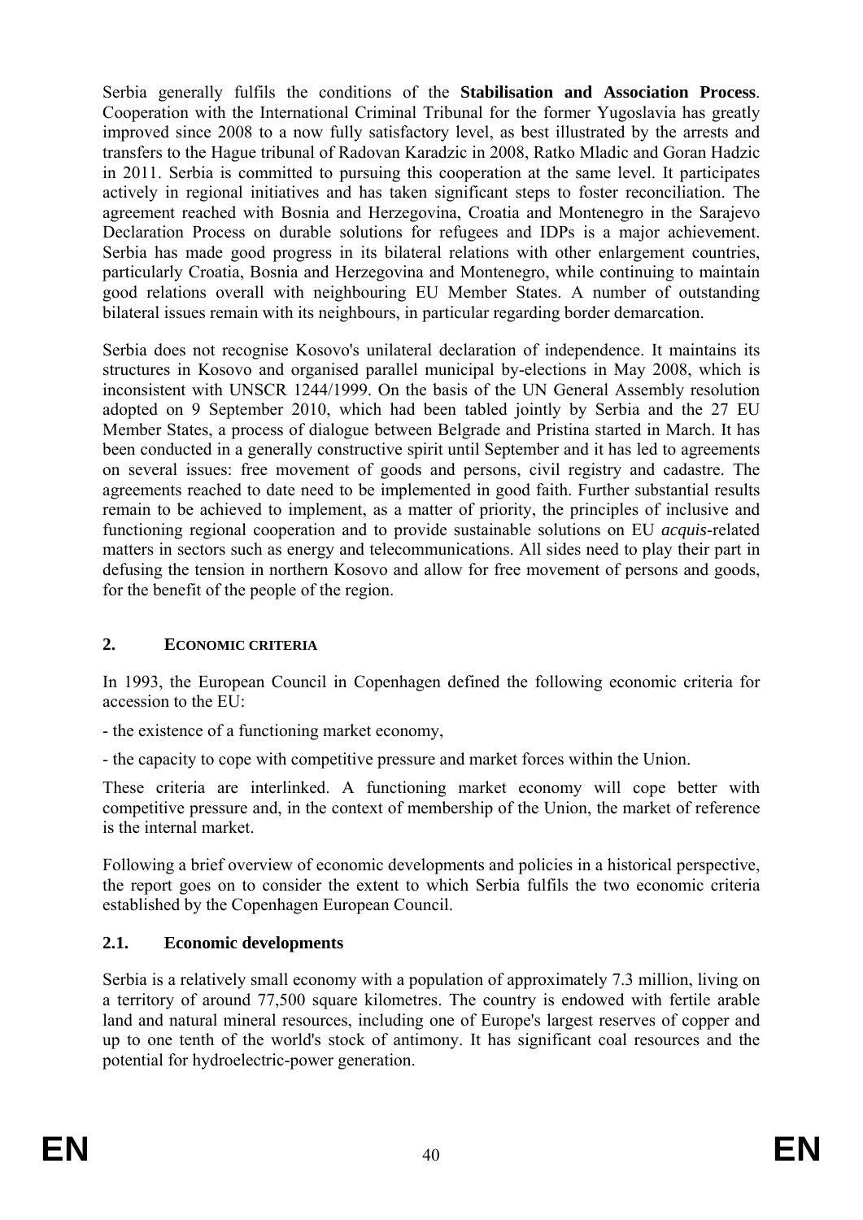Serbia generally fulfils the conditions of the **Stabilisation and Association Process**. Cooperation with the International Criminal Tribunal for the former Yugoslavia has greatly improved since 2008 to a now fully satisfactory level, as best illustrated by the arrests and transfers to the Hague tribunal of Radovan Karadzic in 2008, Ratko Mladic and Goran Hadzic in 2011. Serbia is committed to pursuing this cooperation at the same level. It participates actively in regional initiatives and has taken significant steps to foster reconciliation. The agreement reached with Bosnia and Herzegovina, Croatia and Montenegro in the Sarajevo Declaration Process on durable solutions for refugees and IDPs is a major achievement. Serbia has made good progress in its bilateral relations with other enlargement countries, particularly Croatia, Bosnia and Herzegovina and Montenegro, while continuing to maintain good relations overall with neighbouring EU Member States. A number of outstanding bilateral issues remain with its neighbours, in particular regarding border demarcation.

Serbia does not recognise Kosovo's unilateral declaration of independence. It maintains its structures in Kosovo and organised parallel municipal by-elections in May 2008, which is inconsistent with UNSCR 1244/1999. On the basis of the UN General Assembly resolution adopted on 9 September 2010, which had been tabled jointly by Serbia and the 27 EU Member States, a process of dialogue between Belgrade and Pristina started in March. It has been conducted in a generally constructive spirit until September and it has led to agreements on several issues: free movement of goods and persons, civil registry and cadastre. The agreements reached to date need to be implemented in good faith. Further substantial results remain to be achieved to implement, as a matter of priority, the principles of inclusive and functioning regional cooperation and to provide sustainable solutions on EU *acquis*-related matters in sectors such as energy and telecommunications. All sides need to play their part in defusing the tension in northern Kosovo and allow for free movement of persons and goods, for the benefit of the people of the region.

## 2. ECONOMIC CRITERIA

In 1993, the European Council in Copenhagen defined the following economic criteria for accession to the EU:

- the existence of a functioning market economy,

- the capacity to cope with competitive pressure and market forces within the Union.

These criteria are interlinked. A functioning market economy will cope better with competitive pressure and, in the context of membership of the Union, the market of reference is the internal market.

Following a brief overview of economic developments and policies in a historical perspective, the report goes on to consider the extent to which Serbia fulfils the two economic criteria established by the Copenhagen European Council.

### 2.1. Economic developments

Serbia is a relatively small economy with a population of approximately 7.3 million, living on a territory of around 77,500 square kilometres. The country is endowed with fertile arable land and natural mineral resources, including one of Europe's largest reserves of copper and up to one tenth of the world's stock of antimony. It has significant coal resources and the potential for hydroelectric-power generation.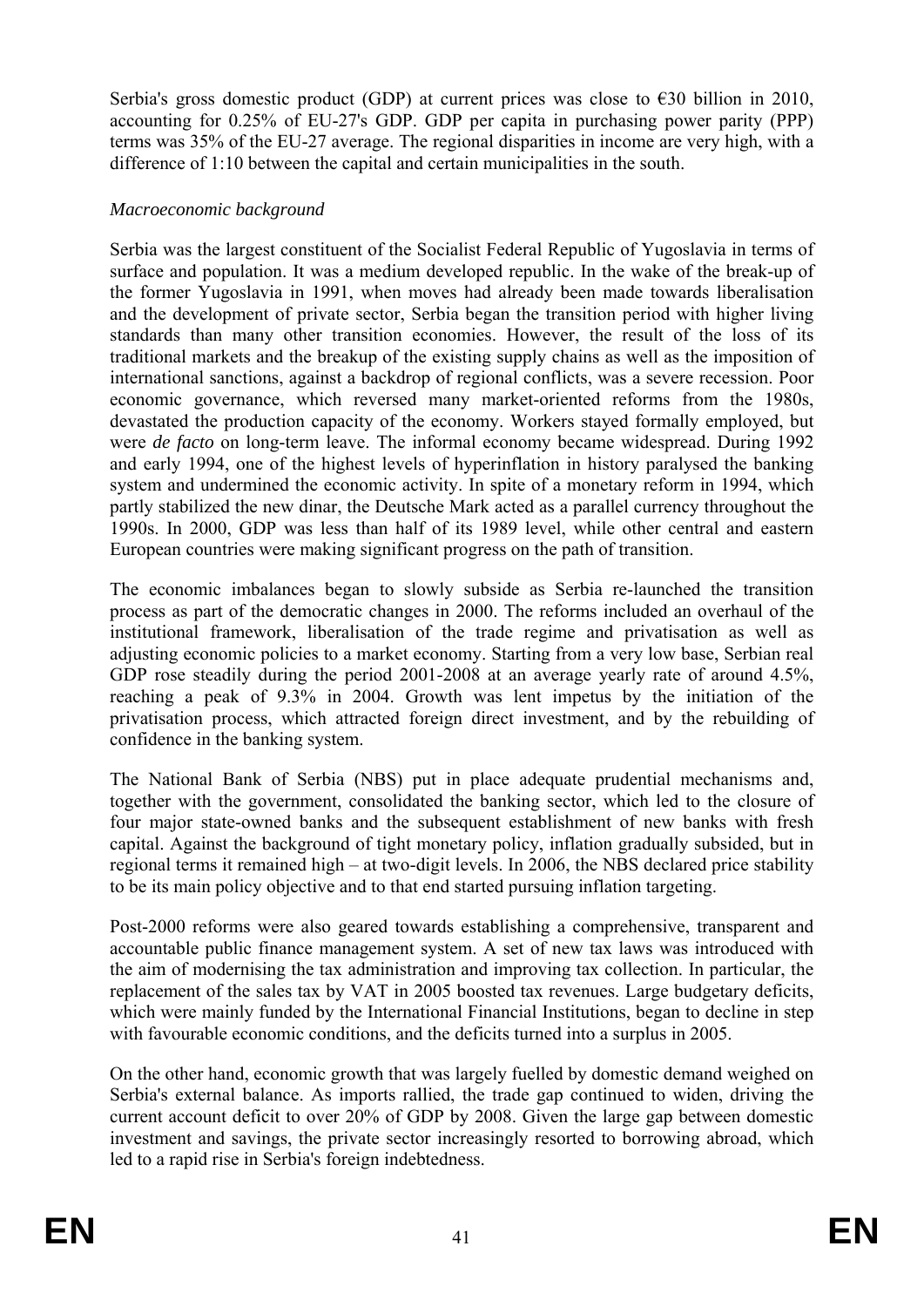Serbia's gross domestic product (GDP) at current prices was close to €30 billion in 2010, accounting for 0.25% of EU-27's GDP. GDP per capita in purchasing power parity (PPP) terms was 35% of the EU-27 average. The regional disparities in income are very high, with a difference of 1:10 between the capital and certain municipalities in the south.

*Macroeconomic background*

Serbia was the largest constituent of the Socialist Federal Republic of Yugoslavia in terms of surface and population. It was a medium developed republic. In the wake of the break-up of the former Yugoslavia in 1991, when moves had already been made towards liberalisation and the development of private sector, Serbia began the transition period with higher living standards than many other transition economies. However, the result of the loss of its traditional markets and the breakup of the existing supply chains as well as the imposition of international sanctions, against a backdrop of regional conflicts, was a severe recession. Poor economic governance, which reversed many market-oriented reforms from the 1980s, devastated the production capacity of the economy. Workers stayed formally employed, but were *de facto* on long-term leave. The informal economy became widespread. During 1992 and early 1994, one of the highest levels of hyperinflation in history paralysed the banking system and undermined the economic activity. In spite of a monetary reform in 1994, which partly stabilized the new dinar, the Deutsche Mark acted as a parallel currency throughout the 1990s. In 2000, GDP was less than half of its 1989 level, while other central and eastern European countries were making significant progress on the path of transition.

The economic imbalances began to slowly subside as Serbia re-launched the transition process as part of the democratic changes in 2000. The reforms included an overhaul of the institutional framework, liberalisation of the trade regime and privatisation as well as adjusting economic policies to a market economy. Starting from a very low base, Serbian real GDP rose steadily during the period 2001-2008 at an average yearly rate of around 4.5%, reaching a peak of 9.3% in 2004. Growth was lent impetus by the initiation of the privatisation process, which attracted foreign direct investment, and by the rebuilding of confidence in the banking system.

The National Bank of Serbia (NBS) put in place adequate prudential mechanisms and, together with the government, consolidated the banking sector, which led to the closure of four major state-owned banks and the subsequent establishment of new banks with fresh capital. Against the background of tight monetary policy, inflation gradually subsided, but in regional terms it remained high – at two-digit levels. In 2006, the NBS declared price stability to be its main policy objective and to that end started pursuing inflation targeting.

Post-2000 reforms were also geared towards establishing a comprehensive, transparent and accountable public finance management system. A set of new tax laws was introduced with the aim of modernising the tax administration and improving tax collection. In particular, the replacement of the sales tax by VAT in 2005 boosted tax revenues. Large budgetary deficits, which were mainly funded by the International Financial Institutions, began to decline in step with favourable economic conditions, and the deficits turned into a surplus in 2005.

On the other hand, economic growth that was largely fuelled by domestic demand weighed on Serbia's external balance. As imports rallied, the trade gap continued to widen, driving the current account deficit to over 20% of GDP by 2008. Given the large gap between domestic investment and savings, the private sector increasingly resorted to borrowing abroad, which led to a rapid rise in Serbia's foreign indebtedness.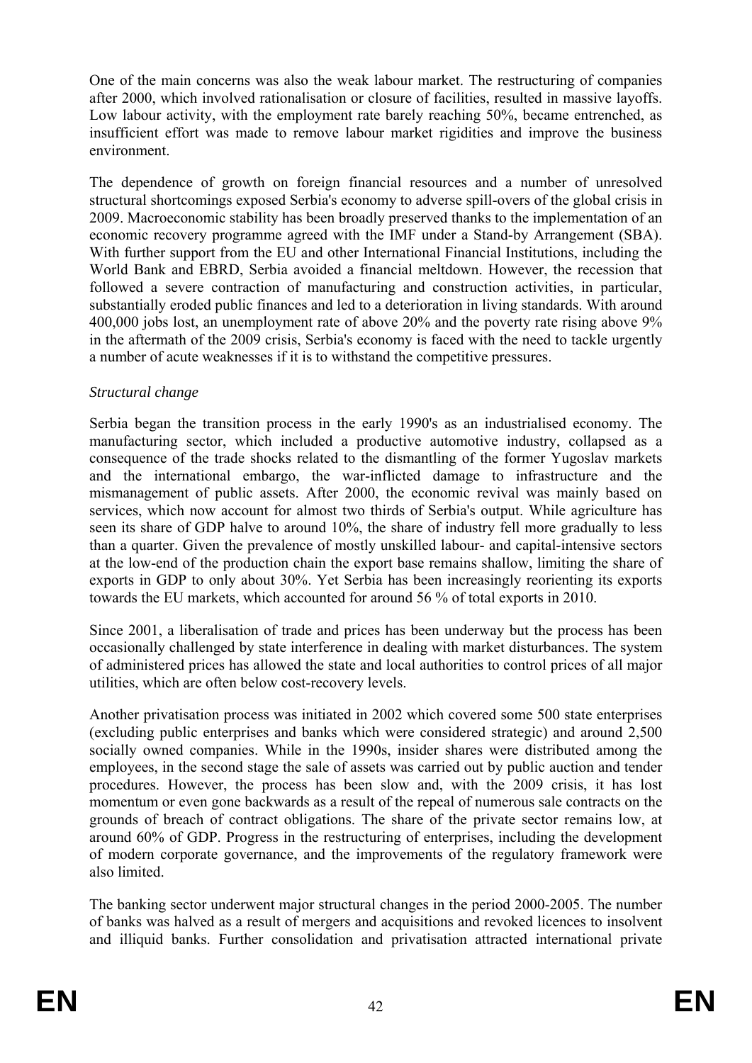One of the main concerns was also the weak labour market. The restructuring of companies after 2000, which involved rationalisation or closure of facilities, resulted in massive layoffs. Low labour activity, with the employment rate barely reaching 50%, became entrenched, as insufficient effort was made to remove labour market rigidities and improve the business environment.

The dependence of growth on foreign financial resources and a number of unresolved structural shortcomings exposed Serbia's economy to adverse spill-overs of the global crisis in 2009. Macroeconomic stability has been broadly preserved thanks to the implementation of an economic recovery programme agreed with the IMF under a Stand-by Arrangement (SBA). With further support from the EU and other International Financial Institutions, including the World Bank and EBRD, Serbia avoided a financial meltdown. However, the recession that followed a severe contraction of manufacturing and construction activities, in particular, substantially eroded public finances and led to a deterioration in living standards. With around 400,000 jobs lost, an unemployment rate of above 20% and the poverty rate rising above 9% in the aftermath of the 2009 crisis, Serbia's economy is faced with the need to tackle urgently a number of acute weaknesses if it is to withstand the competitive pressures.

*Structural change*

Serbia began the transition process in the early 1990's as an industrialised economy. The manufacturing sector, which included a productive automotive industry, collapsed as a consequence of the trade shocks related to the dismantling of the former Yugoslav markets and the international embargo, the war-inflicted damage to infrastructure and the mismanagement of public assets. After 2000, the economic revival was mainly based on services, which now account for almost two thirds of Serbia's output. While agriculture has seen its share of GDP halve to around 10%, the share of industry fell more gradually to less than a quarter. Given the prevalence of mostly unskilled labour- and capital-intensive sectors at the low-end of the production chain the export base remains shallow, limiting the share of exports in GDP to only about 30%. Yet Serbia has been increasingly reorienting its exports towards the EU markets, which accounted for around 56 % of total exports in 2010.

Since 2001, a liberalisation of trade and prices has been underway but the process has been occasionally challenged by state interference in dealing with market disturbances. The system of administered prices has allowed the state and local authorities to control prices of all major utilities, which are often below cost-recovery levels.

Another privatisation process was initiated in 2002 which covered some 500 state enterprises (excluding public enterprises and banks which were considered strategic) and around 2,500 socially owned companies. While in the 1990s, insider shares were distributed among the employees, in the second stage the sale of assets was carried out by public auction and tender procedures. However, the process has been slow and, with the 2009 crisis, it has lost momentum or even gone backwards as a result of the repeal of numerous sale contracts on the grounds of breach of contract obligations. The share of the private sector remains low, at around 60% of GDP. Progress in the restructuring of enterprises, including the development of modern corporate governance, and the improvements of the regulatory framework were also limited.

The banking sector underwent major structural changes in the period 2000-2005. The number of banks was halved as a result of mergers and acquisitions and revoked licences to insolvent and illiquid banks. Further consolidation and privatisation attracted international private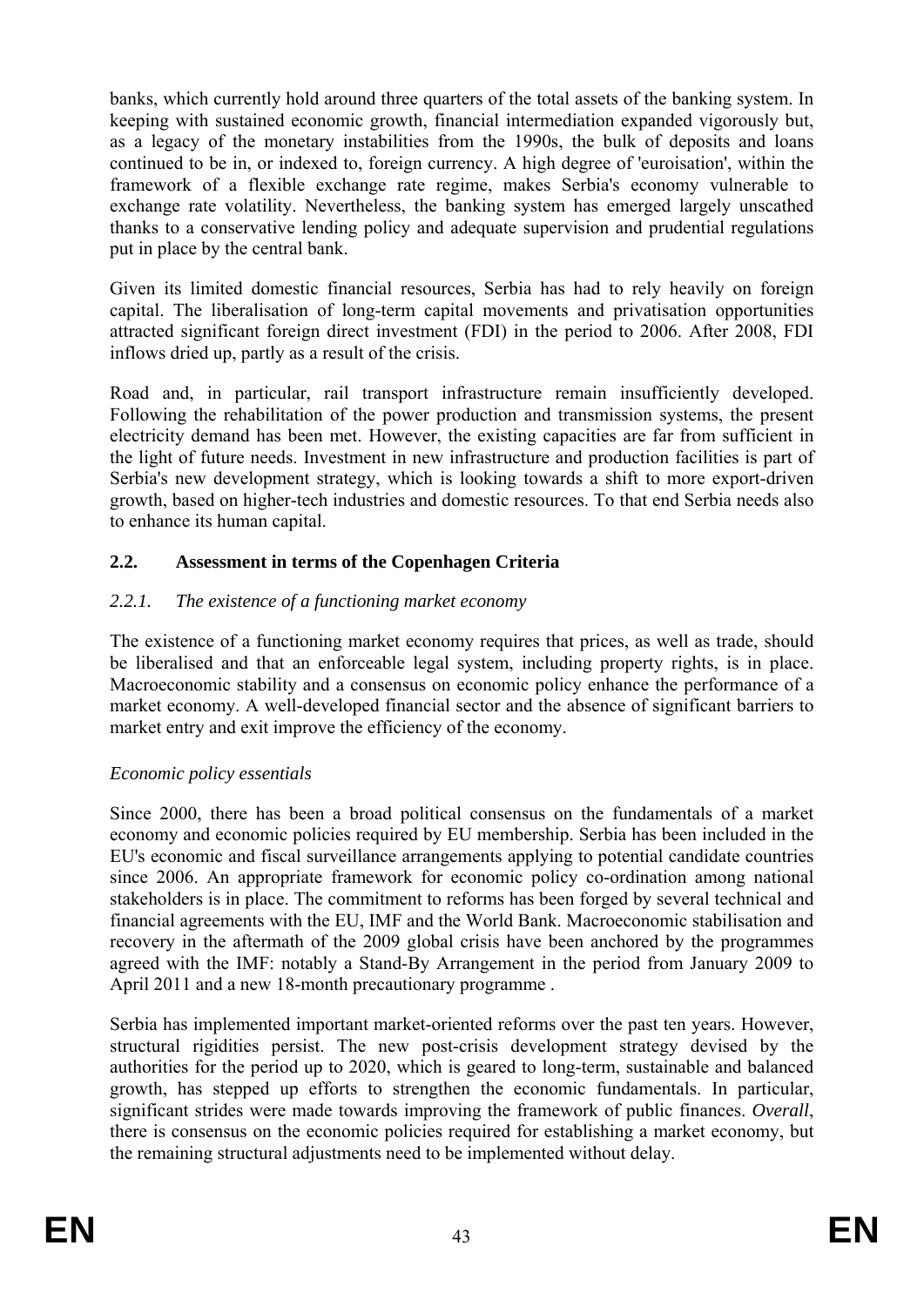banks, which currently hold around three quarters of the total assets of the banking system. In keeping with sustained economic growth, financial intermediation expanded vigorously but, as a legacy of the monetary instabilities from the 1990s, the bulk of deposits and loans continued to be in, or indexed to, foreign currency. A high degree of 'euroisation', within the framework of a flexible exchange rate regime, makes Serbia's economy vulnerable to exchange rate volatility. Nevertheless, the banking system has emerged largely unscathed thanks to a conservative lending policy and adequate supervision and prudential regulations put in place by the central bank.

Given its limited domestic financial resources, Serbia has had to rely heavily on foreign capital. The liberalisation of long-term capital movements and privatisation opportunities attracted significant foreign direct investment (FDI) in the period to 2006. After 2008, FDI inflows dried up, partly as a result of the crisis.

Road and, in particular, rail transport infrastructure remain insufficiently developed. Following the rehabilitation of the power production and transmission systems, the present electricity demand has been met. However, the existing capacities are far from sufficient in the light of future needs. Investment in new infrastructure and production facilities is part of Serbia's new development strategy, which is looking towards a shift to more export-driven growth, based on higher-tech industries and domestic resources. To that end Serbia needs also to enhance its human capital.

## 2.2. Assessment in terms of the Copenhagen Criteria

### *2.2.1. The existence of a functioning market economy*

The existence of a functioning market economy requires that prices, as well as trade, should be liberalised and that an enforceable legal system, including property rights, is in place. Macroeconomic stability and a consensus on economic policy enhance the performance of a market economy. A well-developed financial sector and the absence of significant barriers to market entry and exit improve the efficiency of the economy.

*Economic policy essentials*

Since 2000, there has been a broad political consensus on the fundamentals of a market economy and economic policies required by EU membership. Serbia has been included in the EU's economic and fiscal surveillance arrangements applying to potential candidate countries since 2006. An appropriate framework for economic policy co-ordination among national stakeholders is in place. The commitment to reforms has been forged by several technical and financial agreements with the EU, IMF and the World Bank. Macroeconomic stabilisation and recovery in the aftermath of the 2009 global crisis have been anchored by the programmes agreed with the IMF: notably a Stand-By Arrangement in the period from January 2009 to April 2011 and a new 18-month precautionary programme .

Serbia has implemented important market-oriented reforms over the past ten years. However, structural rigidities persist. The new post-crisis development strategy devised by the authorities for the period up to 2020, which is geared to long-term, sustainable and balanced growth, has stepped up efforts to strengthen the economic fundamentals. In particular, significant strides were made towards improving the framework of public finances. *Overall*, there is consensus on the economic policies required for establishing a market economy, but the remaining structural adjustments need to be implemented without delay.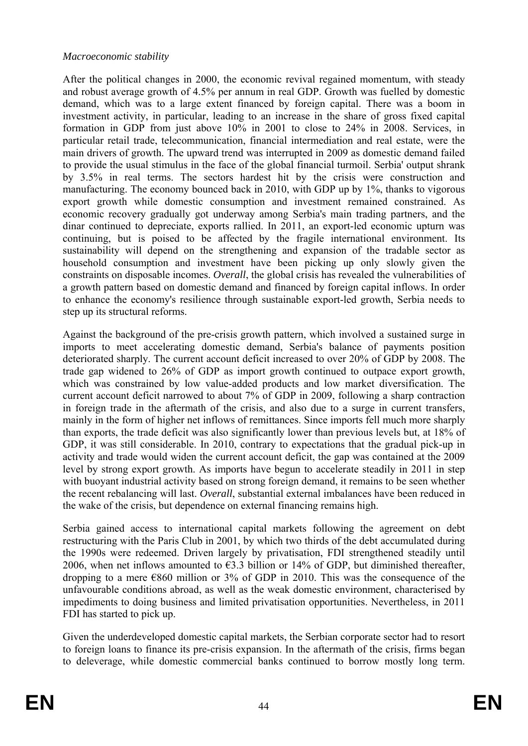*Macroeconomic stability*

After the political changes in 2000, the economic revival regained momentum, with steady and robust average growth of 4.5% per annum in real GDP. Growth was fuelled by domestic demand, which was to a large extent financed by foreign capital. There was a boom in investment activity, in particular, leading to an increase in the share of gross fixed capital formation in GDP from just above 10% in 2001 to close to 24% in 2008. Services, in particular retail trade, telecommunication, financial intermediation and real estate, were the main drivers of growth. The upward trend was interrupted in 2009 as domestic demand failed to provide the usual stimulus in the face of the global financial turmoil. Serbia' output shrank by 3.5% in real terms. The sectors hardest hit by the crisis were construction and manufacturing. The economy bounced back in 2010, with GDP up by 1%, thanks to vigorous export growth while domestic consumption and investment remained constrained. As economic recovery gradually got underway among Serbia's main trading partners, and the dinar continued to depreciate, exports rallied. In 2011, an export-led economic upturn was continuing, but is poised to be affected by the fragile international environment. Its sustainability will depend on the strengthening and expansion of the tradable sector as household consumption and investment have been picking up only slowly given the constraints on disposable incomes. *Overall*, the global crisis has revealed the vulnerabilities of a growth pattern based on domestic demand and financed by foreign capital inflows. In order to enhance the economy's resilience through sustainable export-led growth, Serbia needs to step up its structural reforms.

Against the background of the pre-crisis growth pattern, which involved a sustained surge in imports to meet accelerating domestic demand, Serbia's balance of payments position deteriorated sharply. The current account deficit increased to over 20% of GDP by 2008. The trade gap widened to 26% of GDP as import growth continued to outpace export growth, which was constrained by low value-added products and low market diversification. The current account deficit narrowed to about 7% of GDP in 2009, following a sharp contraction in foreign trade in the aftermath of the crisis, and also due to a surge in current transfers, mainly in the form of higher net inflows of remittances. Since imports fell much more sharply than exports, the trade deficit was also significantly lower than previous levels but, at 18% of GDP, it was still considerable. In 2010, contrary to expectations that the gradual pick-up in activity and trade would widen the current account deficit, the gap was contained at the 2009 level by strong export growth. As imports have begun to accelerate steadily in 2011 in step with buoyant industrial activity based on strong foreign demand, it remains to be seen whether the recent rebalancing will last. *Overall*, substantial external imbalances have been reduced in the wake of the crisis, but dependence on external financing remains high.

Serbia gained access to international capital markets following the agreement on debt restructuring with the Paris Club in 2001, by which two thirds of the debt accumulated during the 1990s were redeemed. Driven largely by privatisation, FDI strengthened steadily until 2006, when net inflows amounted to €3.3 billion or 14% of GDP, but diminished thereafter, dropping to a mere €860 million or 3% of GDP in 2010. This was the consequence of the unfavourable conditions abroad, as well as the weak domestic environment, characterised by impediments to doing business and limited privatisation opportunities. Nevertheless, in 2011 FDI has started to pick up.

Given the underdeveloped domestic capital markets, the Serbian corporate sector had to resort to foreign loans to finance its pre-crisis expansion. In the aftermath of the crisis, firms began to deleverage, while domestic commercial banks continued to borrow mostly long term.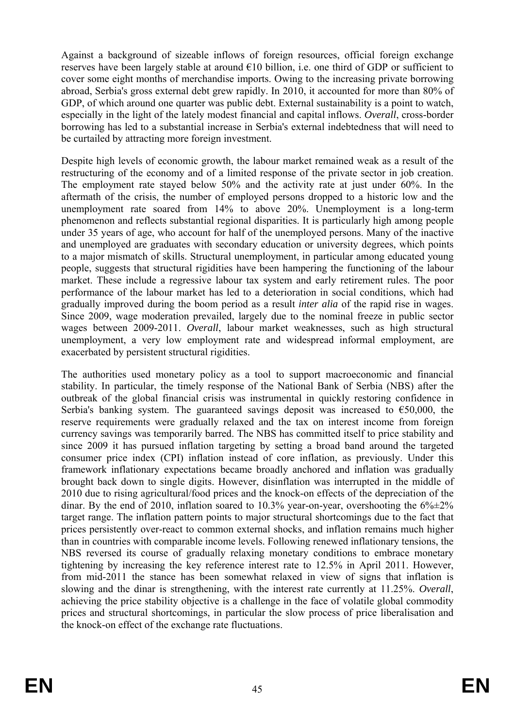Against a background of sizeable inflows of foreign resources, official foreign exchange reserves have been largely stable at around €10 billion, i.e. one third of GDP or sufficient to cover some eight months of merchandise imports. Owing to the increasing private borrowing abroad, Serbia's gross external debt grew rapidly. In 2010, it accounted for more than 80% of GDP, of which around one quarter was public debt. External sustainability is a point to watch, especially in the light of the lately modest financial and capital inflows. *Overall*, cross-border borrowing has led to a substantial increase in Serbia's external indebtedness that will need to be curtailed by attracting more foreign investment.

Despite high levels of economic growth, the labour market remained weak as a result of the restructuring of the economy and of a limited response of the private sector in job creation. The employment rate stayed below 50% and the activity rate at just under 60%. In the aftermath of the crisis, the number of employed persons dropped to a historic low and the unemployment rate soared from 14% to above 20%. Unemployment is a long-term phenomenon and reflects substantial regional disparities. It is particularly high among people under 35 years of age, who account for half of the unemployed persons. Many of the inactive and unemployed are graduates with secondary education or university degrees, which points to a major mismatch of skills. Structural unemployment, in particular among educated young people, suggests that structural rigidities have been hampering the functioning of the labour market. These include a regressive labour tax system and early retirement rules. The poor performance of the labour market has led to a deterioration in social conditions, which had gradually improved during the boom period as a result *inter alia* of the rapid rise in wages. Since 2009, wage moderation prevailed, largely due to the nominal freeze in public sector wages between 2009-2011. *Overall*, labour market weaknesses, such as high structural unemployment, a very low employment rate and widespread informal employment, are exacerbated by persistent structural rigidities.

The authorities used monetary policy as a tool to support macroeconomic and financial stability. In particular, the timely response of the National Bank of Serbia (NBS) after the outbreak of the global financial crisis was instrumental in quickly restoring confidence in Serbia's banking system. The guaranteed savings deposit was increased to €50,000, the reserve requirements were gradually relaxed and the tax on interest income from foreign currency savings was temporarily barred. The NBS has committed itself to price stability and since 2009 it has pursued inflation targeting by setting a broad band around the targeted consumer price index (CPI) inflation instead of core inflation, as previously. Under this framework inflationary expectations became broadly anchored and inflation was gradually brought back down to single digits. However, disinflation was interrupted in the middle of 2010 due to rising agricultural/food prices and the knock-on effects of the depreciation of the dinar. By the end of 2010, inflation soared to 10.3% year-on-year, overshooting the 6%±2% target range. The inflation pattern points to major structural shortcomings due to the fact that prices persistently over-react to common external shocks, and inflation remains much higher than in countries with comparable income levels. Following renewed inflationary tensions, the NBS reversed its course of gradually relaxing monetary conditions to embrace monetary tightening by increasing the key reference interest rate to 12.5% in April 2011. However, from mid-2011 the stance has been somewhat relaxed in view of signs that inflation is slowing and the dinar is strengthening, with the interest rate currently at 11.25%. *Overall*, achieving the price stability objective is a challenge in the face of volatile global commodity prices and structural shortcomings, in particular the slow process of price liberalisation and the knock-on effect of the exchange rate fluctuations.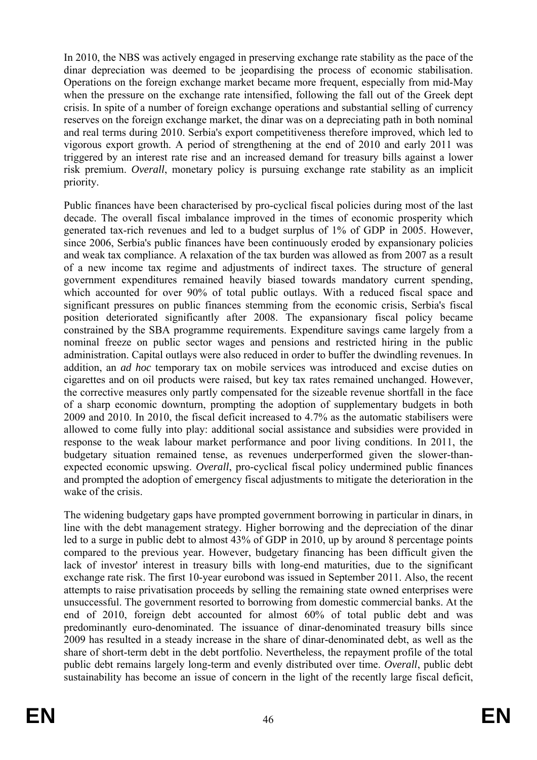In 2010, the NBS was actively engaged in preserving exchange rate stability as the pace of the dinar depreciation was deemed to be jeopardising the process of economic stabilisation. Operations on the foreign exchange market became more frequent, especially from mid-May when the pressure on the exchange rate intensified, following the fall out of the Greek dept crisis. In spite of a number of foreign exchange operations and substantial selling of currency reserves on the foreign exchange market, the dinar was on a depreciating path in both nominal and real terms during 2010. Serbia's export competitiveness therefore improved, which led to vigorous export growth. A period of strengthening at the end of 2010 and early 2011 was triggered by an interest rate rise and an increased demand for treasury bills against a lower risk premium. *Overall*, monetary policy is pursuing exchange rate stability as an implicit priority.

Public finances have been characterised by pro-cyclical fiscal policies during most of the last decade. The overall fiscal imbalance improved in the times of economic prosperity which generated tax-rich revenues and led to a budget surplus of 1% of GDP in 2005. However, since 2006, Serbia's public finances have been continuously eroded by expansionary policies and weak tax compliance. A relaxation of the tax burden was allowed as from 2007 as a result of a new income tax regime and adjustments of indirect taxes. The structure of general government expenditures remained heavily biased towards mandatory current spending, which accounted for over 90% of total public outlays. With a reduced fiscal space and significant pressures on public finances stemming from the economic crisis, Serbia's fiscal position deteriorated significantly after 2008. The expansionary fiscal policy became constrained by the SBA programme requirements. Expenditure savings came largely from a nominal freeze on public sector wages and pensions and restricted hiring in the public administration. Capital outlays were also reduced in order to buffer the dwindling revenues. In addition, an *ad hoc* temporary tax on mobile services was introduced and excise duties on cigarettes and on oil products were raised, but key tax rates remained unchanged. However, the corrective measures only partly compensated for the sizeable revenue shortfall in the face of a sharp economic downturn, prompting the adoption of supplementary budgets in both 2009 and 2010. In 2010, the fiscal deficit increased to 4.7% as the automatic stabilisers were allowed to come fully into play: additional social assistance and subsidies were provided in response to the weak labour market performance and poor living conditions. In 2011, the budgetary situation remained tense, as revenues underperformed given the slower-than-expected economic upswing. *Overall*, pro-cyclical fiscal policy undermined public finances and prompted the adoption of emergency fiscal adjustments to mitigate the deterioration in the wake of the crisis.

The widening budgetary gaps have prompted government borrowing in particular in dinars, in line with the debt management strategy. Higher borrowing and the depreciation of the dinar led to a surge in public debt to almost 43% of GDP in 2010, up by around 8 percentage points compared to the previous year. However, budgetary financing has been difficult given the lack of investor' interest in treasury bills with long-end maturities, due to the significant exchange rate risk. The first 10-year eurobond was issued in September 2011. Also, the recent attempts to raise privatisation proceeds by selling the remaining state owned enterprises were unsuccessful. The government resorted to borrowing from domestic commercial banks. At the end of 2010, foreign debt accounted for almost 60% of total public debt and was predominantly euro-denominated. The issuance of dinar-denominated treasury bills since 2009 has resulted in a steady increase in the share of dinar-denominated debt, as well as the share of short-term debt in the debt portfolio. Nevertheless, the repayment profile of the total public debt remains largely long-term and evenly distributed over time. *Overall*, public debt sustainability has become an issue of concern in the light of the recently large fiscal deficit,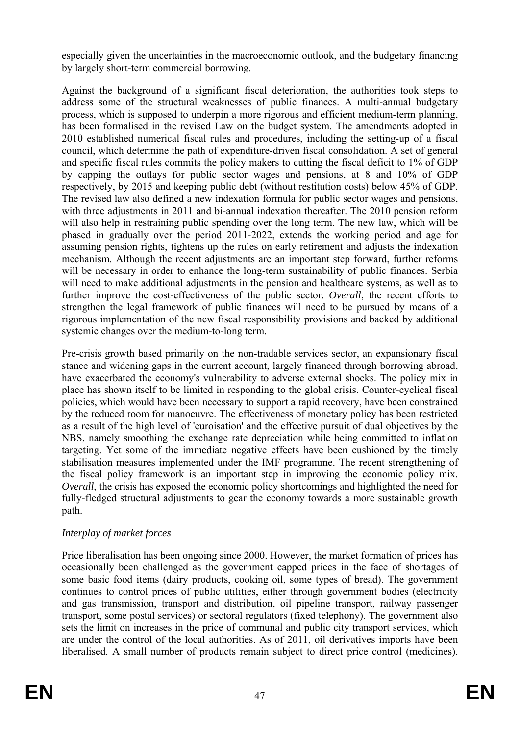especially given the uncertainties in the macroeconomic outlook, and the budgetary financing by largely short-term commercial borrowing.

Against the background of a significant fiscal deterioration, the authorities took steps to address some of the structural weaknesses of public finances. A multi-annual budgetary process, which is supposed to underpin a more rigorous and efficient medium-term planning, has been formalised in the revised Law on the budget system. The amendments adopted in 2010 established numerical fiscal rules and procedures, including the setting-up of a fiscal council, which determine the path of expenditure-driven fiscal consolidation. A set of general and specific fiscal rules commits the policy makers to cutting the fiscal deficit to 1% of GDP by capping the outlays for public sector wages and pensions, at 8 and 10% of GDP respectively, by 2015 and keeping public debt (without restitution costs) below 45% of GDP. The revised law also defined a new indexation formula for public sector wages and pensions, with three adjustments in 2011 and bi-annual indexation thereafter. The 2010 pension reform will also help in restraining public spending over the long term. The new law, which will be phased in gradually over the period 2011-2022, extends the working period and age for assuming pension rights, tightens up the rules on early retirement and adjusts the indexation mechanism. Although the recent adjustments are an important step forward, further reforms will be necessary in order to enhance the long-term sustainability of public finances. Serbia will need to make additional adjustments in the pension and healthcare systems, as well as to further improve the cost-effectiveness of the public sector. *Overall*, the recent efforts to strengthen the legal framework of public finances will need to be pursued by means of a rigorous implementation of the new fiscal responsibility provisions and backed by additional systemic changes over the medium-to-long term.

Pre-crisis growth based primarily on the non-tradable services sector, an expansionary fiscal stance and widening gaps in the current account, largely financed through borrowing abroad, have exacerbated the economy's vulnerability to adverse external shocks. The policy mix in place has shown itself to be limited in responding to the global crisis. Counter-cyclical fiscal policies, which would have been necessary to support a rapid recovery, have been constrained by the reduced room for manoeuvre. The effectiveness of monetary policy has been restricted as a result of the high level of 'euroisation' and the effective pursuit of dual objectives by the NBS, namely smoothing the exchange rate depreciation while being committed to inflation targeting. Yet some of the immediate negative effects have been cushioned by the timely stabilisation measures implemented under the IMF programme. The recent strengthening of the fiscal policy framework is an important step in improving the economic policy mix. *Overall*, the crisis has exposed the economic policy shortcomings and highlighted the need for fully-fledged structural adjustments to gear the economy towards a more sustainable growth path.

*Interplay of market forces*

Price liberalisation has been ongoing since 2000. However, the market formation of prices has occasionally been challenged as the government capped prices in the face of shortages of some basic food items (dairy products, cooking oil, some types of bread). The government continues to control prices of public utilities, either through government bodies (electricity and gas transmission, transport and distribution, oil pipeline transport, railway passenger transport, some postal services) or sectoral regulators (fixed telephony). The government also sets the limit on increases in the price of communal and public city transport services, which are under the control of the local authorities. As of 2011, oil derivatives imports have been liberalised. A small number of products remain subject to direct price control (medicines).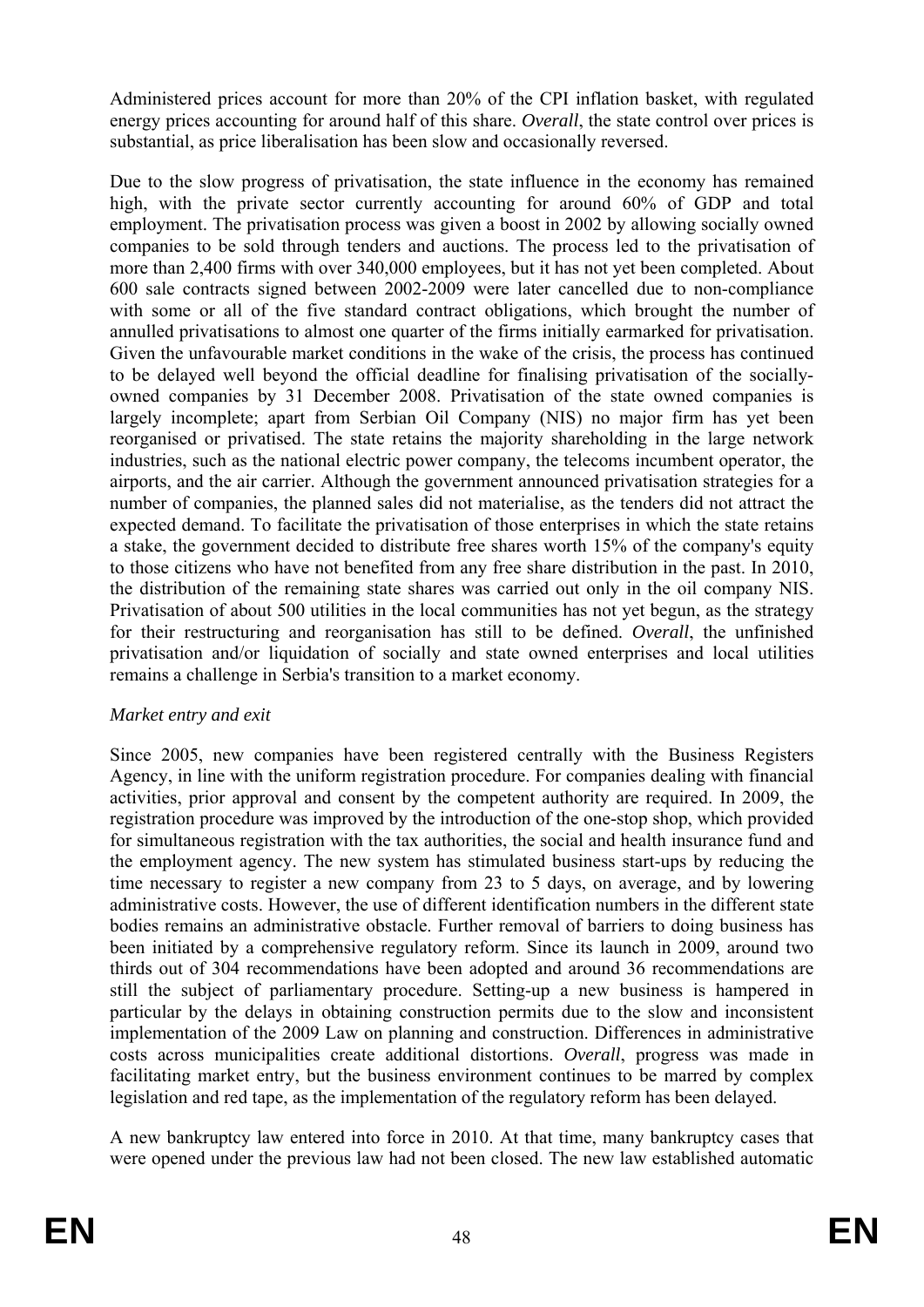Administered prices account for more than 20% of the CPI inflation basket, with regulated energy prices accounting for around half of this share. *Overall*, the state control over prices is substantial, as price liberalisation has been slow and occasionally reversed.

Due to the slow progress of privatisation, the state influence in the economy has remained high, with the private sector currently accounting for around 60% of GDP and total employment. The privatisation process was given a boost in 2002 by allowing socially owned companies to be sold through tenders and auctions. The process led to the privatisation of more than 2,400 firms with over 340,000 employees, but it has not yet been completed. About 600 sale contracts signed between 2002-2009 were later cancelled due to non-compliance with some or all of the five standard contract obligations, which brought the number of annulled privatisations to almost one quarter of the firms initially earmarked for privatisation. Given the unfavourable market conditions in the wake of the crisis, the process has continued to be delayed well beyond the official deadline for finalising privatisation of the socially-owned companies by 31 December 2008. Privatisation of the state owned companies is largely incomplete; apart from Serbian Oil Company (NIS) no major firm has yet been reorganised or privatised. The state retains the majority shareholding in the large network industries, such as the national electric power company, the telecoms incumbent operator, the airports, and the air carrier. Although the government announced privatisation strategies for a number of companies, the planned sales did not materialise, as the tenders did not attract the expected demand. To facilitate the privatisation of those enterprises in which the state retains a stake, the government decided to distribute free shares worth 15% of the company's equity to those citizens who have not benefited from any free share distribution in the past. In 2010, the distribution of the remaining state shares was carried out only in the oil company NIS. Privatisation of about 500 utilities in the local communities has not yet begun, as the strategy for their restructuring and reorganisation has still to be defined. *Overall*, the unfinished privatisation and/or liquidation of socially and state owned enterprises and local utilities remains a challenge in Serbia's transition to a market economy.

*Market entry and exit*

Since 2005, new companies have been registered centrally with the Business Registers Agency, in line with the uniform registration procedure. For companies dealing with financial activities, prior approval and consent by the competent authority are required. In 2009, the registration procedure was improved by the introduction of the one-stop shop, which provided for simultaneous registration with the tax authorities, the social and health insurance fund and the employment agency. The new system has stimulated business start-ups by reducing the time necessary to register a new company from 23 to 5 days, on average, and by lowering administrative costs. However, the use of different identification numbers in the different state bodies remains an administrative obstacle. Further removal of barriers to doing business has been initiated by a comprehensive regulatory reform. Since its launch in 2009, around two thirds out of 304 recommendations have been adopted and around 36 recommendations are still the subject of parliamentary procedure. Setting-up a new business is hampered in particular by the delays in obtaining construction permits due to the slow and inconsistent implementation of the 2009 Law on planning and construction. Differences in administrative costs across municipalities create additional distortions. *Overall*, progress was made in facilitating market entry, but the business environment continues to be marred by complex legislation and red tape, as the implementation of the regulatory reform has been delayed.

A new bankruptcy law entered into force in 2010. At that time, many bankruptcy cases that were opened under the previous law had not been closed. The new law established automatic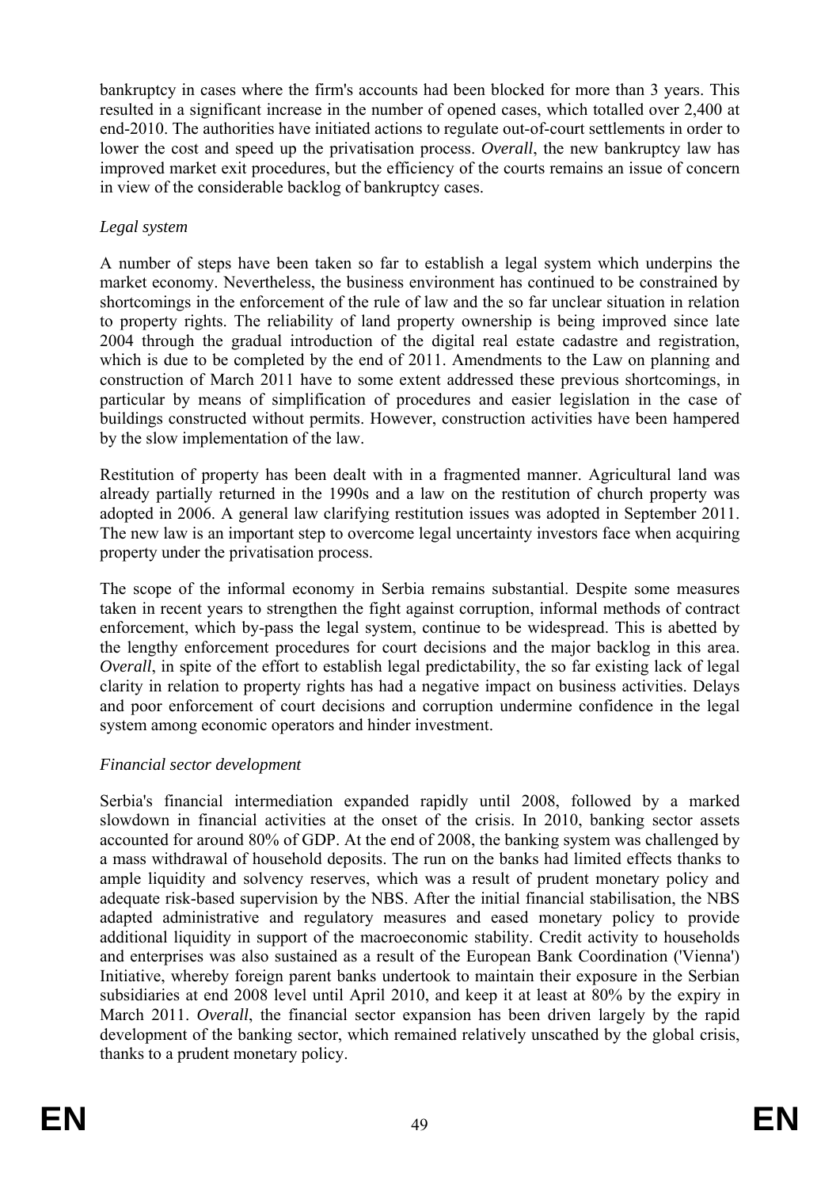bankruptcy in cases where the firm's accounts had been blocked for more than 3 years. This resulted in a significant increase in the number of opened cases, which totalled over 2,400 at end-2010. The authorities have initiated actions to regulate out-of-court settlements in order to lower the cost and speed up the privatisation process. *Overall*, the new bankruptcy law has improved market exit procedures, but the efficiency of the courts remains an issue of concern in view of the considerable backlog of bankruptcy cases.

*Legal system*

A number of steps have been taken so far to establish a legal system which underpins the market economy. Nevertheless, the business environment has continued to be constrained by shortcomings in the enforcement of the rule of law and the so far unclear situation in relation to property rights. The reliability of land property ownership is being improved since late 2004 through the gradual introduction of the digital real estate cadastre and registration, which is due to be completed by the end of 2011. Amendments to the Law on planning and construction of March 2011 have to some extent addressed these previous shortcomings, in particular by means of simplification of procedures and easier legislation in the case of buildings constructed without permits. However, construction activities have been hampered by the slow implementation of the law.

Restitution of property has been dealt with in a fragmented manner. Agricultural land was already partially returned in the 1990s and a law on the restitution of church property was adopted in 2006. A general law clarifying restitution issues was adopted in September 2011. The new law is an important step to overcome legal uncertainty investors face when acquiring property under the privatisation process.

The scope of the informal economy in Serbia remains substantial. Despite some measures taken in recent years to strengthen the fight against corruption, informal methods of contract enforcement, which by-pass the legal system, continue to be widespread. This is abetted by the lengthy enforcement procedures for court decisions and the major backlog in this area. *Overall*, in spite of the effort to establish legal predictability, the so far existing lack of legal clarity in relation to property rights has had a negative impact on business activities. Delays and poor enforcement of court decisions and corruption undermine confidence in the legal system among economic operators and hinder investment.

*Financial sector development*

Serbia's financial intermediation expanded rapidly until 2008, followed by a marked slowdown in financial activities at the onset of the crisis. In 2010, banking sector assets accounted for around 80% of GDP. At the end of 2008, the banking system was challenged by a mass withdrawal of household deposits. The run on the banks had limited effects thanks to ample liquidity and solvency reserves, which was a result of prudent monetary policy and adequate risk-based supervision by the NBS. After the initial financial stabilisation, the NBS adapted administrative and regulatory measures and eased monetary policy to provide additional liquidity in support of the macroeconomic stability. Credit activity to households and enterprises was also sustained as a result of the European Bank Coordination ('Vienna') Initiative, whereby foreign parent banks undertook to maintain their exposure in the Serbian subsidiaries at end 2008 level until April 2010, and keep it at least at 80% by the expiry in March 2011. *Overall*, the financial sector expansion has been driven largely by the rapid development of the banking sector, which remained relatively unscathed by the global crisis, thanks to a prudent monetary policy.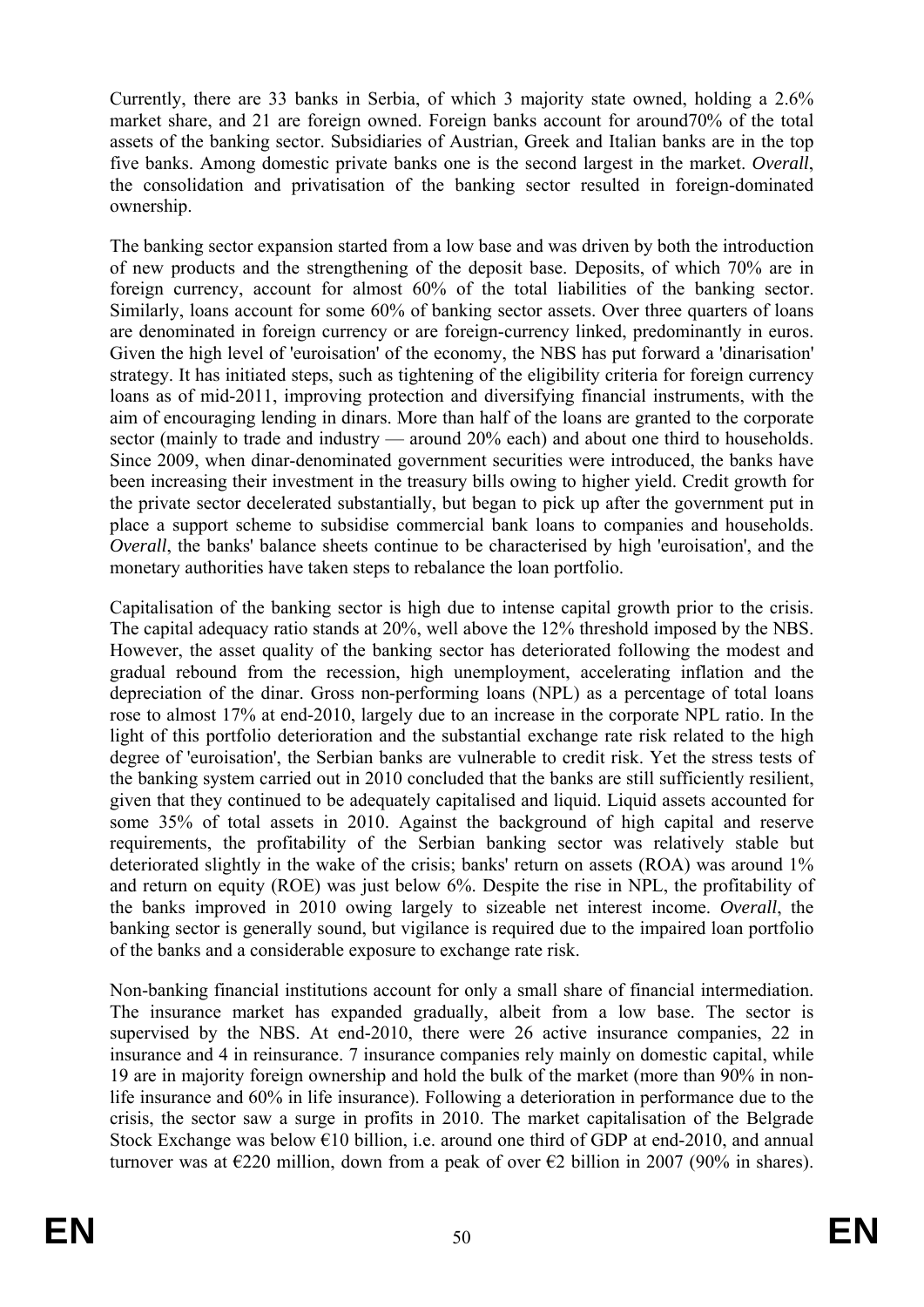Currently, there are 33 banks in Serbia, of which 3 majority state owned, holding a 2.6% market share, and 21 are foreign owned. Foreign banks account for around70% of the total assets of the banking sector. Subsidiaries of Austrian, Greek and Italian banks are in the top five banks. Among domestic private banks one is the second largest in the market. *Overall*, the consolidation and privatisation of the banking sector resulted in foreign-dominated ownership.

The banking sector expansion started from a low base and was driven by both the introduction of new products and the strengthening of the deposit base. Deposits, of which 70% are in foreign currency, account for almost 60% of the total liabilities of the banking sector. Similarly, loans account for some 60% of banking sector assets. Over three quarters of loans are denominated in foreign currency or are foreign-currency linked, predominantly in euros. Given the high level of 'euroisation' of the economy, the NBS has put forward a 'dinarisation' strategy. It has initiated steps, such as tightening of the eligibility criteria for foreign currency loans as of mid-2011, improving protection and diversifying financial instruments, with the aim of encouraging lending in dinars. More than half of the loans are granted to the corporate sector (mainly to trade and industry — around 20% each) and about one third to households. Since 2009, when dinar-denominated government securities were introduced, the banks have been increasing their investment in the treasury bills owing to higher yield. Credit growth for the private sector decelerated substantially, but began to pick up after the government put in place a support scheme to subsidise commercial bank loans to companies and households. *Overall*, the banks' balance sheets continue to be characterised by high 'euroisation', and the monetary authorities have taken steps to rebalance the loan portfolio.

Capitalisation of the banking sector is high due to intense capital growth prior to the crisis. The capital adequacy ratio stands at 20%, well above the 12% threshold imposed by the NBS. However, the asset quality of the banking sector has deteriorated following the modest and gradual rebound from the recession, high unemployment, accelerating inflation and the depreciation of the dinar. Gross non-performing loans (NPL) as a percentage of total loans rose to almost 17% at end-2010, largely due to an increase in the corporate NPL ratio. In the light of this portfolio deterioration and the substantial exchange rate risk related to the high degree of 'euroisation', the Serbian banks are vulnerable to credit risk. Yet the stress tests of the banking system carried out in 2010 concluded that the banks are still sufficiently resilient, given that they continued to be adequately capitalised and liquid. Liquid assets accounted for some 35% of total assets in 2010. Against the background of high capital and reserve requirements, the profitability of the Serbian banking sector was relatively stable but deteriorated slightly in the wake of the crisis; banks' return on assets (ROA) was around 1% and return on equity (ROE) was just below 6%. Despite the rise in NPL, the profitability of the banks improved in 2010 owing largely to sizeable net interest income. *Overall*, the banking sector is generally sound, but vigilance is required due to the impaired loan portfolio of the banks and a considerable exposure to exchange rate risk.

Non-banking financial institutions account for only a small share of financial intermediation. The insurance market has expanded gradually, albeit from a low base. The sector is supervised by the NBS. At end-2010, there were 26 active insurance companies, 22 in insurance and 4 in reinsurance. 7 insurance companies rely mainly on domestic capital, while 19 are in majority foreign ownership and hold the bulk of the market (more than 90% in non-life insurance and 60% in life insurance). Following a deterioration in performance due to the crisis, the sector saw a surge in profits in 2010. The market capitalisation of the Belgrade Stock Exchange was below €10 billion, i.e. around one third of GDP at end-2010, and annual turnover was at €220 million, down from a peak of over €2 billion in 2007 (90% in shares).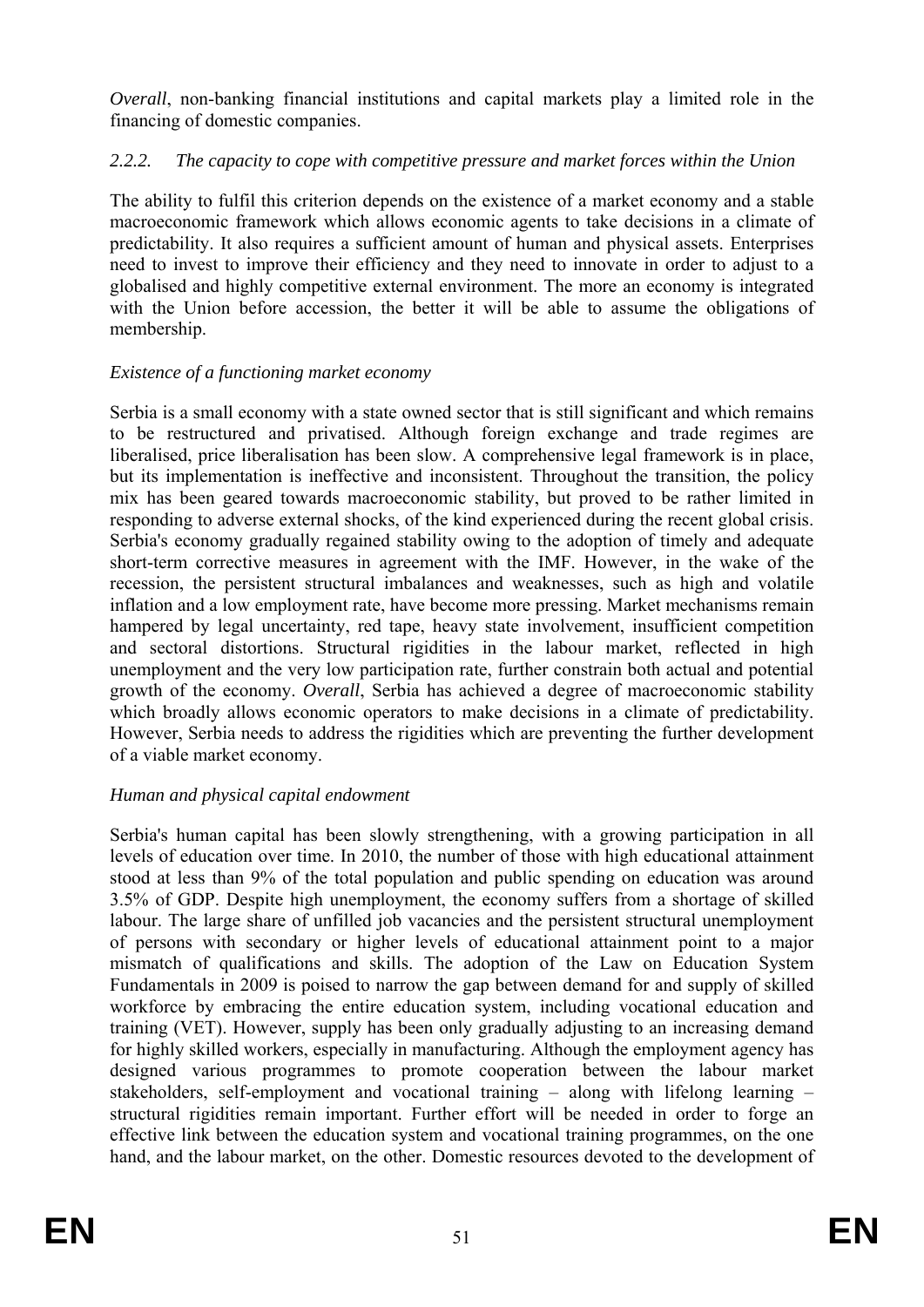*Overall*, non-banking financial institutions and capital markets play a limited role in the financing of domestic companies.

### *2.2.2. The capacity to cope with competitive pressure and market forces within the Union*

The ability to fulfil this criterion depends on the existence of a market economy and a stable macroeconomic framework which allows economic agents to take decisions in a climate of predictability. It also requires a sufficient amount of human and physical assets. Enterprises need to invest to improve their efficiency and they need to innovate in order to adjust to a globalised and highly competitive external environment. The more an economy is integrated with the Union before accession, the better it will be able to assume the obligations of membership.

*Existence of a functioning market economy*

Serbia is a small economy with a state owned sector that is still significant and which remains to be restructured and privatised. Although foreign exchange and trade regimes are liberalised, price liberalisation has been slow. A comprehensive legal framework is in place, but its implementation is ineffective and inconsistent. Throughout the transition, the policy mix has been geared towards macroeconomic stability, but proved to be rather limited in responding to adverse external shocks, of the kind experienced during the recent global crisis. Serbia's economy gradually regained stability owing to the adoption of timely and adequate short-term corrective measures in agreement with the IMF. However, in the wake of the recession, the persistent structural imbalances and weaknesses, such as high and volatile inflation and a low employment rate, have become more pressing. Market mechanisms remain hampered by legal uncertainty, red tape, heavy state involvement, insufficient competition and sectoral distortions. Structural rigidities in the labour market, reflected in high unemployment and the very low participation rate, further constrain both actual and potential growth of the economy. *Overall*, Serbia has achieved a degree of macroeconomic stability which broadly allows economic operators to make decisions in a climate of predictability. However, Serbia needs to address the rigidities which are preventing the further development of a viable market economy.

*Human and physical capital endowment*

Serbia's human capital has been slowly strengthening, with a growing participation in all levels of education over time. In 2010, the number of those with high educational attainment stood at less than 9% of the total population and public spending on education was around 3.5% of GDP. Despite high unemployment, the economy suffers from a shortage of skilled labour. The large share of unfilled job vacancies and the persistent structural unemployment of persons with secondary or higher levels of educational attainment point to a major mismatch of qualifications and skills. The adoption of the Law on Education System Fundamentals in 2009 is poised to narrow the gap between demand for and supply of skilled workforce by embracing the entire education system, including vocational education and training (VET). However, supply has been only gradually adjusting to an increasing demand for highly skilled workers, especially in manufacturing. Although the employment agency has designed various programmes to promote cooperation between the labour market stakeholders, self-employment and vocational training – along with lifelong learning – structural rigidities remain important. Further effort will be needed in order to forge an effective link between the education system and vocational training programmes, on the one hand, and the labour market, on the other. Domestic resources devoted to the development of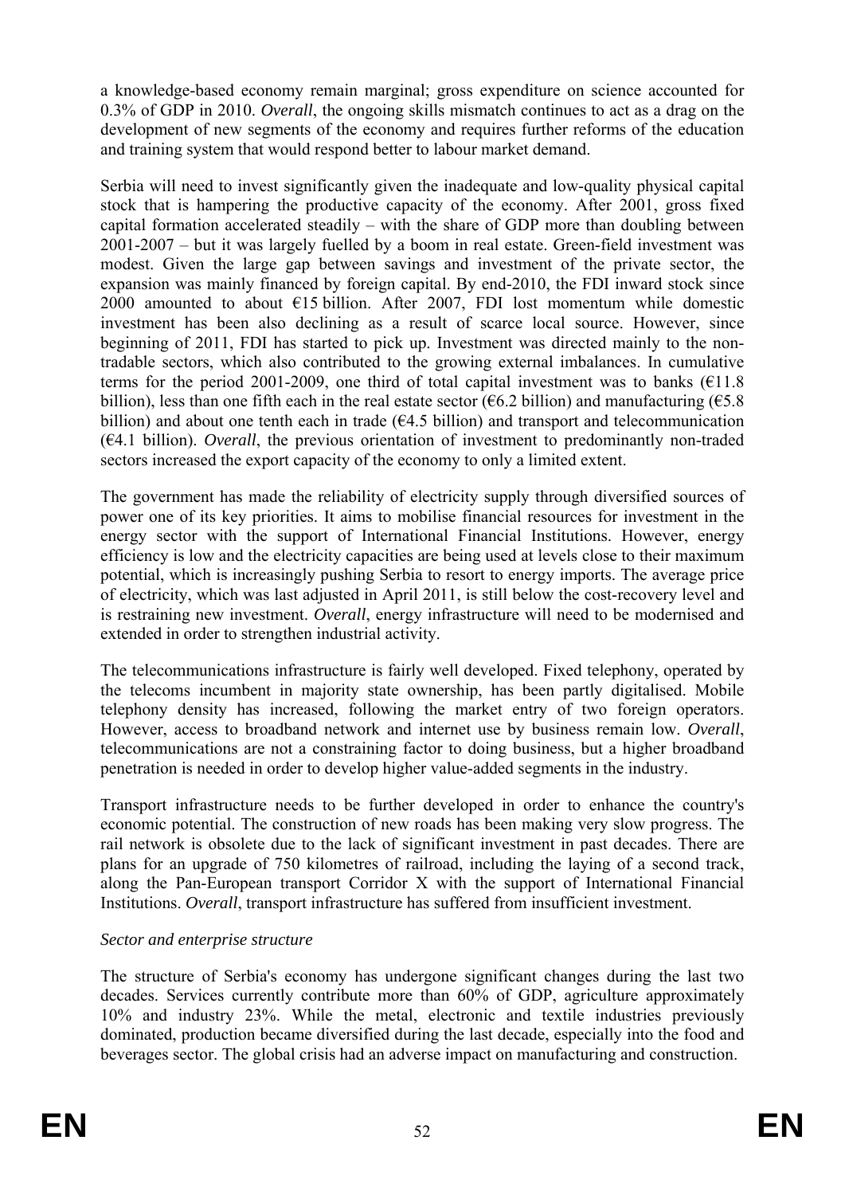a knowledge-based economy remain marginal; gross expenditure on science accounted for 0.3% of GDP in 2010. *Overall*, the ongoing skills mismatch continues to act as a drag on the development of new segments of the economy and requires further reforms of the education and training system that would respond better to labour market demand.

Serbia will need to invest significantly given the inadequate and low-quality physical capital stock that is hampering the productive capacity of the economy. After 2001, gross fixed capital formation accelerated steadily – with the share of GDP more than doubling between 2001-2007 – but it was largely fuelled by a boom in real estate. Green-field investment was modest. Given the large gap between savings and investment of the private sector, the expansion was mainly financed by foreign capital. By end-2010, the FDI inward stock since 2000 amounted to about €15 billion. After 2007, FDI lost momentum while domestic investment has been also declining as a result of scarce local source. However, since beginning of 2011, FDI has started to pick up. Investment was directed mainly to the non-tradable sectors, which also contributed to the growing external imbalances. In cumulative terms for the period 2001-2009, one third of total capital investment was to banks (€11.8 billion), less than one fifth each in the real estate sector (€6.2 billion) and manufacturing (€5.8 billion) and about one tenth each in trade (€4.5 billion) and transport and telecommunication (€4.1 billion). *Overall*, the previous orientation of investment to predominantly non-traded sectors increased the export capacity of the economy to only a limited extent.

The government has made the reliability of electricity supply through diversified sources of power one of its key priorities. It aims to mobilise financial resources for investment in the energy sector with the support of International Financial Institutions. However, energy efficiency is low and the electricity capacities are being used at levels close to their maximum potential, which is increasingly pushing Serbia to resort to energy imports. The average price of electricity, which was last adjusted in April 2011, is still below the cost-recovery level and is restraining new investment. *Overall*, energy infrastructure will need to be modernised and extended in order to strengthen industrial activity.

The telecommunications infrastructure is fairly well developed. Fixed telephony, operated by the telecoms incumbent in majority state ownership, has been partly digitalised. Mobile telephony density has increased, following the market entry of two foreign operators. However, access to broadband network and internet use by business remain low. *Overall*, telecommunications are not a constraining factor to doing business, but a higher broadband penetration is needed in order to develop higher value-added segments in the industry.

Transport infrastructure needs to be further developed in order to enhance the country's economic potential. The construction of new roads has been making very slow progress. The rail network is obsolete due to the lack of significant investment in past decades. There are plans for an upgrade of 750 kilometres of railroad, including the laying of a second track, along the Pan-European transport Corridor X with the support of International Financial Institutions. *Overall*, transport infrastructure has suffered from insufficient investment.

*Sector and enterprise structure*

The structure of Serbia's economy has undergone significant changes during the last two decades. Services currently contribute more than 60% of GDP, agriculture approximately 10% and industry 23%. While the metal, electronic and textile industries previously dominated, production became diversified during the last decade, especially into the food and beverages sector. The global crisis had an adverse impact on manufacturing and construction.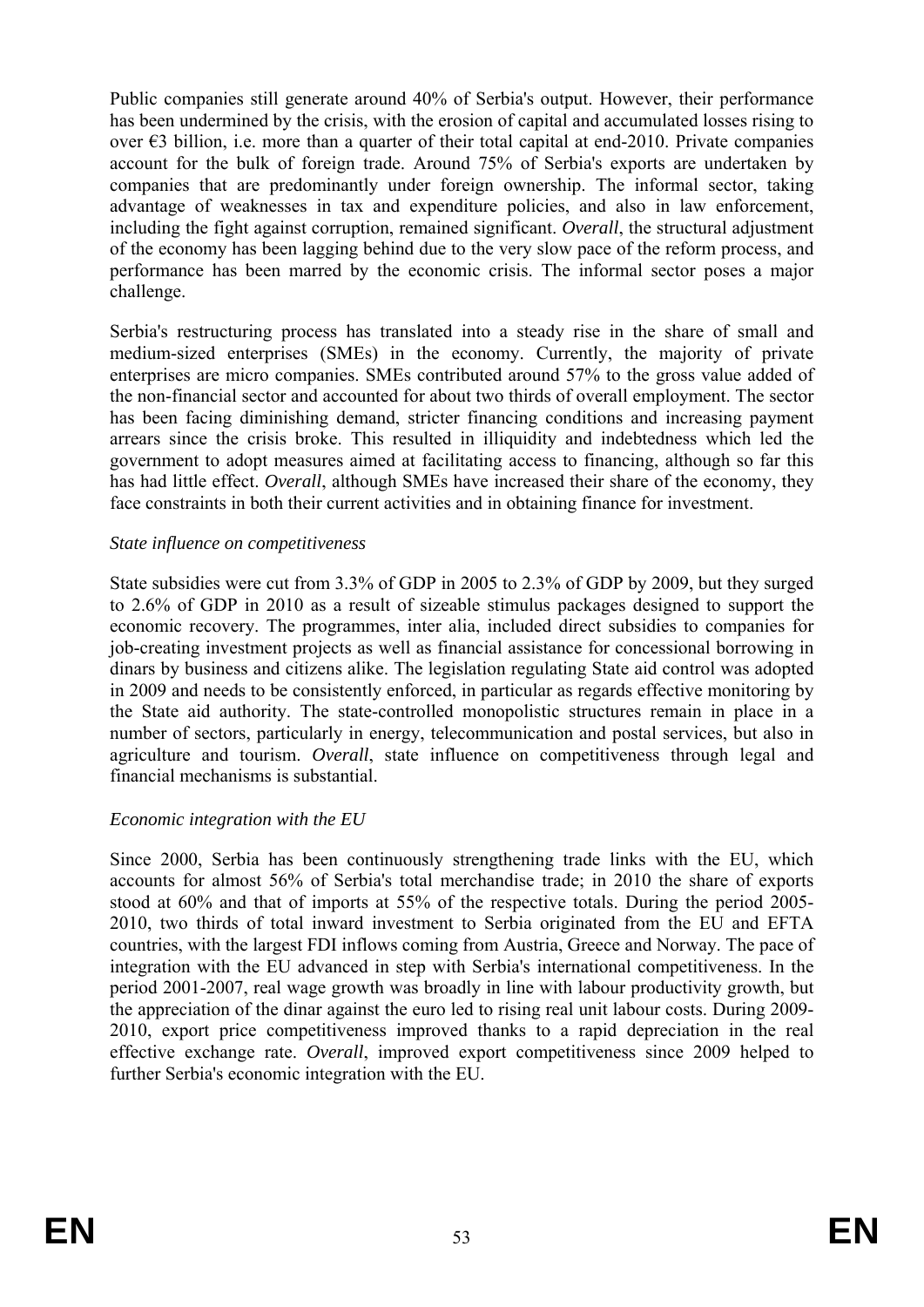Public companies still generate around 40% of Serbia's output. However, their performance has been undermined by the crisis, with the erosion of capital and accumulated losses rising to over €3 billion, i.e. more than a quarter of their total capital at end-2010. Private companies account for the bulk of foreign trade. Around 75% of Serbia's exports are undertaken by companies that are predominantly under foreign ownership. The informal sector, taking advantage of weaknesses in tax and expenditure policies, and also in law enforcement, including the fight against corruption, remained significant. *Overall*, the structural adjustment of the economy has been lagging behind due to the very slow pace of the reform process, and performance has been marred by the economic crisis. The informal sector poses a major challenge.

Serbia's restructuring process has translated into a steady rise in the share of small and medium-sized enterprises (SMEs) in the economy. Currently, the majority of private enterprises are micro companies. SMEs contributed around 57% to the gross value added of the non-financial sector and accounted for about two thirds of overall employment. The sector has been facing diminishing demand, stricter financing conditions and increasing payment arrears since the crisis broke. This resulted in illiquidity and indebtedness which led the government to adopt measures aimed at facilitating access to financing, although so far this has had little effect. *Overall*, although SMEs have increased their share of the economy, they face constraints in both their current activities and in obtaining finance for investment.

*State influence on competitiveness*

State subsidies were cut from 3.3% of GDP in 2005 to 2.3% of GDP by 2009, but they surged to 2.6% of GDP in 2010 as a result of sizeable stimulus packages designed to support the economic recovery. The programmes, inter alia, included direct subsidies to companies for job-creating investment projects as well as financial assistance for concessional borrowing in dinars by business and citizens alike. The legislation regulating State aid control was adopted in 2009 and needs to be consistently enforced, in particular as regards effective monitoring by the State aid authority. The state-controlled monopolistic structures remain in place in a number of sectors, particularly in energy, telecommunication and postal services, but also in agriculture and tourism. *Overall*, state influence on competitiveness through legal and financial mechanisms is substantial.

*Economic integration with the EU*

Since 2000, Serbia has been continuously strengthening trade links with the EU, which accounts for almost 56% of Serbia's total merchandise trade; in 2010 the share of exports stood at 60% and that of imports at 55% of the respective totals. During the period 2005-2010, two thirds of total inward investment to Serbia originated from the EU and EFTA countries, with the largest FDI inflows coming from Austria, Greece and Norway. The pace of integration with the EU advanced in step with Serbia's international competitiveness. In the period 2001-2007, real wage growth was broadly in line with labour productivity growth, but the appreciation of the dinar against the euro led to rising real unit labour costs. During 2009-2010, export price competitiveness improved thanks to a rapid depreciation in the real effective exchange rate. *Overall*, improved export competitiveness since 2009 helped to further Serbia's economic integration with the EU.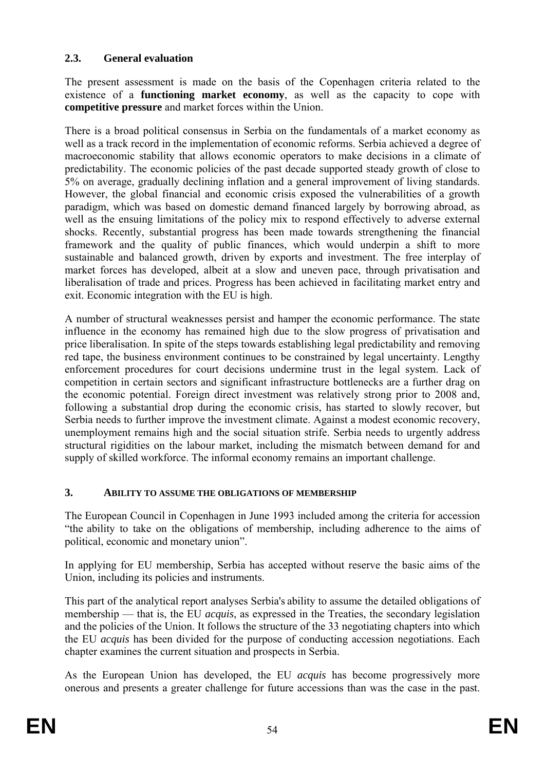## 2.3. General evaluation

The present assessment is made on the basis of the Copenhagen criteria related to the existence of a **functioning market economy**, as well as the capacity to cope with **competitive pressure** and market forces within the Union.

There is a broad political consensus in Serbia on the fundamentals of a market economy as well as a track record in the implementation of economic reforms. Serbia achieved a degree of macroeconomic stability that allows economic operators to make decisions in a climate of predictability. The economic policies of the past decade supported steady growth of close to 5% on average, gradually declining inflation and a general improvement of living standards. However, the global financial and economic crisis exposed the vulnerabilities of a growth paradigm, which was based on domestic demand financed largely by borrowing abroad, as well as the ensuing limitations of the policy mix to respond effectively to adverse external shocks. Recently, substantial progress has been made towards strengthening the financial framework and the quality of public finances, which would underpin a shift to more sustainable and balanced growth, driven by exports and investment. The free interplay of market forces has developed, albeit at a slow and uneven pace, through privatisation and liberalisation of trade and prices. Progress has been achieved in facilitating market entry and exit. Economic integration with the EU is high.

A number of structural weaknesses persist and hamper the economic performance. The state influence in the economy has remained high due to the slow progress of privatisation and price liberalisation. In spite of the steps towards establishing legal predictability and removing red tape, the business environment continues to be constrained by legal uncertainty. Lengthy enforcement procedures for court decisions undermine trust in the legal system. Lack of competition in certain sectors and significant infrastructure bottlenecks are a further drag on the economic potential. Foreign direct investment was relatively strong prior to 2008 and, following a substantial drop during the economic crisis, has started to slowly recover, but Serbia needs to further improve the investment climate. Against a modest economic recovery, unemployment remains high and the social situation strife. Serbia needs to urgently address structural rigidities on the labour market, including the mismatch between demand for and supply of skilled workforce. The informal economy remains an important challenge.

# 3. ABILITY TO ASSUME THE OBLIGATIONS OF MEMBERSHIP

The European Council in Copenhagen in June 1993 included among the criteria for accession "the ability to take on the obligations of membership, including adherence to the aims of political, economic and monetary union".

In applying for EU membership, Serbia has accepted without reserve the basic aims of the Union, including its policies and instruments.

This part of the analytical report analyses Serbia's ability to assume the detailed obligations of membership — that is, the EU *acquis*, as expressed in the Treaties, the secondary legislation and the policies of the Union. It follows the structure of the 33 negotiating chapters into which the EU *acquis* has been divided for the purpose of conducting accession negotiations. Each chapter examines the current situation and prospects in Serbia.

As the European Union has developed, the EU *acquis* has become progressively more onerous and presents a greater challenge for future accessions than was the case in the past.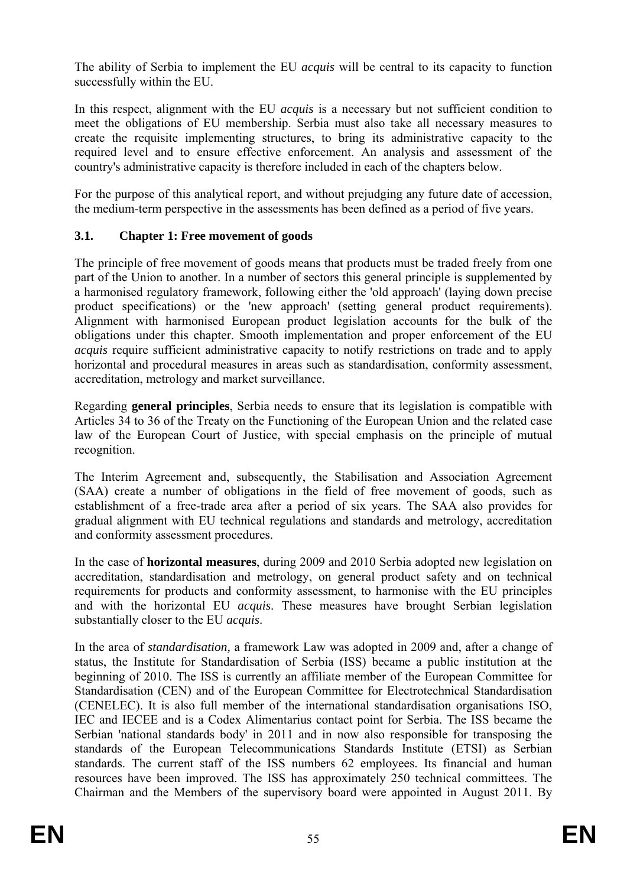The ability of Serbia to implement the EU *acquis* will be central to its capacity to function successfully within the EU.

In this respect, alignment with the EU *acquis* is a necessary but not sufficient condition to meet the obligations of EU membership. Serbia must also take all necessary measures to create the requisite implementing structures, to bring its administrative capacity to the required level and to ensure effective enforcement. An analysis and assessment of the country's administrative capacity is therefore included in each of the chapters below.

For the purpose of this analytical report, and without prejudging any future date of accession, the medium-term perspective in the assessments has been defined as a period of five years.

### 3.1. Chapter 1: Free movement of goods

The principle of free movement of goods means that products must be traded freely from one part of the Union to another. In a number of sectors this general principle is supplemented by a harmonised regulatory framework, following either the 'old approach' (laying down precise product specifications) or the 'new approach' (setting general product requirements). Alignment with harmonised European product legislation accounts for the bulk of the obligations under this chapter. Smooth implementation and proper enforcement of the EU *acquis* require sufficient administrative capacity to notify restrictions on trade and to apply horizontal and procedural measures in areas such as standardisation, conformity assessment, accreditation, metrology and market surveillance.

Regarding **general principles**, Serbia needs to ensure that its legislation is compatible with Articles 34 to 36 of the Treaty on the Functioning of the European Union and the related case law of the European Court of Justice, with special emphasis on the principle of mutual recognition.

The Interim Agreement and, subsequently, the Stabilisation and Association Agreement (SAA) create a number of obligations in the field of free movement of goods, such as establishment of a free-trade area after a period of six years. The SAA also provides for gradual alignment with EU technical regulations and standards and metrology, accreditation and conformity assessment procedures.

In the case of **horizontal measures**, during 2009 and 2010 Serbia adopted new legislation on accreditation, standardisation and metrology, on general product safety and on technical requirements for products and conformity assessment, to harmonise with the EU principles and with the horizontal EU *acquis*. These measures have brought Serbian legislation substantially closer to the EU *acquis*.

In the area of *standardisation,* a framework Law was adopted in 2009 and, after a change of status, the Institute for Standardisation of Serbia (ISS) became a public institution at the beginning of 2010. The ISS is currently an affiliate member of the European Committee for Standardisation (CEN) and of the European Committee for Electrotechnical Standardisation (CENELEC). It is also full member of the international standardisation organisations ISO, IEC and IECEE and is a Codex Alimentarius contact point for Serbia. The ISS became the Serbian 'national standards body' in 2011 and in now also responsible for transposing the standards of the European Telecommunications Standards Institute (ETSI) as Serbian standards. The current staff of the ISS numbers 62 employees. Its financial and human resources have been improved. The ISS has approximately 250 technical committees. The Chairman and the Members of the supervisory board were appointed in August 2011. By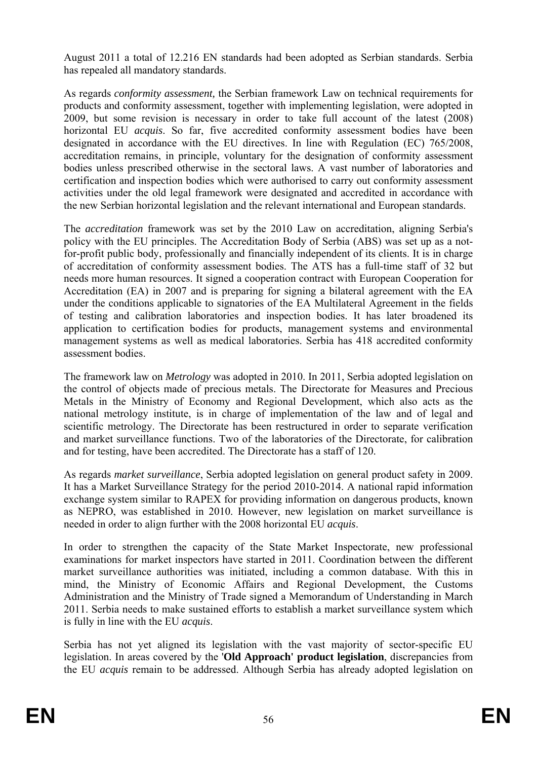August 2011 a total of 12.216 EN standards had been adopted as Serbian standards. Serbia has repealed all mandatory standards.

As regards *conformity assessment,* the Serbian framework Law on technical requirements for products and conformity assessment, together with implementing legislation, were adopted in 2009, but some revision is necessary in order to take full account of the latest (2008) horizontal EU *acquis*. So far, five accredited conformity assessment bodies have been designated in accordance with the EU directives. In line with Regulation (EC) 765/2008, accreditation remains, in principle, voluntary for the designation of conformity assessment bodies unless prescribed otherwise in the sectoral laws. A vast number of laboratories and certification and inspection bodies which were authorised to carry out conformity assessment activities under the old legal framework were designated and accredited in accordance with the new Serbian horizontal legislation and the relevant international and European standards.

The *accreditation* framework was set by the 2010 Law on accreditation, aligning Serbia's policy with the EU principles. The Accreditation Body of Serbia (ABS) was set up as a not-for-profit public body, professionally and financially independent of its clients. It is in charge of accreditation of conformity assessment bodies. The ATS has a full-time staff of 32 but needs more human resources. It signed a cooperation contract with European Cooperation for Accreditation (EA) in 2007 and is preparing for signing a bilateral agreement with the EA under the conditions applicable to signatories of the EA Multilateral Agreement in the fields of testing and calibration laboratories and inspection bodies. It has later broadened its application to certification bodies for products, management systems and environmental management systems as well as medical laboratories. Serbia has 418 accredited conformity assessment bodies.

The framework law on *Metrology* was adopted in 2010. In 2011, Serbia adopted legislation on the control of objects made of precious metals. The Directorate for Measures and Precious Metals in the Ministry of Economy and Regional Development, which also acts as the national metrology institute, is in charge of implementation of the law and of legal and scientific metrology. The Directorate has been restructured in order to separate verification and market surveillance functions. Two of the laboratories of the Directorate, for calibration and for testing, have been accredited. The Directorate has a staff of 120.

As regards *market surveillance*, Serbia adopted legislation on general product safety in 2009. It has a Market Surveillance Strategy for the period 2010-2014. A national rapid information exchange system similar to RAPEX for providing information on dangerous products, known as NEPRO, was established in 2010. However, new legislation on market surveillance is needed in order to align further with the 2008 horizontal EU *acquis*.

In order to strengthen the capacity of the State Market Inspectorate, new professional examinations for market inspectors have started in 2011. Coordination between the different market surveillance authorities was initiated, including a common database. With this in mind, the Ministry of Economic Affairs and Regional Development, the Customs Administration and the Ministry of Trade signed a Memorandum of Understanding in March 2011. Serbia needs to make sustained efforts to establish a market surveillance system which is fully in line with the EU *acquis*.

Serbia has not yet aligned its legislation with the vast majority of sector-specific EU legislation. In areas covered by the '**Old Approach' product legislation**, discrepancies from the EU *acquis* remain to be addressed. Although Serbia has already adopted legislation on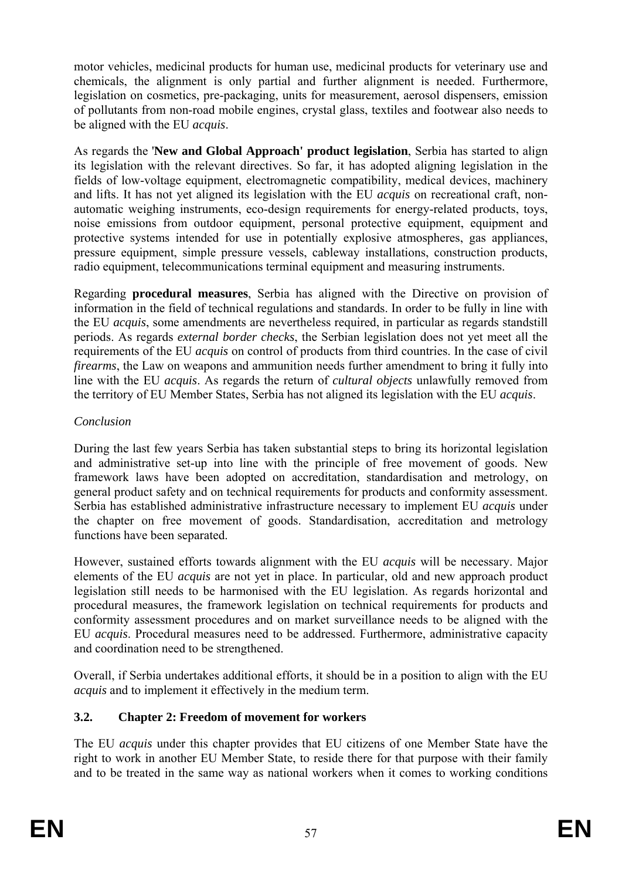motor vehicles, medicinal products for human use, medicinal products for veterinary use and chemicals, the alignment is only partial and further alignment is needed. Furthermore, legislation on cosmetics, pre-packaging, units for measurement, aerosol dispensers, emission of pollutants from non-road mobile engines, crystal glass, textiles and footwear also needs to be aligned with the EU *acquis*.

As regards the '**New and Global Approach' product legislation**, Serbia has started to align its legislation with the relevant directives. So far, it has adopted aligning legislation in the fields of low-voltage equipment, electromagnetic compatibility, medical devices, machinery and lifts. It has not yet aligned its legislation with the EU *acquis* on recreational craft, non-automatic weighing instruments, eco-design requirements for energy-related products, toys, noise emissions from outdoor equipment, personal protective equipment, equipment and protective systems intended for use in potentially explosive atmospheres, gas appliances, pressure equipment, simple pressure vessels, cableway installations, construction products, radio equipment, telecommunications terminal equipment and measuring instruments.

Regarding **procedural measures**, Serbia has aligned with the Directive on provision of information in the field of technical regulations and standards. In order to be fully in line with the EU *acquis*, some amendments are nevertheless required, in particular as regards standstill periods. As regards *external border checks*, the Serbian legislation does not yet meet all the requirements of the EU *acquis* on control of products from third countries. In the case of civil *firearms*, the Law on weapons and ammunition needs further amendment to bring it fully into line with the EU *acquis*. As regards the return of *cultural objects* unlawfully removed from the territory of EU Member States, Serbia has not aligned its legislation with the EU *acquis*.

*Conclusion*

During the last few years Serbia has taken substantial steps to bring its horizontal legislation and administrative set-up into line with the principle of free movement of goods. New framework laws have been adopted on accreditation, standardisation and metrology, on general product safety and on technical requirements for products and conformity assessment. Serbia has established administrative infrastructure necessary to implement EU *acquis* under the chapter on free movement of goods. Standardisation, accreditation and metrology functions have been separated.

However, sustained efforts towards alignment with the EU *acquis* will be necessary. Major elements of the EU *acquis* are not yet in place. In particular, old and new approach product legislation still needs to be harmonised with the EU legislation. As regards horizontal and procedural measures, the framework legislation on technical requirements for products and conformity assessment procedures and on market surveillance needs to be aligned with the EU *acquis*. Procedural measures need to be addressed. Furthermore, administrative capacity and coordination need to be strengthened.

Overall, if Serbia undertakes additional efforts, it should be in a position to align with the EU *acquis* and to implement it effectively in the medium term.

### 3.2. Chapter 2: Freedom of movement for workers

The EU *acquis* under this chapter provides that EU citizens of one Member State have the right to work in another EU Member State, to reside there for that purpose with their family and to be treated in the same way as national workers when it comes to working conditions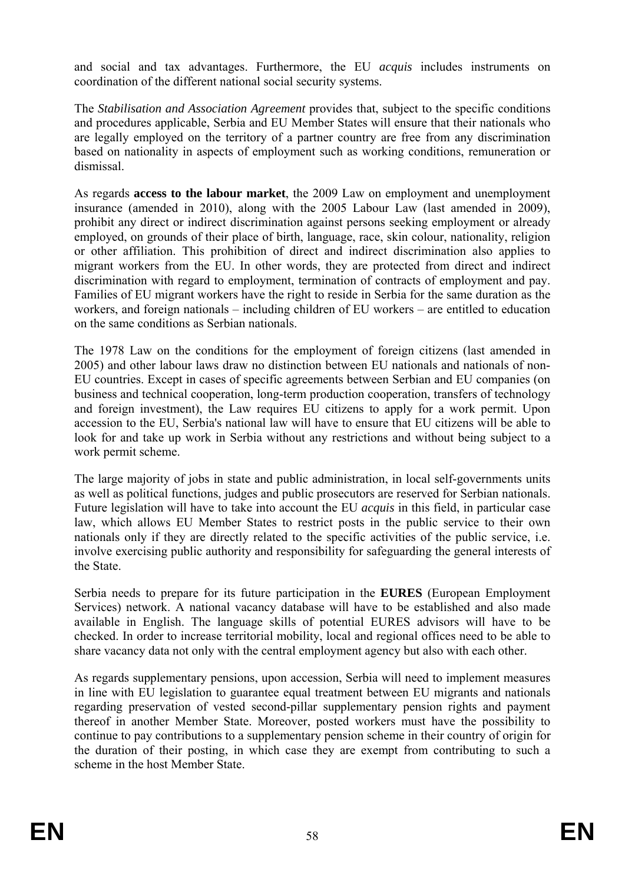and social and tax advantages. Furthermore, the EU *acquis* includes instruments on coordination of the different national social security systems.

The *Stabilisation and Association Agreement* provides that, subject to the specific conditions and procedures applicable, Serbia and EU Member States will ensure that their nationals who are legally employed on the territory of a partner country are free from any discrimination based on nationality in aspects of employment such as working conditions, remuneration or dismissal.

As regards **access to the labour market**, the 2009 Law on employment and unemployment insurance (amended in 2010), along with the 2005 Labour Law (last amended in 2009), prohibit any direct or indirect discrimination against persons seeking employment or already employed, on grounds of their place of birth, language, race, skin colour, nationality, religion or other affiliation. This prohibition of direct and indirect discrimination also applies to migrant workers from the EU. In other words, they are protected from direct and indirect discrimination with regard to employment, termination of contracts of employment and pay. Families of EU migrant workers have the right to reside in Serbia for the same duration as the workers, and foreign nationals – including children of EU workers – are entitled to education on the same conditions as Serbian nationals.

The 1978 Law on the conditions for the employment of foreign citizens (last amended in 2005) and other labour laws draw no distinction between EU nationals and nationals of non-EU countries. Except in cases of specific agreements between Serbian and EU companies (on business and technical cooperation, long-term production cooperation, transfers of technology and foreign investment), the Law requires EU citizens to apply for a work permit. Upon accession to the EU, Serbia's national law will have to ensure that EU citizens will be able to look for and take up work in Serbia without any restrictions and without being subject to a work permit scheme.

The large majority of jobs in state and public administration, in local self-governments units as well as political functions, judges and public prosecutors are reserved for Serbian nationals. Future legislation will have to take into account the EU *acquis* in this field, in particular case law, which allows EU Member States to restrict posts in the public service to their own nationals only if they are directly related to the specific activities of the public service, i.e. involve exercising public authority and responsibility for safeguarding the general interests of the State.

Serbia needs to prepare for its future participation in the **EURES** (European Employment Services) network. A national vacancy database will have to be established and also made available in English. The language skills of potential EURES advisors will have to be checked. In order to increase territorial mobility, local and regional offices need to be able to share vacancy data not only with the central employment agency but also with each other.

As regards supplementary pensions, upon accession, Serbia will need to implement measures in line with EU legislation to guarantee equal treatment between EU migrants and nationals regarding preservation of vested second-pillar supplementary pension rights and payment thereof in another Member State. Moreover, posted workers must have the possibility to continue to pay contributions to a supplementary pension scheme in their country of origin for the duration of their posting, in which case they are exempt from contributing to such a scheme in the host Member State.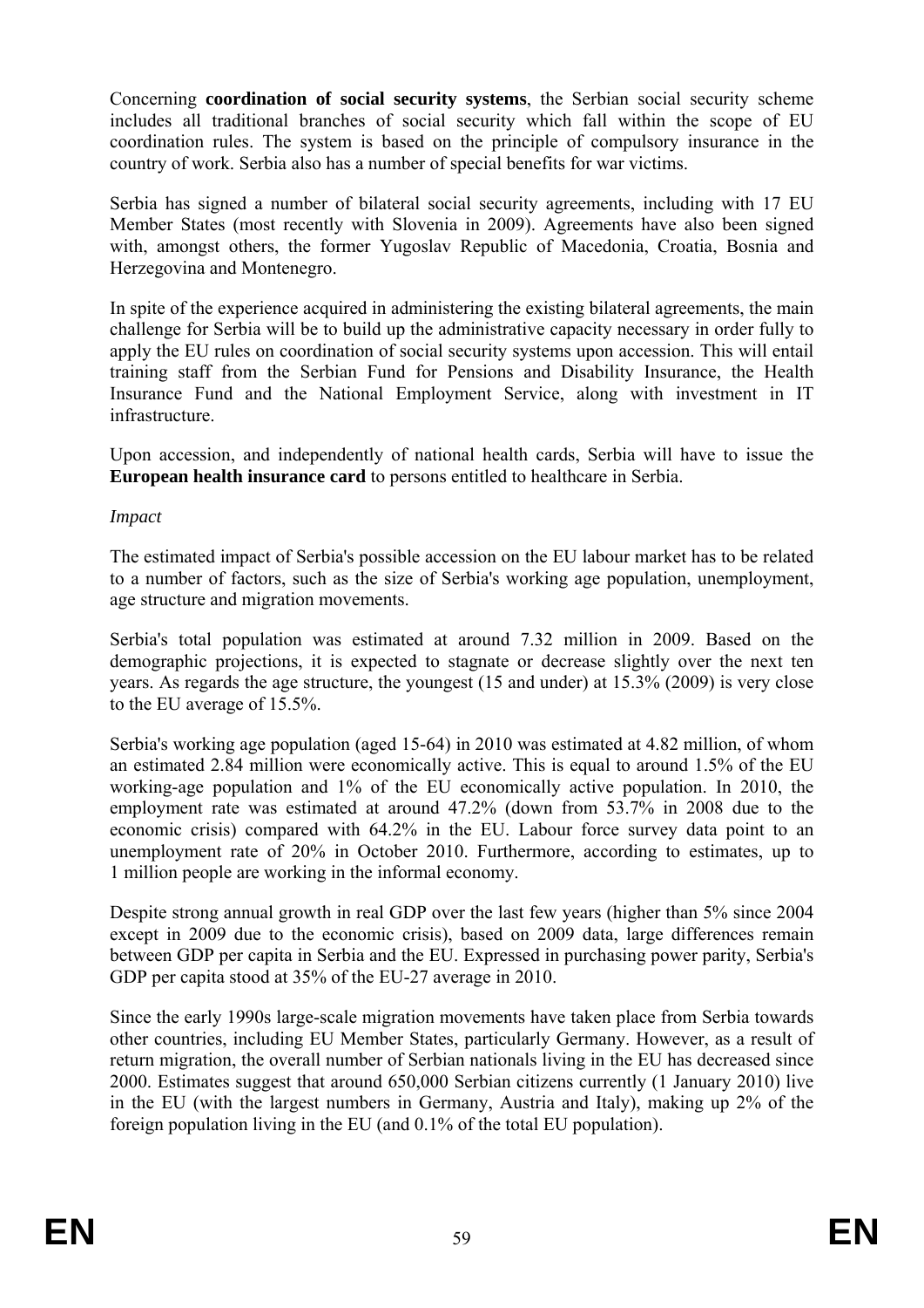Concerning **coordination of social security systems**, the Serbian social security scheme includes all traditional branches of social security which fall within the scope of EU coordination rules. The system is based on the principle of compulsory insurance in the country of work. Serbia also has a number of special benefits for war victims.

Serbia has signed a number of bilateral social security agreements, including with 17 EU Member States (most recently with Slovenia in 2009). Agreements have also been signed with, amongst others, the former Yugoslav Republic of Macedonia, Croatia, Bosnia and Herzegovina and Montenegro.

In spite of the experience acquired in administering the existing bilateral agreements, the main challenge for Serbia will be to build up the administrative capacity necessary in order fully to apply the EU rules on coordination of social security systems upon accession. This will entail training staff from the Serbian Fund for Pensions and Disability Insurance, the Health Insurance Fund and the National Employment Service, along with investment in IT infrastructure.

Upon accession, and independently of national health cards, Serbia will have to issue the **European health insurance card** to persons entitled to healthcare in Serbia.

*Impact*

The estimated impact of Serbia's possible accession on the EU labour market has to be related to a number of factors, such as the size of Serbia's working age population, unemployment, age structure and migration movements.

Serbia's total population was estimated at around 7.32 million in 2009. Based on the demographic projections, it is expected to stagnate or decrease slightly over the next ten years. As regards the age structure, the youngest (15 and under) at 15.3% (2009) is very close to the EU average of 15.5%.

Serbia's working age population (aged 15-64) in 2010 was estimated at 4.82 million, of whom an estimated 2.84 million were economically active. This is equal to around 1.5% of the EU working-age population and 1% of the EU economically active population. In 2010, the employment rate was estimated at around 47.2% (down from 53.7% in 2008 due to the economic crisis) compared with 64.2% in the EU. Labour force survey data point to an unemployment rate of 20% in October 2010. Furthermore, according to estimates, up to 1 million people are working in the informal economy.

Despite strong annual growth in real GDP over the last few years (higher than 5% since 2004 except in 2009 due to the economic crisis), based on 2009 data, large differences remain between GDP per capita in Serbia and the EU. Expressed in purchasing power parity, Serbia's GDP per capita stood at 35% of the EU-27 average in 2010.

Since the early 1990s large-scale migration movements have taken place from Serbia towards other countries, including EU Member States, particularly Germany. However, as a result of return migration, the overall number of Serbian nationals living in the EU has decreased since 2000. Estimates suggest that around 650,000 Serbian citizens currently (1 January 2010) live in the EU (with the largest numbers in Germany, Austria and Italy), making up 2% of the foreign population living in the EU (and 0.1% of the total EU population).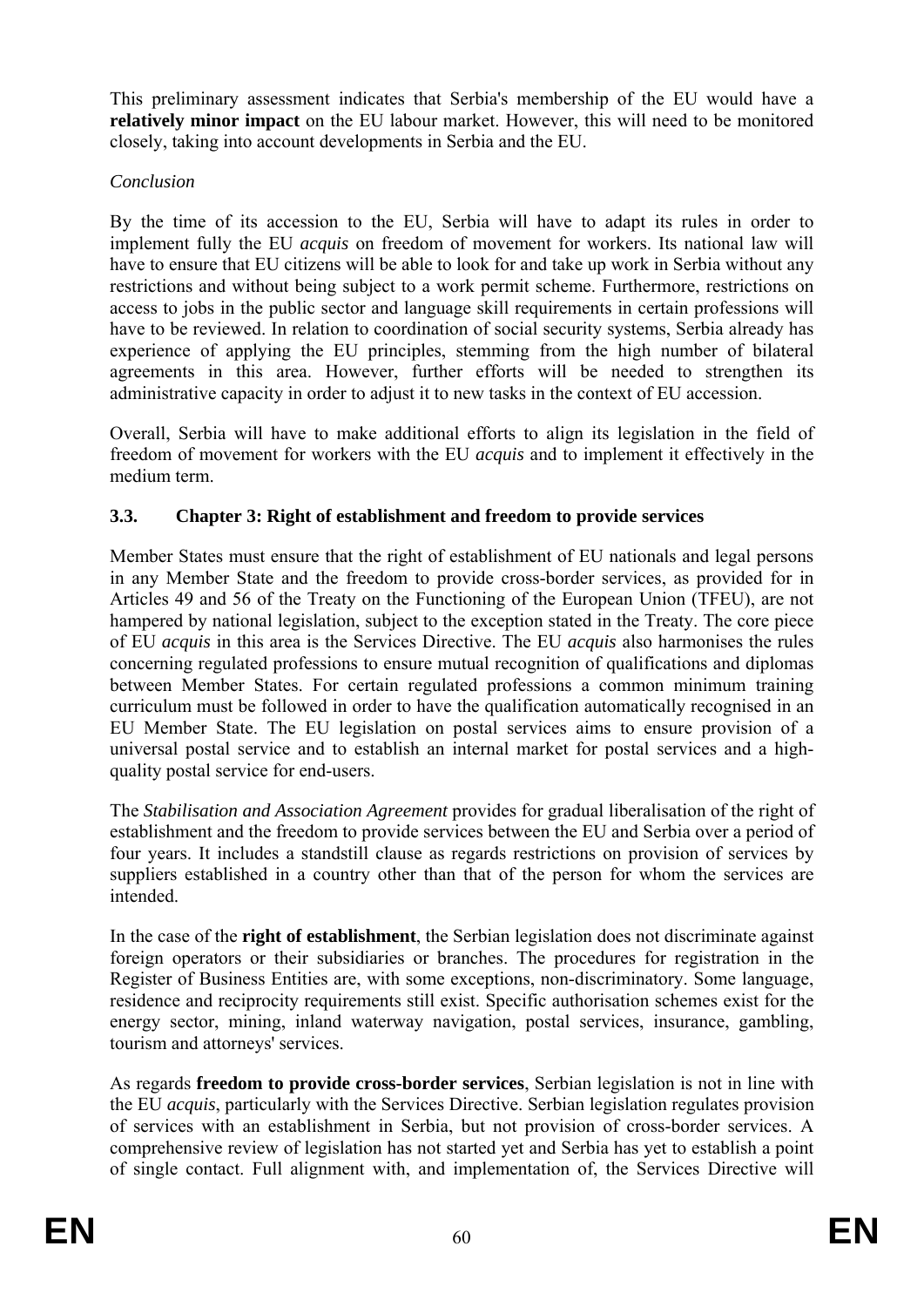This preliminary assessment indicates that Serbia's membership of the EU would have a **relatively minor impact** on the EU labour market. However, this will need to be monitored closely, taking into account developments in Serbia and the EU.

*Conclusion*

By the time of its accession to the EU, Serbia will have to adapt its rules in order to implement fully the EU *acquis* on freedom of movement for workers. Its national law will have to ensure that EU citizens will be able to look for and take up work in Serbia without any restrictions and without being subject to a work permit scheme. Furthermore, restrictions on access to jobs in the public sector and language skill requirements in certain professions will have to be reviewed. In relation to coordination of social security systems, Serbia already has experience of applying the EU principles, stemming from the high number of bilateral agreements in this area. However, further efforts will be needed to strengthen its administrative capacity in order to adjust it to new tasks in the context of EU accession.

Overall, Serbia will have to make additional efforts to align its legislation in the field of freedom of movement for workers with the EU *acquis* and to implement it effectively in the medium term.

### 3.3. Chapter 3: Right of establishment and freedom to provide services

Member States must ensure that the right of establishment of EU nationals and legal persons in any Member State and the freedom to provide cross-border services, as provided for in Articles 49 and 56 of the Treaty on the Functioning of the European Union (TFEU), are not hampered by national legislation, subject to the exception stated in the Treaty. The core piece of EU *acquis* in this area is the Services Directive. The EU *acquis* also harmonises the rules concerning regulated professions to ensure mutual recognition of qualifications and diplomas between Member States. For certain regulated professions a common minimum training curriculum must be followed in order to have the qualification automatically recognised in an EU Member State. The EU legislation on postal services aims to ensure provision of a universal postal service and to establish an internal market for postal services and a high-quality postal service for end-users.

The *Stabilisation and Association Agreement* provides for gradual liberalisation of the right of establishment and the freedom to provide services between the EU and Serbia over a period of four years. It includes a standstill clause as regards restrictions on provision of services by suppliers established in a country other than that of the person for whom the services are intended.

In the case of the **right of establishment**, the Serbian legislation does not discriminate against foreign operators or their subsidiaries or branches. The procedures for registration in the Register of Business Entities are, with some exceptions, non-discriminatory. Some language, residence and reciprocity requirements still exist. Specific authorisation schemes exist for the energy sector, mining, inland waterway navigation, postal services, insurance, gambling, tourism and attorneys' services.

As regards **freedom to provide cross-border services**, Serbian legislation is not in line with the EU *acquis*, particularly with the Services Directive. Serbian legislation regulates provision of services with an establishment in Serbia, but not provision of cross-border services. A comprehensive review of legislation has not started yet and Serbia has yet to establish a point of single contact. Full alignment with, and implementation of, the Services Directive will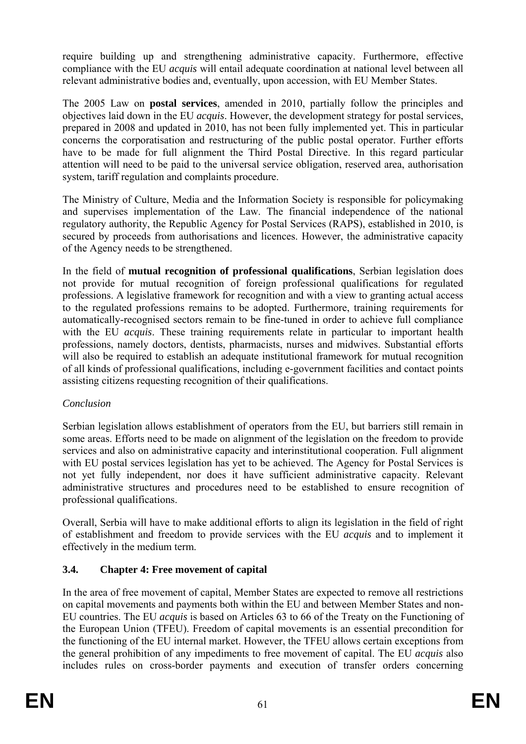require building up and strengthening administrative capacity. Furthermore, effective compliance with the EU *acquis* will entail adequate coordination at national level between all relevant administrative bodies and, eventually, upon accession, with EU Member States.

The 2005 Law on **postal services**, amended in 2010, partially follow the principles and objectives laid down in the EU *acquis*. However, the development strategy for postal services, prepared in 2008 and updated in 2010, has not been fully implemented yet. This in particular concerns the corporatisation and restructuring of the public postal operator. Further efforts have to be made for full alignment the Third Postal Directive. In this regard particular attention will need to be paid to the universal service obligation, reserved area, authorisation system, tariff regulation and complaints procedure.

The Ministry of Culture, Media and the Information Society is responsible for policymaking and supervises implementation of the Law. The financial independence of the national regulatory authority, the Republic Agency for Postal Services (RAPS), established in 2010, is secured by proceeds from authorisations and licences. However, the administrative capacity of the Agency needs to be strengthened.

In the field of **mutual recognition of professional qualifications**, Serbian legislation does not provide for mutual recognition of foreign professional qualifications for regulated professions. A legislative framework for recognition and with a view to granting actual access to the regulated professions remains to be adopted. Furthermore, training requirements for automatically-recognised sectors remain to be fine-tuned in order to achieve full compliance with the EU *acquis*. These training requirements relate in particular to important health professions, namely doctors, dentists, pharmacists, nurses and midwives. Substantial efforts will also be required to establish an adequate institutional framework for mutual recognition of all kinds of professional qualifications, including e-government facilities and contact points assisting citizens requesting recognition of their qualifications.

*Conclusion*

Serbian legislation allows establishment of operators from the EU, but barriers still remain in some areas. Efforts need to be made on alignment of the legislation on the freedom to provide services and also on administrative capacity and interinstitutional cooperation. Full alignment with EU postal services legislation has yet to be achieved. The Agency for Postal Services is not yet fully independent, nor does it have sufficient administrative capacity. Relevant administrative structures and procedures need to be established to ensure recognition of professional qualifications.

Overall, Serbia will have to make additional efforts to align its legislation in the field of right of establishment and freedom to provide services with the EU *acquis* and to implement it effectively in the medium term.

### 3.4. Chapter 4: Free movement of capital

In the area of free movement of capital, Member States are expected to remove all restrictions on capital movements and payments both within the EU and between Member States and non-EU countries. The EU *acquis* is based on Articles 63 to 66 of the Treaty on the Functioning of the European Union (TFEU). Freedom of capital movements is an essential precondition for the functioning of the EU internal market. However, the TFEU allows certain exceptions from the general prohibition of any impediments to free movement of capital. The EU *acquis* also includes rules on cross-border payments and execution of transfer orders concerning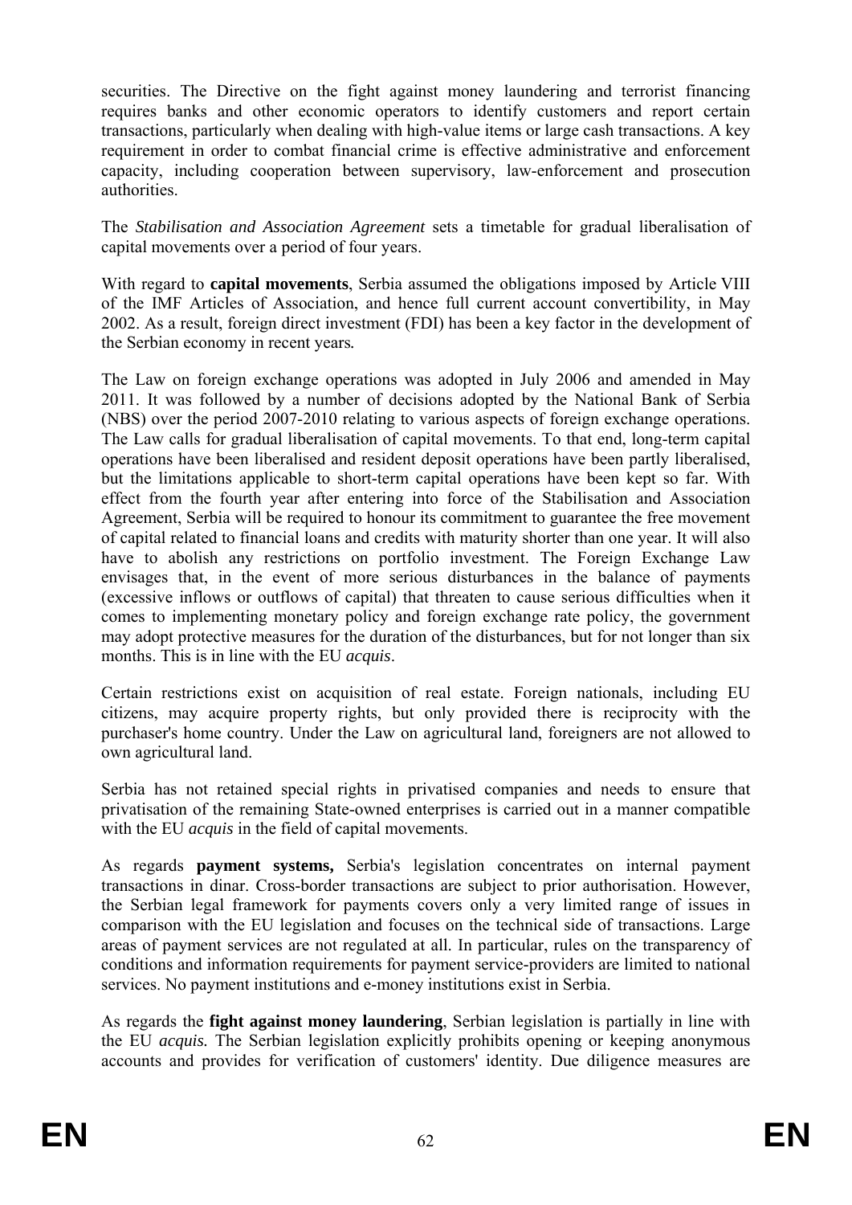securities. The Directive on the fight against money laundering and terrorist financing requires banks and other economic operators to identify customers and report certain transactions, particularly when dealing with high-value items or large cash transactions. A key requirement in order to combat financial crime is effective administrative and enforcement capacity, including cooperation between supervisory, law-enforcement and prosecution authorities.

The *Stabilisation and Association Agreement* sets a timetable for gradual liberalisation of capital movements over a period of four years.

With regard to **capital movements**, Serbia assumed the obligations imposed by Article VIII of the IMF Articles of Association, and hence full current account convertibility, in May 2002. As a result, foreign direct investment (FDI) has been a key factor in the development of the Serbian economy in recent years*.*

The Law on foreign exchange operations was adopted in July 2006 and amended in May 2011. It was followed by a number of decisions adopted by the National Bank of Serbia (NBS) over the period 2007-2010 relating to various aspects of foreign exchange operations. The Law calls for gradual liberalisation of capital movements. To that end, long-term capital operations have been liberalised and resident deposit operations have been partly liberalised, but the limitations applicable to short-term capital operations have been kept so far. With effect from the fourth year after entering into force of the Stabilisation and Association Agreement, Serbia will be required to honour its commitment to guarantee the free movement of capital related to financial loans and credits with maturity shorter than one year. It will also have to abolish any restrictions on portfolio investment. The Foreign Exchange Law envisages that, in the event of more serious disturbances in the balance of payments (excessive inflows or outflows of capital) that threaten to cause serious difficulties when it comes to implementing monetary policy and foreign exchange rate policy, the government may adopt protective measures for the duration of the disturbances, but for not longer than six months. This is in line with the EU *acquis*.

Certain restrictions exist on acquisition of real estate. Foreign nationals, including EU citizens, may acquire property rights, but only provided there is reciprocity with the purchaser's home country. Under the Law on agricultural land, foreigners are not allowed to own agricultural land.

Serbia has not retained special rights in privatised companies and needs to ensure that privatisation of the remaining State-owned enterprises is carried out in a manner compatible with the EU *acquis* in the field of capital movements.

As regards **payment systems,** Serbia's legislation concentrates on internal payment transactions in dinar. Cross-border transactions are subject to prior authorisation. However, the Serbian legal framework for payments covers only a very limited range of issues in comparison with the EU legislation and focuses on the technical side of transactions. Large areas of payment services are not regulated at all. In particular, rules on the transparency of conditions and information requirements for payment service-providers are limited to national services. No payment institutions and e-money institutions exist in Serbia.

As regards the **fight against money laundering**, Serbian legislation is partially in line with the EU *acquis.* The Serbian legislation explicitly prohibits opening or keeping anonymous accounts and provides for verification of customers' identity. Due diligence measures are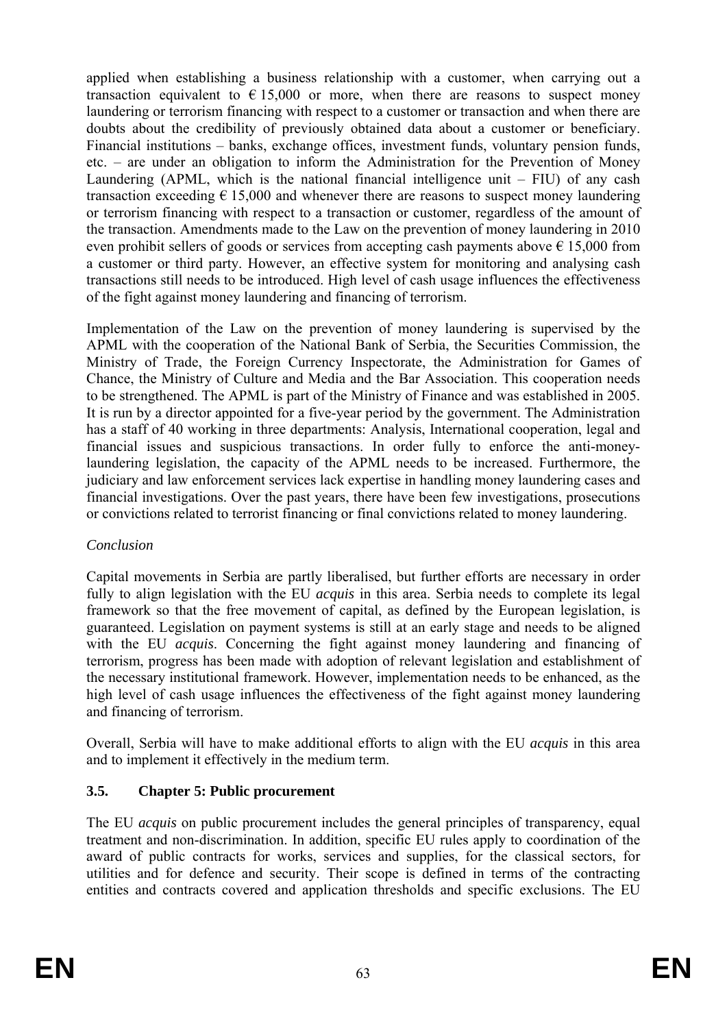applied when establishing a business relationship with a customer, when carrying out a transaction equivalent to € 15,000 or more, when there are reasons to suspect money laundering or terrorism financing with respect to a customer or transaction and when there are doubts about the credibility of previously obtained data about a customer or beneficiary. Financial institutions – banks, exchange offices, investment funds, voluntary pension funds, etc. – are under an obligation to inform the Administration for the Prevention of Money Laundering (APML, which is the national financial intelligence unit – FIU) of any cash transaction exceeding € 15,000 and whenever there are reasons to suspect money laundering or terrorism financing with respect to a transaction or customer, regardless of the amount of the transaction. Amendments made to the Law on the prevention of money laundering in 2010 even prohibit sellers of goods or services from accepting cash payments above € 15,000 from a customer or third party. However, an effective system for monitoring and analysing cash transactions still needs to be introduced. High level of cash usage influences the effectiveness of the fight against money laundering and financing of terrorism.

Implementation of the Law on the prevention of money laundering is supervised by the APML with the cooperation of the National Bank of Serbia, the Securities Commission, the Ministry of Trade, the Foreign Currency Inspectorate, the Administration for Games of Chance, the Ministry of Culture and Media and the Bar Association. This cooperation needs to be strengthened. The APML is part of the Ministry of Finance and was established in 2005. It is run by a director appointed for a five-year period by the government. The Administration has a staff of 40 working in three departments: Analysis, International cooperation, legal and financial issues and suspicious transactions. In order fully to enforce the anti-money-laundering legislation, the capacity of the APML needs to be increased. Furthermore, the judiciary and law enforcement services lack expertise in handling money laundering cases and financial investigations. Over the past years, there have been few investigations, prosecutions or convictions related to terrorist financing or final convictions related to money laundering.

*Conclusion*

Capital movements in Serbia are partly liberalised, but further efforts are necessary in order fully to align legislation with the EU *acquis* in this area. Serbia needs to complete its legal framework so that the free movement of capital, as defined by the European legislation, is guaranteed. Legislation on payment systems is still at an early stage and needs to be aligned with the EU *acquis*. Concerning the fight against money laundering and financing of terrorism, progress has been made with adoption of relevant legislation and establishment of the necessary institutional framework. However, implementation needs to be enhanced, as the high level of cash usage influences the effectiveness of the fight against money laundering and financing of terrorism.

Overall, Serbia will have to make additional efforts to align with the EU *acquis* in this area and to implement it effectively in the medium term.

### 3.5. Chapter 5: Public procurement

The EU *acquis* on public procurement includes the general principles of transparency, equal treatment and non-discrimination. In addition, specific EU rules apply to coordination of the award of public contracts for works, services and supplies, for the classical sectors, for utilities and for defence and security. Their scope is defined in terms of the contracting entities and contracts covered and application thresholds and specific exclusions. The EU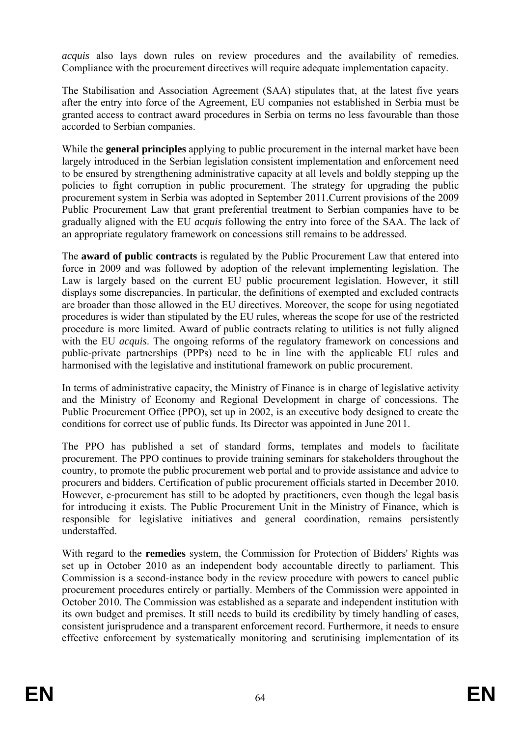*acquis* also lays down rules on review procedures and the availability of remedies. Compliance with the procurement directives will require adequate implementation capacity.

The Stabilisation and Association Agreement (SAA) stipulates that, at the latest five years after the entry into force of the Agreement, EU companies not established in Serbia must be granted access to contract award procedures in Serbia on terms no less favourable than those accorded to Serbian companies.

While the **general principles** applying to public procurement in the internal market have been largely introduced in the Serbian legislation consistent implementation and enforcement need to be ensured by strengthening administrative capacity at all levels and boldly stepping up the policies to fight corruption in public procurement. The strategy for upgrading the public procurement system in Serbia was adopted in September 2011.Current provisions of the 2009 Public Procurement Law that grant preferential treatment to Serbian companies have to be gradually aligned with the EU *acquis* following the entry into force of the SAA. The lack of an appropriate regulatory framework on concessions still remains to be addressed.

The **award of public contracts** is regulated by the Public Procurement Law that entered into force in 2009 and was followed by adoption of the relevant implementing legislation. The Law is largely based on the current EU public procurement legislation. However, it still displays some discrepancies. In particular, the definitions of exempted and excluded contracts are broader than those allowed in the EU directives. Moreover, the scope for using negotiated procedures is wider than stipulated by the EU rules, whereas the scope for use of the restricted procedure is more limited. Award of public contracts relating to utilities is not fully aligned with the EU *acquis*. The ongoing reforms of the regulatory framework on concessions and public-private partnerships (PPPs) need to be in line with the applicable EU rules and harmonised with the legislative and institutional framework on public procurement.

In terms of administrative capacity, the Ministry of Finance is in charge of legislative activity and the Ministry of Economy and Regional Development in charge of concessions. The Public Procurement Office (PPO), set up in 2002, is an executive body designed to create the conditions for correct use of public funds. Its Director was appointed in June 2011.

The PPO has published a set of standard forms, templates and models to facilitate procurement. The PPO continues to provide training seminars for stakeholders throughout the country, to promote the public procurement web portal and to provide assistance and advice to procurers and bidders. Certification of public procurement officials started in December 2010. However, e-procurement has still to be adopted by practitioners, even though the legal basis for introducing it exists. The Public Procurement Unit in the Ministry of Finance, which is responsible for legislative initiatives and general coordination, remains persistently understaffed.

With regard to the **remedies** system, the Commission for Protection of Bidders' Rights was set up in October 2010 as an independent body accountable directly to parliament. This Commission is a second-instance body in the review procedure with powers to cancel public procurement procedures entirely or partially. Members of the Commission were appointed in October 2010. The Commission was established as a separate and independent institution with its own budget and premises. It still needs to build its credibility by timely handling of cases, consistent jurisprudence and a transparent enforcement record. Furthermore, it needs to ensure effective enforcement by systematically monitoring and scrutinising implementation of its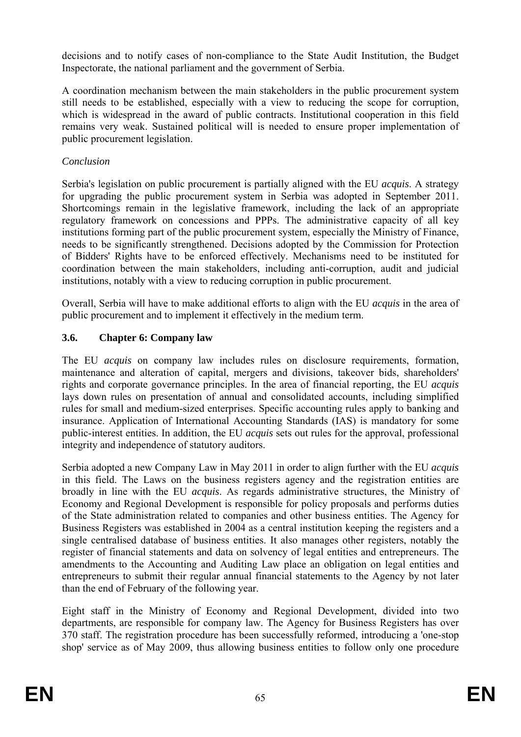decisions and to notify cases of non-compliance to the State Audit Institution, the Budget Inspectorate, the national parliament and the government of Serbia.

A coordination mechanism between the main stakeholders in the public procurement system still needs to be established, especially with a view to reducing the scope for corruption, which is widespread in the award of public contracts. Institutional cooperation in this field remains very weak. Sustained political will is needed to ensure proper implementation of public procurement legislation.

*Conclusion*

Serbia's legislation on public procurement is partially aligned with the EU *acquis*. A strategy for upgrading the public procurement system in Serbia was adopted in September 2011. Shortcomings remain in the legislative framework, including the lack of an appropriate regulatory framework on concessions and PPPs. The administrative capacity of all key institutions forming part of the public procurement system, especially the Ministry of Finance, needs to be significantly strengthened. Decisions adopted by the Commission for Protection of Bidders' Rights have to be enforced effectively. Mechanisms need to be instituted for coordination between the main stakeholders, including anti-corruption, audit and judicial institutions, notably with a view to reducing corruption in public procurement.

Overall, Serbia will have to make additional efforts to align with the EU *acquis* in the area of public procurement and to implement it effectively in the medium term.

### 3.6. Chapter 6: Company law

The EU *acquis* on company law includes rules on disclosure requirements, formation, maintenance and alteration of capital, mergers and divisions, takeover bids, shareholders' rights and corporate governance principles. In the area of financial reporting, the EU *acquis* lays down rules on presentation of annual and consolidated accounts, including simplified rules for small and medium-sized enterprises. Specific accounting rules apply to banking and insurance. Application of International Accounting Standards (IAS) is mandatory for some public-interest entities. In addition, the EU *acquis* sets out rules for the approval, professional integrity and independence of statutory auditors.

Serbia adopted a new Company Law in May 2011 in order to align further with the EU *acquis* in this field. The Laws on the business registers agency and the registration entities are broadly in line with the EU *acquis*. As regards administrative structures, the Ministry of Economy and Regional Development is responsible for policy proposals and performs duties of the State administration related to companies and other business entities. The Agency for Business Registers was established in 2004 as a central institution keeping the registers and a single centralised database of business entities. It also manages other registers, notably the register of financial statements and data on solvency of legal entities and entrepreneurs. The amendments to the Accounting and Auditing Law place an obligation on legal entities and entrepreneurs to submit their regular annual financial statements to the Agency by not later than the end of February of the following year.

Eight staff in the Ministry of Economy and Regional Development, divided into two departments, are responsible for company law. The Agency for Business Registers has over 370 staff. The registration procedure has been successfully reformed, introducing a 'one-stop shop' service as of May 2009, thus allowing business entities to follow only one procedure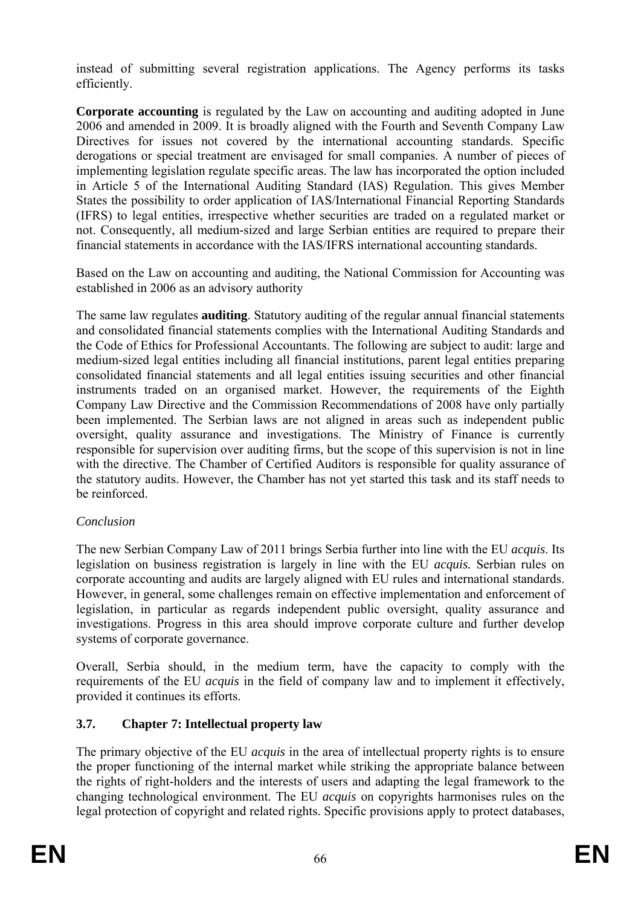instead of submitting several registration applications. The Agency performs its tasks efficiently.

**Corporate accounting** is regulated by the Law on accounting and auditing adopted in June 2006 and amended in 2009. It is broadly aligned with the Fourth and Seventh Company Law Directives for issues not covered by the international accounting standards. Specific derogations or special treatment are envisaged for small companies. A number of pieces of implementing legislation regulate specific areas. The law has incorporated the option included in Article 5 of the International Auditing Standard (IAS) Regulation. This gives Member States the possibility to order application of IAS/International Financial Reporting Standards (IFRS) to legal entities, irrespective whether securities are traded on a regulated market or not. Consequently, all medium-sized and large Serbian entities are required to prepare their financial statements in accordance with the IAS/IFRS international accounting standards.

Based on the Law on accounting and auditing, the National Commission for Accounting was established in 2006 as an advisory authority

The same law regulates **auditing**. Statutory auditing of the regular annual financial statements and consolidated financial statements complies with the International Auditing Standards and the Code of Ethics for Professional Accountants. The following are subject to audit: large and medium-sized legal entities including all financial institutions, parent legal entities preparing consolidated financial statements and all legal entities issuing securities and other financial instruments traded on an organised market. However, the requirements of the Eighth Company Law Directive and the Commission Recommendations of 2008 have only partially been implemented. The Serbian laws are not aligned in areas such as independent public oversight, quality assurance and investigations. The Ministry of Finance is currently responsible for supervision over auditing firms, but the scope of this supervision is not in line with the directive. The Chamber of Certified Auditors is responsible for quality assurance of the statutory audits. However, the Chamber has not yet started this task and its staff needs to be reinforced.

*Conclusion*

The new Serbian Company Law of 2011 brings Serbia further into line with the EU *acquis*. Its legislation on business registration is largely in line with the EU *acquis.* Serbian rules on corporate accounting and audits are largely aligned with EU rules and international standards. However, in general, some challenges remain on effective implementation and enforcement of legislation, in particular as regards independent public oversight, quality assurance and investigations. Progress in this area should improve corporate culture and further develop systems of corporate governance.

Overall, Serbia should, in the medium term, have the capacity to comply with the requirements of the EU *acquis* in the field of company law and to implement it effectively, provided it continues its efforts.

### 3.7. Chapter 7: Intellectual property law

The primary objective of the EU *acquis* in the area of intellectual property rights is to ensure the proper functioning of the internal market while striking the appropriate balance between the rights of right-holders and the interests of users and adapting the legal framework to the changing technological environment. The EU *acquis* on copyrights harmonises rules on the legal protection of copyright and related rights. Specific provisions apply to protect databases,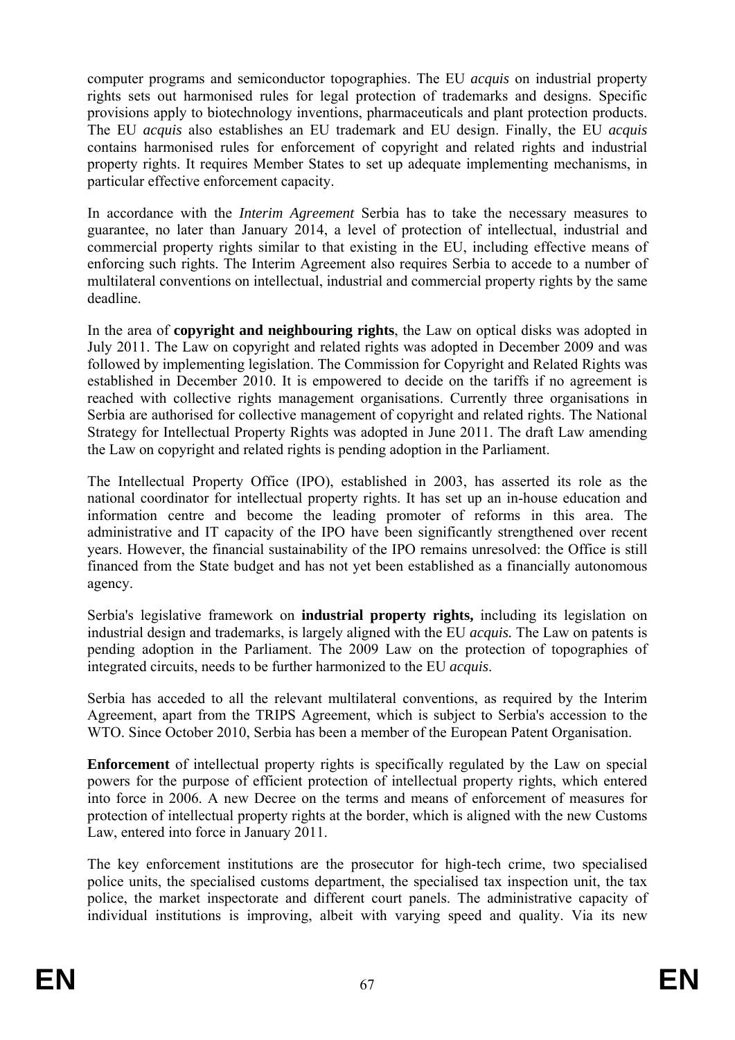computer programs and semiconductor topographies. The EU *acquis* on industrial property rights sets out harmonised rules for legal protection of trademarks and designs. Specific provisions apply to biotechnology inventions, pharmaceuticals and plant protection products. The EU *acquis* also establishes an EU trademark and EU design. Finally, the EU *acquis* contains harmonised rules for enforcement of copyright and related rights and industrial property rights. It requires Member States to set up adequate implementing mechanisms, in particular effective enforcement capacity.

In accordance with the *Interim Agreement* Serbia has to take the necessary measures to guarantee, no later than January 2014, a level of protection of intellectual, industrial and commercial property rights similar to that existing in the EU, including effective means of enforcing such rights. The Interim Agreement also requires Serbia to accede to a number of multilateral conventions on intellectual, industrial and commercial property rights by the same deadline.

In the area of **copyright and neighbouring rights**, the Law on optical disks was adopted in July 2011. The Law on copyright and related rights was adopted in December 2009 and was followed by implementing legislation. The Commission for Copyright and Related Rights was established in December 2010. It is empowered to decide on the tariffs if no agreement is reached with collective rights management organisations. Currently three organisations in Serbia are authorised for collective management of copyright and related rights. The National Strategy for Intellectual Property Rights was adopted in June 2011. The draft Law amending the Law on copyright and related rights is pending adoption in the Parliament.

The Intellectual Property Office (IPO), established in 2003, has asserted its role as the national coordinator for intellectual property rights. It has set up an in-house education and information centre and become the leading promoter of reforms in this area. The administrative and IT capacity of the IPO have been significantly strengthened over recent years. However, the financial sustainability of the IPO remains unresolved: the Office is still financed from the State budget and has not yet been established as a financially autonomous agency.

Serbia's legislative framework on **industrial property rights,** including its legislation on industrial design and trademarks, is largely aligned with the EU *acquis.* The Law on patents is pending adoption in the Parliament. The 2009 Law on the protection of topographies of integrated circuits, needs to be further harmonized to the EU *acquis*.

Serbia has acceded to all the relevant multilateral conventions, as required by the Interim Agreement, apart from the TRIPS Agreement, which is subject to Serbia's accession to the WTO. Since October 2010, Serbia has been a member of the European Patent Organisation.

**Enforcement** of intellectual property rights is specifically regulated by the Law on special powers for the purpose of efficient protection of intellectual property rights, which entered into force in 2006. A new Decree on the terms and means of enforcement of measures for protection of intellectual property rights at the border, which is aligned with the new Customs Law, entered into force in January 2011.

The key enforcement institutions are the prosecutor for high-tech crime, two specialised police units, the specialised customs department, the specialised tax inspection unit, the tax police, the market inspectorate and different court panels. The administrative capacity of individual institutions is improving, albeit with varying speed and quality. Via its new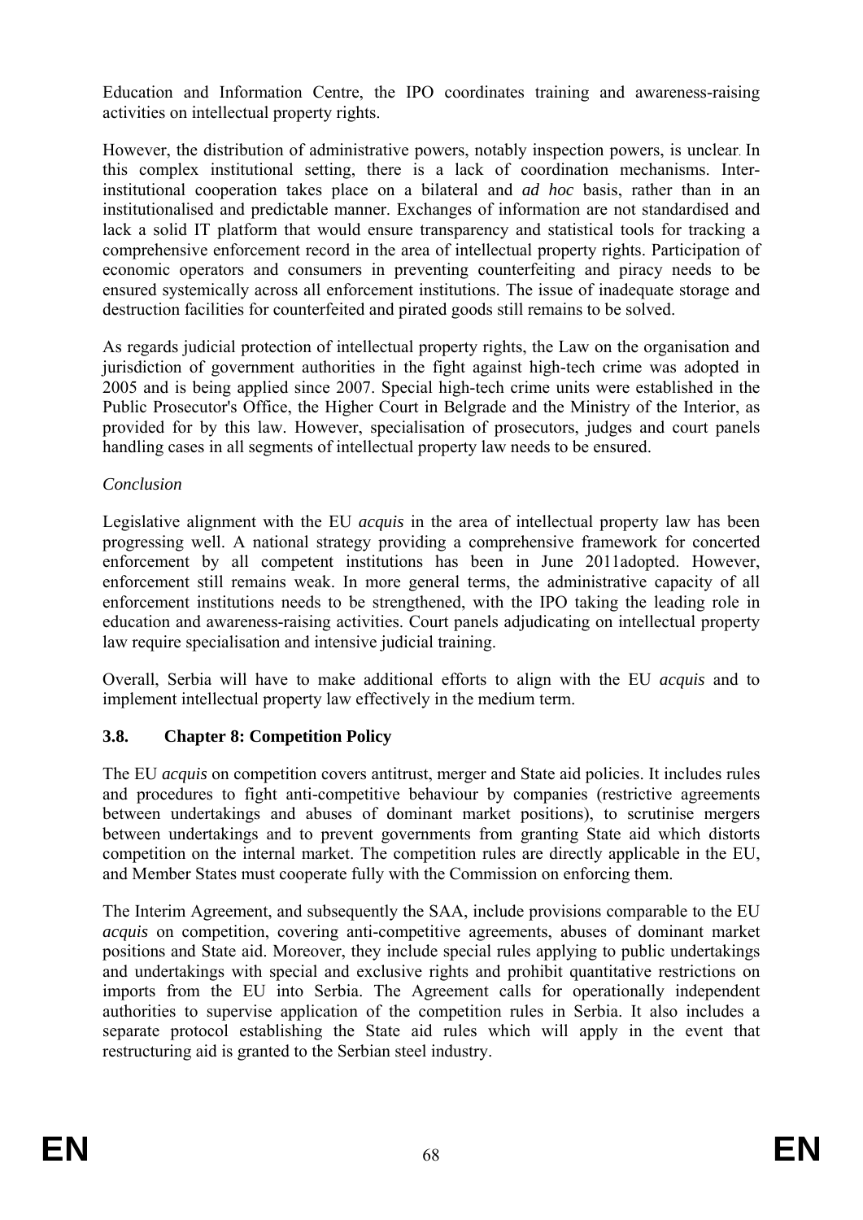Education and Information Centre, the IPO coordinates training and awareness-raising activities on intellectual property rights.

However, the distribution of administrative powers, notably inspection powers, is unclear. In this complex institutional setting, there is a lack of coordination mechanisms. Inter-institutional cooperation takes place on a bilateral and *ad hoc* basis, rather than in an institutionalised and predictable manner. Exchanges of information are not standardised and lack a solid IT platform that would ensure transparency and statistical tools for tracking a comprehensive enforcement record in the area of intellectual property rights. Participation of economic operators and consumers in preventing counterfeiting and piracy needs to be ensured systemically across all enforcement institutions. The issue of inadequate storage and destruction facilities for counterfeited and pirated goods still remains to be solved.

As regards judicial protection of intellectual property rights, the Law on the organisation and jurisdiction of government authorities in the fight against high-tech crime was adopted in 2005 and is being applied since 2007. Special high-tech crime units were established in the Public Prosecutor's Office, the Higher Court in Belgrade and the Ministry of the Interior, as provided for by this law. However, specialisation of prosecutors, judges and court panels handling cases in all segments of intellectual property law needs to be ensured.

*Conclusion*

Legislative alignment with the EU *acquis* in the area of intellectual property law has been progressing well. A national strategy providing a comprehensive framework for concerted enforcement by all competent institutions has been in June 2011adopted. However, enforcement still remains weak. In more general terms, the administrative capacity of all enforcement institutions needs to be strengthened, with the IPO taking the leading role in education and awareness-raising activities. Court panels adjudicating on intellectual property law require specialisation and intensive judicial training.

Overall, Serbia will have to make additional efforts to align with the EU *acquis* and to implement intellectual property law effectively in the medium term.

### 3.8. Chapter 8: Competition Policy

The EU *acquis* on competition covers antitrust, merger and State aid policies. It includes rules and procedures to fight anti-competitive behaviour by companies (restrictive agreements between undertakings and abuses of dominant market positions), to scrutinise mergers between undertakings and to prevent governments from granting State aid which distorts competition on the internal market. The competition rules are directly applicable in the EU, and Member States must cooperate fully with the Commission on enforcing them.

The Interim Agreement, and subsequently the SAA, include provisions comparable to the EU *acquis* on competition, covering anti-competitive agreements, abuses of dominant market positions and State aid. Moreover, they include special rules applying to public undertakings and undertakings with special and exclusive rights and prohibit quantitative restrictions on imports from the EU into Serbia. The Agreement calls for operationally independent authorities to supervise application of the competition rules in Serbia. It also includes a separate protocol establishing the State aid rules which will apply in the event that restructuring aid is granted to the Serbian steel industry.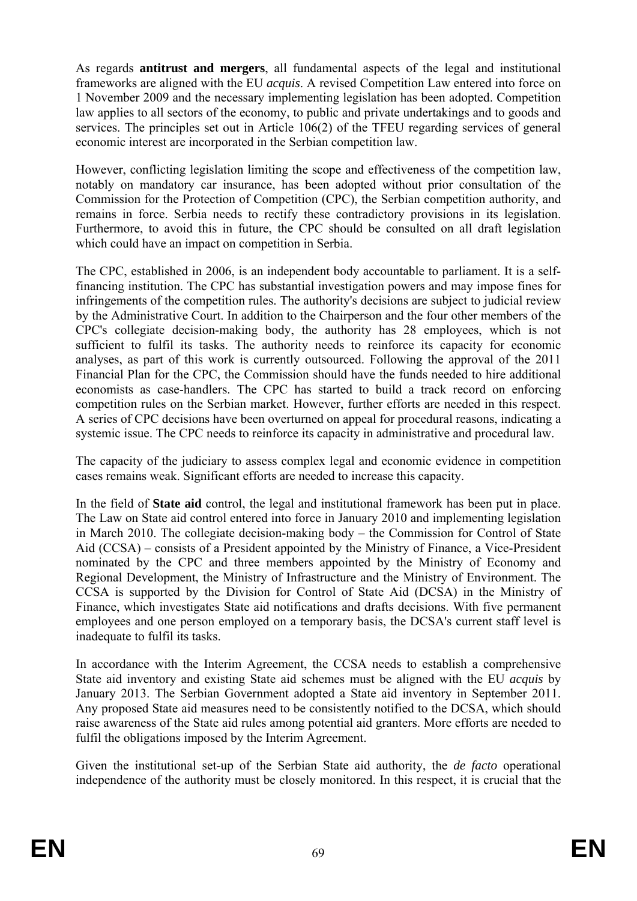As regards **antitrust and mergers**, all fundamental aspects of the legal and institutional frameworks are aligned with the EU *acquis*. A revised Competition Law entered into force on 1 November 2009 and the necessary implementing legislation has been adopted. Competition law applies to all sectors of the economy, to public and private undertakings and to goods and services. The principles set out in Article 106(2) of the TFEU regarding services of general economic interest are incorporated in the Serbian competition law.

However, conflicting legislation limiting the scope and effectiveness of the competition law, notably on mandatory car insurance, has been adopted without prior consultation of the Commission for the Protection of Competition (CPC), the Serbian competition authority, and remains in force. Serbia needs to rectify these contradictory provisions in its legislation. Furthermore, to avoid this in future, the CPC should be consulted on all draft legislation which could have an impact on competition in Serbia.

The CPC, established in 2006, is an independent body accountable to parliament. It is a self-financing institution. The CPC has substantial investigation powers and may impose fines for infringements of the competition rules. The authority's decisions are subject to judicial review by the Administrative Court. In addition to the Chairperson and the four other members of the CPC's collegiate decision-making body, the authority has 28 employees, which is not sufficient to fulfil its tasks. The authority needs to reinforce its capacity for economic analyses, as part of this work is currently outsourced. Following the approval of the 2011 Financial Plan for the CPC, the Commission should have the funds needed to hire additional economists as case-handlers. The CPC has started to build a track record on enforcing competition rules on the Serbian market. However, further efforts are needed in this respect. A series of CPC decisions have been overturned on appeal for procedural reasons, indicating a systemic issue. The CPC needs to reinforce its capacity in administrative and procedural law.

The capacity of the judiciary to assess complex legal and economic evidence in competition cases remains weak. Significant efforts are needed to increase this capacity.

In the field of **State aid** control, the legal and institutional framework has been put in place. The Law on State aid control entered into force in January 2010 and implementing legislation in March 2010. The collegiate decision-making body – the Commission for Control of State Aid (CCSA) – consists of a President appointed by the Ministry of Finance, a Vice-President nominated by the CPC and three members appointed by the Ministry of Economy and Regional Development, the Ministry of Infrastructure and the Ministry of Environment. The CCSA is supported by the Division for Control of State Aid (DCSA) in the Ministry of Finance, which investigates State aid notifications and drafts decisions. With five permanent employees and one person employed on a temporary basis, the DCSA's current staff level is inadequate to fulfil its tasks.

In accordance with the Interim Agreement, the CCSA needs to establish a comprehensive State aid inventory and existing State aid schemes must be aligned with the EU *acquis* by January 2013. The Serbian Government adopted a State aid inventory in September 2011. Any proposed State aid measures need to be consistently notified to the DCSA, which should raise awareness of the State aid rules among potential aid granters. More efforts are needed to fulfil the obligations imposed by the Interim Agreement.

Given the institutional set-up of the Serbian State aid authority, the *de facto* operational independence of the authority must be closely monitored. In this respect, it is crucial that the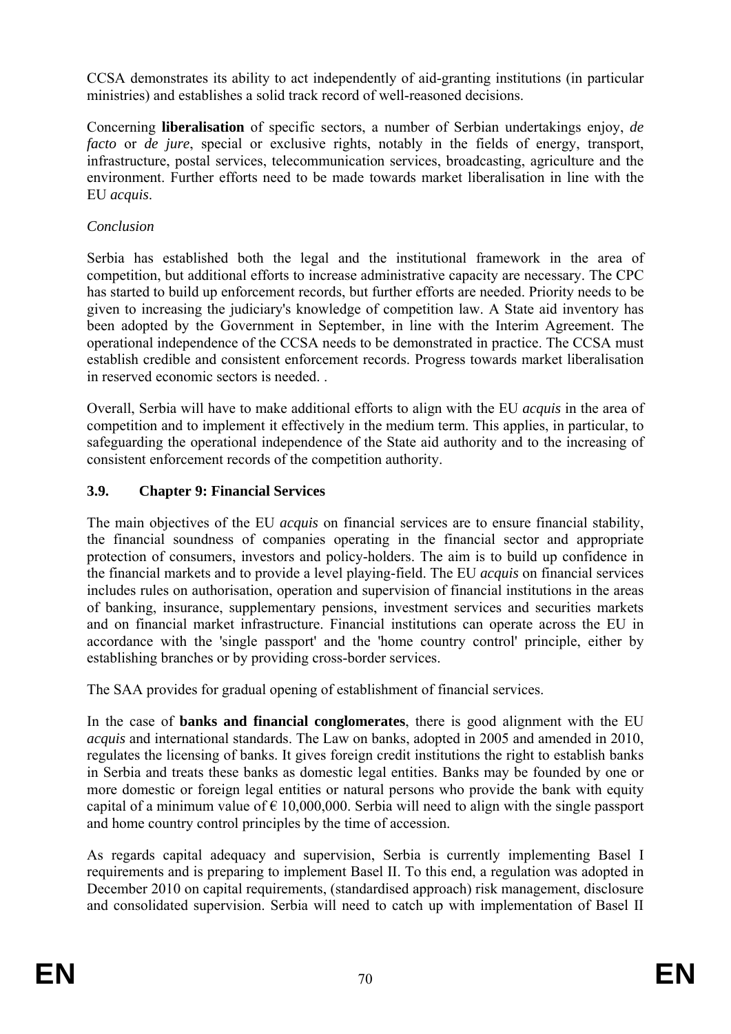CCSA demonstrates its ability to act independently of aid-granting institutions (in particular ministries) and establishes a solid track record of well-reasoned decisions.

Concerning **liberalisation** of specific sectors, a number of Serbian undertakings enjoy, *de facto* or *de jure*, special or exclusive rights, notably in the fields of energy, transport, infrastructure, postal services, telecommunication services, broadcasting, agriculture and the environment. Further efforts need to be made towards market liberalisation in line with the EU *acquis*.

*Conclusion*

Serbia has established both the legal and the institutional framework in the area of competition, but additional efforts to increase administrative capacity are necessary. The CPC has started to build up enforcement records, but further efforts are needed. Priority needs to be given to increasing the judiciary's knowledge of competition law. A State aid inventory has been adopted by the Government in September, in line with the Interim Agreement. The operational independence of the CCSA needs to be demonstrated in practice. The CCSA must establish credible and consistent enforcement records. Progress towards market liberalisation in reserved economic sectors is needed. .

Overall, Serbia will have to make additional efforts to align with the EU *acquis* in the area of competition and to implement it effectively in the medium term. This applies, in particular, to safeguarding the operational independence of the State aid authority and to the increasing of consistent enforcement records of the competition authority.

### 3.9. Chapter 9: Financial Services

The main objectives of the EU *acquis* on financial services are to ensure financial stability, the financial soundness of companies operating in the financial sector and appropriate protection of consumers, investors and policy-holders. The aim is to build up confidence in the financial markets and to provide a level playing-field. The EU *acquis* on financial services includes rules on authorisation, operation and supervision of financial institutions in the areas of banking, insurance, supplementary pensions, investment services and securities markets and on financial market infrastructure. Financial institutions can operate across the EU in accordance with the 'single passport' and the 'home country control' principle, either by establishing branches or by providing cross-border services.

The SAA provides for gradual opening of establishment of financial services.

In the case of **banks and financial conglomerates**, there is good alignment with the EU *acquis* and international standards. The Law on banks, adopted in 2005 and amended in 2010, regulates the licensing of banks. It gives foreign credit institutions the right to establish banks in Serbia and treats these banks as domestic legal entities. Banks may be founded by one or more domestic or foreign legal entities or natural persons who provide the bank with equity capital of a minimum value of € 10,000,000. Serbia will need to align with the single passport and home country control principles by the time of accession.

As regards capital adequacy and supervision, Serbia is currently implementing Basel I requirements and is preparing to implement Basel II. To this end, a regulation was adopted in December 2010 on capital requirements, (standardised approach) risk management, disclosure and consolidated supervision. Serbia will need to catch up with implementation of Basel II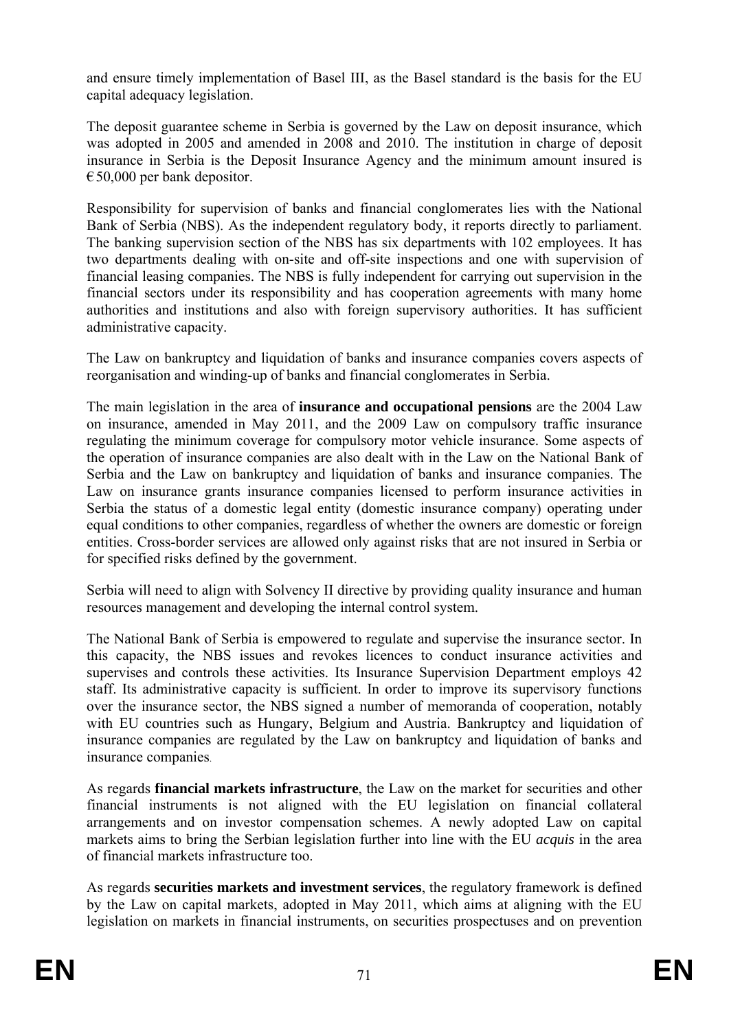and ensure timely implementation of Basel III, as the Basel standard is the basis for the EU capital adequacy legislation.

The deposit guarantee scheme in Serbia is governed by the Law on deposit insurance, which was adopted in 2005 and amended in 2008 and 2010. The institution in charge of deposit insurance in Serbia is the Deposit Insurance Agency and the minimum amount insured is € 50,000 per bank depositor.

Responsibility for supervision of banks and financial conglomerates lies with the National Bank of Serbia (NBS). As the independent regulatory body, it reports directly to parliament. The banking supervision section of the NBS has six departments with 102 employees. It has two departments dealing with on-site and off-site inspections and one with supervision of financial leasing companies. The NBS is fully independent for carrying out supervision in the financial sectors under its responsibility and has cooperation agreements with many home authorities and institutions and also with foreign supervisory authorities. It has sufficient administrative capacity.

The Law on bankruptcy and liquidation of banks and insurance companies covers aspects of reorganisation and winding-up of banks and financial conglomerates in Serbia.

The main legislation in the area of **insurance and occupational pensions** are the 2004 Law on insurance, amended in May 2011, and the 2009 Law on compulsory traffic insurance regulating the minimum coverage for compulsory motor vehicle insurance. Some aspects of the operation of insurance companies are also dealt with in the Law on the National Bank of Serbia and the Law on bankruptcy and liquidation of banks and insurance companies. The Law on insurance grants insurance companies licensed to perform insurance activities in Serbia the status of a domestic legal entity (domestic insurance company) operating under equal conditions to other companies, regardless of whether the owners are domestic or foreign entities. Cross-border services are allowed only against risks that are not insured in Serbia or for specified risks defined by the government.

Serbia will need to align with Solvency II directive by providing quality insurance and human resources management and developing the internal control system.

The National Bank of Serbia is empowered to regulate and supervise the insurance sector. In this capacity, the NBS issues and revokes licences to conduct insurance activities and supervises and controls these activities. Its Insurance Supervision Department employs 42 staff. Its administrative capacity is sufficient. In order to improve its supervisory functions over the insurance sector, the NBS signed a number of memoranda of cooperation, notably with EU countries such as Hungary, Belgium and Austria. Bankruptcy and liquidation of insurance companies are regulated by the Law on bankruptcy and liquidation of banks and insurance companies.

As regards **financial markets infrastructure**, the Law on the market for securities and other financial instruments is not aligned with the EU legislation on financial collateral arrangements and on investor compensation schemes. A newly adopted Law on capital markets aims to bring the Serbian legislation further into line with the EU *acquis* in the area of financial markets infrastructure too.

As regards **securities markets and investment services**, the regulatory framework is defined by the Law on capital markets, adopted in May 2011, which aims at aligning with the EU legislation on markets in financial instruments, on securities prospectuses and on prevention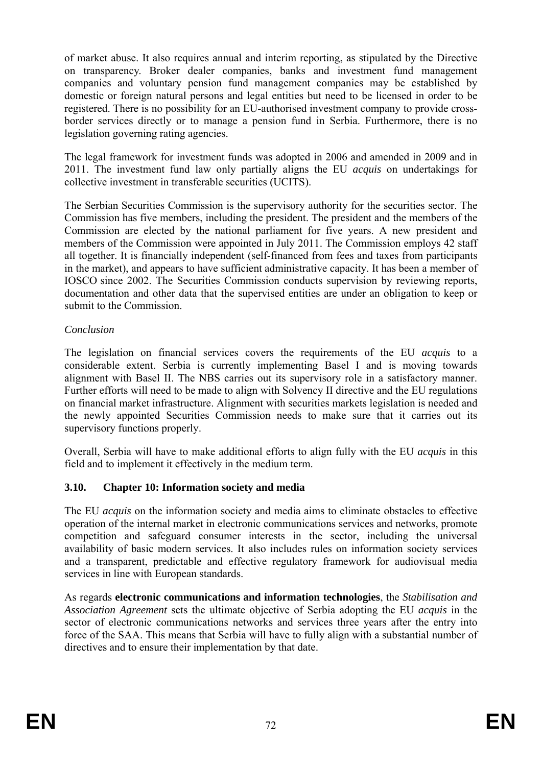of market abuse. It also requires annual and interim reporting, as stipulated by the Directive on transparency. Broker dealer companies, banks and investment fund management companies and voluntary pension fund management companies may be established by domestic or foreign natural persons and legal entities but need to be licensed in order to be registered. There is no possibility for an EU-authorised investment company to provide cross-border services directly or to manage a pension fund in Serbia. Furthermore, there is no legislation governing rating agencies.

The legal framework for investment funds was adopted in 2006 and amended in 2009 and in 2011. The investment fund law only partially aligns the EU *acquis* on undertakings for collective investment in transferable securities (UCITS).

The Serbian Securities Commission is the supervisory authority for the securities sector. The Commission has five members, including the president. The president and the members of the Commission are elected by the national parliament for five years. A new president and members of the Commission were appointed in July 2011. The Commission employs 42 staff all together. It is financially independent (self-financed from fees and taxes from participants in the market), and appears to have sufficient administrative capacity. It has been a member of IOSCO since 2002. The Securities Commission conducts supervision by reviewing reports, documentation and other data that the supervised entities are under an obligation to keep or submit to the Commission.

*Conclusion*

The legislation on financial services covers the requirements of the EU *acquis* to a considerable extent. Serbia is currently implementing Basel I and is moving towards alignment with Basel II. The NBS carries out its supervisory role in a satisfactory manner. Further efforts will need to be made to align with Solvency II directive and the EU regulations on financial market infrastructure. Alignment with securities markets legislation is needed and the newly appointed Securities Commission needs to make sure that it carries out its supervisory functions properly.

Overall, Serbia will have to make additional efforts to align fully with the EU *acquis* in this field and to implement it effectively in the medium term.

### 3.10. Chapter 10: Information society and media

The EU *acquis* on the information society and media aims to eliminate obstacles to effective operation of the internal market in electronic communications services and networks, promote competition and safeguard consumer interests in the sector, including the universal availability of basic modern services. It also includes rules on information society services and a transparent, predictable and effective regulatory framework for audiovisual media services in line with European standards.

As regards **electronic communications and information technologies**, the *Stabilisation and Association Agreement* sets the ultimate objective of Serbia adopting the EU *acquis* in the sector of electronic communications networks and services three years after the entry into force of the SAA. This means that Serbia will have to fully align with a substantial number of directives and to ensure their implementation by that date.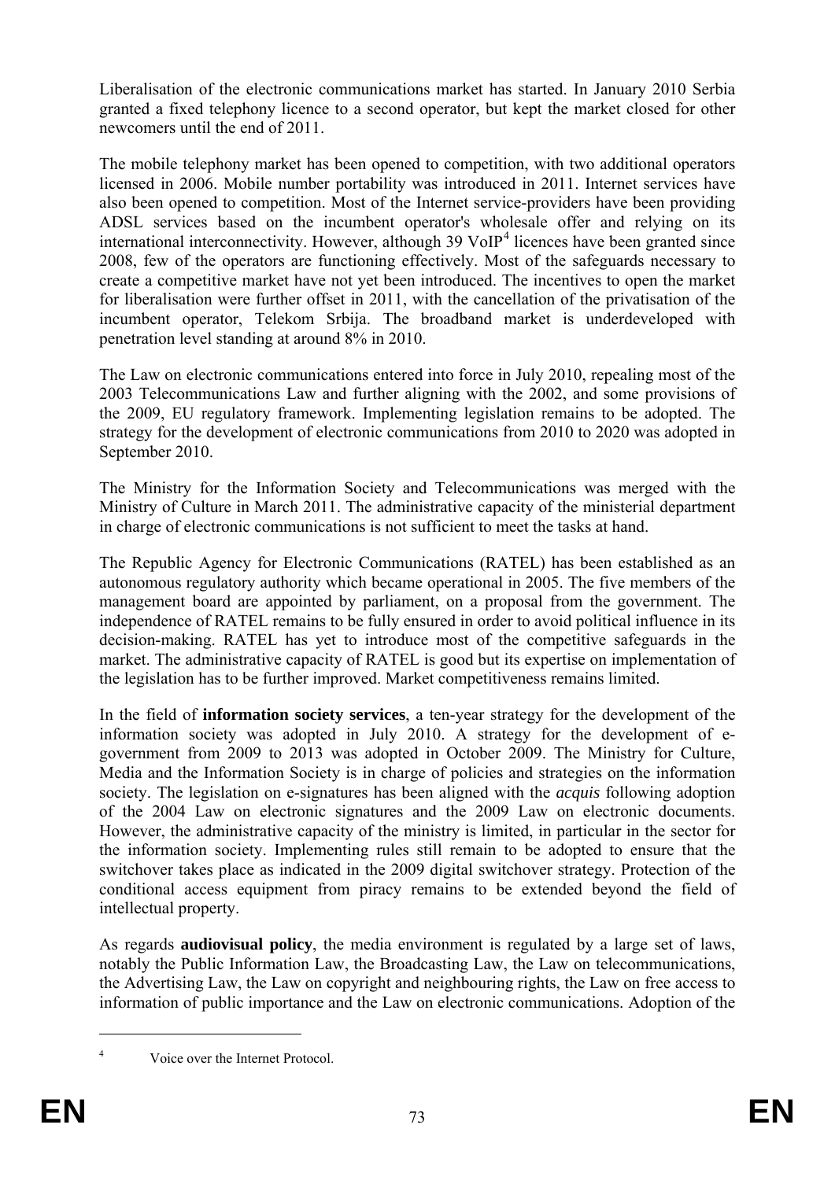Liberalisation of the electronic communications market has started. In January 2010 Serbia granted a fixed telephony licence to a second operator, but kept the market closed for other newcomers until the end of 2011.

The mobile telephony market has been opened to competition, with two additional operators licensed in 2006. Mobile number portability was introduced in 2011. Internet services have also been opened to competition. Most of the Internet service-providers have been providing ADSL services based on the incumbent operator's wholesale offer and relying on its international interconnectivity. However, although 39 VoIP[4] licences have been granted since 2008, few of the operators are functioning effectively. Most of the safeguards necessary to create a competitive market have not yet been introduced. The incentives to open the market for liberalisation were further offset in 2011, with the cancellation of the privatisation of the incumbent operator, Telekom Srbija. The broadband market is underdeveloped with penetration level standing at around 8% in 2010.

The Law on electronic communications entered into force in July 2010, repealing most of the 2003 Telecommunications Law and further aligning with the 2002, and some provisions of the 2009, EU regulatory framework. Implementing legislation remains to be adopted. The strategy for the development of electronic communications from 2010 to 2020 was adopted in September 2010.

The Ministry for the Information Society and Telecommunications was merged with the Ministry of Culture in March 2011. The administrative capacity of the ministerial department in charge of electronic communications is not sufficient to meet the tasks at hand.

The Republic Agency for Electronic Communications (RATEL) has been established as an autonomous regulatory authority which became operational in 2005. The five members of the management board are appointed by parliament, on a proposal from the government. The independence of RATEL remains to be fully ensured in order to avoid political influence in its decision-making. RATEL has yet to introduce most of the competitive safeguards in the market. The administrative capacity of RATEL is good but its expertise on implementation of the legislation has to be further improved. Market competitiveness remains limited.

In the field of **information society services**, a ten-year strategy for the development of the information society was adopted in July 2010. A strategy for the development of e-government from 2009 to 2013 was adopted in October 2009. The Ministry for Culture, Media and the Information Society is in charge of policies and strategies on the information society. The legislation on e-signatures has been aligned with the *acquis* following adoption of the 2004 Law on electronic signatures and the 2009 Law on electronic documents. However, the administrative capacity of the ministry is limited, in particular in the sector for the information society. Implementing rules still remain to be adopted to ensure that the switchover takes place as indicated in the 2009 digital switchover strategy. Protection of the conditional access equipment from piracy remains to be extended beyond the field of intellectual property.

As regards **audiovisual policy**, the media environment is regulated by a large set of laws, notably the Public Information Law, the Broadcasting Law, the Law on telecommunications, the Advertising Law, the Law on copyright and neighbouring rights, the Law on free access to information of public importance and the Law on electronic communications. Adoption of the

[4] Voice over the Internet Protocol.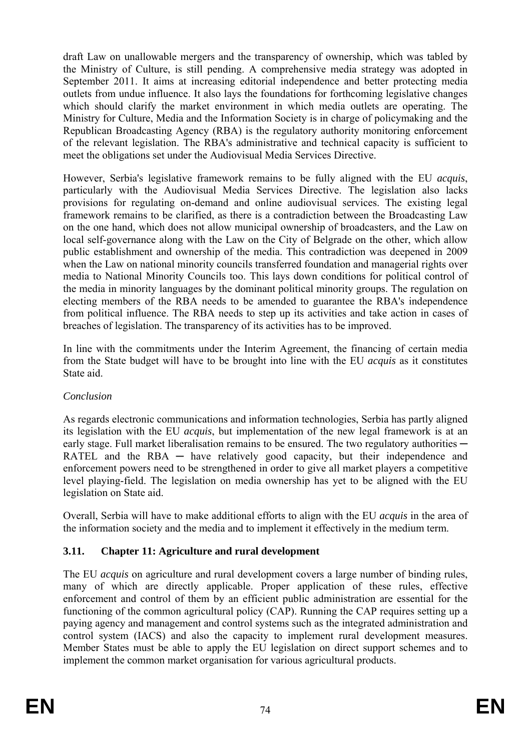draft Law on unallowable mergers and the transparency of ownership, which was tabled by the Ministry of Culture, is still pending. A comprehensive media strategy was adopted in September 2011. It aims at increasing editorial independence and better protecting media outlets from undue influence. It also lays the foundations for forthcoming legislative changes which should clarify the market environment in which media outlets are operating. The Ministry for Culture, Media and the Information Society is in charge of policymaking and the Republican Broadcasting Agency (RBA) is the regulatory authority monitoring enforcement of the relevant legislation. The RBA's administrative and technical capacity is sufficient to meet the obligations set under the Audiovisual Media Services Directive.

However, Serbia's legislative framework remains to be fully aligned with the EU *acquis*, particularly with the Audiovisual Media Services Directive. The legislation also lacks provisions for regulating on-demand and online audiovisual services. The existing legal framework remains to be clarified, as there is a contradiction between the Broadcasting Law on the one hand, which does not allow municipal ownership of broadcasters, and the Law on local self-governance along with the Law on the City of Belgrade on the other, which allow public establishment and ownership of the media. This contradiction was deepened in 2009 when the Law on national minority councils transferred foundation and managerial rights over media to National Minority Councils too. This lays down conditions for political control of the media in minority languages by the dominant political minority groups. The regulation on electing members of the RBA needs to be amended to guarantee the RBA's independence from political influence. The RBA needs to step up its activities and take action in cases of breaches of legislation. The transparency of its activities has to be improved.

In line with the commitments under the Interim Agreement, the financing of certain media from the State budget will have to be brought into line with the EU *acquis* as it constitutes State aid.

*Conclusion*

As regards electronic communications and information technologies, Serbia has partly aligned its legislation with the EU *acquis*, but implementation of the new legal framework is at an early stage. Full market liberalisation remains to be ensured. The two regulatory authorities ─ RATEL and the RBA ─ have relatively good capacity, but their independence and enforcement powers need to be strengthened in order to give all market players a competitive level playing-field. The legislation on media ownership has yet to be aligned with the EU legislation on State aid.

Overall, Serbia will have to make additional efforts to align with the EU *acquis* in the area of the information society and the media and to implement it effectively in the medium term.

### 3.11. Chapter 11: Agriculture and rural development

The EU *acquis* on agriculture and rural development covers a large number of binding rules, many of which are directly applicable. Proper application of these rules, effective enforcement and control of them by an efficient public administration are essential for the functioning of the common agricultural policy (CAP). Running the CAP requires setting up a paying agency and management and control systems such as the integrated administration and control system (IACS) and also the capacity to implement rural development measures. Member States must be able to apply the EU legislation on direct support schemes and to implement the common market organisation for various agricultural products.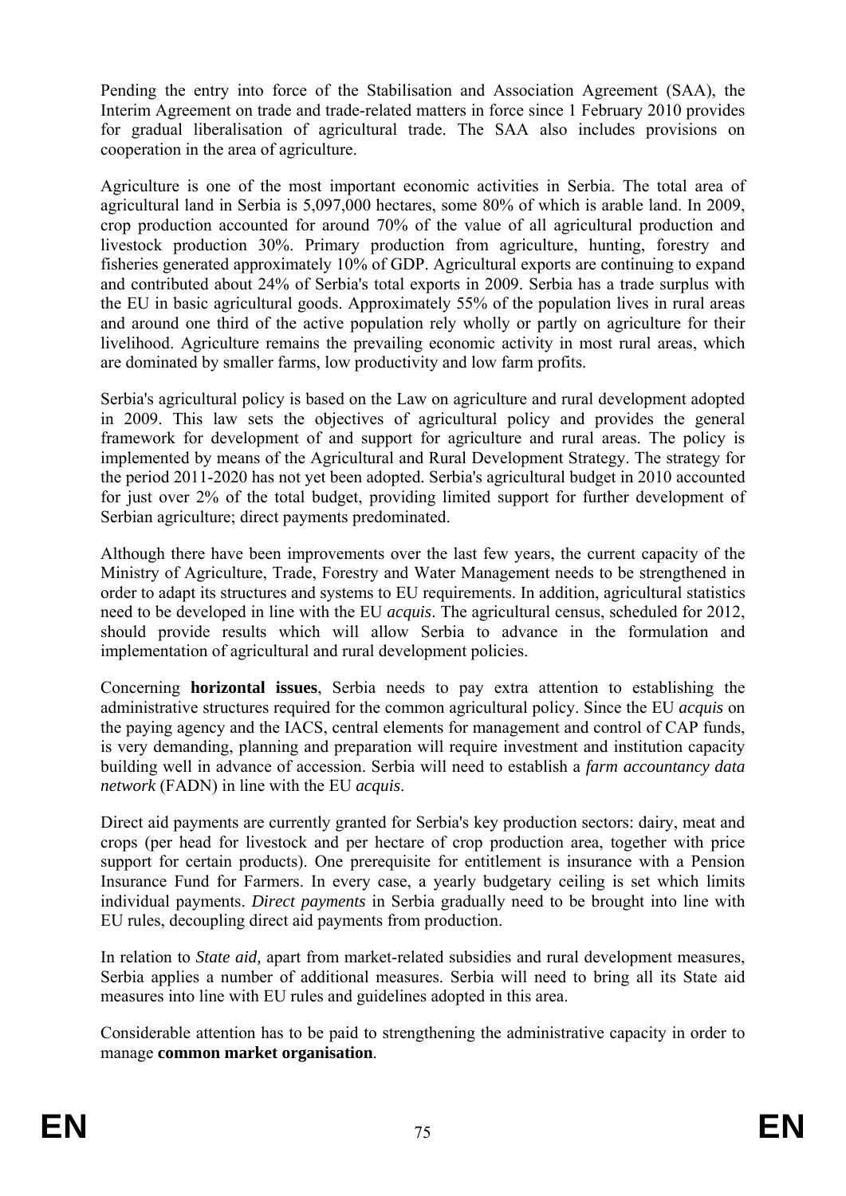Pending the entry into force of the Stabilisation and Association Agreement (SAA), the Interim Agreement on trade and trade-related matters in force since 1 February 2010 provides for gradual liberalisation of agricultural trade. The SAA also includes provisions on cooperation in the area of agriculture.

Agriculture is one of the most important economic activities in Serbia. The total area of agricultural land in Serbia is 5,097,000 hectares, some 80% of which is arable land. In 2009, crop production accounted for around 70% of the value of all agricultural production and livestock production 30%. Primary production from agriculture, hunting, forestry and fisheries generated approximately 10% of GDP. Agricultural exports are continuing to expand and contributed about 24% of Serbia's total exports in 2009. Serbia has a trade surplus with the EU in basic agricultural goods. Approximately 55% of the population lives in rural areas and around one third of the active population rely wholly or partly on agriculture for their livelihood. Agriculture remains the prevailing economic activity in most rural areas, which are dominated by smaller farms, low productivity and low farm profits.

Serbia's agricultural policy is based on the Law on agriculture and rural development adopted in 2009. This law sets the objectives of agricultural policy and provides the general framework for development of and support for agriculture and rural areas. The policy is implemented by means of the Agricultural and Rural Development Strategy. The strategy for the period 2011-2020 has not yet been adopted. Serbia's agricultural budget in 2010 accounted for just over 2% of the total budget, providing limited support for further development of Serbian agriculture; direct payments predominated.

Although there have been improvements over the last few years, the current capacity of the Ministry of Agriculture, Trade, Forestry and Water Management needs to be strengthened in order to adapt its structures and systems to EU requirements. In addition, agricultural statistics need to be developed in line with the EU *acquis*. The agricultural census, scheduled for 2012, should provide results which will allow Serbia to advance in the formulation and implementation of agricultural and rural development policies.

Concerning **horizontal issues**, Serbia needs to pay extra attention to establishing the administrative structures required for the common agricultural policy. Since the EU *acquis* on the paying agency and the IACS, central elements for management and control of CAP funds, is very demanding, planning and preparation will require investment and institution capacity building well in advance of accession. Serbia will need to establish a *farm accountancy data network* (FADN) in line with the EU *acquis*.

Direct aid payments are currently granted for Serbia's key production sectors: dairy, meat and crops (per head for livestock and per hectare of crop production area, together with price support for certain products). One prerequisite for entitlement is insurance with a Pension Insurance Fund for Farmers. In every case, a yearly budgetary ceiling is set which limits individual payments. *Direct payments* in Serbia gradually need to be brought into line with EU rules, decoupling direct aid payments from production.

In relation to *State aid,* apart from market-related subsidies and rural development measures, Serbia applies a number of additional measures. Serbia will need to bring all its State aid measures into line with EU rules and guidelines adopted in this area.

Considerable attention has to be paid to strengthening the administrative capacity in order to manage **common market organisation**.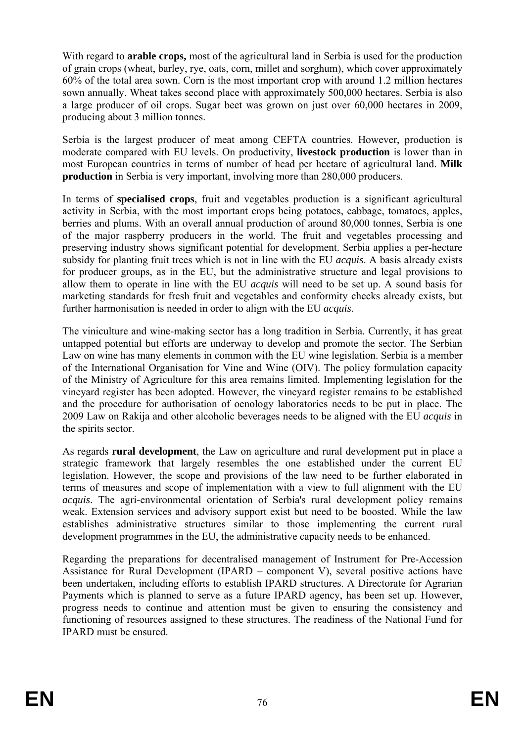With regard to **arable crops,** most of the agricultural land in Serbia is used for the production of grain crops (wheat, barley, rye, oats, corn, millet and sorghum), which cover approximately 60% of the total area sown. Corn is the most important crop with around 1.2 million hectares sown annually. Wheat takes second place with approximately 500,000 hectares. Serbia is also a large producer of oil crops. Sugar beet was grown on just over 60,000 hectares in 2009, producing about 3 million tonnes.

Serbia is the largest producer of meat among CEFTA countries. However, production is moderate compared with EU levels. On productivity, **livestock production** is lower than in most European countries in terms of number of head per hectare of agricultural land. **Milk production** in Serbia is very important, involving more than 280,000 producers.

In terms of **specialised crops**, fruit and vegetables production is a significant agricultural activity in Serbia, with the most important crops being potatoes, cabbage, tomatoes, apples, berries and plums. With an overall annual production of around 80,000 tonnes, Serbia is one of the major raspberry producers in the world. The fruit and vegetables processing and preserving industry shows significant potential for development. Serbia applies a per-hectare subsidy for planting fruit trees which is not in line with the EU *acquis*. A basis already exists for producer groups, as in the EU, but the administrative structure and legal provisions to allow them to operate in line with the EU *acquis* will need to be set up. A sound basis for marketing standards for fresh fruit and vegetables and conformity checks already exists, but further harmonisation is needed in order to align with the EU *acquis*.

The viniculture and wine-making sector has a long tradition in Serbia. Currently, it has great untapped potential but efforts are underway to develop and promote the sector. The Serbian Law on wine has many elements in common with the EU wine legislation. Serbia is a member of the International Organisation for Vine and Wine (OIV). The policy formulation capacity of the Ministry of Agriculture for this area remains limited. Implementing legislation for the vineyard register has been adopted. However, the vineyard register remains to be established and the procedure for authorisation of oenology laboratories needs to be put in place. The 2009 Law on Rakija and other alcoholic beverages needs to be aligned with the EU *acquis* in the spirits sector.

As regards **rural development**, the Law on agriculture and rural development put in place a strategic framework that largely resembles the one established under the current EU legislation. However, the scope and provisions of the law need to be further elaborated in terms of measures and scope of implementation with a view to full alignment with the EU *acquis*. The agri-environmental orientation of Serbia's rural development policy remains weak. Extension services and advisory support exist but need to be boosted. While the law establishes administrative structures similar to those implementing the current rural development programmes in the EU, the administrative capacity needs to be enhanced.

Regarding the preparations for decentralised management of Instrument for Pre-Accession Assistance for Rural Development (IPARD – component V), several positive actions have been undertaken, including efforts to establish IPARD structures. A Directorate for Agrarian Payments which is planned to serve as a future IPARD agency, has been set up. However, progress needs to continue and attention must be given to ensuring the consistency and functioning of resources assigned to these structures. The readiness of the National Fund for IPARD must be ensured.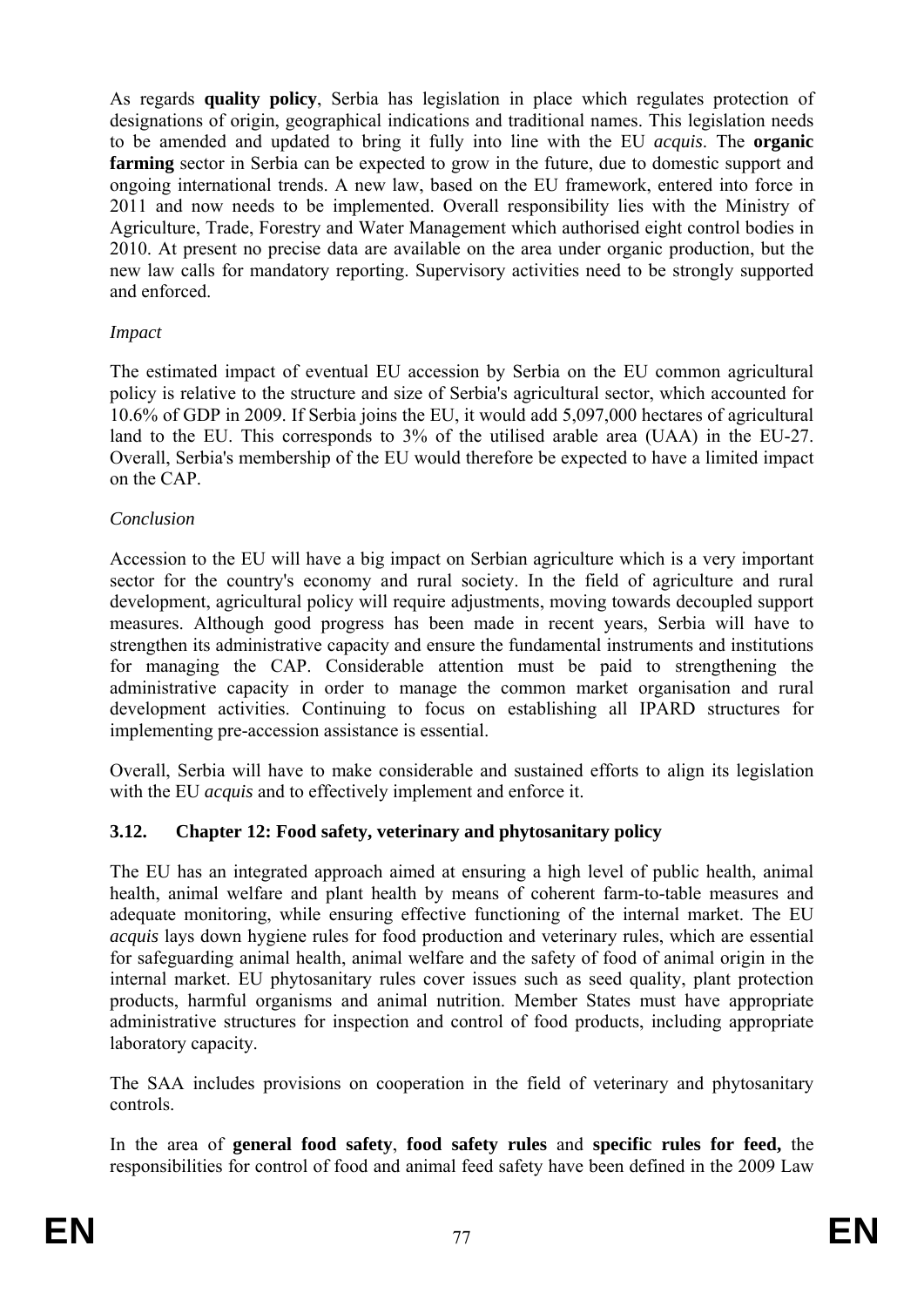As regards **quality policy**, Serbia has legislation in place which regulates protection of designations of origin, geographical indications and traditional names. This legislation needs to be amended and updated to bring it fully into line with the EU *acquis*. The **organic farming** sector in Serbia can be expected to grow in the future, due to domestic support and ongoing international trends. A new law, based on the EU framework, entered into force in 2011 and now needs to be implemented. Overall responsibility lies with the Ministry of Agriculture, Trade, Forestry and Water Management which authorised eight control bodies in 2010. At present no precise data are available on the area under organic production, but the new law calls for mandatory reporting. Supervisory activities need to be strongly supported and enforced.

*Impact*

The estimated impact of eventual EU accession by Serbia on the EU common agricultural policy is relative to the structure and size of Serbia's agricultural sector, which accounted for 10.6% of GDP in 2009. If Serbia joins the EU, it would add 5,097,000 hectares of agricultural land to the EU. This corresponds to 3% of the utilised arable area (UAA) in the EU-27. Overall, Serbia's membership of the EU would therefore be expected to have a limited impact on the CAP.

*Conclusion*

Accession to the EU will have a big impact on Serbian agriculture which is a very important sector for the country's economy and rural society. In the field of agriculture and rural development, agricultural policy will require adjustments, moving towards decoupled support measures. Although good progress has been made in recent years, Serbia will have to strengthen its administrative capacity and ensure the fundamental instruments and institutions for managing the CAP. Considerable attention must be paid to strengthening the administrative capacity in order to manage the common market organisation and rural development activities. Continuing to focus on establishing all IPARD structures for implementing pre-accession assistance is essential.

Overall, Serbia will have to make considerable and sustained efforts to align its legislation with the EU *acquis* and to effectively implement and enforce it.

### 3.12. Chapter 12: Food safety, veterinary and phytosanitary policy

The EU has an integrated approach aimed at ensuring a high level of public health, animal health, animal welfare and plant health by means of coherent farm-to-table measures and adequate monitoring, while ensuring effective functioning of the internal market. The EU *acquis* lays down hygiene rules for food production and veterinary rules, which are essential for safeguarding animal health, animal welfare and the safety of food of animal origin in the internal market. EU phytosanitary rules cover issues such as seed quality, plant protection products, harmful organisms and animal nutrition. Member States must have appropriate administrative structures for inspection and control of food products, including appropriate laboratory capacity.

The SAA includes provisions on cooperation in the field of veterinary and phytosanitary controls.

In the area of **general food safety**, **food safety rules** and **specific rules for feed,** the responsibilities for control of food and animal feed safety have been defined in the 2009 Law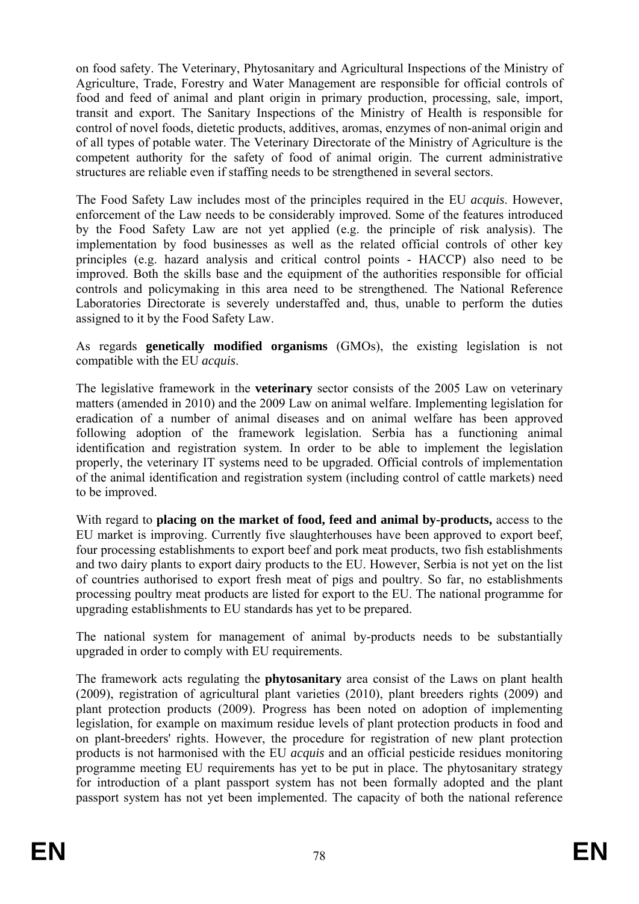on food safety. The Veterinary, Phytosanitary and Agricultural Inspections of the Ministry of Agriculture, Trade, Forestry and Water Management are responsible for official controls of food and feed of animal and plant origin in primary production, processing, sale, import, transit and export. The Sanitary Inspections of the Ministry of Health is responsible for control of novel foods, dietetic products, additives, aromas, enzymes of non-animal origin and of all types of potable water. The Veterinary Directorate of the Ministry of Agriculture is the competent authority for the safety of food of animal origin. The current administrative structures are reliable even if staffing needs to be strengthened in several sectors.

The Food Safety Law includes most of the principles required in the EU *acquis*. However, enforcement of the Law needs to be considerably improved. Some of the features introduced by the Food Safety Law are not yet applied (e.g. the principle of risk analysis). The implementation by food businesses as well as the related official controls of other key principles (e.g. hazard analysis and critical control points - HACCP) also need to be improved. Both the skills base and the equipment of the authorities responsible for official controls and policymaking in this area need to be strengthened. The National Reference Laboratories Directorate is severely understaffed and, thus, unable to perform the duties assigned to it by the Food Safety Law.

As regards **genetically modified organisms** (GMOs), the existing legislation is not compatible with the EU *acquis*.

The legislative framework in the **veterinary** sector consists of the 2005 Law on veterinary matters (amended in 2010) and the 2009 Law on animal welfare. Implementing legislation for eradication of a number of animal diseases and on animal welfare has been approved following adoption of the framework legislation. Serbia has a functioning animal identification and registration system. In order to be able to implement the legislation properly, the veterinary IT systems need to be upgraded. Official controls of implementation of the animal identification and registration system (including control of cattle markets) need to be improved.

With regard to **placing on the market of food, feed and animal by-products,** access to the EU market is improving. Currently five slaughterhouses have been approved to export beef, four processing establishments to export beef and pork meat products, two fish establishments and two dairy plants to export dairy products to the EU. However, Serbia is not yet on the list of countries authorised to export fresh meat of pigs and poultry. So far, no establishments processing poultry meat products are listed for export to the EU. The national programme for upgrading establishments to EU standards has yet to be prepared.

The national system for management of animal by-products needs to be substantially upgraded in order to comply with EU requirements.

The framework acts regulating the **phytosanitary** area consist of the Laws on plant health (2009), registration of agricultural plant varieties (2010), plant breeders rights (2009) and plant protection products (2009). Progress has been noted on adoption of implementing legislation, for example on maximum residue levels of plant protection products in food and on plant-breeders' rights. However, the procedure for registration of new plant protection products is not harmonised with the EU *acquis* and an official pesticide residues monitoring programme meeting EU requirements has yet to be put in place. The phytosanitary strategy for introduction of a plant passport system has not been formally adopted and the plant passport system has not yet been implemented. The capacity of both the national reference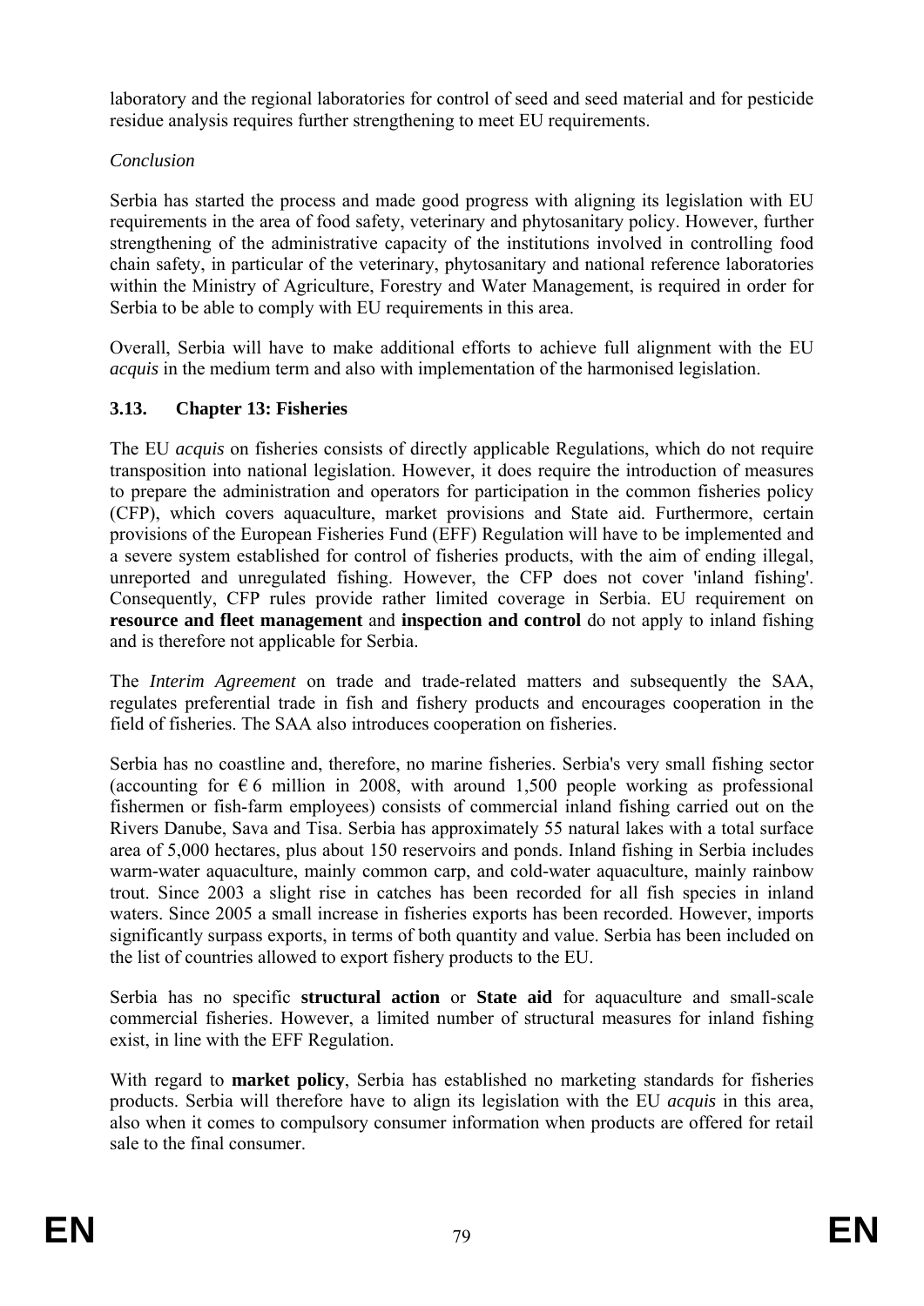laboratory and the regional laboratories for control of seed and seed material and for pesticide residue analysis requires further strengthening to meet EU requirements.

*Conclusion*

Serbia has started the process and made good progress with aligning its legislation with EU requirements in the area of food safety, veterinary and phytosanitary policy. However, further strengthening of the administrative capacity of the institutions involved in controlling food chain safety, in particular of the veterinary, phytosanitary and national reference laboratories within the Ministry of Agriculture, Forestry and Water Management, is required in order for Serbia to be able to comply with EU requirements in this area.

Overall, Serbia will have to make additional efforts to achieve full alignment with the EU *acquis* in the medium term and also with implementation of the harmonised legislation.

### 3.13. Chapter 13: Fisheries

The EU *acquis* on fisheries consists of directly applicable Regulations, which do not require transposition into national legislation. However, it does require the introduction of measures to prepare the administration and operators for participation in the common fisheries policy (CFP), which covers aquaculture, market provisions and State aid. Furthermore, certain provisions of the European Fisheries Fund (EFF) Regulation will have to be implemented and a severe system established for control of fisheries products, with the aim of ending illegal, unreported and unregulated fishing. However, the CFP does not cover 'inland fishing'. Consequently, CFP rules provide rather limited coverage in Serbia. EU requirement on **resource and fleet management** and **inspection and control** do not apply to inland fishing and is therefore not applicable for Serbia.

The *Interim Agreement* on trade and trade-related matters and subsequently the SAA, regulates preferential trade in fish and fishery products and encourages cooperation in the field of fisheries. The SAA also introduces cooperation on fisheries.

Serbia has no coastline and, therefore, no marine fisheries. Serbia's very small fishing sector (accounting for € 6 million in 2008, with around 1,500 people working as professional fishermen or fish-farm employees) consists of commercial inland fishing carried out on the Rivers Danube, Sava and Tisa. Serbia has approximately 55 natural lakes with a total surface area of 5,000 hectares, plus about 150 reservoirs and ponds. Inland fishing in Serbia includes warm-water aquaculture, mainly common carp, and cold-water aquaculture, mainly rainbow trout. Since 2003 a slight rise in catches has been recorded for all fish species in inland waters. Since 2005 a small increase in fisheries exports has been recorded. However, imports significantly surpass exports, in terms of both quantity and value. Serbia has been included on the list of countries allowed to export fishery products to the EU.

Serbia has no specific **structural action** or **State aid** for aquaculture and small-scale commercial fisheries. However, a limited number of structural measures for inland fishing exist, in line with the EFF Regulation.

With regard to **market policy**, Serbia has established no marketing standards for fisheries products. Serbia will therefore have to align its legislation with the EU *acquis* in this area, also when it comes to compulsory consumer information when products are offered for retail sale to the final consumer.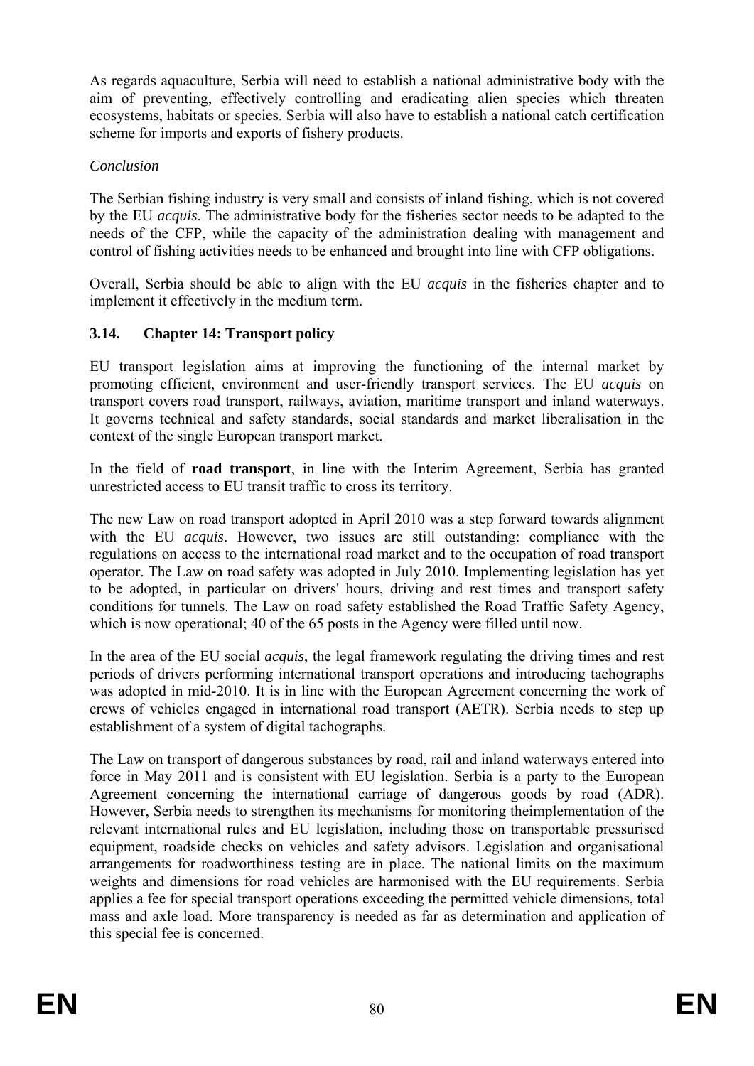As regards aquaculture, Serbia will need to establish a national administrative body with the aim of preventing, effectively controlling and eradicating alien species which threaten ecosystems, habitats or species. Serbia will also have to establish a national catch certification scheme for imports and exports of fishery products.

*Conclusion*

The Serbian fishing industry is very small and consists of inland fishing, which is not covered by the EU *acquis*. The administrative body for the fisheries sector needs to be adapted to the needs of the CFP, while the capacity of the administration dealing with management and control of fishing activities needs to be enhanced and brought into line with CFP obligations.

Overall, Serbia should be able to align with the EU *acquis* in the fisheries chapter and to implement it effectively in the medium term.

### 3.14. Chapter 14: Transport policy

EU transport legislation aims at improving the functioning of the internal market by promoting efficient, environment and user-friendly transport services. The EU *acquis* on transport covers road transport, railways, aviation, maritime transport and inland waterways. It governs technical and safety standards, social standards and market liberalisation in the context of the single European transport market.

In the field of **road transport**, in line with the Interim Agreement, Serbia has granted unrestricted access to EU transit traffic to cross its territory.

The new Law on road transport adopted in April 2010 was a step forward towards alignment with the EU *acquis*. However, two issues are still outstanding: compliance with the regulations on access to the international road market and to the occupation of road transport operator. The Law on road safety was adopted in July 2010. Implementing legislation has yet to be adopted, in particular on drivers' hours, driving and rest times and transport safety conditions for tunnels. The Law on road safety established the Road Traffic Safety Agency, which is now operational; 40 of the 65 posts in the Agency were filled until now.

In the area of the EU social *acquis*, the legal framework regulating the driving times and rest periods of drivers performing international transport operations and introducing tachographs was adopted in mid-2010. It is in line with the European Agreement concerning the work of crews of vehicles engaged in international road transport (AETR). Serbia needs to step up establishment of a system of digital tachographs.

The Law on transport of dangerous substances by road, rail and inland waterways entered into force in May 2011 and is consistent with EU legislation. Serbia is a party to the European Agreement concerning the international carriage of dangerous goods by road (ADR). However, Serbia needs to strengthen its mechanisms for monitoring theimplementation of the relevant international rules and EU legislation, including those on transportable pressurised equipment, roadside checks on vehicles and safety advisors. Legislation and organisational arrangements for roadworthiness testing are in place. The national limits on the maximum weights and dimensions for road vehicles are harmonised with the EU requirements. Serbia applies a fee for special transport operations exceeding the permitted vehicle dimensions, total mass and axle load. More transparency is needed as far as determination and application of this special fee is concerned.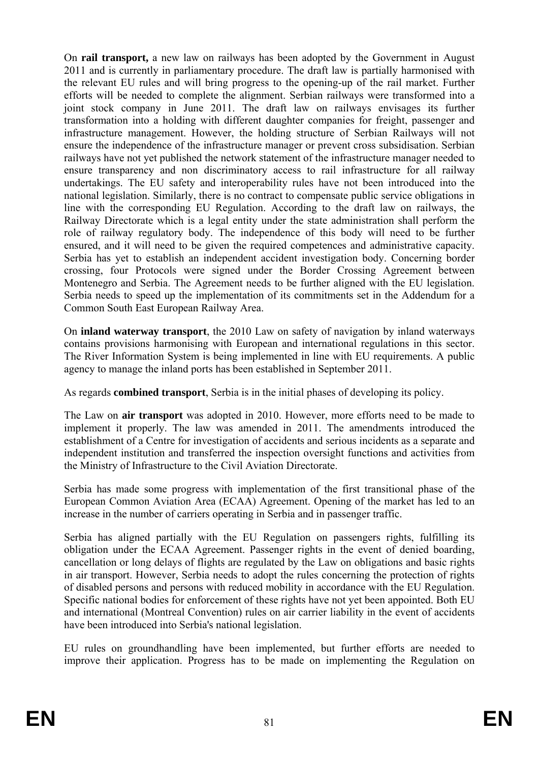On **rail transport,** a new law on railways has been adopted by the Government in August 2011 and is currently in parliamentary procedure. The draft law is partially harmonised with the relevant EU rules and will bring progress to the opening-up of the rail market. Further efforts will be needed to complete the alignment. Serbian railways were transformed into a joint stock company in June 2011. The draft law on railways envisages its further transformation into a holding with different daughter companies for freight, passenger and infrastructure management. However, the holding structure of Serbian Railways will not ensure the independence of the infrastructure manager or prevent cross subsidisation. Serbian railways have not yet published the network statement of the infrastructure manager needed to ensure transparency and non discriminatory access to rail infrastructure for all railway undertakings. The EU safety and interoperability rules have not been introduced into the national legislation. Similarly, there is no contract to compensate public service obligations in line with the corresponding EU Regulation. According to the draft law on railways, the Railway Directorate which is a legal entity under the state administration shall perform the role of railway regulatory body. The independence of this body will need to be further ensured, and it will need to be given the required competences and administrative capacity. Serbia has yet to establish an independent accident investigation body. Concerning border crossing, four Protocols were signed under the Border Crossing Agreement between Montenegro and Serbia. The Agreement needs to be further aligned with the EU legislation. Serbia needs to speed up the implementation of its commitments set in the Addendum for a Common South East European Railway Area.

On **inland waterway transport**, the 2010 Law on safety of navigation by inland waterways contains provisions harmonising with European and international regulations in this sector. The River Information System is being implemented in line with EU requirements. A public agency to manage the inland ports has been established in September 2011.

As regards **combined transport**, Serbia is in the initial phases of developing its policy.

The Law on **air transport** was adopted in 2010. However, more efforts need to be made to implement it properly. The law was amended in 2011. The amendments introduced the establishment of a Centre for investigation of accidents and serious incidents as a separate and independent institution and transferred the inspection oversight functions and activities from the Ministry of Infrastructure to the Civil Aviation Directorate.

Serbia has made some progress with implementation of the first transitional phase of the European Common Aviation Area (ECAA) Agreement. Opening of the market has led to an increase in the number of carriers operating in Serbia and in passenger traffic.

Serbia has aligned partially with the EU Regulation on passengers rights, fulfilling its obligation under the ECAA Agreement. Passenger rights in the event of denied boarding, cancellation or long delays of flights are regulated by the Law on obligations and basic rights in air transport. However, Serbia needs to adopt the rules concerning the protection of rights of disabled persons and persons with reduced mobility in accordance with the EU Regulation. Specific national bodies for enforcement of these rights have not yet been appointed. Both EU and international (Montreal Convention) rules on air carrier liability in the event of accidents have been introduced into Serbia's national legislation.

EU rules on groundhandling have been implemented, but further efforts are needed to improve their application. Progress has to be made on implementing the Regulation on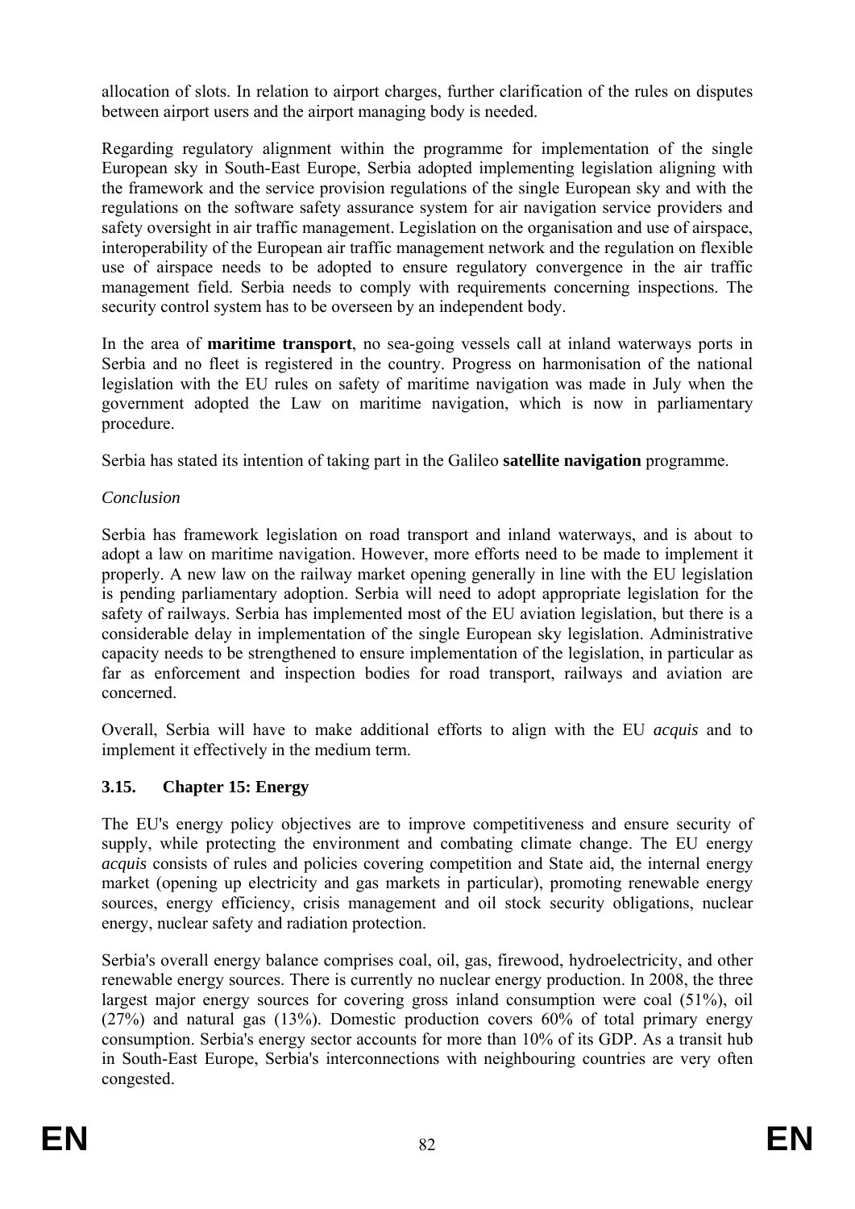allocation of slots. In relation to airport charges, further clarification of the rules on disputes between airport users and the airport managing body is needed.

Regarding regulatory alignment within the programme for implementation of the single European sky in South-East Europe, Serbia adopted implementing legislation aligning with the framework and the service provision regulations of the single European sky and with the regulations on the software safety assurance system for air navigation service providers and safety oversight in air traffic management. Legislation on the organisation and use of airspace, interoperability of the European air traffic management network and the regulation on flexible use of airspace needs to be adopted to ensure regulatory convergence in the air traffic management field. Serbia needs to comply with requirements concerning inspections. The security control system has to be overseen by an independent body.

In the area of **maritime transport**, no sea-going vessels call at inland waterways ports in Serbia and no fleet is registered in the country. Progress on harmonisation of the national legislation with the EU rules on safety of maritime navigation was made in July when the government adopted the Law on maritime navigation, which is now in parliamentary procedure.

Serbia has stated its intention of taking part in the Galileo **satellite navigation** programme.

*Conclusion*

Serbia has framework legislation on road transport and inland waterways, and is about to adopt a law on maritime navigation. However, more efforts need to be made to implement it properly. A new law on the railway market opening generally in line with the EU legislation is pending parliamentary adoption. Serbia will need to adopt appropriate legislation for the safety of railways. Serbia has implemented most of the EU aviation legislation, but there is a considerable delay in implementation of the single European sky legislation. Administrative capacity needs to be strengthened to ensure implementation of the legislation, in particular as far as enforcement and inspection bodies for road transport, railways and aviation are concerned.

Overall, Serbia will have to make additional efforts to align with the EU *acquis* and to implement it effectively in the medium term.

### 3.15. Chapter 15: Energy

The EU's energy policy objectives are to improve competitiveness and ensure security of supply, while protecting the environment and combating climate change. The EU energy *acquis* consists of rules and policies covering competition and State aid, the internal energy market (opening up electricity and gas markets in particular), promoting renewable energy sources, energy efficiency, crisis management and oil stock security obligations, nuclear energy, nuclear safety and radiation protection.

Serbia's overall energy balance comprises coal, oil, gas, firewood, hydroelectricity, and other renewable energy sources. There is currently no nuclear energy production. In 2008, the three largest major energy sources for covering gross inland consumption were coal (51%), oil (27%) and natural gas (13%). Domestic production covers 60% of total primary energy consumption. Serbia's energy sector accounts for more than 10% of its GDP. As a transit hub in South-East Europe, Serbia's interconnections with neighbouring countries are very often congested.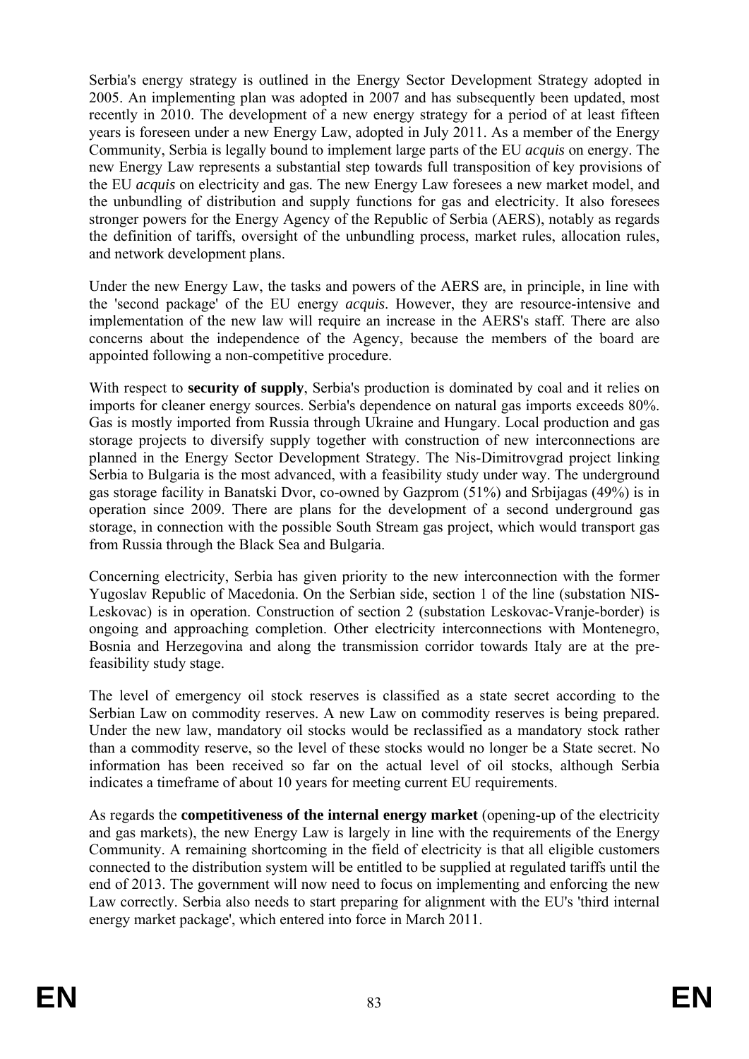Serbia's energy strategy is outlined in the Energy Sector Development Strategy adopted in 2005. An implementing plan was adopted in 2007 and has subsequently been updated, most recently in 2010. The development of a new energy strategy for a period of at least fifteen years is foreseen under a new Energy Law, adopted in July 2011. As a member of the Energy Community, Serbia is legally bound to implement large parts of the EU *acquis* on energy. The new Energy Law represents a substantial step towards full transposition of key provisions of the EU *acquis* on electricity and gas. The new Energy Law foresees a new market model, and the unbundling of distribution and supply functions for gas and electricity. It also foresees stronger powers for the Energy Agency of the Republic of Serbia (AERS), notably as regards the definition of tariffs, oversight of the unbundling process, market rules, allocation rules, and network development plans.

Under the new Energy Law, the tasks and powers of the AERS are, in principle, in line with the 'second package' of the EU energy *acquis*. However, they are resource-intensive and implementation of the new law will require an increase in the AERS's staff. There are also concerns about the independence of the Agency, because the members of the board are appointed following a non-competitive procedure.

With respect to **security of supply**, Serbia's production is dominated by coal and it relies on imports for cleaner energy sources. Serbia's dependence on natural gas imports exceeds 80%. Gas is mostly imported from Russia through Ukraine and Hungary. Local production and gas storage projects to diversify supply together with construction of new interconnections are planned in the Energy Sector Development Strategy. The Nis-Dimitrovgrad project linking Serbia to Bulgaria is the most advanced, with a feasibility study under way. The underground gas storage facility in Banatski Dvor, co-owned by Gazprom (51%) and Srbijagas (49%) is in operation since 2009. There are plans for the development of a second underground gas storage, in connection with the possible South Stream gas project, which would transport gas from Russia through the Black Sea and Bulgaria.

Concerning electricity, Serbia has given priority to the new interconnection with the former Yugoslav Republic of Macedonia. On the Serbian side, section 1 of the line (substation NIS-Leskovac) is in operation. Construction of section 2 (substation Leskovac-Vranje-border) is ongoing and approaching completion. Other electricity interconnections with Montenegro, Bosnia and Herzegovina and along the transmission corridor towards Italy are at the pre-feasibility study stage.

The level of emergency oil stock reserves is classified as a state secret according to the Serbian Law on commodity reserves. A new Law on commodity reserves is being prepared. Under the new law, mandatory oil stocks would be reclassified as a mandatory stock rather than a commodity reserve, so the level of these stocks would no longer be a State secret. No information has been received so far on the actual level of oil stocks, although Serbia indicates a timeframe of about 10 years for meeting current EU requirements.

As regards the **competitiveness of the internal energy market** (opening-up of the electricity and gas markets), the new Energy Law is largely in line with the requirements of the Energy Community. A remaining shortcoming in the field of electricity is that all eligible customers connected to the distribution system will be entitled to be supplied at regulated tariffs until the end of 2013. The government will now need to focus on implementing and enforcing the new Law correctly. Serbia also needs to start preparing for alignment with the EU's 'third internal energy market package', which entered into force in March 2011.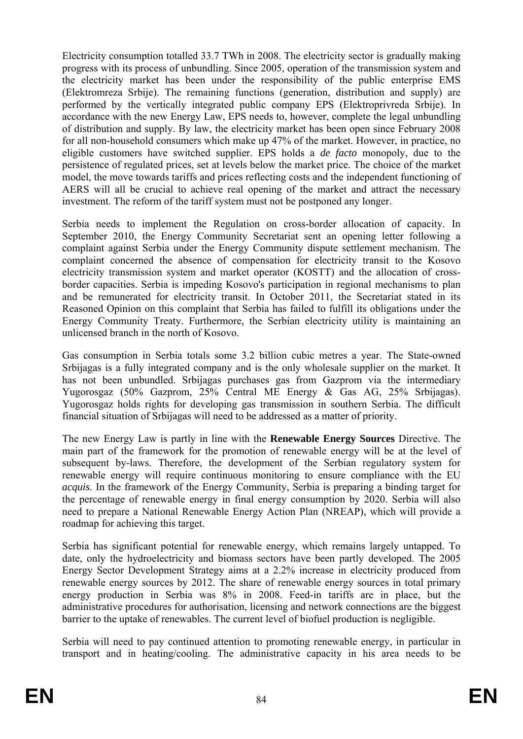Electricity consumption totalled 33.7 TWh in 2008. The electricity sector is gradually making progress with its process of unbundling. Since 2005, operation of the transmission system and the electricity market has been under the responsibility of the public enterprise EMS (Elektromreza Srbije). The remaining functions (generation, distribution and supply) are performed by the vertically integrated public company EPS (Elektroprivreda Srbije). In accordance with the new Energy Law, EPS needs to, however, complete the legal unbundling of distribution and supply. By law, the electricity market has been open since February 2008 for all non-household consumers which make up 47% of the market. However, in practice, no eligible customers have switched supplier. EPS holds a *de facto* monopoly, due to the persistence of regulated prices, set at levels below the market price. The choice of the market model, the move towards tariffs and prices reflecting costs and the independent functioning of AERS will all be crucial to achieve real opening of the market and attract the necessary investment. The reform of the tariff system must not be postponed any longer.

Serbia needs to implement the Regulation on cross-border allocation of capacity. In September 2010, the Energy Community Secretariat sent an opening letter following a complaint against Serbia under the Energy Community dispute settlement mechanism. The complaint concerned the absence of compensation for electricity transit to the Kosovo electricity transmission system and market operator (KOSTT) and the allocation of cross-border capacities. Serbia is impeding Kosovo's participation in regional mechanisms to plan and be remunerated for electricity transit. In October 2011, the Secretariat stated in its Reasoned Opinion on this complaint that Serbia has failed to fulfill its obligations under the Energy Community Treaty. Furthermore, the Serbian electricity utility is maintaining an unlicensed branch in the north of Kosovo.

Gas consumption in Serbia totals some 3.2 billion cubic metres a year. The State-owned Srbijagas is a fully integrated company and is the only wholesale supplier on the market. It has not been unbundled. Srbijagas purchases gas from Gazprom via the intermediary Yugorosgaz (50% Gazprom, 25% Central ME Energy & Gas AG, 25% Srbijagas). Yugorosgaz holds rights for developing gas transmission in southern Serbia. The difficult financial situation of Srbijagas will need to be addressed as a matter of priority.

The new Energy Law is partly in line with the **Renewable Energy Sources** Directive. The main part of the framework for the promotion of renewable energy will be at the level of subsequent by-laws. Therefore, the development of the Serbian regulatory system for renewable energy will require continuous monitoring to ensure compliance with the EU *acquis*. In the framework of the Energy Community, Serbia is preparing a binding target for the percentage of renewable energy in final energy consumption by 2020. Serbia will also need to prepare a National Renewable Energy Action Plan (NREAP), which will provide a roadmap for achieving this target.

Serbia has significant potential for renewable energy, which remains largely untapped. To date, only the hydroelectricity and biomass sectors have been partly developed. The 2005 Energy Sector Development Strategy aims at a 2.2% increase in electricity produced from renewable energy sources by 2012. The share of renewable energy sources in total primary energy production in Serbia was 8% in 2008. Feed-in tariffs are in place, but the administrative procedures for authorisation, licensing and network connections are the biggest barrier to the uptake of renewables. The current level of biofuel production is negligible.

Serbia will need to pay continued attention to promoting renewable energy, in particular in transport and in heating/cooling. The administrative capacity in his area needs to be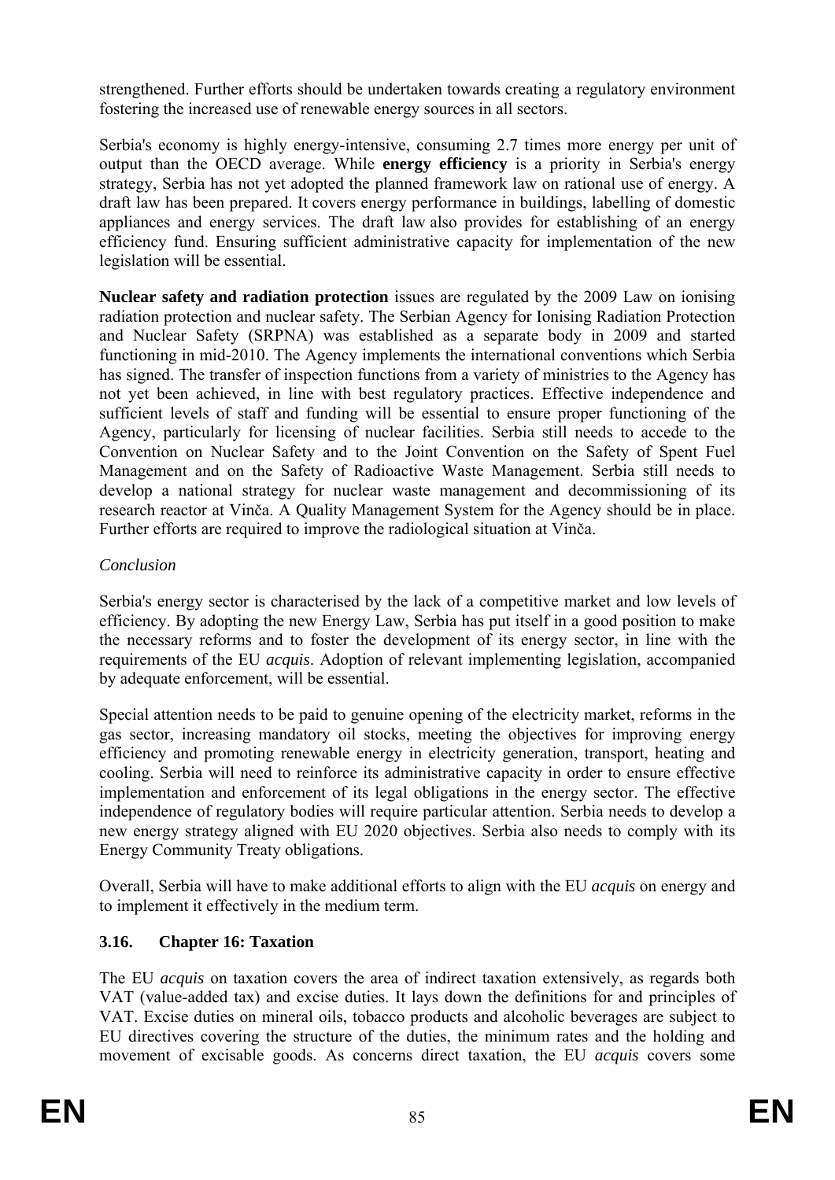strengthened. Further efforts should be undertaken towards creating a regulatory environment fostering the increased use of renewable energy sources in all sectors.

Serbia's economy is highly energy-intensive, consuming 2.7 times more energy per unit of output than the OECD average. While **energy efficiency** is a priority in Serbia's energy strategy, Serbia has not yet adopted the planned framework law on rational use of energy. A draft law has been prepared. It covers energy performance in buildings, labelling of domestic appliances and energy services. The draft law also provides for establishing of an energy efficiency fund. Ensuring sufficient administrative capacity for implementation of the new legislation will be essential.

**Nuclear safety and radiation protection** issues are regulated by the 2009 Law on ionising radiation protection and nuclear safety. The Serbian Agency for Ionising Radiation Protection and Nuclear Safety (SRPNA) was established as a separate body in 2009 and started functioning in mid-2010. The Agency implements the international conventions which Serbia has signed. The transfer of inspection functions from a variety of ministries to the Agency has not yet been achieved, in line with best regulatory practices. Effective independence and sufficient levels of staff and funding will be essential to ensure proper functioning of the Agency, particularly for licensing of nuclear facilities. Serbia still needs to accede to the Convention on Nuclear Safety and to the Joint Convention on the Safety of Spent Fuel Management and on the Safety of Radioactive Waste Management. Serbia still needs to develop a national strategy for nuclear waste management and decommissioning of its research reactor at Vinča. A Quality Management System for the Agency should be in place. Further efforts are required to improve the radiological situation at Vinča.

*Conclusion*

Serbia's energy sector is characterised by the lack of a competitive market and low levels of efficiency. By adopting the new Energy Law, Serbia has put itself in a good position to make the necessary reforms and to foster the development of its energy sector, in line with the requirements of the EU *acquis*. Adoption of relevant implementing legislation, accompanied by adequate enforcement, will be essential.

Special attention needs to be paid to genuine opening of the electricity market, reforms in the gas sector, increasing mandatory oil stocks, meeting the objectives for improving energy efficiency and promoting renewable energy in electricity generation, transport, heating and cooling. Serbia will need to reinforce its administrative capacity in order to ensure effective implementation and enforcement of its legal obligations in the energy sector. The effective independence of regulatory bodies will require particular attention. Serbia needs to develop a new energy strategy aligned with EU 2020 objectives. Serbia also needs to comply with its Energy Community Treaty obligations.

Overall, Serbia will have to make additional efforts to align with the EU *acquis* on energy and to implement it effectively in the medium term.

### 3.16. Chapter 16: Taxation

The EU *acquis* on taxation covers the area of indirect taxation extensively, as regards both VAT (value-added tax) and excise duties. It lays down the definitions for and principles of VAT. Excise duties on mineral oils, tobacco products and alcoholic beverages are subject to EU directives covering the structure of the duties, the minimum rates and the holding and movement of excisable goods. As concerns direct taxation, the EU *acquis* covers some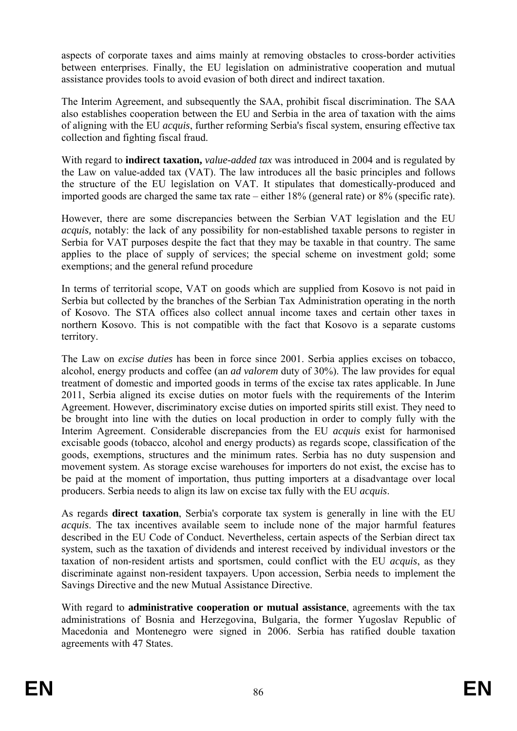aspects of corporate taxes and aims mainly at removing obstacles to cross-border activities between enterprises. Finally, the EU legislation on administrative cooperation and mutual assistance provides tools to avoid evasion of both direct and indirect taxation.

The Interim Agreement, and subsequently the SAA, prohibit fiscal discrimination. The SAA also establishes cooperation between the EU and Serbia in the area of taxation with the aims of aligning with the EU *acquis*, further reforming Serbia's fiscal system, ensuring effective tax collection and fighting fiscal fraud.

With regard to **indirect taxation,** *value-added tax* was introduced in 2004 and is regulated by the Law on value-added tax (VAT). The law introduces all the basic principles and follows the structure of the EU legislation on VAT. It stipulates that domestically-produced and imported goods are charged the same tax rate – either 18% (general rate) or 8% (specific rate).

However, there are some discrepancies between the Serbian VAT legislation and the EU *acquis,* notably: the lack of any possibility for non-established taxable persons to register in Serbia for VAT purposes despite the fact that they may be taxable in that country. The same applies to the place of supply of services; the special scheme on investment gold; some exemptions; and the general refund procedure

In terms of territorial scope, VAT on goods which are supplied from Kosovo is not paid in Serbia but collected by the branches of the Serbian Tax Administration operating in the north of Kosovo. The STA offices also collect annual income taxes and certain other taxes in northern Kosovo. This is not compatible with the fact that Kosovo is a separate customs territory.

The Law on *excise duties* has been in force since 2001. Serbia applies excises on tobacco, alcohol, energy products and coffee (an *ad valorem* duty of 30%). The law provides for equal treatment of domestic and imported goods in terms of the excise tax rates applicable. In June 2011, Serbia aligned its excise duties on motor fuels with the requirements of the Interim Agreement. However, discriminatory excise duties on imported spirits still exist. They need to be brought into line with the duties on local production in order to comply fully with the Interim Agreement. Considerable discrepancies from the EU *acquis* exist for harmonised excisable goods (tobacco, alcohol and energy products) as regards scope, classification of the goods, exemptions, structures and the minimum rates. Serbia has no duty suspension and movement system. As storage excise warehouses for importers do not exist, the excise has to be paid at the moment of importation, thus putting importers at a disadvantage over local producers. Serbia needs to align its law on excise tax fully with the EU *acquis*.

As regards **direct taxation**, Serbia's corporate tax system is generally in line with the EU *acquis*. The tax incentives available seem to include none of the major harmful features described in the EU Code of Conduct. Nevertheless, certain aspects of the Serbian direct tax system, such as the taxation of dividends and interest received by individual investors or the taxation of non-resident artists and sportsmen, could conflict with the EU *acquis*, as they discriminate against non-resident taxpayers. Upon accession, Serbia needs to implement the Savings Directive and the new Mutual Assistance Directive.

With regard to **administrative cooperation or mutual assistance**, agreements with the tax administrations of Bosnia and Herzegovina, Bulgaria, the former Yugoslav Republic of Macedonia and Montenegro were signed in 2006. Serbia has ratified double taxation agreements with 47 States.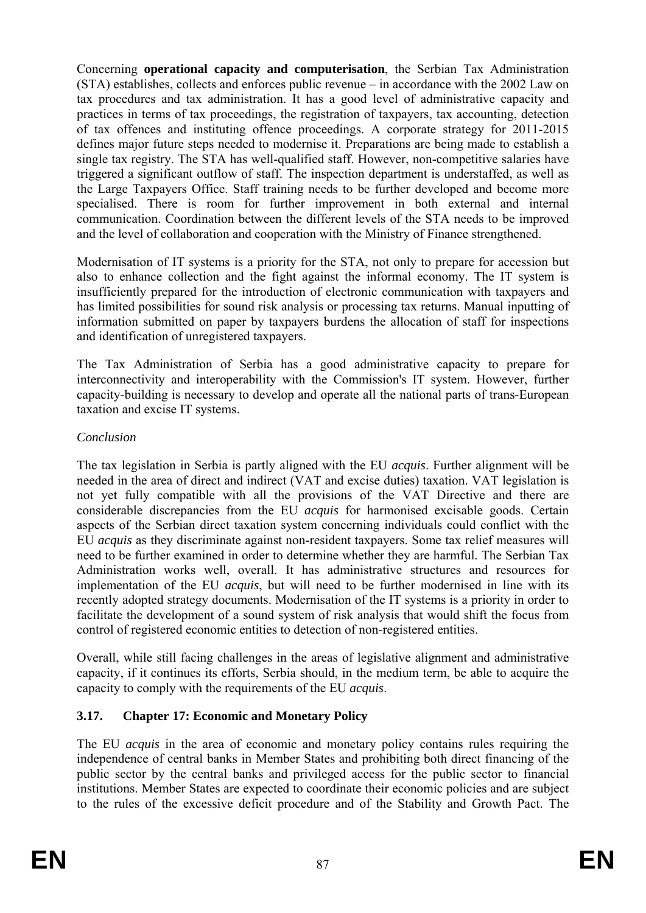Concerning **operational capacity and computerisation**, the Serbian Tax Administration (STA) establishes, collects and enforces public revenue – in accordance with the 2002 Law on tax procedures and tax administration. It has a good level of administrative capacity and practices in terms of tax proceedings, the registration of taxpayers, tax accounting, detection of tax offences and instituting offence proceedings. A corporate strategy for 2011-2015 defines major future steps needed to modernise it. Preparations are being made to establish a single tax registry. The STA has well-qualified staff. However, non-competitive salaries have triggered a significant outflow of staff. The inspection department is understaffed, as well as the Large Taxpayers Office. Staff training needs to be further developed and become more specialised. There is room for further improvement in both external and internal communication. Coordination between the different levels of the STA needs to be improved and the level of collaboration and cooperation with the Ministry of Finance strengthened.

Modernisation of IT systems is a priority for the STA, not only to prepare for accession but also to enhance collection and the fight against the informal economy. The IT system is insufficiently prepared for the introduction of electronic communication with taxpayers and has limited possibilities for sound risk analysis or processing tax returns. Manual inputting of information submitted on paper by taxpayers burdens the allocation of staff for inspections and identification of unregistered taxpayers.

The Tax Administration of Serbia has a good administrative capacity to prepare for interconnectivity and interoperability with the Commission's IT system. However, further capacity-building is necessary to develop and operate all the national parts of trans-European taxation and excise IT systems.

*Conclusion*

The tax legislation in Serbia is partly aligned with the EU *acquis*. Further alignment will be needed in the area of direct and indirect (VAT and excise duties) taxation. VAT legislation is not yet fully compatible with all the provisions of the VAT Directive and there are considerable discrepancies from the EU *acquis* for harmonised excisable goods. Certain aspects of the Serbian direct taxation system concerning individuals could conflict with the EU *acquis* as they discriminate against non-resident taxpayers. Some tax relief measures will need to be further examined in order to determine whether they are harmful. The Serbian Tax Administration works well, overall. It has administrative structures and resources for implementation of the EU *acquis*, but will need to be further modernised in line with its recently adopted strategy documents. Modernisation of the IT systems is a priority in order to facilitate the development of a sound system of risk analysis that would shift the focus from control of registered economic entities to detection of non-registered entities.

Overall, while still facing challenges in the areas of legislative alignment and administrative capacity, if it continues its efforts, Serbia should, in the medium term, be able to acquire the capacity to comply with the requirements of the EU *acquis*.

### 3.17. Chapter 17: Economic and Monetary Policy

The EU *acquis* in the area of economic and monetary policy contains rules requiring the independence of central banks in Member States and prohibiting both direct financing of the public sector by the central banks and privileged access for the public sector to financial institutions. Member States are expected to coordinate their economic policies and are subject to the rules of the excessive deficit procedure and of the Stability and Growth Pact. The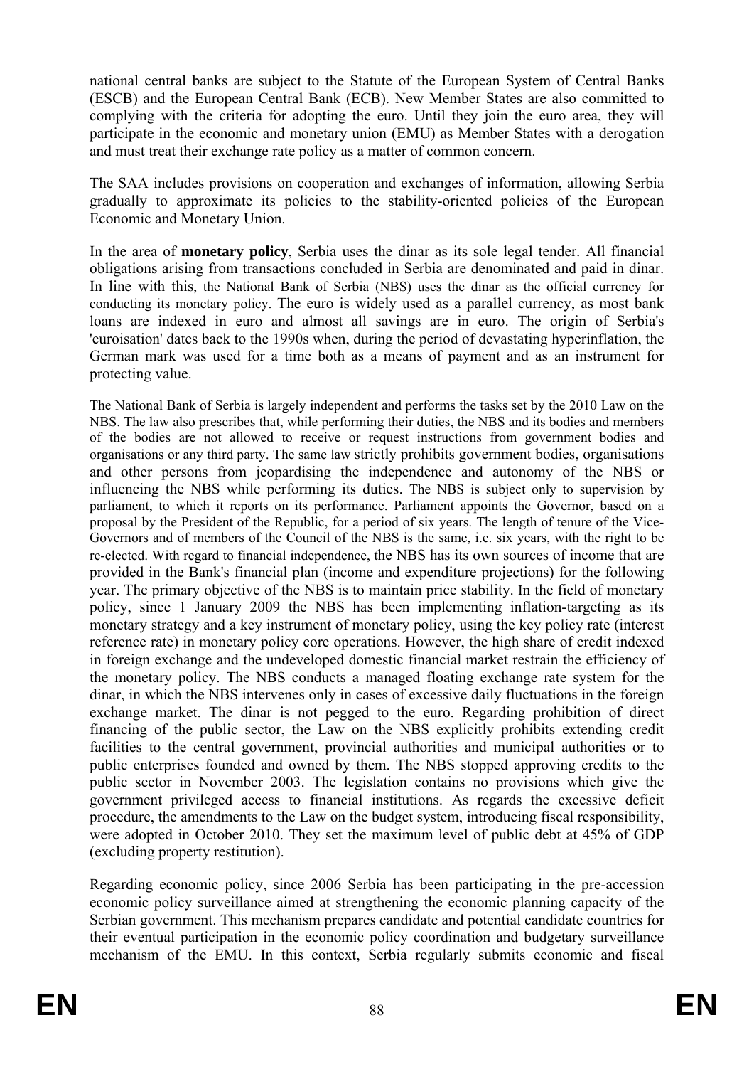national central banks are subject to the Statute of the European System of Central Banks (ESCB) and the European Central Bank (ECB). New Member States are also committed to complying with the criteria for adopting the euro. Until they join the euro area, they will participate in the economic and monetary union (EMU) as Member States with a derogation and must treat their exchange rate policy as a matter of common concern.

The SAA includes provisions on cooperation and exchanges of information, allowing Serbia gradually to approximate its policies to the stability-oriented policies of the European Economic and Monetary Union.

In the area of **monetary policy**, Serbia uses the dinar as its sole legal tender. All financial obligations arising from transactions concluded in Serbia are denominated and paid in dinar. In line with this, the National Bank of Serbia (NBS) uses the dinar as the official currency for conducting its monetary policy. The euro is widely used as a parallel currency, as most bank loans are indexed in euro and almost all savings are in euro. The origin of Serbia's 'euroisation' dates back to the 1990s when, during the period of devastating hyperinflation, the German mark was used for a time both as a means of payment and as an instrument for protecting value.

The National Bank of Serbia is largely independent and performs the tasks set by the 2010 Law on the NBS. The law also prescribes that, while performing their duties, the NBS and its bodies and members of the bodies are not allowed to receive or request instructions from government bodies and organisations or any third party. The same law strictly prohibits government bodies, organisations and other persons from jeopardising the independence and autonomy of the NBS or influencing the NBS while performing its duties. The NBS is subject only to supervision by parliament, to which it reports on its performance. Parliament appoints the Governor, based on a proposal by the President of the Republic, for a period of six years. The length of tenure of the Vice-Governors and of members of the Council of the NBS is the same, i.e. six years, with the right to be re-elected. With regard to financial independence, the NBS has its own sources of income that are provided in the Bank's financial plan (income and expenditure projections) for the following year. The primary objective of the NBS is to maintain price stability. In the field of monetary policy, since 1 January 2009 the NBS has been implementing inflation-targeting as its monetary strategy and a key instrument of monetary policy, using the key policy rate (interest reference rate) in monetary policy core operations. However, the high share of credit indexed in foreign exchange and the undeveloped domestic financial market restrain the efficiency of the monetary policy. The NBS conducts a managed floating exchange rate system for the dinar, in which the NBS intervenes only in cases of excessive daily fluctuations in the foreign exchange market. The dinar is not pegged to the euro. Regarding prohibition of direct financing of the public sector, the Law on the NBS explicitly prohibits extending credit facilities to the central government, provincial authorities and municipal authorities or to public enterprises founded and owned by them. The NBS stopped approving credits to the public sector in November 2003. The legislation contains no provisions which give the government privileged access to financial institutions. As regards the excessive deficit procedure, the amendments to the Law on the budget system, introducing fiscal responsibility, were adopted in October 2010. They set the maximum level of public debt at 45% of GDP (excluding property restitution).

Regarding economic policy, since 2006 Serbia has been participating in the pre-accession economic policy surveillance aimed at strengthening the economic planning capacity of the Serbian government. This mechanism prepares candidate and potential candidate countries for their eventual participation in the economic policy coordination and budgetary surveillance mechanism of the EMU. In this context, Serbia regularly submits economic and fiscal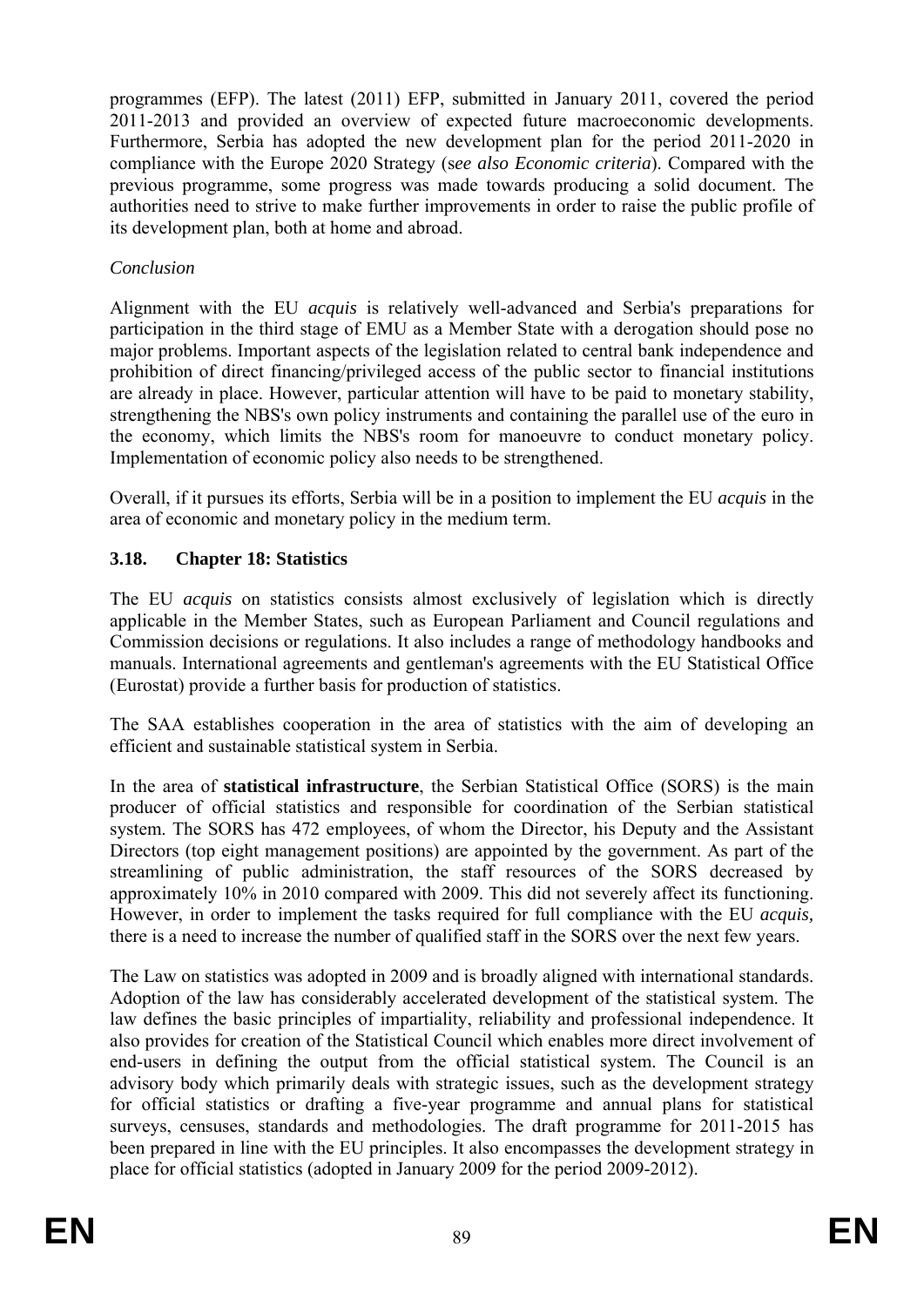programmes (EFP). The latest (2011) EFP, submitted in January 2011, covered the period 2011-2013 and provided an overview of expected future macroeconomic developments. Furthermore, Serbia has adopted the new development plan for the period 2011-2020 in compliance with the Europe 2020 Strategy (*see also Economic criteria*). Compared with the previous programme, some progress was made towards producing a solid document. The authorities need to strive to make further improvements in order to raise the public profile of its development plan, both at home and abroad.

*Conclusion*

Alignment with the EU *acquis* is relatively well-advanced and Serbia's preparations for participation in the third stage of EMU as a Member State with a derogation should pose no major problems. Important aspects of the legislation related to central bank independence and prohibition of direct financing/privileged access of the public sector to financial institutions are already in place. However, particular attention will have to be paid to monetary stability, strengthening the NBS's own policy instruments and containing the parallel use of the euro in the economy, which limits the NBS's room for manoeuvre to conduct monetary policy. Implementation of economic policy also needs to be strengthened.

Overall, if it pursues its efforts, Serbia will be in a position to implement the EU *acquis* in the area of economic and monetary policy in the medium term.

### 3.18. Chapter 18: Statistics

The EU *acquis* on statistics consists almost exclusively of legislation which is directly applicable in the Member States, such as European Parliament and Council regulations and Commission decisions or regulations. It also includes a range of methodology handbooks and manuals. International agreements and gentleman's agreements with the EU Statistical Office (Eurostat) provide a further basis for production of statistics.

The SAA establishes cooperation in the area of statistics with the aim of developing an efficient and sustainable statistical system in Serbia.

In the area of **statistical infrastructure**, the Serbian Statistical Office (SORS) is the main producer of official statistics and responsible for coordination of the Serbian statistical system. The SORS has 472 employees, of whom the Director, his Deputy and the Assistant Directors (top eight management positions) are appointed by the government. As part of the streamlining of public administration, the staff resources of the SORS decreased by approximately 10% in 2010 compared with 2009. This did not severely affect its functioning. However, in order to implement the tasks required for full compliance with the EU *acquis,* there is a need to increase the number of qualified staff in the SORS over the next few years.

The Law on statistics was adopted in 2009 and is broadly aligned with international standards. Adoption of the law has considerably accelerated development of the statistical system. The law defines the basic principles of impartiality, reliability and professional independence. It also provides for creation of the Statistical Council which enables more direct involvement of end-users in defining the output from the official statistical system. The Council is an advisory body which primarily deals with strategic issues, such as the development strategy for official statistics or drafting a five-year programme and annual plans for statistical surveys, censuses, standards and methodologies. The draft programme for 2011-2015 has been prepared in line with the EU principles. It also encompasses the development strategy in place for official statistics (adopted in January 2009 for the period 2009-2012).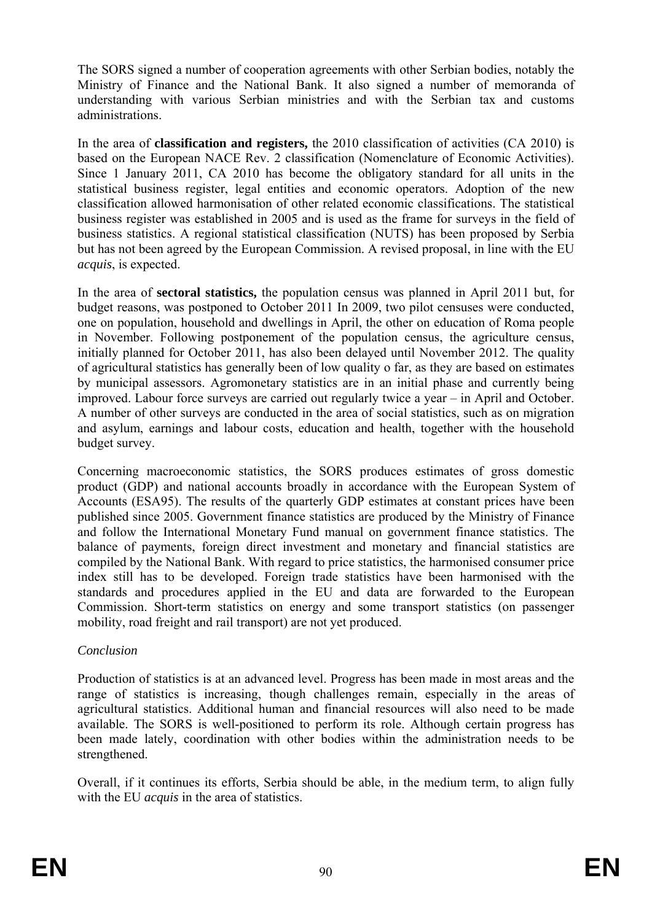The SORS signed a number of cooperation agreements with other Serbian bodies, notably the Ministry of Finance and the National Bank. It also signed a number of memoranda of understanding with various Serbian ministries and with the Serbian tax and customs administrations.

In the area of **classification and registers,** the 2010 classification of activities (CA 2010) is based on the European NACE Rev. 2 classification (Nomenclature of Economic Activities). Since 1 January 2011, CA 2010 has become the obligatory standard for all units in the statistical business register, legal entities and economic operators. Adoption of the new classification allowed harmonisation of other related economic classifications. The statistical business register was established in 2005 and is used as the frame for surveys in the field of business statistics. A regional statistical classification (NUTS) has been proposed by Serbia but has not been agreed by the European Commission. A revised proposal, in line with the EU *acquis*, is expected.

In the area of **sectoral statistics,** the population census was planned in April 2011 but, for budget reasons, was postponed to October 2011 In 2009, two pilot censuses were conducted, one on population, household and dwellings in April, the other on education of Roma people in November. Following postponement of the population census, the agriculture census, initially planned for October 2011, has also been delayed until November 2012. The quality of agricultural statistics has generally been of low quality o far, as they are based on estimates by municipal assessors. Agromonetary statistics are in an initial phase and currently being improved. Labour force surveys are carried out regularly twice a year – in April and October. A number of other surveys are conducted in the area of social statistics, such as on migration and asylum, earnings and labour costs, education and health, together with the household budget survey.

Concerning macroeconomic statistics, the SORS produces estimates of gross domestic product (GDP) and national accounts broadly in accordance with the European System of Accounts (ESA95). The results of the quarterly GDP estimates at constant prices have been published since 2005. Government finance statistics are produced by the Ministry of Finance and follow the International Monetary Fund manual on government finance statistics. The balance of payments, foreign direct investment and monetary and financial statistics are compiled by the National Bank. With regard to price statistics, the harmonised consumer price index still has to be developed. Foreign trade statistics have been harmonised with the standards and procedures applied in the EU and data are forwarded to the European Commission. Short-term statistics on energy and some transport statistics (on passenger mobility, road freight and rail transport) are not yet produced.

*Conclusion*

Production of statistics is at an advanced level. Progress has been made in most areas and the range of statistics is increasing, though challenges remain, especially in the areas of agricultural statistics. Additional human and financial resources will also need to be made available. The SORS is well-positioned to perform its role. Although certain progress has been made lately, coordination with other bodies within the administration needs to be strengthened.

Overall, if it continues its efforts, Serbia should be able, in the medium term, to align fully with the EU *acquis* in the area of statistics.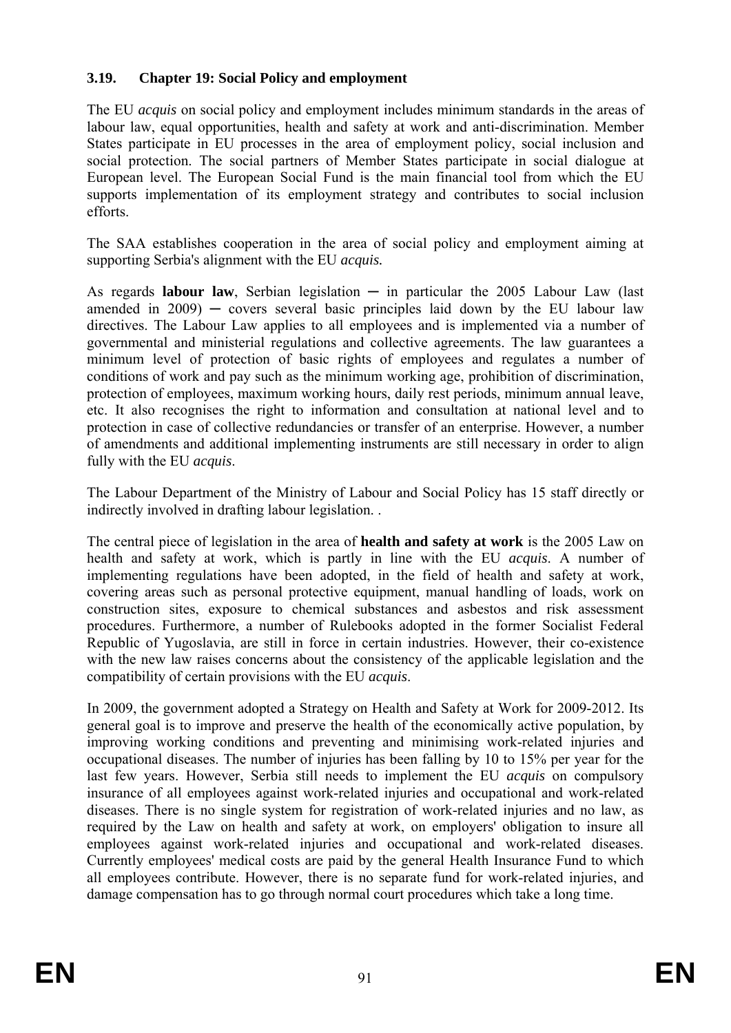### 3.19. Chapter 19: Social Policy and employment

The EU *acquis* on social policy and employment includes minimum standards in the areas of labour law, equal opportunities, health and safety at work and anti-discrimination. Member States participate in EU processes in the area of employment policy, social inclusion and social protection. The social partners of Member States participate in social dialogue at European level. The European Social Fund is the main financial tool from which the EU supports implementation of its employment strategy and contributes to social inclusion efforts.

The SAA establishes cooperation in the area of social policy and employment aiming at supporting Serbia's alignment with the EU *acquis.*

As regards **labour law**, Serbian legislation ─ in particular the 2005 Labour Law (last amended in 2009) ─ covers several basic principles laid down by the EU labour law directives. The Labour Law applies to all employees and is implemented via a number of governmental and ministerial regulations and collective agreements. The law guarantees a minimum level of protection of basic rights of employees and regulates a number of conditions of work and pay such as the minimum working age, prohibition of discrimination, protection of employees, maximum working hours, daily rest periods, minimum annual leave, etc. It also recognises the right to information and consultation at national level and to protection in case of collective redundancies or transfer of an enterprise. However, a number of amendments and additional implementing instruments are still necessary in order to align fully with the EU *acquis*.

The Labour Department of the Ministry of Labour and Social Policy has 15 staff directly or indirectly involved in drafting labour legislation. .

The central piece of legislation in the area of **health and safety at work** is the 2005 Law on health and safety at work, which is partly in line with the EU *acquis*. A number of implementing regulations have been adopted, in the field of health and safety at work, covering areas such as personal protective equipment, manual handling of loads, work on construction sites, exposure to chemical substances and asbestos and risk assessment procedures. Furthermore, a number of Rulebooks adopted in the former Socialist Federal Republic of Yugoslavia, are still in force in certain industries. However, their co-existence with the new law raises concerns about the consistency of the applicable legislation and the compatibility of certain provisions with the EU *acquis*.

In 2009, the government adopted a Strategy on Health and Safety at Work for 2009-2012. Its general goal is to improve and preserve the health of the economically active population, by improving working conditions and preventing and minimising work-related injuries and occupational diseases. The number of injuries has been falling by 10 to 15% per year for the last few years. However, Serbia still needs to implement the EU *acquis* on compulsory insurance of all employees against work-related injuries and occupational and work-related diseases. There is no single system for registration of work-related injuries and no law, as required by the Law on health and safety at work, on employers' obligation to insure all employees against work-related injuries and occupational and work-related diseases. Currently employees' medical costs are paid by the general Health Insurance Fund to which all employees contribute. However, there is no separate fund for work-related injuries, and damage compensation has to go through normal court procedures which take a long time.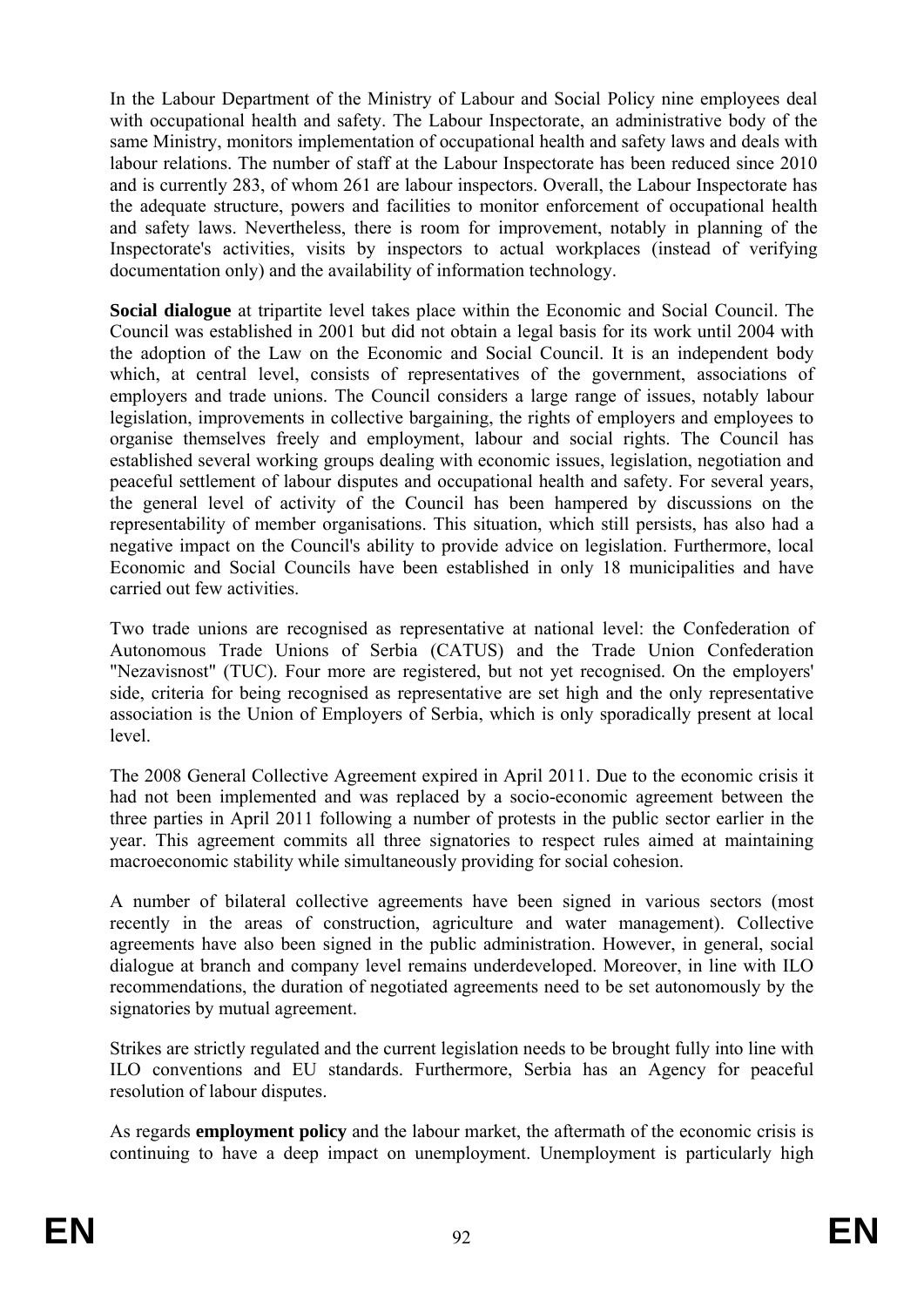In the Labour Department of the Ministry of Labour and Social Policy nine employees deal with occupational health and safety. The Labour Inspectorate, an administrative body of the same Ministry, monitors implementation of occupational health and safety laws and deals with labour relations. The number of staff at the Labour Inspectorate has been reduced since 2010 and is currently 283, of whom 261 are labour inspectors. Overall, the Labour Inspectorate has the adequate structure, powers and facilities to monitor enforcement of occupational health and safety laws. Nevertheless, there is room for improvement, notably in planning of the Inspectorate's activities, visits by inspectors to actual workplaces (instead of verifying documentation only) and the availability of information technology.

**Social dialogue** at tripartite level takes place within the Economic and Social Council. The Council was established in 2001 but did not obtain a legal basis for its work until 2004 with the adoption of the Law on the Economic and Social Council. It is an independent body which, at central level, consists of representatives of the government, associations of employers and trade unions. The Council considers a large range of issues, notably labour legislation, improvements in collective bargaining, the rights of employers and employees to organise themselves freely and employment, labour and social rights. The Council has established several working groups dealing with economic issues, legislation, negotiation and peaceful settlement of labour disputes and occupational health and safety. For several years, the general level of activity of the Council has been hampered by discussions on the representability of member organisations. This situation, which still persists, has also had a negative impact on the Council's ability to provide advice on legislation. Furthermore, local Economic and Social Councils have been established in only 18 municipalities and have carried out few activities.

Two trade unions are recognised as representative at national level: the Confederation of Autonomous Trade Unions of Serbia (CATUS) and the Trade Union Confederation "Nezavisnost" (TUC). Four more are registered, but not yet recognised. On the employers' side, criteria for being recognised as representative are set high and the only representative association is the Union of Employers of Serbia, which is only sporadically present at local level.

The 2008 General Collective Agreement expired in April 2011. Due to the economic crisis it had not been implemented and was replaced by a socio-economic agreement between the three parties in April 2011 following a number of protests in the public sector earlier in the year. This agreement commits all three signatories to respect rules aimed at maintaining macroeconomic stability while simultaneously providing for social cohesion.

A number of bilateral collective agreements have been signed in various sectors (most recently in the areas of construction, agriculture and water management). Collective agreements have also been signed in the public administration. However, in general, social dialogue at branch and company level remains underdeveloped. Moreover, in line with ILO recommendations, the duration of negotiated agreements need to be set autonomously by the signatories by mutual agreement.

Strikes are strictly regulated and the current legislation needs to be brought fully into line with ILO conventions and EU standards. Furthermore, Serbia has an Agency for peaceful resolution of labour disputes.

As regards **employment policy** and the labour market, the aftermath of the economic crisis is continuing to have a deep impact on unemployment. Unemployment is particularly high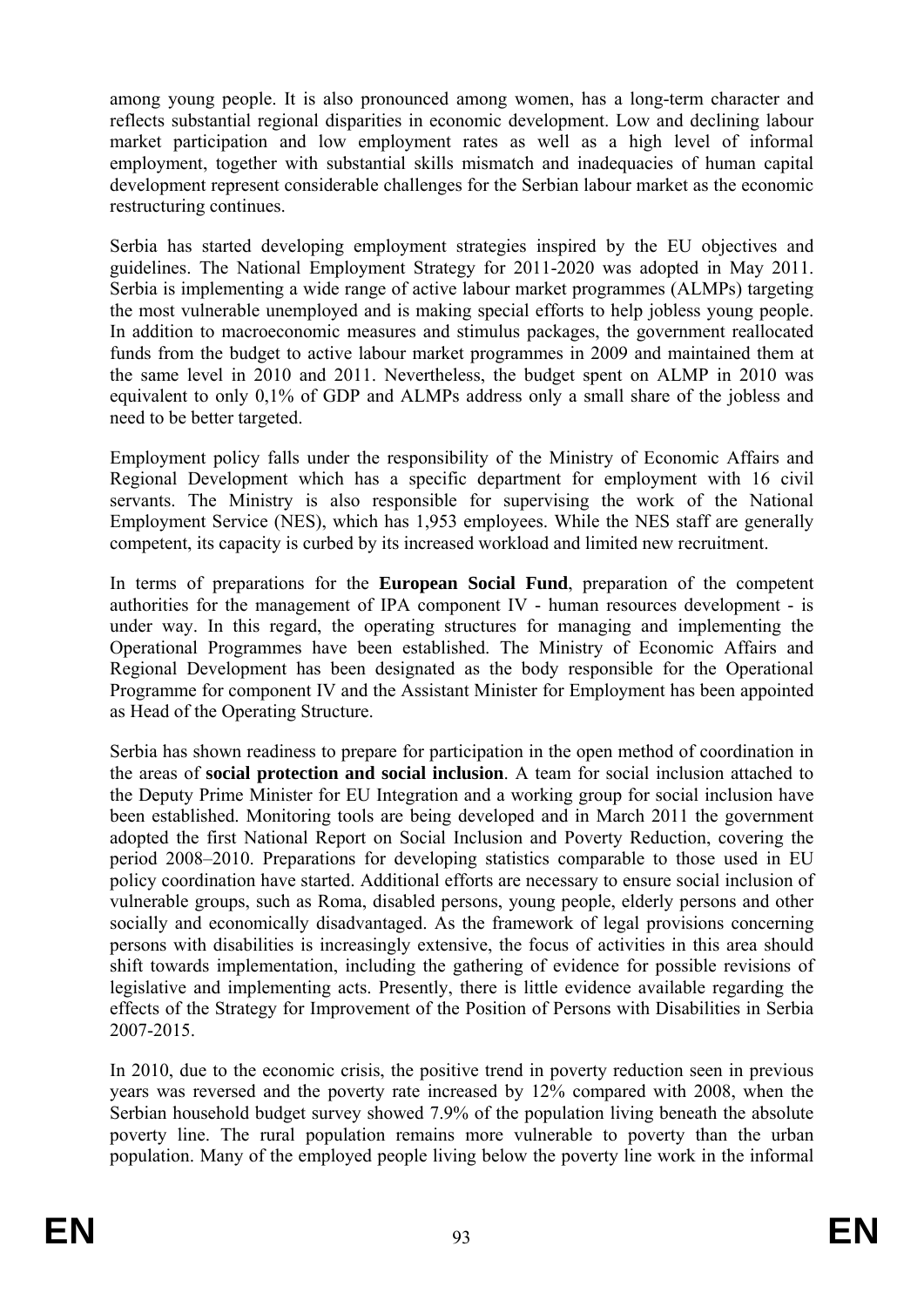among young people. It is also pronounced among women, has a long-term character and reflects substantial regional disparities in economic development. Low and declining labour market participation and low employment rates as well as a high level of informal employment, together with substantial skills mismatch and inadequacies of human capital development represent considerable challenges for the Serbian labour market as the economic restructuring continues.

Serbia has started developing employment strategies inspired by the EU objectives and guidelines. The National Employment Strategy for 2011-2020 was adopted in May 2011. Serbia is implementing a wide range of active labour market programmes (ALMPs) targeting the most vulnerable unemployed and is making special efforts to help jobless young people. In addition to macroeconomic measures and stimulus packages, the government reallocated funds from the budget to active labour market programmes in 2009 and maintained them at the same level in 2010 and 2011. Nevertheless, the budget spent on ALMP in 2010 was equivalent to only 0,1% of GDP and ALMPs address only a small share of the jobless and need to be better targeted.

Employment policy falls under the responsibility of the Ministry of Economic Affairs and Regional Development which has a specific department for employment with 16 civil servants. The Ministry is also responsible for supervising the work of the National Employment Service (NES), which has 1,953 employees. While the NES staff are generally competent, its capacity is curbed by its increased workload and limited new recruitment.

In terms of preparations for the **European Social Fund**, preparation of the competent authorities for the management of IPA component IV - human resources development - is under way. In this regard, the operating structures for managing and implementing the Operational Programmes have been established. The Ministry of Economic Affairs and Regional Development has been designated as the body responsible for the Operational Programme for component IV and the Assistant Minister for Employment has been appointed as Head of the Operating Structure.

Serbia has shown readiness to prepare for participation in the open method of coordination in the areas of **social protection and social inclusion**. A team for social inclusion attached to the Deputy Prime Minister for EU Integration and a working group for social inclusion have been established. Monitoring tools are being developed and in March 2011 the government adopted the first National Report on Social Inclusion and Poverty Reduction, covering the period 2008–2010. Preparations for developing statistics comparable to those used in EU policy coordination have started. Additional efforts are necessary to ensure social inclusion of vulnerable groups, such as Roma, disabled persons, young people, elderly persons and other socially and economically disadvantaged. As the framework of legal provisions concerning persons with disabilities is increasingly extensive, the focus of activities in this area should shift towards implementation, including the gathering of evidence for possible revisions of legislative and implementing acts. Presently, there is little evidence available regarding the effects of the Strategy for Improvement of the Position of Persons with Disabilities in Serbia 2007-2015.

In 2010, due to the economic crisis, the positive trend in poverty reduction seen in previous years was reversed and the poverty rate increased by 12% compared with 2008, when the Serbian household budget survey showed 7.9% of the population living beneath the absolute poverty line. The rural population remains more vulnerable to poverty than the urban population. Many of the employed people living below the poverty line work in the informal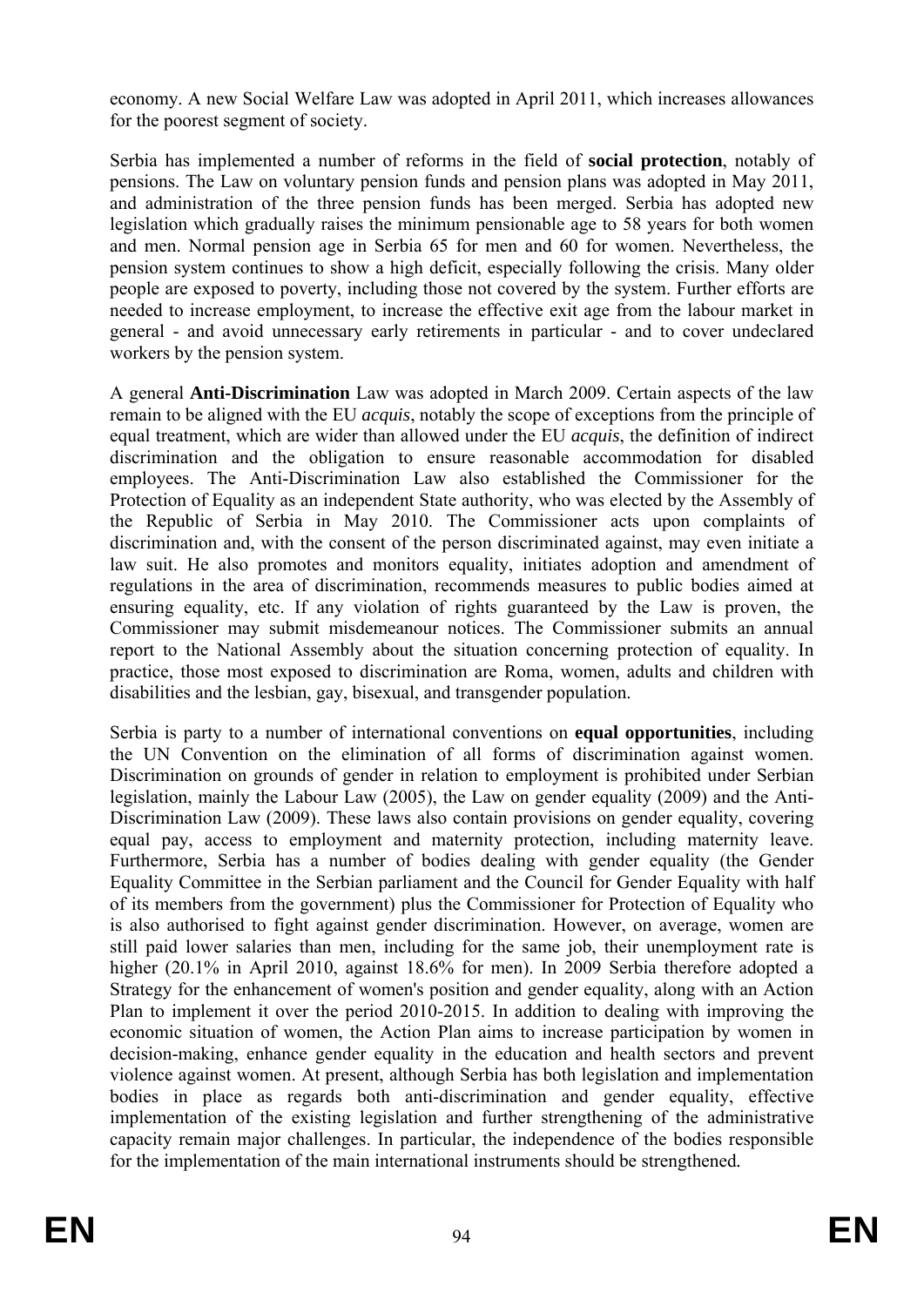economy. A new Social Welfare Law was adopted in April 2011, which increases allowances for the poorest segment of society.

Serbia has implemented a number of reforms in the field of **social protection**, notably of pensions. The Law on voluntary pension funds and pension plans was adopted in May 2011, and administration of the three pension funds has been merged. Serbia has adopted new legislation which gradually raises the minimum pensionable age to 58 years for both women and men. Normal pension age in Serbia 65 for men and 60 for women. Nevertheless, the pension system continues to show a high deficit, especially following the crisis. Many older people are exposed to poverty, including those not covered by the system. Further efforts are needed to increase employment, to increase the effective exit age from the labour market in general - and avoid unnecessary early retirements in particular - and to cover undeclared workers by the pension system.

A general **Anti-Discrimination** Law was adopted in March 2009. Certain aspects of the law remain to be aligned with the EU *acquis*, notably the scope of exceptions from the principle of equal treatment, which are wider than allowed under the EU *acquis*, the definition of indirect discrimination and the obligation to ensure reasonable accommodation for disabled employees. The Anti-Discrimination Law also established the Commissioner for the Protection of Equality as an independent State authority, who was elected by the Assembly of the Republic of Serbia in May 2010. The Commissioner acts upon complaints of discrimination and, with the consent of the person discriminated against, may even initiate a law suit. He also promotes and monitors equality, initiates adoption and amendment of regulations in the area of discrimination, recommends measures to public bodies aimed at ensuring equality, etc. If any violation of rights guaranteed by the Law is proven, the Commissioner may submit misdemeanour notices. The Commissioner submits an annual report to the National Assembly about the situation concerning protection of equality. In practice, those most exposed to discrimination are Roma, women, adults and children with disabilities and the lesbian, gay, bisexual, and transgender population.

Serbia is party to a number of international conventions on **equal opportunities**, including the UN Convention on the elimination of all forms of discrimination against women. Discrimination on grounds of gender in relation to employment is prohibited under Serbian legislation, mainly the Labour Law (2005), the Law on gender equality (2009) and the Anti-Discrimination Law (2009). These laws also contain provisions on gender equality, covering equal pay, access to employment and maternity protection, including maternity leave. Furthermore, Serbia has a number of bodies dealing with gender equality (the Gender Equality Committee in the Serbian parliament and the Council for Gender Equality with half of its members from the government) plus the Commissioner for Protection of Equality who is also authorised to fight against gender discrimination. However, on average, women are still paid lower salaries than men, including for the same job, their unemployment rate is higher (20.1% in April 2010, against 18.6% for men). In 2009 Serbia therefore adopted a Strategy for the enhancement of women's position and gender equality, along with an Action Plan to implement it over the period 2010-2015. In addition to dealing with improving the economic situation of women, the Action Plan aims to increase participation by women in decision-making, enhance gender equality in the education and health sectors and prevent violence against women. At present, although Serbia has both legislation and implementation bodies in place as regards both anti-discrimination and gender equality, effective implementation of the existing legislation and further strengthening of the administrative capacity remain major challenges. In particular, the independence of the bodies responsible for the implementation of the main international instruments should be strengthened.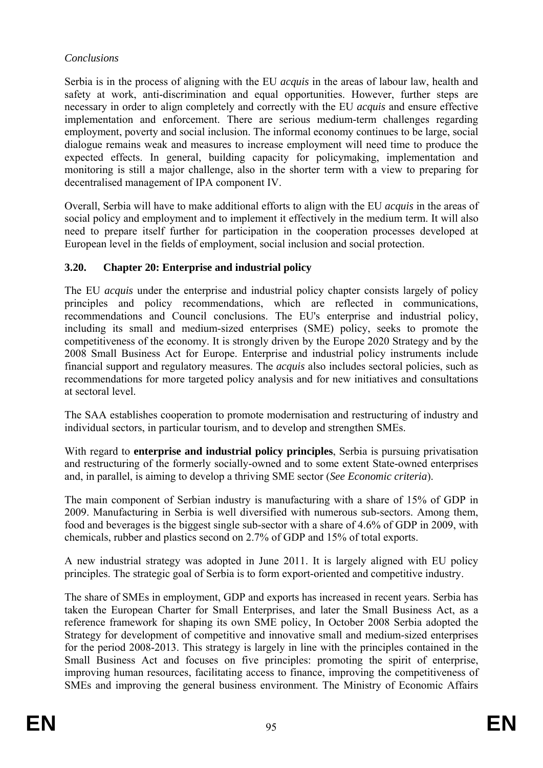*Conclusions*

Serbia is in the process of aligning with the EU *acquis* in the areas of labour law, health and safety at work, anti-discrimination and equal opportunities. However, further steps are necessary in order to align completely and correctly with the EU *acquis* and ensure effective implementation and enforcement. There are serious medium-term challenges regarding employment, poverty and social inclusion. The informal economy continues to be large, social dialogue remains weak and measures to increase employment will need time to produce the expected effects. In general, building capacity for policymaking, implementation and monitoring is still a major challenge, also in the shorter term with a view to preparing for decentralised management of IPA component IV.

Overall, Serbia will have to make additional efforts to align with the EU *acquis* in the areas of social policy and employment and to implement it effectively in the medium term. It will also need to prepare itself further for participation in the cooperation processes developed at European level in the fields of employment, social inclusion and social protection.

### 3.20. Chapter 20: Enterprise and industrial policy

The EU *acquis* under the enterprise and industrial policy chapter consists largely of policy principles and policy recommendations, which are reflected in communications, recommendations and Council conclusions. The EU's enterprise and industrial policy, including its small and medium-sized enterprises (SME) policy, seeks to promote the competitiveness of the economy. It is strongly driven by the Europe 2020 Strategy and by the 2008 Small Business Act for Europe. Enterprise and industrial policy instruments include financial support and regulatory measures. The *acquis* also includes sectoral policies, such as recommendations for more targeted policy analysis and for new initiatives and consultations at sectoral level.

The SAA establishes cooperation to promote modernisation and restructuring of industry and individual sectors, in particular tourism, and to develop and strengthen SMEs.

With regard to **enterprise and industrial policy principles**, Serbia is pursuing privatisation and restructuring of the formerly socially-owned and to some extent State-owned enterprises and, in parallel, is aiming to develop a thriving SME sector (*See Economic criteria*).

The main component of Serbian industry is manufacturing with a share of 15% of GDP in 2009. Manufacturing in Serbia is well diversified with numerous sub-sectors. Among them, food and beverages is the biggest single sub-sector with a share of 4.6% of GDP in 2009, with chemicals, rubber and plastics second on 2.7% of GDP and 15% of total exports.

A new industrial strategy was adopted in June 2011. It is largely aligned with EU policy principles. The strategic goal of Serbia is to form export-oriented and competitive industry.

The share of SMEs in employment, GDP and exports has increased in recent years. Serbia has taken the European Charter for Small Enterprises, and later the Small Business Act, as a reference framework for shaping its own SME policy, In October 2008 Serbia adopted the Strategy for development of competitive and innovative small and medium-sized enterprises for the period 2008-2013. This strategy is largely in line with the principles contained in the Small Business Act and focuses on five principles: promoting the spirit of enterprise, improving human resources, facilitating access to finance, improving the competitiveness of SMEs and improving the general business environment. The Ministry of Economic Affairs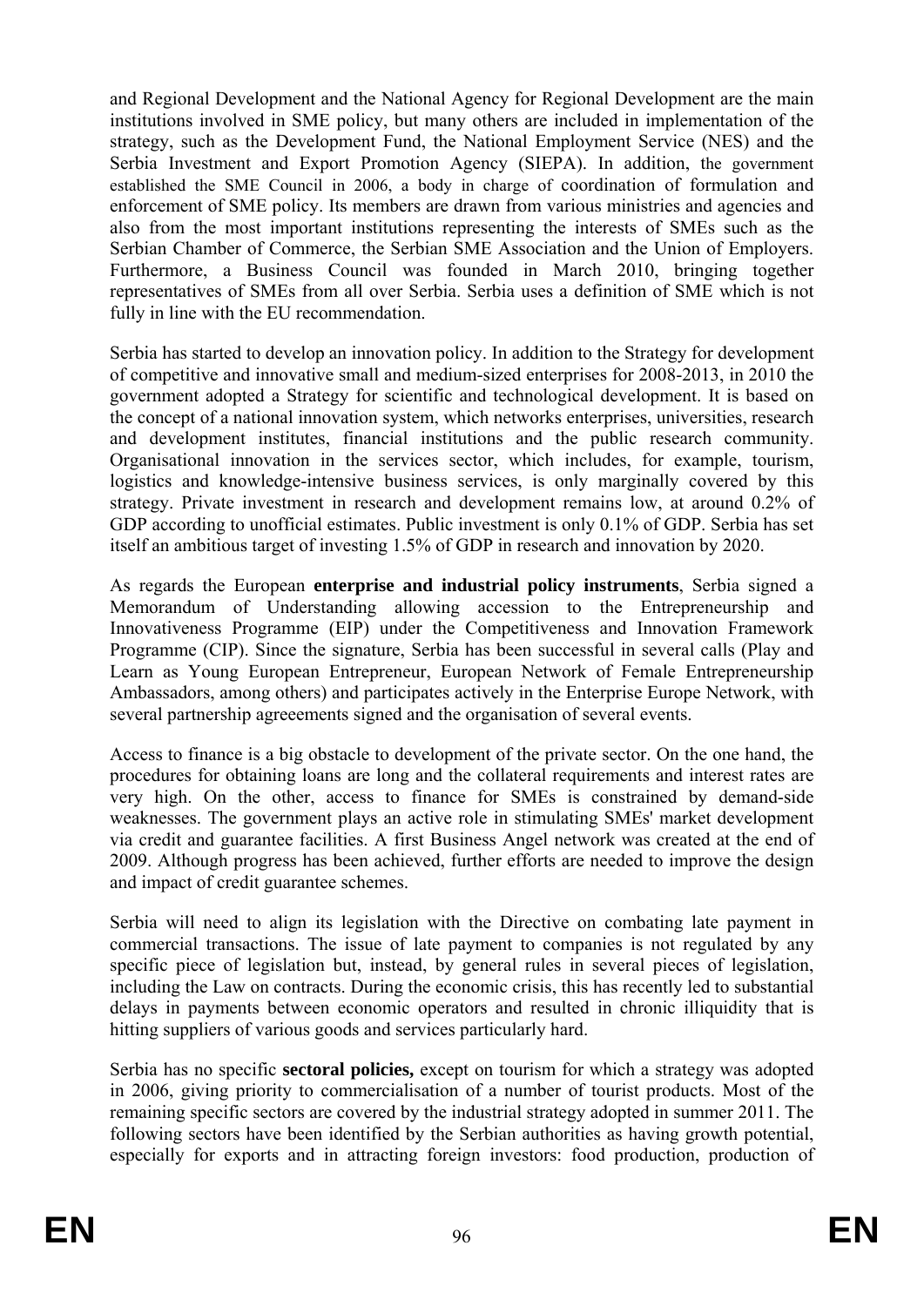and Regional Development and the National Agency for Regional Development are the main institutions involved in SME policy, but many others are included in implementation of the strategy, such as the Development Fund, the National Employment Service (NES) and the Serbia Investment and Export Promotion Agency (SIEPA). In addition, the government established the SME Council in 2006, a body in charge of coordination of formulation and enforcement of SME policy. Its members are drawn from various ministries and agencies and also from the most important institutions representing the interests of SMEs such as the Serbian Chamber of Commerce, the Serbian SME Association and the Union of Employers. Furthermore, a Business Council was founded in March 2010, bringing together representatives of SMEs from all over Serbia. Serbia uses a definition of SME which is not fully in line with the EU recommendation.

Serbia has started to develop an innovation policy. In addition to the Strategy for development of competitive and innovative small and medium-sized enterprises for 2008-2013, in 2010 the government adopted a Strategy for scientific and technological development. It is based on the concept of a national innovation system, which networks enterprises, universities, research and development institutes, financial institutions and the public research community. Organisational innovation in the services sector, which includes, for example, tourism, logistics and knowledge-intensive business services, is only marginally covered by this strategy. Private investment in research and development remains low, at around 0.2% of GDP according to unofficial estimates. Public investment is only 0.1% of GDP. Serbia has set itself an ambitious target of investing 1.5% of GDP in research and innovation by 2020.

As regards the European **enterprise and industrial policy instruments**, Serbia signed a Memorandum of Understanding allowing accession to the Entrepreneurship and Innovativeness Programme (EIP) under the Competitiveness and Innovation Framework Programme (CIP). Since the signature, Serbia has been successful in several calls (Play and Learn as Young European Entrepreneur, European Network of Female Entrepreneurship Ambassadors, among others) and participates actively in the Enterprise Europe Network, with several partnership agreeements signed and the organisation of several events.

Access to finance is a big obstacle to development of the private sector. On the one hand, the procedures for obtaining loans are long and the collateral requirements and interest rates are very high. On the other, access to finance for SMEs is constrained by demand-side weaknesses. The government plays an active role in stimulating SMEs' market development via credit and guarantee facilities. A first Business Angel network was created at the end of 2009. Although progress has been achieved, further efforts are needed to improve the design and impact of credit guarantee schemes.

Serbia will need to align its legislation with the Directive on combating late payment in commercial transactions. The issue of late payment to companies is not regulated by any specific piece of legislation but, instead, by general rules in several pieces of legislation, including the Law on contracts. During the economic crisis, this has recently led to substantial delays in payments between economic operators and resulted in chronic illiquidity that is hitting suppliers of various goods and services particularly hard.

Serbia has no specific **sectoral policies,** except on tourism for which a strategy was adopted in 2006, giving priority to commercialisation of a number of tourist products. Most of the remaining specific sectors are covered by the industrial strategy adopted in summer 2011. The following sectors have been identified by the Serbian authorities as having growth potential, especially for exports and in attracting foreign investors: food production, production of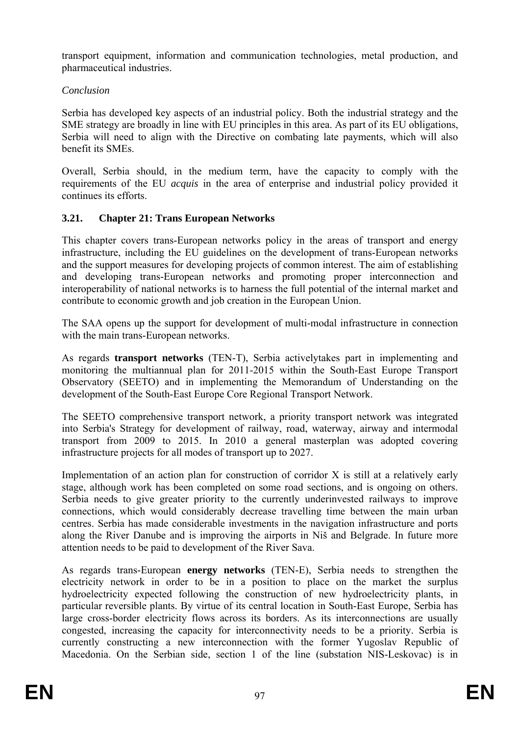transport equipment, information and communication technologies, metal production, and pharmaceutical industries.

*Conclusion*

Serbia has developed key aspects of an industrial policy. Both the industrial strategy and the SME strategy are broadly in line with EU principles in this area. As part of its EU obligations, Serbia will need to align with the Directive on combating late payments, which will also benefit its SMEs.

Overall, Serbia should, in the medium term, have the capacity to comply with the requirements of the EU *acquis* in the area of enterprise and industrial policy provided it continues its efforts.

### 3.21. Chapter 21: Trans European Networks

This chapter covers trans-European networks policy in the areas of transport and energy infrastructure, including the EU guidelines on the development of trans-European networks and the support measures for developing projects of common interest. The aim of establishing and developing trans-European networks and promoting proper interconnection and interoperability of national networks is to harness the full potential of the internal market and contribute to economic growth and job creation in the European Union.

The SAA opens up the support for development of multi-modal infrastructure in connection with the main trans-European networks.

As regards **transport networks** (TEN-T), Serbia activelytakes part in implementing and monitoring the multiannual plan for 2011-2015 within the South-East Europe Transport Observatory (SEETO) and in implementing the Memorandum of Understanding on the development of the South-East Europe Core Regional Transport Network.

The SEETO comprehensive transport network, a priority transport network was integrated into Serbia's Strategy for development of railway, road, waterway, airway and intermodal transport from 2009 to 2015. In 2010 a general masterplan was adopted covering infrastructure projects for all modes of transport up to 2027.

Implementation of an action plan for construction of corridor X is still at a relatively early stage, although work has been completed on some road sections, and is ongoing on others. Serbia needs to give greater priority to the currently underinvested railways to improve connections, which would considerably decrease travelling time between the main urban centres. Serbia has made considerable investments in the navigation infrastructure and ports along the River Danube and is improving the airports in Niš and Belgrade. In future more attention needs to be paid to development of the River Sava.

As regards trans-European **energy networks** (TEN-E), Serbia needs to strengthen the electricity network in order to be in a position to place on the market the surplus hydroelectricity expected following the construction of new hydroelectricity plants, in particular reversible plants. By virtue of its central location in South-East Europe, Serbia has large cross-border electricity flows across its borders. As its interconnections are usually congested, increasing the capacity for interconnectivity needs to be a priority. Serbia is currently constructing a new interconnection with the former Yugoslav Republic of Macedonia. On the Serbian side, section 1 of the line (substation NIS-Leskovac) is in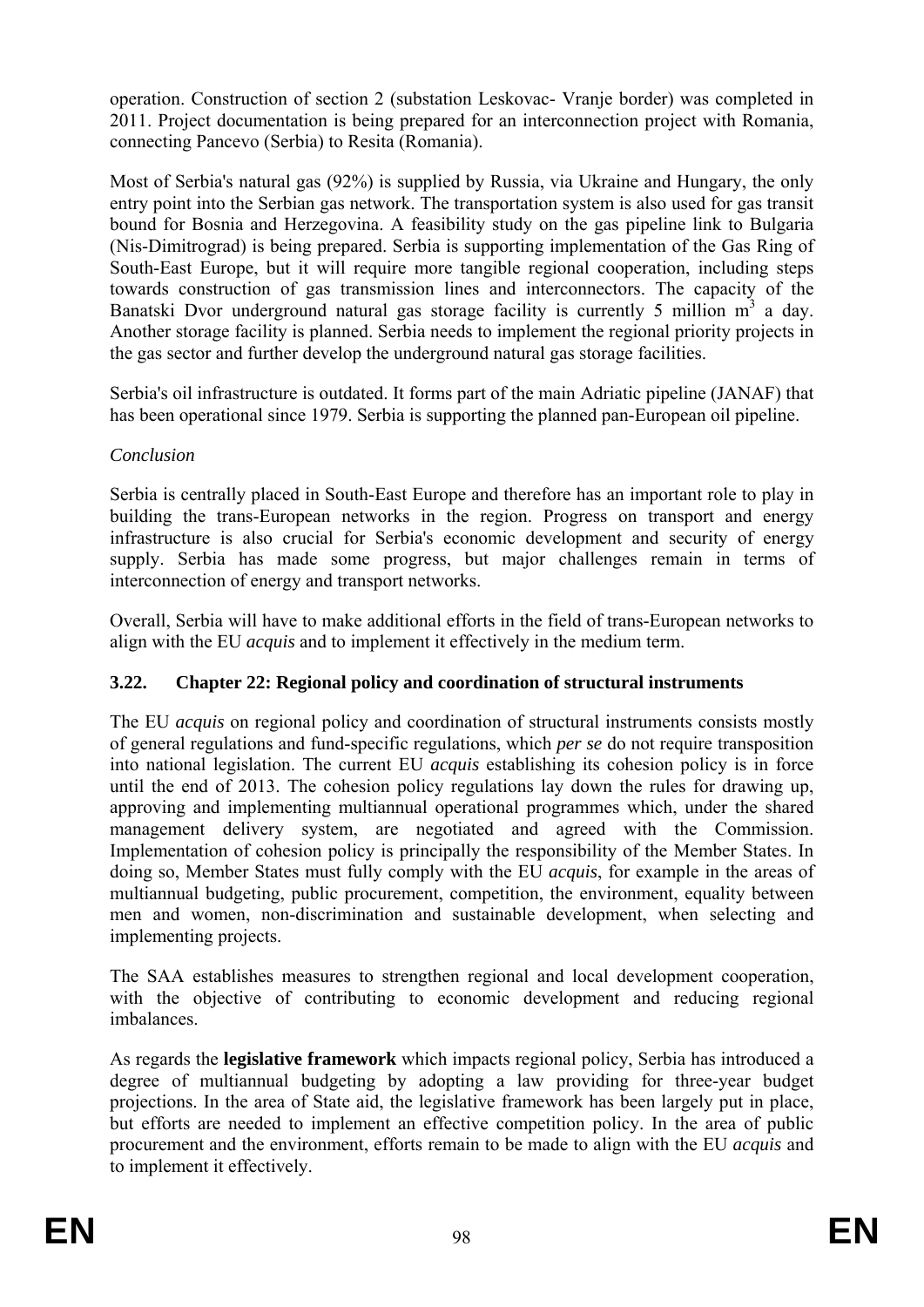operation. Construction of section 2 (substation Leskovac- Vranje border) was completed in 2011. Project documentation is being prepared for an interconnection project with Romania, connecting Pancevo (Serbia) to Resita (Romania).

Most of Serbia's natural gas (92%) is supplied by Russia, via Ukraine and Hungary, the only entry point into the Serbian gas network. The transportation system is also used for gas transit bound for Bosnia and Herzegovina. A feasibility study on the gas pipeline link to Bulgaria (Nis-Dimitrograd) is being prepared. Serbia is supporting implementation of the Gas Ring of South-East Europe, but it will require more tangible regional cooperation, including steps towards construction of gas transmission lines and interconnectors. The capacity of the Banatski Dvor underground natural gas storage facility is currently 5 million $m^3$ a day. Another storage facility is planned. Serbia needs to implement the regional priority projects in the gas sector and further develop the underground natural gas storage facilities.

Serbia's oil infrastructure is outdated. It forms part of the main Adriatic pipeline (JANAF) that has been operational since 1979. Serbia is supporting the planned pan-European oil pipeline.

*Conclusion*

Serbia is centrally placed in South-East Europe and therefore has an important role to play in building the trans-European networks in the region. Progress on transport and energy infrastructure is also crucial for Serbia's economic development and security of energy supply. Serbia has made some progress, but major challenges remain in terms of interconnection of energy and transport networks.

Overall, Serbia will have to make additional efforts in the field of trans-European networks to align with the EU *acquis* and to implement it effectively in the medium term.

### 3.22. Chapter 22: Regional policy and coordination of structural instruments

The EU *acquis* on regional policy and coordination of structural instruments consists mostly of general regulations and fund-specific regulations, which *per se* do not require transposition into national legislation. The current EU *acquis* establishing its cohesion policy is in force until the end of 2013. The cohesion policy regulations lay down the rules for drawing up, approving and implementing multiannual operational programmes which, under the shared management delivery system, are negotiated and agreed with the Commission. Implementation of cohesion policy is principally the responsibility of the Member States. In doing so, Member States must fully comply with the EU *acquis*, for example in the areas of multiannual budgeting, public procurement, competition, the environment, equality between men and women, non-discrimination and sustainable development, when selecting and implementing projects.

The SAA establishes measures to strengthen regional and local development cooperation, with the objective of contributing to economic development and reducing regional imbalances.

As regards the **legislative framework** which impacts regional policy, Serbia has introduced a degree of multiannual budgeting by adopting a law providing for three-year budget projections. In the area of State aid, the legislative framework has been largely put in place, but efforts are needed to implement an effective competition policy. In the area of public procurement and the environment, efforts remain to be made to align with the EU *acquis* and to implement it effectively.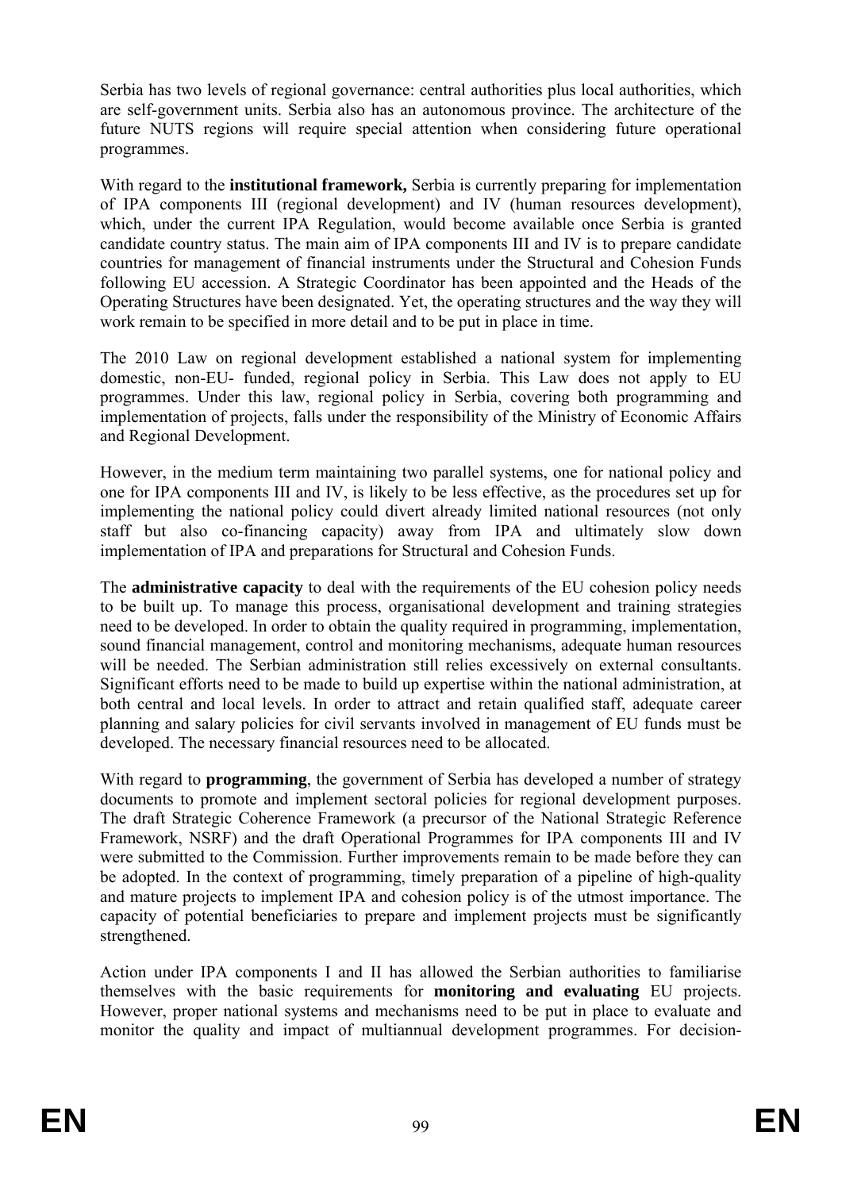Serbia has two levels of regional governance: central authorities plus local authorities, which are self-government units. Serbia also has an autonomous province. The architecture of the future NUTS regions will require special attention when considering future operational programmes.

With regard to the **institutional framework,** Serbia is currently preparing for implementation of IPA components III (regional development) and IV (human resources development), which, under the current IPA Regulation, would become available once Serbia is granted candidate country status. The main aim of IPA components III and IV is to prepare candidate countries for management of financial instruments under the Structural and Cohesion Funds following EU accession. A Strategic Coordinator has been appointed and the Heads of the Operating Structures have been designated. Yet, the operating structures and the way they will work remain to be specified in more detail and to be put in place in time.

The 2010 Law on regional development established a national system for implementing domestic, non-EU- funded, regional policy in Serbia. This Law does not apply to EU programmes. Under this law, regional policy in Serbia, covering both programming and implementation of projects, falls under the responsibility of the Ministry of Economic Affairs and Regional Development.

However, in the medium term maintaining two parallel systems, one for national policy and one for IPA components III and IV, is likely to be less effective, as the procedures set up for implementing the national policy could divert already limited national resources (not only staff but also co-financing capacity) away from IPA and ultimately slow down implementation of IPA and preparations for Structural and Cohesion Funds.

The **administrative capacity** to deal with the requirements of the EU cohesion policy needs to be built up. To manage this process, organisational development and training strategies need to be developed. In order to obtain the quality required in programming, implementation, sound financial management, control and monitoring mechanisms, adequate human resources will be needed. The Serbian administration still relies excessively on external consultants. Significant efforts need to be made to build up expertise within the national administration, at both central and local levels. In order to attract and retain qualified staff, adequate career planning and salary policies for civil servants involved in management of EU funds must be developed. The necessary financial resources need to be allocated.

With regard to **programming**, the government of Serbia has developed a number of strategy documents to promote and implement sectoral policies for regional development purposes. The draft Strategic Coherence Framework (a precursor of the National Strategic Reference Framework, NSRF) and the draft Operational Programmes for IPA components III and IV were submitted to the Commission. Further improvements remain to be made before they can be adopted. In the context of programming, timely preparation of a pipeline of high-quality and mature projects to implement IPA and cohesion policy is of the utmost importance. The capacity of potential beneficiaries to prepare and implement projects must be significantly strengthened.

Action under IPA components I and II has allowed the Serbian authorities to familiarise themselves with the basic requirements for **monitoring and evaluating** EU projects. However, proper national systems and mechanisms need to be put in place to evaluate and monitor the quality and impact of multiannual development programmes. For decision-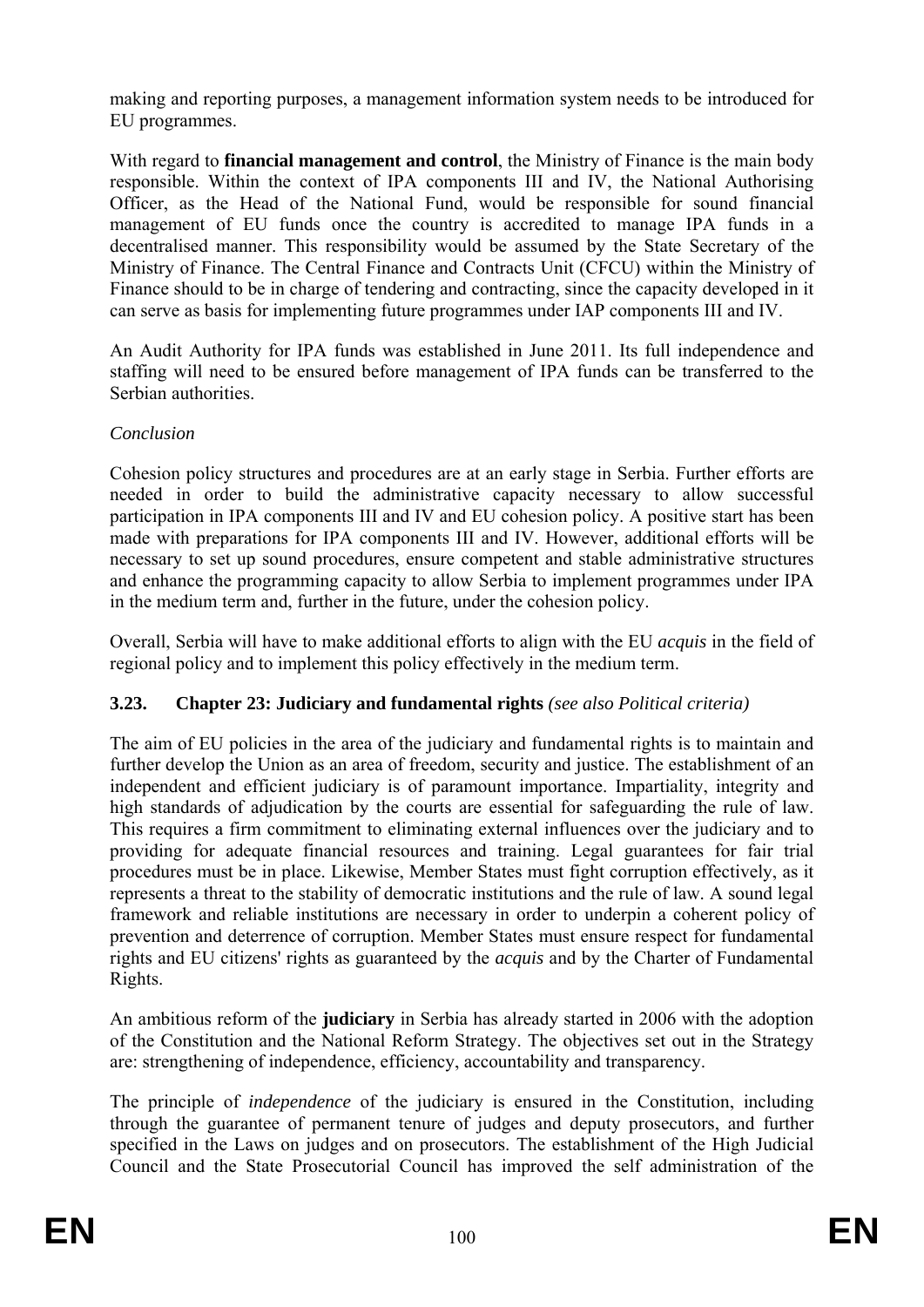making and reporting purposes, a management information system needs to be introduced for EU programmes.

With regard to **financial management and control**, the Ministry of Finance is the main body responsible. Within the context of IPA components III and IV, the National Authorising Officer, as the Head of the National Fund, would be responsible for sound financial management of EU funds once the country is accredited to manage IPA funds in a decentralised manner. This responsibility would be assumed by the State Secretary of the Ministry of Finance. The Central Finance and Contracts Unit (CFCU) within the Ministry of Finance should to be in charge of tendering and contracting, since the capacity developed in it can serve as basis for implementing future programmes under IAP components III and IV.

An Audit Authority for IPA funds was established in June 2011. Its full independence and staffing will need to be ensured before management of IPA funds can be transferred to the Serbian authorities.

*Conclusion*

Cohesion policy structures and procedures are at an early stage in Serbia. Further efforts are needed in order to build the administrative capacity necessary to allow successful participation in IPA components III and IV and EU cohesion policy. A positive start has been made with preparations for IPA components III and IV. However, additional efforts will be necessary to set up sound procedures, ensure competent and stable administrative structures and enhance the programming capacity to allow Serbia to implement programmes under IPA in the medium term and, further in the future, under the cohesion policy.

Overall, Serbia will have to make additional efforts to align with the EU *acquis* in the field of regional policy and to implement this policy effectively in the medium term.

### 3.23. Chapter 23: Judiciary and fundamental rights *(see also Political criteria)*

The aim of EU policies in the area of the judiciary and fundamental rights is to maintain and further develop the Union as an area of freedom, security and justice. The establishment of an independent and efficient judiciary is of paramount importance. Impartiality, integrity and high standards of adjudication by the courts are essential for safeguarding the rule of law. This requires a firm commitment to eliminating external influences over the judiciary and to providing for adequate financial resources and training. Legal guarantees for fair trial procedures must be in place. Likewise, Member States must fight corruption effectively, as it represents a threat to the stability of democratic institutions and the rule of law. A sound legal framework and reliable institutions are necessary in order to underpin a coherent policy of prevention and deterrence of corruption. Member States must ensure respect for fundamental rights and EU citizens' rights as guaranteed by the *acquis* and by the Charter of Fundamental Rights.

An ambitious reform of the **judiciary** in Serbia has already started in 2006 with the adoption of the Constitution and the National Reform Strategy. The objectives set out in the Strategy are: strengthening of independence, efficiency, accountability and transparency.

The principle of *independence* of the judiciary is ensured in the Constitution, including through the guarantee of permanent tenure of judges and deputy prosecutors, and further specified in the Laws on judges and on prosecutors. The establishment of the High Judicial Council and the State Prosecutorial Council has improved the self administration of the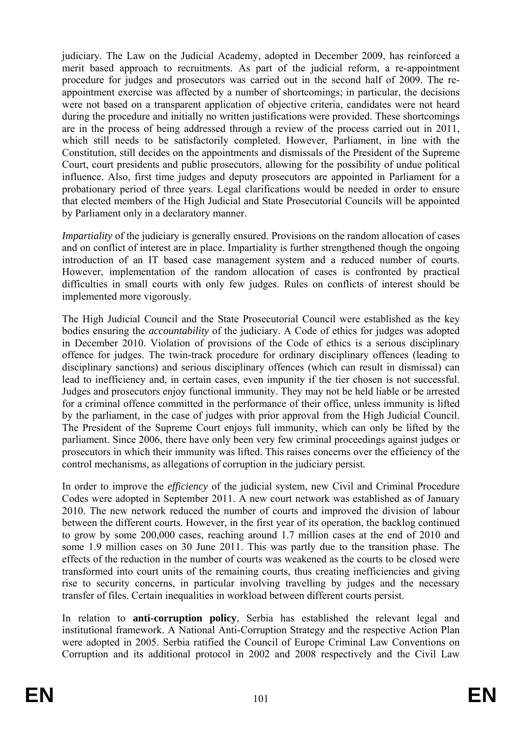judiciary. The Law on the Judicial Academy, adopted in December 2009, has reinforced a merit based approach to recruitments. As part of the judicial reform, a re-appointment procedure for judges and prosecutors was carried out in the second half of 2009. The re-appointment exercise was affected by a number of shortcomings; in particular, the decisions were not based on a transparent application of objective criteria, candidates were not heard during the procedure and initially no written justifications were provided. These shortcomings are in the process of being addressed through a review of the process carried out in 2011, which still needs to be satisfactorily completed. However, Parliament, in line with the Constitution, still decides on the appointments and dismissals of the President of the Supreme Court, court presidents and public prosecutors, allowing for the possibility of undue political influence. Also, first time judges and deputy prosecutors are appointed in Parliament for a probationary period of three years. Legal clarifications would be needed in order to ensure that elected members of the High Judicial and State Prosecutorial Councils will be appointed by Parliament only in a declaratory manner.

*Impartiality* of the judiciary is generally ensured. Provisions on the random allocation of cases and on conflict of interest are in place. Impartiality is further strengthened though the ongoing introduction of an IT based case management system and a reduced number of courts. However, implementation of the random allocation of cases is confronted by practical difficulties in small courts with only few judges. Rules on conflicts of interest should be implemented more vigorously.

The High Judicial Council and the State Prosecutorial Council were established as the key bodies ensuring the *accountability* of the judiciary. A Code of ethics for judges was adopted in December 2010. Violation of provisions of the Code of ethics is a serious disciplinary offence for judges. The twin-track procedure for ordinary disciplinary offences (leading to disciplinary sanctions) and serious disciplinary offences (which can result in dismissal) can lead to inefficiency and, in certain cases, even impunity if the tier chosen is not successful. Judges and prosecutors enjoy functional immunity. They may not be held liable or be arrested for a criminal offence committed in the performance of their office, unless immunity is lifted by the parliament, in the case of judges with prior approval from the High Judicial Council. The President of the Supreme Court enjoys full immunity, which can only be lifted by the parliament. Since 2006, there have only been very few criminal proceedings against judges or prosecutors in which their immunity was lifted. This raises concerns over the efficiency of the control mechanisms, as allegations of corruption in the judiciary persist.

In order to improve the *efficiency* of the judicial system, new Civil and Criminal Procedure Codes were adopted in September 2011. A new court network was established as of January 2010. The new network reduced the number of courts and improved the division of labour between the different courts. However, in the first year of its operation, the backlog continued to grow by some 200,000 cases, reaching around 1.7 million cases at the end of 2010 and some 1.9 million cases on 30 June 2011. This was partly due to the transition phase. The effects of the reduction in the number of courts was weakened as the courts to be closed were transformed into court units of the remaining courts, thus creating inefficiencies and giving rise to security concerns, in particular involving travelling by judges and the necessary transfer of files. Certain inequalities in workload between different courts persist.

In relation to **anti-corruption policy**, Serbia has established the relevant legal and institutional framework. A National Anti-Corruption Strategy and the respective Action Plan were adopted in 2005. Serbia ratified the Council of Europe Criminal Law Conventions on Corruption and its additional protocol in 2002 and 2008 respectively and the Civil Law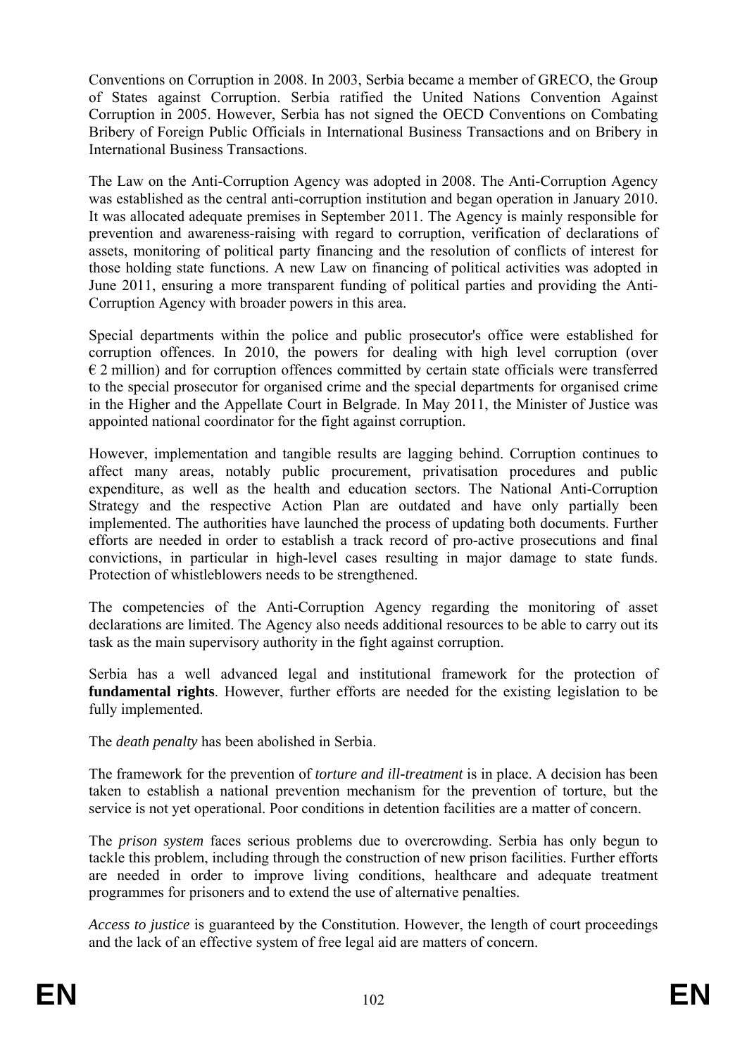Conventions on Corruption in 2008. In 2003, Serbia became a member of GRECO, the Group of States against Corruption. Serbia ratified the United Nations Convention Against Corruption in 2005. However, Serbia has not signed the OECD Conventions on Combating Bribery of Foreign Public Officials in International Business Transactions and on Bribery in International Business Transactions.

The Law on the Anti-Corruption Agency was adopted in 2008. The Anti-Corruption Agency was established as the central anti-corruption institution and began operation in January 2010. It was allocated adequate premises in September 2011. The Agency is mainly responsible for prevention and awareness-raising with regard to corruption, verification of declarations of assets, monitoring of political party financing and the resolution of conflicts of interest for those holding state functions. A new Law on financing of political activities was adopted in June 2011, ensuring a more transparent funding of political parties and providing the Anti-Corruption Agency with broader powers in this area.

Special departments within the police and public prosecutor's office were established for corruption offences. In 2010, the powers for dealing with high level corruption (over € 2 million) and for corruption offences committed by certain state officials were transferred to the special prosecutor for organised crime and the special departments for organised crime in the Higher and the Appellate Court in Belgrade. In May 2011, the Minister of Justice was appointed national coordinator for the fight against corruption.

However, implementation and tangible results are lagging behind. Corruption continues to affect many areas, notably public procurement, privatisation procedures and public expenditure, as well as the health and education sectors. The National Anti-Corruption Strategy and the respective Action Plan are outdated and have only partially been implemented. The authorities have launched the process of updating both documents. Further efforts are needed in order to establish a track record of pro-active prosecutions and final convictions, in particular in high-level cases resulting in major damage to state funds. Protection of whistleblowers needs to be strengthened.

The competencies of the Anti-Corruption Agency regarding the monitoring of asset declarations are limited. The Agency also needs additional resources to be able to carry out its task as the main supervisory authority in the fight against corruption.

Serbia has a well advanced legal and institutional framework for the protection of **fundamental rights**. However, further efforts are needed for the existing legislation to be fully implemented.

The *death penalty* has been abolished in Serbia.

The framework for the prevention of *torture and ill-treatment* is in place. A decision has been taken to establish a national prevention mechanism for the prevention of torture, but the service is not yet operational. Poor conditions in detention facilities are a matter of concern.

The *prison system* faces serious problems due to overcrowding. Serbia has only begun to tackle this problem, including through the construction of new prison facilities. Further efforts are needed in order to improve living conditions, healthcare and adequate treatment programmes for prisoners and to extend the use of alternative penalties.

*Access to justice* is guaranteed by the Constitution. However, the length of court proceedings and the lack of an effective system of free legal aid are matters of concern.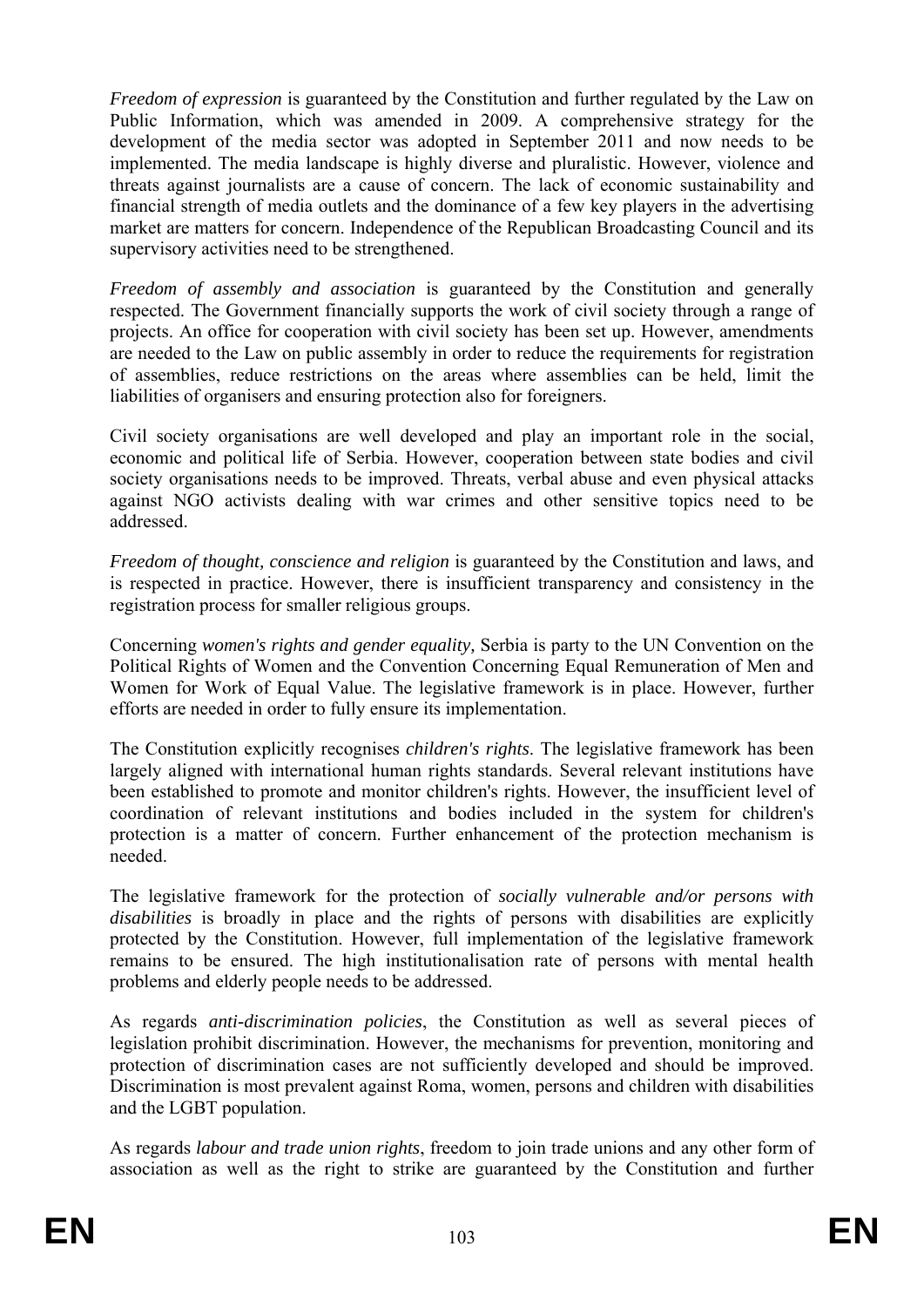*Freedom of expression* is guaranteed by the Constitution and further regulated by the Law on Public Information, which was amended in 2009. A comprehensive strategy for the development of the media sector was adopted in September 2011 and now needs to be implemented. The media landscape is highly diverse and pluralistic. However, violence and threats against journalists are a cause of concern. The lack of economic sustainability and financial strength of media outlets and the dominance of a few key players in the advertising market are matters for concern. Independence of the Republican Broadcasting Council and its supervisory activities need to be strengthened.

*Freedom of assembly and association* is guaranteed by the Constitution and generally respected. The Government financially supports the work of civil society through a range of projects. An office for cooperation with civil society has been set up. However, amendments are needed to the Law on public assembly in order to reduce the requirements for registration of assemblies, reduce restrictions on the areas where assemblies can be held, limit the liabilities of organisers and ensuring protection also for foreigners.

Civil society organisations are well developed and play an important role in the social, economic and political life of Serbia. However, cooperation between state bodies and civil society organisations needs to be improved. Threats, verbal abuse and even physical attacks against NGO activists dealing with war crimes and other sensitive topics need to be addressed.

*Freedom of thought, conscience and religion* is guaranteed by the Constitution and laws, and is respected in practice. However, there is insufficient transparency and consistency in the registration process for smaller religious groups.

Concerning *women's rights and gender equality,* Serbia is party to the UN Convention on the Political Rights of Women and the Convention Concerning Equal Remuneration of Men and Women for Work of Equal Value. The legislative framework is in place. However, further efforts are needed in order to fully ensure its implementation.

The Constitution explicitly recognises *children's rights*. The legislative framework has been largely aligned with international human rights standards. Several relevant institutions have been established to promote and monitor children's rights. However, the insufficient level of coordination of relevant institutions and bodies included in the system for children's protection is a matter of concern. Further enhancement of the protection mechanism is needed.

The legislative framework for the protection of *socially vulnerable and/or persons with disabilities* is broadly in place and the rights of persons with disabilities are explicitly protected by the Constitution. However, full implementation of the legislative framework remains to be ensured. The high institutionalisation rate of persons with mental health problems and elderly people needs to be addressed.

As regards *anti-discrimination policies*, the Constitution as well as several pieces of legislation prohibit discrimination. However, the mechanisms for prevention, monitoring and protection of discrimination cases are not sufficiently developed and should be improved. Discrimination is most prevalent against Roma, women, persons and children with disabilities and the LGBT population.

As regards *labour and trade union rights*, freedom to join trade unions and any other form of association as well as the right to strike are guaranteed by the Constitution and further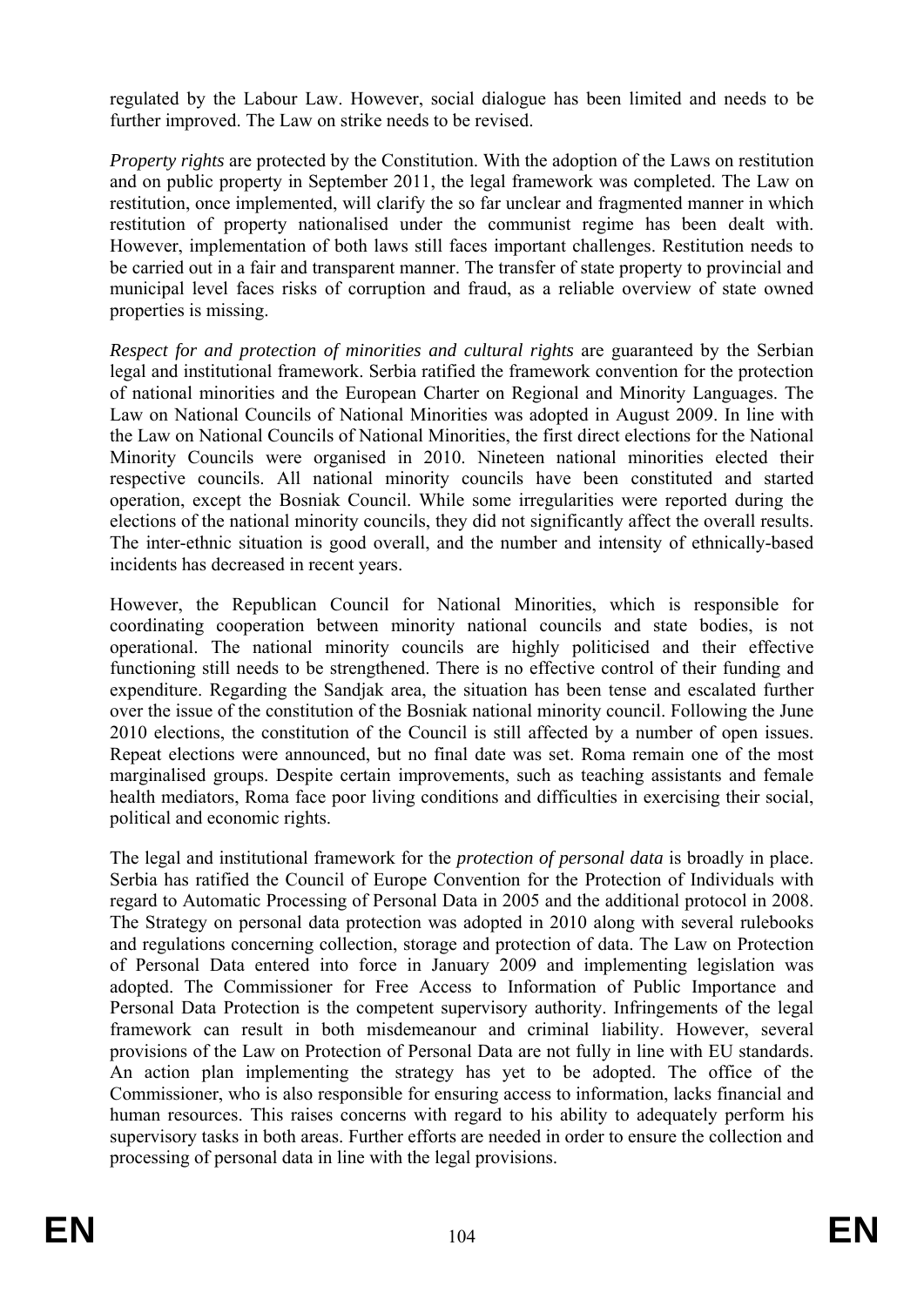regulated by the Labour Law. However, social dialogue has been limited and needs to be further improved. The Law on strike needs to be revised.

*Property rights* are protected by the Constitution. With the adoption of the Laws on restitution and on public property in September 2011, the legal framework was completed. The Law on restitution, once implemented, will clarify the so far unclear and fragmented manner in which restitution of property nationalised under the communist regime has been dealt with. However, implementation of both laws still faces important challenges. Restitution needs to be carried out in a fair and transparent manner. The transfer of state property to provincial and municipal level faces risks of corruption and fraud, as a reliable overview of state owned properties is missing.

*Respect for and protection of minorities and cultural rights* are guaranteed by the Serbian legal and institutional framework. Serbia ratified the framework convention for the protection of national minorities and the European Charter on Regional and Minority Languages. The Law on National Councils of National Minorities was adopted in August 2009. In line with the Law on National Councils of National Minorities, the first direct elections for the National Minority Councils were organised in 2010. Nineteen national minorities elected their respective councils. All national minority councils have been constituted and started operation, except the Bosniak Council. While some irregularities were reported during the elections of the national minority councils, they did not significantly affect the overall results. The inter-ethnic situation is good overall, and the number and intensity of ethnically-based incidents has decreased in recent years.

However, the Republican Council for National Minorities, which is responsible for coordinating cooperation between minority national councils and state bodies, is not operational. The national minority councils are highly politicised and their effective functioning still needs to be strengthened. There is no effective control of their funding and expenditure. Regarding the Sandjak area, the situation has been tense and escalated further over the issue of the constitution of the Bosniak national minority council. Following the June 2010 elections, the constitution of the Council is still affected by a number of open issues. Repeat elections were announced, but no final date was set. Roma remain one of the most marginalised groups. Despite certain improvements, such as teaching assistants and female health mediators, Roma face poor living conditions and difficulties in exercising their social, political and economic rights.

The legal and institutional framework for the *protection of personal data* is broadly in place. Serbia has ratified the Council of Europe Convention for the Protection of Individuals with regard to Automatic Processing of Personal Data in 2005 and the additional protocol in 2008. The Strategy on personal data protection was adopted in 2010 along with several rulebooks and regulations concerning collection, storage and protection of data. The Law on Protection of Personal Data entered into force in January 2009 and implementing legislation was adopted. The Commissioner for Free Access to Information of Public Importance and Personal Data Protection is the competent supervisory authority. Infringements of the legal framework can result in both misdemeanour and criminal liability. However, several provisions of the Law on Protection of Personal Data are not fully in line with EU standards. An action plan implementing the strategy has yet to be adopted. The office of the Commissioner, who is also responsible for ensuring access to information, lacks financial and human resources. This raises concerns with regard to his ability to adequately perform his supervisory tasks in both areas. Further efforts are needed in order to ensure the collection and processing of personal data in line with the legal provisions.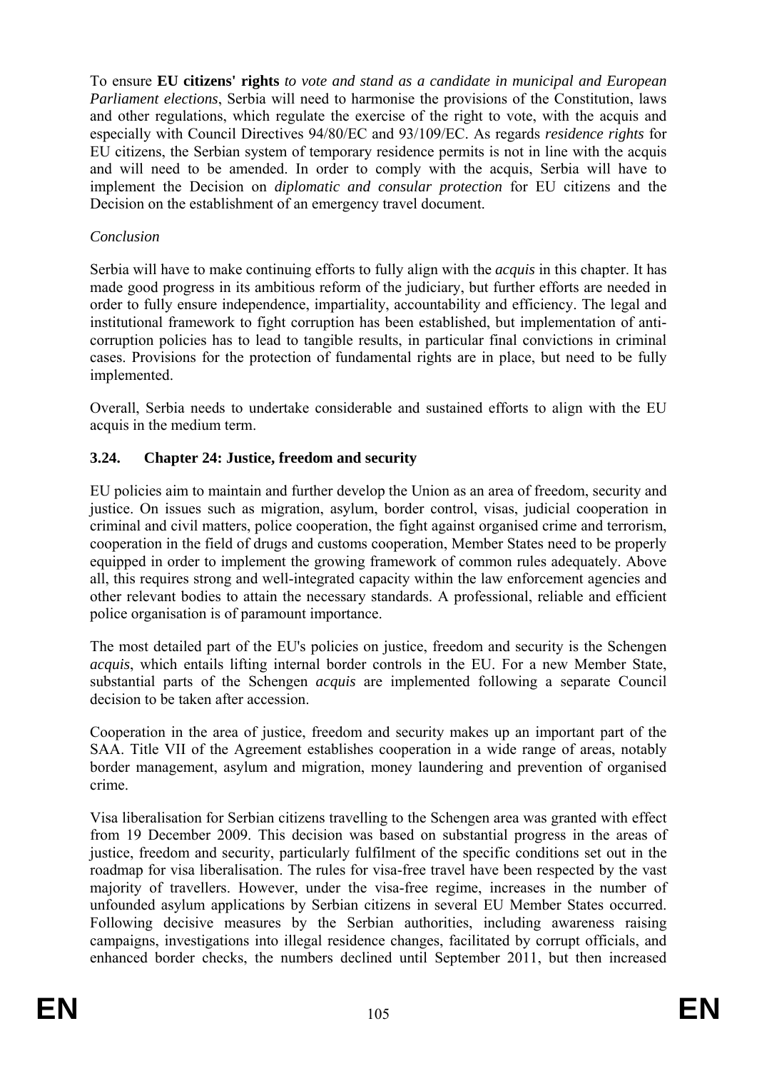To ensure **EU citizens' rights** *to vote and stand as a candidate in municipal and European Parliament elections*, Serbia will need to harmonise the provisions of the Constitution, laws and other regulations, which regulate the exercise of the right to vote, with the acquis and especially with Council Directives 94/80/EC and 93/109/EC. As regards *residence rights* for EU citizens, the Serbian system of temporary residence permits is not in line with the acquis and will need to be amended. In order to comply with the acquis, Serbia will have to implement the Decision on *diplomatic and consular protection* for EU citizens and the Decision on the establishment of an emergency travel document.

*Conclusion*

Serbia will have to make continuing efforts to fully align with the *acquis* in this chapter. It has made good progress in its ambitious reform of the judiciary, but further efforts are needed in order to fully ensure independence, impartiality, accountability and efficiency. The legal and institutional framework to fight corruption has been established, but implementation of anti-corruption policies has to lead to tangible results, in particular final convictions in criminal cases. Provisions for the protection of fundamental rights are in place, but need to be fully implemented.

Overall, Serbia needs to undertake considerable and sustained efforts to align with the EU acquis in the medium term.

### 3.24. Chapter 24: Justice, freedom and security

EU policies aim to maintain and further develop the Union as an area of freedom, security and justice. On issues such as migration, asylum, border control, visas, judicial cooperation in criminal and civil matters, police cooperation, the fight against organised crime and terrorism, cooperation in the field of drugs and customs cooperation, Member States need to be properly equipped in order to implement the growing framework of common rules adequately. Above all, this requires strong and well-integrated capacity within the law enforcement agencies and other relevant bodies to attain the necessary standards. A professional, reliable and efficient police organisation is of paramount importance.

The most detailed part of the EU's policies on justice, freedom and security is the Schengen *acquis*, which entails lifting internal border controls in the EU. For a new Member State, substantial parts of the Schengen *acquis* are implemented following a separate Council decision to be taken after accession.

Cooperation in the area of justice, freedom and security makes up an important part of the SAA. Title VII of the Agreement establishes cooperation in a wide range of areas, notably border management, asylum and migration, money laundering and prevention of organised crime.

Visa liberalisation for Serbian citizens travelling to the Schengen area was granted with effect from 19 December 2009. This decision was based on substantial progress in the areas of justice, freedom and security, particularly fulfilment of the specific conditions set out in the roadmap for visa liberalisation. The rules for visa-free travel have been respected by the vast majority of travellers. However, under the visa-free regime, increases in the number of unfounded asylum applications by Serbian citizens in several EU Member States occurred. Following decisive measures by the Serbian authorities, including awareness raising campaigns, investigations into illegal residence changes, facilitated by corrupt officials, and enhanced border checks, the numbers declined until September 2011, but then increased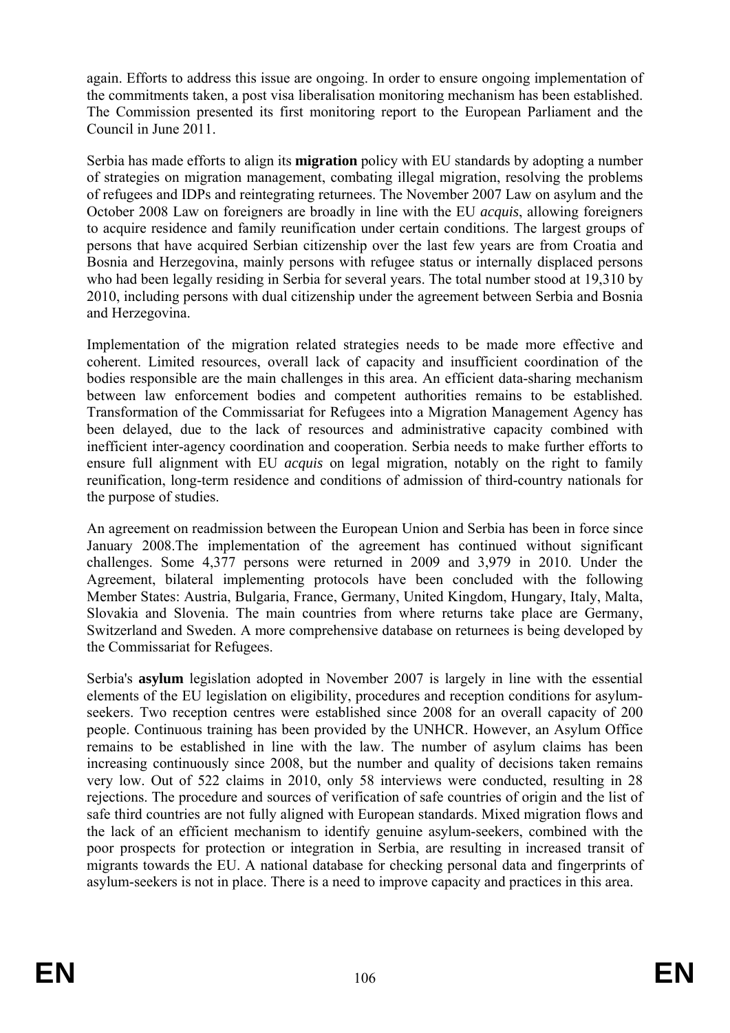again. Efforts to address this issue are ongoing. In order to ensure ongoing implementation of the commitments taken, a post visa liberalisation monitoring mechanism has been established. The Commission presented its first monitoring report to the European Parliament and the Council in June 2011.

Serbia has made efforts to align its **migration** policy with EU standards by adopting a number of strategies on migration management, combating illegal migration, resolving the problems of refugees and IDPs and reintegrating returnees. The November 2007 Law on asylum and the October 2008 Law on foreigners are broadly in line with the EU *acquis*, allowing foreigners to acquire residence and family reunification under certain conditions. The largest groups of persons that have acquired Serbian citizenship over the last few years are from Croatia and Bosnia and Herzegovina, mainly persons with refugee status or internally displaced persons who had been legally residing in Serbia for several years. The total number stood at 19,310 by 2010, including persons with dual citizenship under the agreement between Serbia and Bosnia and Herzegovina.

Implementation of the migration related strategies needs to be made more effective and coherent. Limited resources, overall lack of capacity and insufficient coordination of the bodies responsible are the main challenges in this area. An efficient data-sharing mechanism between law enforcement bodies and competent authorities remains to be established. Transformation of the Commissariat for Refugees into a Migration Management Agency has been delayed, due to the lack of resources and administrative capacity combined with inefficient inter-agency coordination and cooperation. Serbia needs to make further efforts to ensure full alignment with EU *acquis* on legal migration, notably on the right to family reunification, long-term residence and conditions of admission of third-country nationals for the purpose of studies.

An agreement on readmission between the European Union and Serbia has been in force since January 2008.The implementation of the agreement has continued without significant challenges. Some 4,377 persons were returned in 2009 and 3,979 in 2010. Under the Agreement, bilateral implementing protocols have been concluded with the following Member States: Austria, Bulgaria, France, Germany, United Kingdom, Hungary, Italy, Malta, Slovakia and Slovenia. The main countries from where returns take place are Germany, Switzerland and Sweden. A more comprehensive database on returnees is being developed by the Commissariat for Refugees.

Serbia's **asylum** legislation adopted in November 2007 is largely in line with the essential elements of the EU legislation on eligibility, procedures and reception conditions for asylum-seekers. Two reception centres were established since 2008 for an overall capacity of 200 people. Continuous training has been provided by the UNHCR. However, an Asylum Office remains to be established in line with the law. The number of asylum claims has been increasing continuously since 2008, but the number and quality of decisions taken remains very low. Out of 522 claims in 2010, only 58 interviews were conducted, resulting in 28 rejections. The procedure and sources of verification of safe countries of origin and the list of safe third countries are not fully aligned with European standards. Mixed migration flows and the lack of an efficient mechanism to identify genuine asylum-seekers, combined with the poor prospects for protection or integration in Serbia, are resulting in increased transit of migrants towards the EU. A national database for checking personal data and fingerprints of asylum-seekers is not in place. There is a need to improve capacity and practices in this area.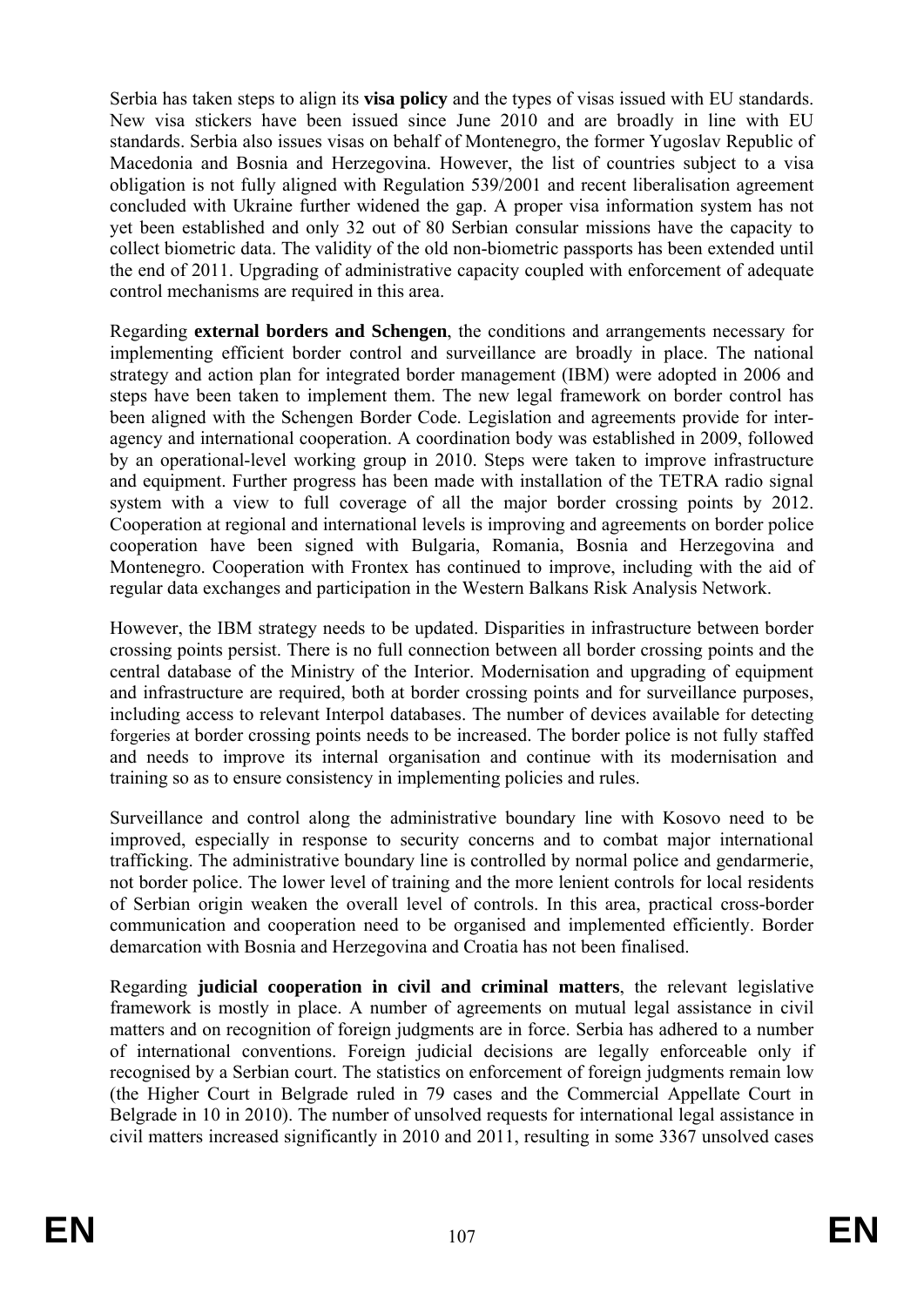Serbia has taken steps to align its **visa policy** and the types of visas issued with EU standards. New visa stickers have been issued since June 2010 and are broadly in line with EU standards. Serbia also issues visas on behalf of Montenegro, the former Yugoslav Republic of Macedonia and Bosnia and Herzegovina. However, the list of countries subject to a visa obligation is not fully aligned with Regulation 539/2001 and recent liberalisation agreement concluded with Ukraine further widened the gap. A proper visa information system has not yet been established and only 32 out of 80 Serbian consular missions have the capacity to collect biometric data. The validity of the old non-biometric passports has been extended until the end of 2011. Upgrading of administrative capacity coupled with enforcement of adequate control mechanisms are required in this area.

Regarding **external borders and Schengen**, the conditions and arrangements necessary for implementing efficient border control and surveillance are broadly in place. The national strategy and action plan for integrated border management (IBM) were adopted in 2006 and steps have been taken to implement them. The new legal framework on border control has been aligned with the Schengen Border Code. Legislation and agreements provide for inter-agency and international cooperation. A coordination body was established in 2009, followed by an operational-level working group in 2010. Steps were taken to improve infrastructure and equipment. Further progress has been made with installation of the TETRA radio signal system with a view to full coverage of all the major border crossing points by 2012. Cooperation at regional and international levels is improving and agreements on border police cooperation have been signed with Bulgaria, Romania, Bosnia and Herzegovina and Montenegro. Cooperation with Frontex has continued to improve, including with the aid of regular data exchanges and participation in the Western Balkans Risk Analysis Network.

However, the IBM strategy needs to be updated. Disparities in infrastructure between border crossing points persist. There is no full connection between all border crossing points and the central database of the Ministry of the Interior. Modernisation and upgrading of equipment and infrastructure are required, both at border crossing points and for surveillance purposes, including access to relevant Interpol databases. The number of devices available for detecting forgeries at border crossing points needs to be increased. The border police is not fully staffed and needs to improve its internal organisation and continue with its modernisation and training so as to ensure consistency in implementing policies and rules.

Surveillance and control along the administrative boundary line with Kosovo need to be improved, especially in response to security concerns and to combat major international trafficking. The administrative boundary line is controlled by normal police and gendarmerie, not border police. The lower level of training and the more lenient controls for local residents of Serbian origin weaken the overall level of controls. In this area, practical cross-border communication and cooperation need to be organised and implemented efficiently. Border demarcation with Bosnia and Herzegovina and Croatia has not been finalised.

Regarding **judicial cooperation in civil and criminal matters**, the relevant legislative framework is mostly in place. A number of agreements on mutual legal assistance in civil matters and on recognition of foreign judgments are in force. Serbia has adhered to a number of international conventions. Foreign judicial decisions are legally enforceable only if recognised by a Serbian court. The statistics on enforcement of foreign judgments remain low (the Higher Court in Belgrade ruled in 79 cases and the Commercial Appellate Court in Belgrade in 10 in 2010). The number of unsolved requests for international legal assistance in civil matters increased significantly in 2010 and 2011, resulting in some 3367 unsolved cases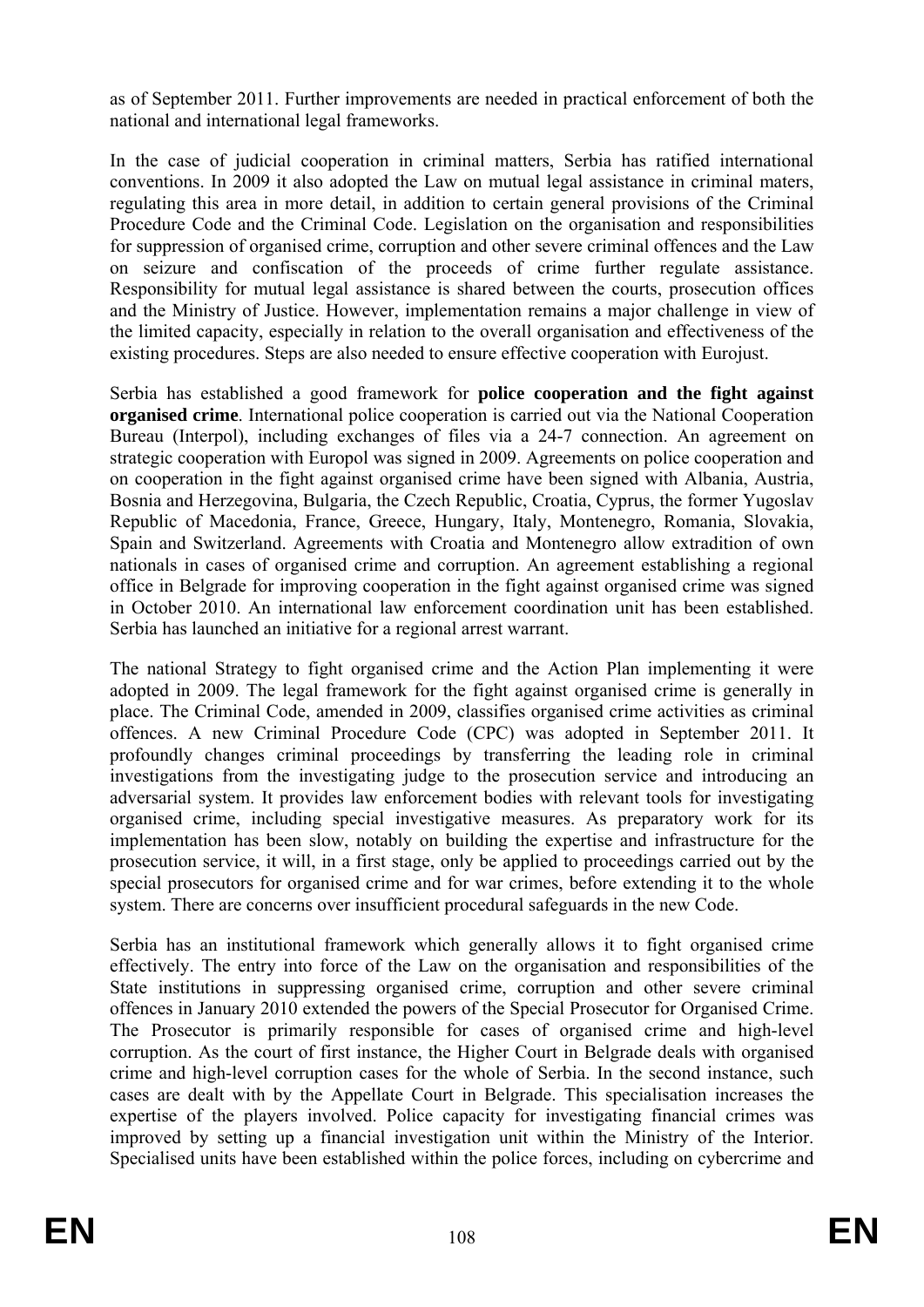as of September 2011. Further improvements are needed in practical enforcement of both the national and international legal frameworks.

In the case of judicial cooperation in criminal matters, Serbia has ratified international conventions. In 2009 it also adopted the Law on mutual legal assistance in criminal maters, regulating this area in more detail, in addition to certain general provisions of the Criminal Procedure Code and the Criminal Code. Legislation on the organisation and responsibilities for suppression of organised crime, corruption and other severe criminal offences and the Law on seizure and confiscation of the proceeds of crime further regulate assistance. Responsibility for mutual legal assistance is shared between the courts, prosecution offices and the Ministry of Justice. However, implementation remains a major challenge in view of the limited capacity, especially in relation to the overall organisation and effectiveness of the existing procedures. Steps are also needed to ensure effective cooperation with Eurojust.

Serbia has established a good framework for **police cooperation and the fight against organised crime**. International police cooperation is carried out via the National Cooperation Bureau (Interpol), including exchanges of files via a 24-7 connection. An agreement on strategic cooperation with Europol was signed in 2009. Agreements on police cooperation and on cooperation in the fight against organised crime have been signed with Albania, Austria, Bosnia and Herzegovina, Bulgaria, the Czech Republic, Croatia, Cyprus, the former Yugoslav Republic of Macedonia, France, Greece, Hungary, Italy, Montenegro, Romania, Slovakia, Spain and Switzerland. Agreements with Croatia and Montenegro allow extradition of own nationals in cases of organised crime and corruption. An agreement establishing a regional office in Belgrade for improving cooperation in the fight against organised crime was signed in October 2010. An international law enforcement coordination unit has been established. Serbia has launched an initiative for a regional arrest warrant.

The national Strategy to fight organised crime and the Action Plan implementing it were adopted in 2009. The legal framework for the fight against organised crime is generally in place. The Criminal Code, amended in 2009, classifies organised crime activities as criminal offences. A new Criminal Procedure Code (CPC) was adopted in September 2011. It profoundly changes criminal proceedings by transferring the leading role in criminal investigations from the investigating judge to the prosecution service and introducing an adversarial system. It provides law enforcement bodies with relevant tools for investigating organised crime, including special investigative measures. As preparatory work for its implementation has been slow, notably on building the expertise and infrastructure for the prosecution service, it will, in a first stage, only be applied to proceedings carried out by the special prosecutors for organised crime and for war crimes, before extending it to the whole system. There are concerns over insufficient procedural safeguards in the new Code.

Serbia has an institutional framework which generally allows it to fight organised crime effectively. The entry into force of the Law on the organisation and responsibilities of the State institutions in suppressing organised crime, corruption and other severe criminal offences in January 2010 extended the powers of the Special Prosecutor for Organised Crime. The Prosecutor is primarily responsible for cases of organised crime and high-level corruption. As the court of first instance, the Higher Court in Belgrade deals with organised crime and high-level corruption cases for the whole of Serbia. In the second instance, such cases are dealt with by the Appellate Court in Belgrade. This specialisation increases the expertise of the players involved. Police capacity for investigating financial crimes was improved by setting up a financial investigation unit within the Ministry of the Interior. Specialised units have been established within the police forces, including on cybercrime and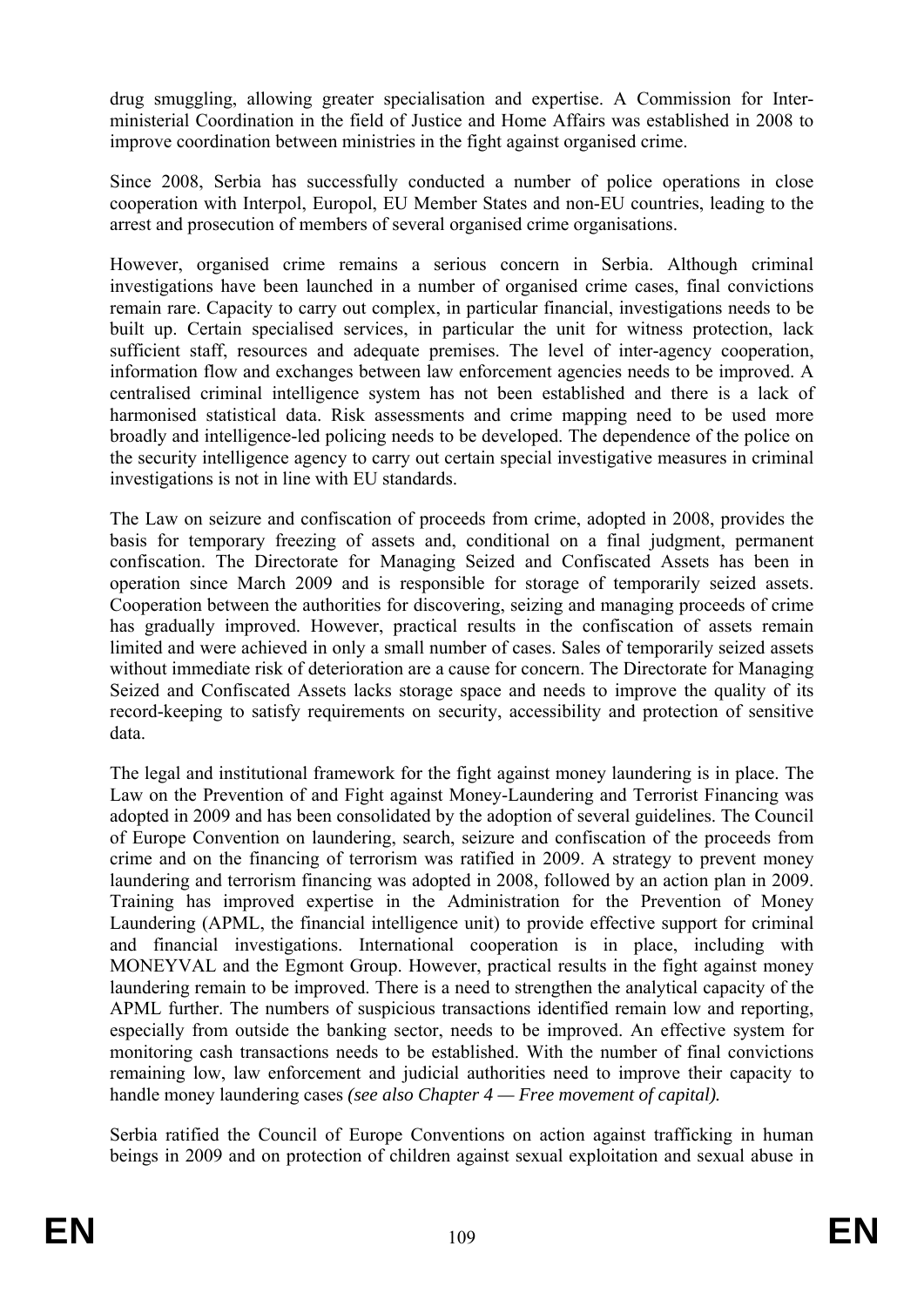drug smuggling, allowing greater specialisation and expertise. A Commission for Inter-ministerial Coordination in the field of Justice and Home Affairs was established in 2008 to improve coordination between ministries in the fight against organised crime.

Since 2008, Serbia has successfully conducted a number of police operations in close cooperation with Interpol, Europol, EU Member States and non-EU countries, leading to the arrest and prosecution of members of several organised crime organisations.

However, organised crime remains a serious concern in Serbia. Although criminal investigations have been launched in a number of organised crime cases, final convictions remain rare. Capacity to carry out complex, in particular financial, investigations needs to be built up. Certain specialised services, in particular the unit for witness protection, lack sufficient staff, resources and adequate premises. The level of inter-agency cooperation, information flow and exchanges between law enforcement agencies needs to be improved. A centralised criminal intelligence system has not been established and there is a lack of harmonised statistical data. Risk assessments and crime mapping need to be used more broadly and intelligence-led policing needs to be developed. The dependence of the police on the security intelligence agency to carry out certain special investigative measures in criminal investigations is not in line with EU standards.

The Law on seizure and confiscation of proceeds from crime, adopted in 2008, provides the basis for temporary freezing of assets and, conditional on a final judgment, permanent confiscation. The Directorate for Managing Seized and Confiscated Assets has been in operation since March 2009 and is responsible for storage of temporarily seized assets. Cooperation between the authorities for discovering, seizing and managing proceeds of crime has gradually improved. However, practical results in the confiscation of assets remain limited and were achieved in only a small number of cases. Sales of temporarily seized assets without immediate risk of deterioration are a cause for concern. The Directorate for Managing Seized and Confiscated Assets lacks storage space and needs to improve the quality of its record-keeping to satisfy requirements on security, accessibility and protection of sensitive data.

The legal and institutional framework for the fight against money laundering is in place. The Law on the Prevention of and Fight against Money-Laundering and Terrorist Financing was adopted in 2009 and has been consolidated by the adoption of several guidelines. The Council of Europe Convention on laundering, search, seizure and confiscation of the proceeds from crime and on the financing of terrorism was ratified in 2009. A strategy to prevent money laundering and terrorism financing was adopted in 2008, followed by an action plan in 2009. Training has improved expertise in the Administration for the Prevention of Money Laundering (APML, the financial intelligence unit) to provide effective support for criminal and financial investigations. International cooperation is in place, including with MONEYVAL and the Egmont Group. However, practical results in the fight against money laundering remain to be improved. There is a need to strengthen the analytical capacity of the APML further. The numbers of suspicious transactions identified remain low and reporting, especially from outside the banking sector, needs to be improved. An effective system for monitoring cash transactions needs to be established. With the number of final convictions remaining low, law enforcement and judicial authorities need to improve their capacity to handle money laundering cases *(see also Chapter 4 — Free movement of capital).*

Serbia ratified the Council of Europe Conventions on action against trafficking in human beings in 2009 and on protection of children against sexual exploitation and sexual abuse in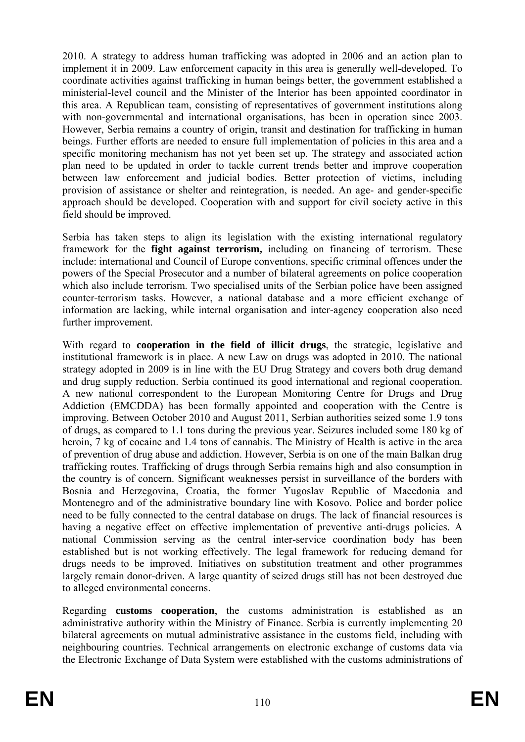2010. A strategy to address human trafficking was adopted in 2006 and an action plan to implement it in 2009. Law enforcement capacity in this area is generally well-developed. To coordinate activities against trafficking in human beings better, the government established a ministerial-level council and the Minister of the Interior has been appointed coordinator in this area. A Republican team, consisting of representatives of government institutions along with non-governmental and international organisations, has been in operation since 2003. However, Serbia remains a country of origin, transit and destination for trafficking in human beings. Further efforts are needed to ensure full implementation of policies in this area and a specific monitoring mechanism has not yet been set up. The strategy and associated action plan need to be updated in order to tackle current trends better and improve cooperation between law enforcement and judicial bodies. Better protection of victims, including provision of assistance or shelter and reintegration, is needed. An age- and gender-specific approach should be developed. Cooperation with and support for civil society active in this field should be improved.

Serbia has taken steps to align its legislation with the existing international regulatory framework for the **fight against terrorism,** including on financing of terrorism. These include: international and Council of Europe conventions, specific criminal offences under the powers of the Special Prosecutor and a number of bilateral agreements on police cooperation which also include terrorism. Two specialised units of the Serbian police have been assigned counter-terrorism tasks. However, a national database and a more efficient exchange of information are lacking, while internal organisation and inter-agency cooperation also need further improvement.

With regard to **cooperation in the field of illicit drugs**, the strategic, legislative and institutional framework is in place. A new Law on drugs was adopted in 2010. The national strategy adopted in 2009 is in line with the EU Drug Strategy and covers both drug demand and drug supply reduction. Serbia continued its good international and regional cooperation. A new national correspondent to the European Monitoring Centre for Drugs and Drug Addiction (EMCDDA) has been formally appointed and cooperation with the Centre is improving. Between October 2010 and August 2011, Serbian authorities seized some 1.9 tons of drugs, as compared to 1.1 tons during the previous year. Seizures included some 180 kg of heroin, 7 kg of cocaine and 1.4 tons of cannabis. The Ministry of Health is active in the area of prevention of drug abuse and addiction. However, Serbia is on one of the main Balkan drug trafficking routes. Trafficking of drugs through Serbia remains high and also consumption in the country is of concern. Significant weaknesses persist in surveillance of the borders with Bosnia and Herzegovina, Croatia, the former Yugoslav Republic of Macedonia and Montenegro and of the administrative boundary line with Kosovo. Police and border police need to be fully connected to the central database on drugs. The lack of financial resources is having a negative effect on effective implementation of preventive anti-drugs policies. A national Commission serving as the central inter-service coordination body has been established but is not working effectively. The legal framework for reducing demand for drugs needs to be improved. Initiatives on substitution treatment and other programmes largely remain donor-driven. A large quantity of seized drugs still has not been destroyed due to alleged environmental concerns.

Regarding **customs cooperation**, the customs administration is established as an administrative authority within the Ministry of Finance. Serbia is currently implementing 20 bilateral agreements on mutual administrative assistance in the customs field, including with neighbouring countries. Technical arrangements on electronic exchange of customs data via the Electronic Exchange of Data System were established with the customs administrations of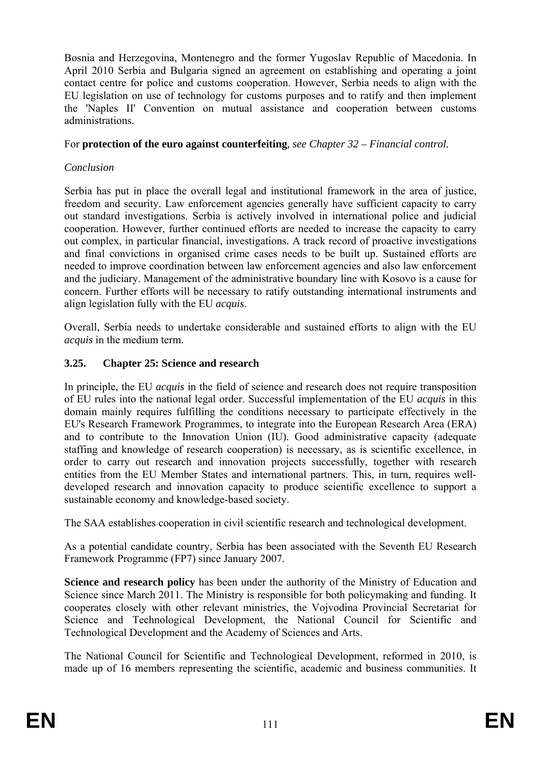Bosnia and Herzegovina, Montenegro and the former Yugoslav Republic of Macedonia. In April 2010 Serbia and Bulgaria signed an agreement on establishing and operating a joint contact centre for police and customs cooperation. However, Serbia needs to align with the EU legislation on use of technology for customs purposes and to ratify and then implement the 'Naples II' Convention on mutual assistance and cooperation between customs administrations.

For **protection of the euro against counterfeiting**, *see Chapter 32 – Financial control.*

*Conclusion*

Serbia has put in place the overall legal and institutional framework in the area of justice, freedom and security. Law enforcement agencies generally have sufficient capacity to carry out standard investigations. Serbia is actively involved in international police and judicial cooperation. However, further continued efforts are needed to increase the capacity to carry out complex, in particular financial, investigations. A track record of proactive investigations and final convictions in organised crime cases needs to be built up. Sustained efforts are needed to improve coordination between law enforcement agencies and also law enforcement and the judiciary. Management of the administrative boundary line with Kosovo is a cause for concern. Further efforts will be necessary to ratify outstanding international instruments and align legislation fully with the EU *acquis*.

Overall, Serbia needs to undertake considerable and sustained efforts to align with the EU *acquis* in the medium term.

### 3.25. Chapter 25: Science and research

In principle, the EU *acquis* in the field of science and research does not require transposition of EU rules into the national legal order. Successful implementation of the EU *acquis* in this domain mainly requires fulfilling the conditions necessary to participate effectively in the EU's Research Framework Programmes, to integrate into the European Research Area (ERA) and to contribute to the Innovation Union (IU). Good administrative capacity (adequate staffing and knowledge of research cooperation) is necessary, as is scientific excellence, in order to carry out research and innovation projects successfully, together with research entities from the EU Member States and international partners. This, in turn, requires well-developed research and innovation capacity to produce scientific excellence to support a sustainable economy and knowledge-based society.

The SAA establishes cooperation in civil scientific research and technological development.

As a potential candidate country, Serbia has been associated with the Seventh EU Research Framework Programme (FP7) since January 2007.

**Science and research policy** has been under the authority of the Ministry of Education and Science since March 2011. The Ministry is responsible for both policymaking and funding. It cooperates closely with other relevant ministries, the Vojvodina Provincial Secretariat for Science and Technological Development, the National Council for Scientific and Technological Development and the Academy of Sciences and Arts.

The National Council for Scientific and Technological Development, reformed in 2010, is made up of 16 members representing the scientific, academic and business communities. It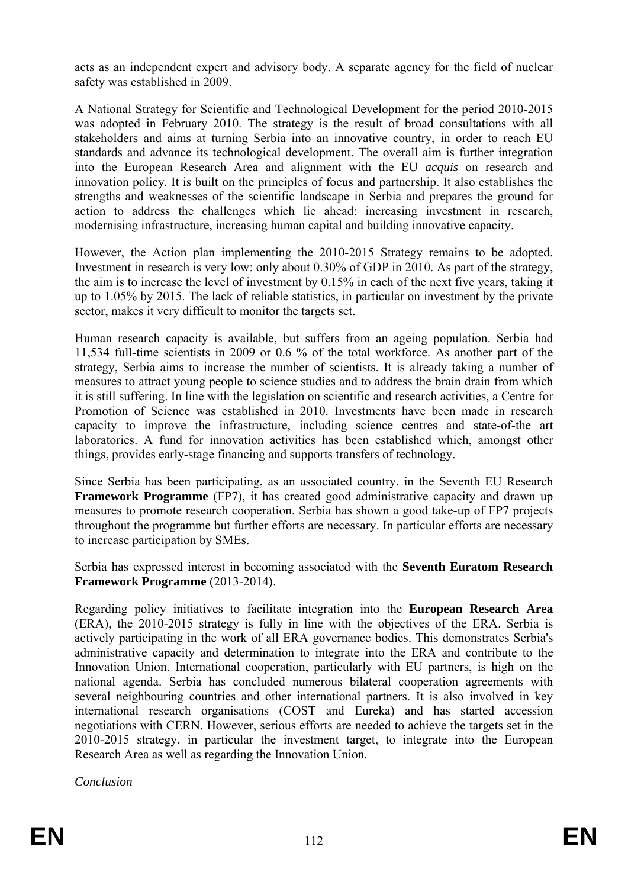acts as an independent expert and advisory body. A separate agency for the field of nuclear safety was established in 2009.

A National Strategy for Scientific and Technological Development for the period 2010-2015 was adopted in February 2010. The strategy is the result of broad consultations with all stakeholders and aims at turning Serbia into an innovative country, in order to reach EU standards and advance its technological development. The overall aim is further integration into the European Research Area and alignment with the EU *acquis* on research and innovation policy. It is built on the principles of focus and partnership. It also establishes the strengths and weaknesses of the scientific landscape in Serbia and prepares the ground for action to address the challenges which lie ahead: increasing investment in research, modernising infrastructure, increasing human capital and building innovative capacity.

However, the Action plan implementing the 2010-2015 Strategy remains to be adopted. Investment in research is very low: only about 0.30% of GDP in 2010. As part of the strategy, the aim is to increase the level of investment by 0.15% in each of the next five years, taking it up to 1.05% by 2015. The lack of reliable statistics, in particular on investment by the private sector, makes it very difficult to monitor the targets set.

Human research capacity is available, but suffers from an ageing population. Serbia had 11,534 full-time scientists in 2009 or 0.6 % of the total workforce. As another part of the strategy, Serbia aims to increase the number of scientists. It is already taking a number of measures to attract young people to science studies and to address the brain drain from which it is still suffering. In line with the legislation on scientific and research activities, a Centre for Promotion of Science was established in 2010. Investments have been made in research capacity to improve the infrastructure, including science centres and state-of-the art laboratories. A fund for innovation activities has been established which, amongst other things, provides early-stage financing and supports transfers of technology.

Since Serbia has been participating, as an associated country, in the Seventh EU Research **Framework Programme** (FP7), it has created good administrative capacity and drawn up measures to promote research cooperation. Serbia has shown a good take-up of FP7 projects throughout the programme but further efforts are necessary. In particular efforts are necessary to increase participation by SMEs.

Serbia has expressed interest in becoming associated with the **Seventh Euratom Research Framework Programme** (2013-2014).

Regarding policy initiatives to facilitate integration into the **European Research Area** (ERA), the 2010-2015 strategy is fully in line with the objectives of the ERA. Serbia is actively participating in the work of all ERA governance bodies. This demonstrates Serbia's administrative capacity and determination to integrate into the ERA and contribute to the Innovation Union. International cooperation, particularly with EU partners, is high on the national agenda. Serbia has concluded numerous bilateral cooperation agreements with several neighbouring countries and other international partners. It is also involved in key international research organisations (COST and Eureka) and has started accession negotiations with CERN. However, serious efforts are needed to achieve the targets set in the 2010-2015 strategy, in particular the investment target, to integrate into the European Research Area as well as regarding the Innovation Union.

*Conclusion*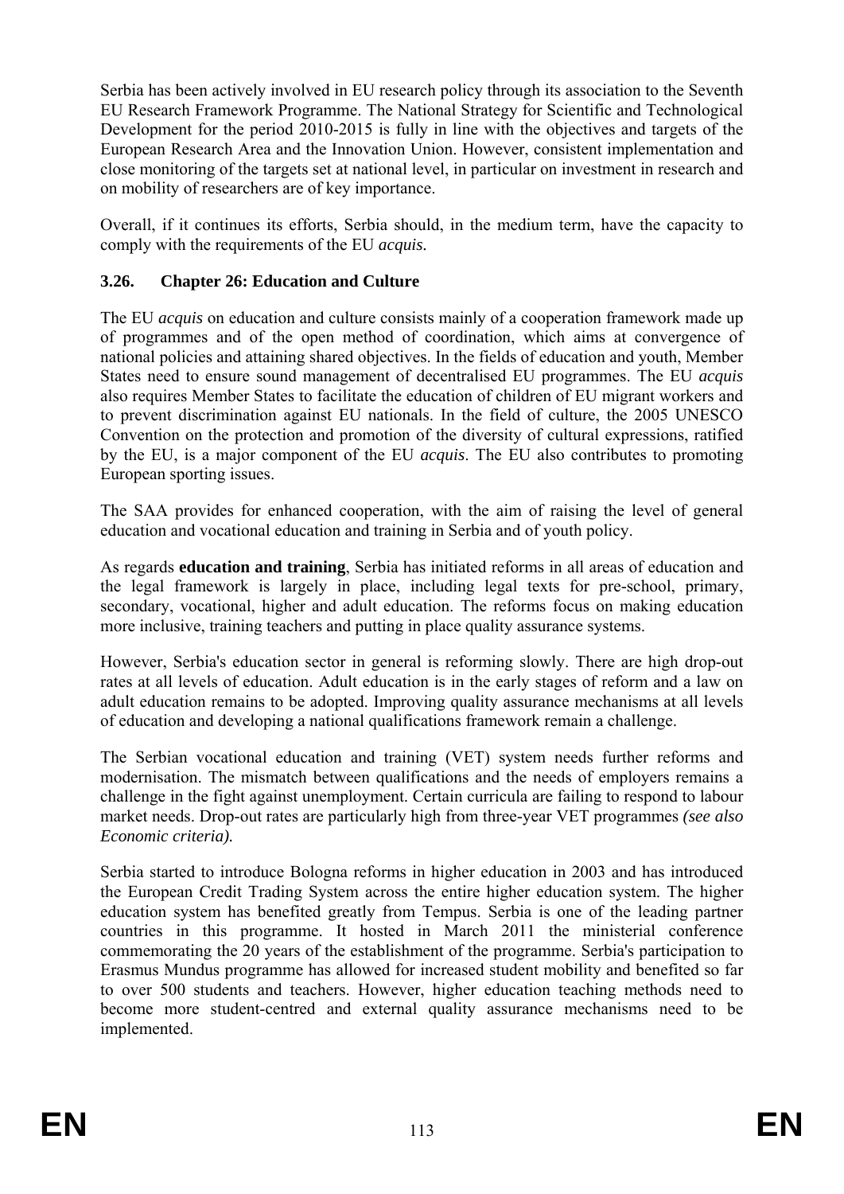Serbia has been actively involved in EU research policy through its association to the Seventh EU Research Framework Programme. The National Strategy for Scientific and Technological Development for the period 2010-2015 is fully in line with the objectives and targets of the European Research Area and the Innovation Union. However, consistent implementation and close monitoring of the targets set at national level, in particular on investment in research and on mobility of researchers are of key importance.

Overall, if it continues its efforts, Serbia should, in the medium term, have the capacity to comply with the requirements of the EU *acquis.*

### 3.26. Chapter 26: Education and Culture

The EU *acquis* on education and culture consists mainly of a cooperation framework made up of programmes and of the open method of coordination, which aims at convergence of national policies and attaining shared objectives. In the fields of education and youth, Member States need to ensure sound management of decentralised EU programmes. The EU *acquis* also requires Member States to facilitate the education of children of EU migrant workers and to prevent discrimination against EU nationals. In the field of culture, the 2005 UNESCO Convention on the protection and promotion of the diversity of cultural expressions, ratified by the EU, is a major component of the EU *acquis*. The EU also contributes to promoting European sporting issues.

The SAA provides for enhanced cooperation, with the aim of raising the level of general education and vocational education and training in Serbia and of youth policy.

As regards **education and training**, Serbia has initiated reforms in all areas of education and the legal framework is largely in place, including legal texts for pre-school, primary, secondary, vocational, higher and adult education. The reforms focus on making education more inclusive, training teachers and putting in place quality assurance systems.

However, Serbia's education sector in general is reforming slowly. There are high drop-out rates at all levels of education. Adult education is in the early stages of reform and a law on adult education remains to be adopted. Improving quality assurance mechanisms at all levels of education and developing a national qualifications framework remain a challenge.

The Serbian vocational education and training (VET) system needs further reforms and modernisation. The mismatch between qualifications and the needs of employers remains a challenge in the fight against unemployment. Certain curricula are failing to respond to labour market needs. Drop-out rates are particularly high from three-year VET programmes *(see also Economic criteria).*

Serbia started to introduce Bologna reforms in higher education in 2003 and has introduced the European Credit Trading System across the entire higher education system. The higher education system has benefited greatly from Tempus. Serbia is one of the leading partner countries in this programme. It hosted in March 2011 the ministerial conference commemorating the 20 years of the establishment of the programme. Serbia's participation to Erasmus Mundus programme has allowed for increased student mobility and benefited so far to over 500 students and teachers. However, higher education teaching methods need to become more student-centred and external quality assurance mechanisms need to be implemented.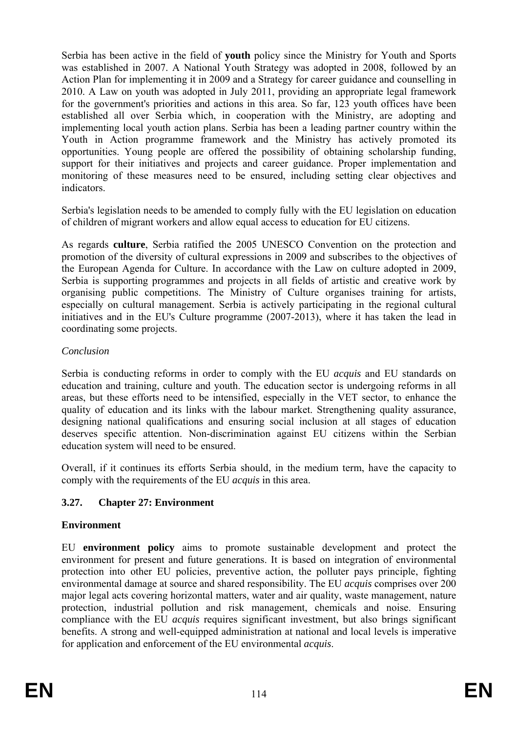Serbia has been active in the field of **youth** policy since the Ministry for Youth and Sports was established in 2007. A National Youth Strategy was adopted in 2008, followed by an Action Plan for implementing it in 2009 and a Strategy for career guidance and counselling in 2010. A Law on youth was adopted in July 2011, providing an appropriate legal framework for the government's priorities and actions in this area. So far, 123 youth offices have been established all over Serbia which, in cooperation with the Ministry, are adopting and implementing local youth action plans. Serbia has been a leading partner country within the Youth in Action programme framework and the Ministry has actively promoted its opportunities. Young people are offered the possibility of obtaining scholarship funding, support for their initiatives and projects and career guidance. Proper implementation and monitoring of these measures need to be ensured, including setting clear objectives and indicators.

Serbia's legislation needs to be amended to comply fully with the EU legislation on education of children of migrant workers and allow equal access to education for EU citizens.

As regards **culture**, Serbia ratified the 2005 UNESCO Convention on the protection and promotion of the diversity of cultural expressions in 2009 and subscribes to the objectives of the European Agenda for Culture. In accordance with the Law on culture adopted in 2009, Serbia is supporting programmes and projects in all fields of artistic and creative work by organising public competitions. The Ministry of Culture organises training for artists, especially on cultural management. Serbia is actively participating in the regional cultural initiatives and in the EU's Culture programme (2007-2013), where it has taken the lead in coordinating some projects.

*Conclusion*

Serbia is conducting reforms in order to comply with the EU *acquis* and EU standards on education and training, culture and youth. The education sector is undergoing reforms in all areas, but these efforts need to be intensified, especially in the VET sector, to enhance the quality of education and its links with the labour market. Strengthening quality assurance, designing national qualifications and ensuring social inclusion at all stages of education deserves specific attention. Non-discrimination against EU citizens within the Serbian education system will need to be ensured.

Overall, if it continues its efforts Serbia should, in the medium term, have the capacity to comply with the requirements of the EU *acquis* in this area.

### 3.27. Chapter 27: Environment

**Environment**

EU **environment policy** aims to promote sustainable development and protect the environment for present and future generations. It is based on integration of environmental protection into other EU policies, preventive action, the polluter pays principle, fighting environmental damage at source and shared responsibility. The EU *acquis* comprises over 200 major legal acts covering horizontal matters, water and air quality, waste management, nature protection, industrial pollution and risk management, chemicals and noise. Ensuring compliance with the EU *acquis* requires significant investment, but also brings significant benefits. A strong and well-equipped administration at national and local levels is imperative for application and enforcement of the EU environmental *acquis*.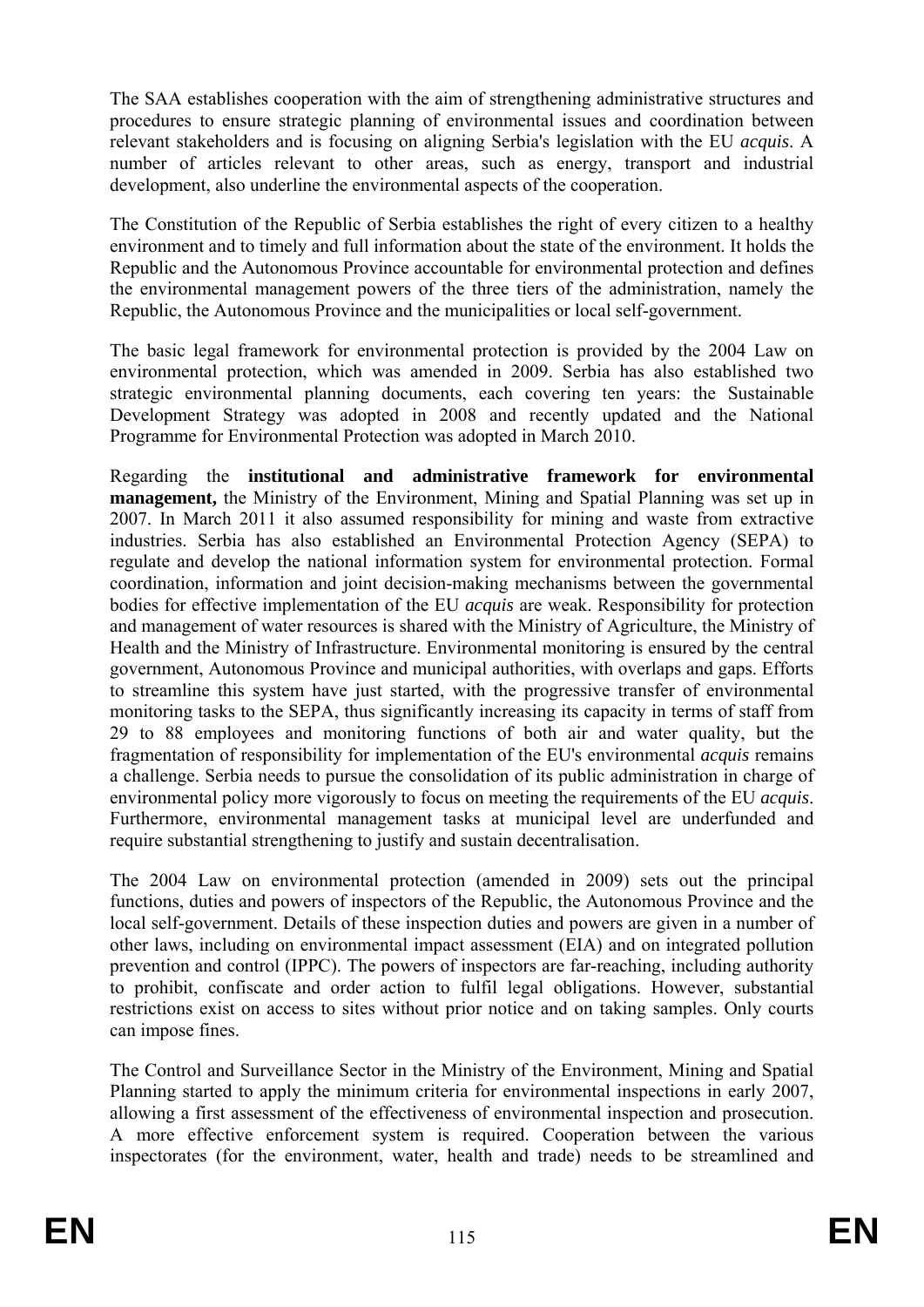The SAA establishes cooperation with the aim of strengthening administrative structures and procedures to ensure strategic planning of environmental issues and coordination between relevant stakeholders and is focusing on aligning Serbia's legislation with the EU *acquis*. A number of articles relevant to other areas, such as energy, transport and industrial development, also underline the environmental aspects of the cooperation.

The Constitution of the Republic of Serbia establishes the right of every citizen to a healthy environment and to timely and full information about the state of the environment. It holds the Republic and the Autonomous Province accountable for environmental protection and defines the environmental management powers of the three tiers of the administration, namely the Republic, the Autonomous Province and the municipalities or local self-government.

The basic legal framework for environmental protection is provided by the 2004 Law on environmental protection, which was amended in 2009. Serbia has also established two strategic environmental planning documents, each covering ten years: the Sustainable Development Strategy was adopted in 2008 and recently updated and the National Programme for Environmental Protection was adopted in March 2010.

Regarding the **institutional and administrative framework for environmental management,** the Ministry of the Environment, Mining and Spatial Planning was set up in 2007. In March 2011 it also assumed responsibility for mining and waste from extractive industries. Serbia has also established an Environmental Protection Agency (SEPA) to regulate and develop the national information system for environmental protection. Formal coordination, information and joint decision-making mechanisms between the governmental bodies for effective implementation of the EU *acquis* are weak. Responsibility for protection and management of water resources is shared with the Ministry of Agriculture, the Ministry of Health and the Ministry of Infrastructure. Environmental monitoring is ensured by the central government, Autonomous Province and municipal authorities, with overlaps and gaps. Efforts to streamline this system have just started, with the progressive transfer of environmental monitoring tasks to the SEPA, thus significantly increasing its capacity in terms of staff from 29 to 88 employees and monitoring functions of both air and water quality, but the fragmentation of responsibility for implementation of the EU's environmental *acquis* remains a challenge. Serbia needs to pursue the consolidation of its public administration in charge of environmental policy more vigorously to focus on meeting the requirements of the EU *acquis*. Furthermore, environmental management tasks at municipal level are underfunded and require substantial strengthening to justify and sustain decentralisation.

The 2004 Law on environmental protection (amended in 2009) sets out the principal functions, duties and powers of inspectors of the Republic, the Autonomous Province and the local self-government. Details of these inspection duties and powers are given in a number of other laws, including on environmental impact assessment (EIA) and on integrated pollution prevention and control (IPPC). The powers of inspectors are far-reaching, including authority to prohibit, confiscate and order action to fulfil legal obligations. However, substantial restrictions exist on access to sites without prior notice and on taking samples. Only courts can impose fines.

The Control and Surveillance Sector in the Ministry of the Environment, Mining and Spatial Planning started to apply the minimum criteria for environmental inspections in early 2007, allowing a first assessment of the effectiveness of environmental inspection and prosecution. A more effective enforcement system is required. Cooperation between the various inspectorates (for the environment, water, health and trade) needs to be streamlined and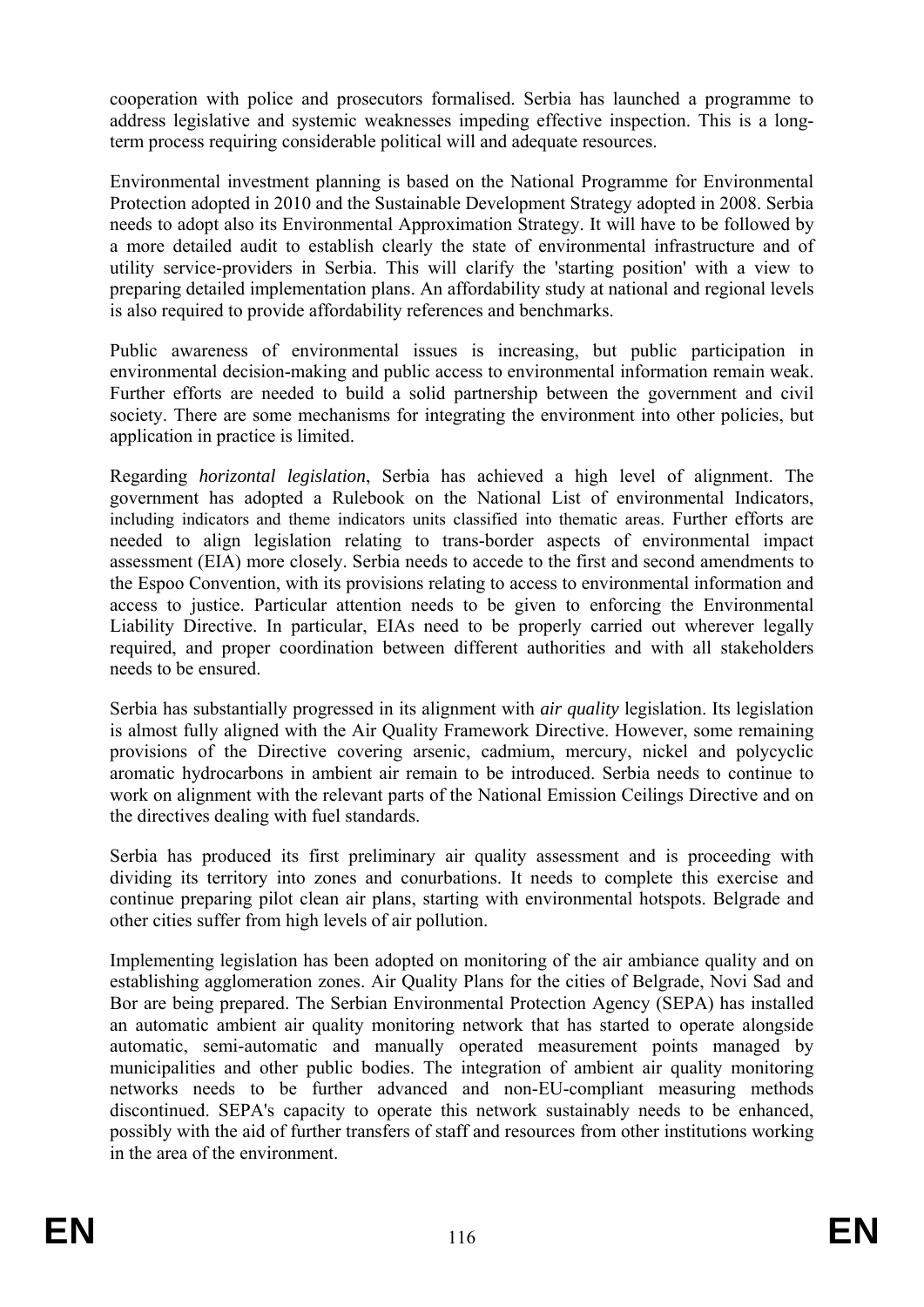cooperation with police and prosecutors formalised. Serbia has launched a programme to address legislative and systemic weaknesses impeding effective inspection. This is a long-term process requiring considerable political will and adequate resources.

Environmental investment planning is based on the National Programme for Environmental Protection adopted in 2010 and the Sustainable Development Strategy adopted in 2008. Serbia needs to adopt also its Environmental Approximation Strategy. It will have to be followed by a more detailed audit to establish clearly the state of environmental infrastructure and of utility service-providers in Serbia. This will clarify the 'starting position' with a view to preparing detailed implementation plans. An affordability study at national and regional levels is also required to provide affordability references and benchmarks.

Public awareness of environmental issues is increasing, but public participation in environmental decision-making and public access to environmental information remain weak. Further efforts are needed to build a solid partnership between the government and civil society. There are some mechanisms for integrating the environment into other policies, but application in practice is limited.

Regarding *horizontal legislation*, Serbia has achieved a high level of alignment. The government has adopted a Rulebook on the National List of environmental Indicators, including indicators and theme indicators units classified into thematic areas. Further efforts are needed to align legislation relating to trans-border aspects of environmental impact assessment (EIA) more closely. Serbia needs to accede to the first and second amendments to the Espoo Convention, with its provisions relating to access to environmental information and access to justice. Particular attention needs to be given to enforcing the Environmental Liability Directive. In particular, EIAs need to be properly carried out wherever legally required, and proper coordination between different authorities and with all stakeholders needs to be ensured.

Serbia has substantially progressed in its alignment with *air quality* legislation. Its legislation is almost fully aligned with the Air Quality Framework Directive. However, some remaining provisions of the Directive covering arsenic, cadmium, mercury, nickel and polycyclic aromatic hydrocarbons in ambient air remain to be introduced. Serbia needs to continue to work on alignment with the relevant parts of the National Emission Ceilings Directive and on the directives dealing with fuel standards.

Serbia has produced its first preliminary air quality assessment and is proceeding with dividing its territory into zones and conurbations. It needs to complete this exercise and continue preparing pilot clean air plans, starting with environmental hotspots. Belgrade and other cities suffer from high levels of air pollution.

Implementing legislation has been adopted on monitoring of the air ambiance quality and on establishing agglomeration zones. Air Quality Plans for the cities of Belgrade, Novi Sad and Bor are being prepared. The Serbian Environmental Protection Agency (SEPA) has installed an automatic ambient air quality monitoring network that has started to operate alongside automatic, semi-automatic and manually operated measurement points managed by municipalities and other public bodies. The integration of ambient air quality monitoring networks needs to be further advanced and non-EU-compliant measuring methods discontinued. SEPA's capacity to operate this network sustainably needs to be enhanced, possibly with the aid of further transfers of staff and resources from other institutions working in the area of the environment.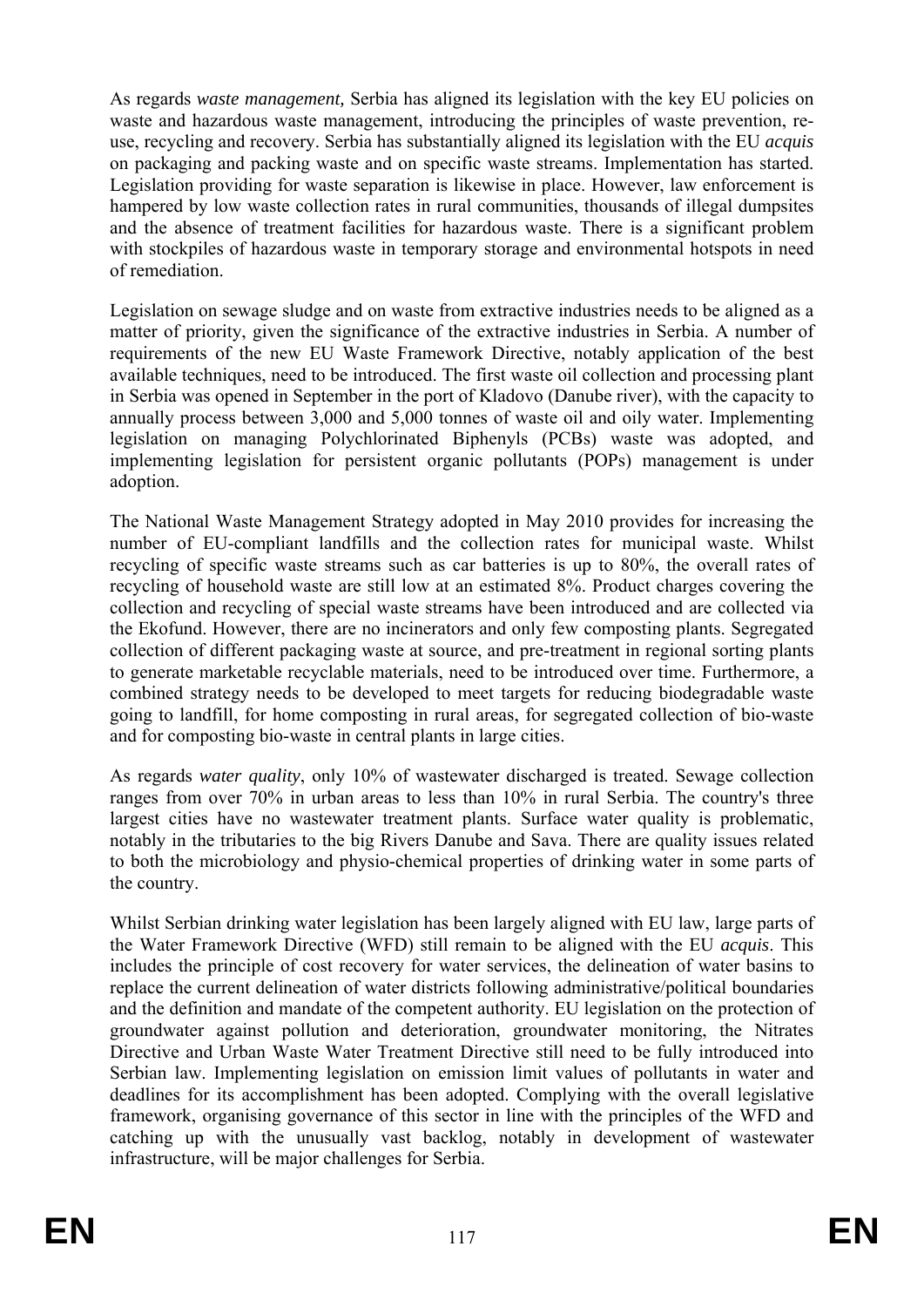As regards *waste management,* Serbia has aligned its legislation with the key EU policies on waste and hazardous waste management, introducing the principles of waste prevention, re-use, recycling and recovery. Serbia has substantially aligned its legislation with the EU *acquis* on packaging and packing waste and on specific waste streams. Implementation has started. Legislation providing for waste separation is likewise in place. However, law enforcement is hampered by low waste collection rates in rural communities, thousands of illegal dumpsites and the absence of treatment facilities for hazardous waste. There is a significant problem with stockpiles of hazardous waste in temporary storage and environmental hotspots in need of remediation.

Legislation on sewage sludge and on waste from extractive industries needs to be aligned as a matter of priority, given the significance of the extractive industries in Serbia. A number of requirements of the new EU Waste Framework Directive, notably application of the best available techniques, need to be introduced. The first waste oil collection and processing plant in Serbia was opened in September in the port of Kladovo (Danube river), with the capacity to annually process between 3,000 and 5,000 tonnes of waste oil and oily water. Implementing legislation on managing Polychlorinated Biphenyls (PCBs) waste was adopted, and implementing legislation for persistent organic pollutants (POPs) management is under adoption.

The National Waste Management Strategy adopted in May 2010 provides for increasing the number of EU-compliant landfills and the collection rates for municipal waste. Whilst recycling of specific waste streams such as car batteries is up to 80%, the overall rates of recycling of household waste are still low at an estimated 8%. Product charges covering the collection and recycling of special waste streams have been introduced and are collected via the Ekofund. However, there are no incinerators and only few composting plants. Segregated collection of different packaging waste at source, and pre-treatment in regional sorting plants to generate marketable recyclable materials, need to be introduced over time. Furthermore, a combined strategy needs to be developed to meet targets for reducing biodegradable waste going to landfill, for home composting in rural areas, for segregated collection of bio-waste and for composting bio-waste in central plants in large cities.

As regards *water quality*, only 10% of wastewater discharged is treated. Sewage collection ranges from over 70% in urban areas to less than 10% in rural Serbia. The country's three largest cities have no wastewater treatment plants. Surface water quality is problematic, notably in the tributaries to the big Rivers Danube and Sava. There are quality issues related to both the microbiology and physio-chemical properties of drinking water in some parts of the country.

Whilst Serbian drinking water legislation has been largely aligned with EU law, large parts of the Water Framework Directive (WFD) still remain to be aligned with the EU *acquis*. This includes the principle of cost recovery for water services, the delineation of water basins to replace the current delineation of water districts following administrative/political boundaries and the definition and mandate of the competent authority. EU legislation on the protection of groundwater against pollution and deterioration, groundwater monitoring, the Nitrates Directive and Urban Waste Water Treatment Directive still need to be fully introduced into Serbian law. Implementing legislation on emission limit values of pollutants in water and deadlines for its accomplishment has been adopted. Complying with the overall legislative framework, organising governance of this sector in line with the principles of the WFD and catching up with the unusually vast backlog, notably in development of wastewater infrastructure, will be major challenges for Serbia.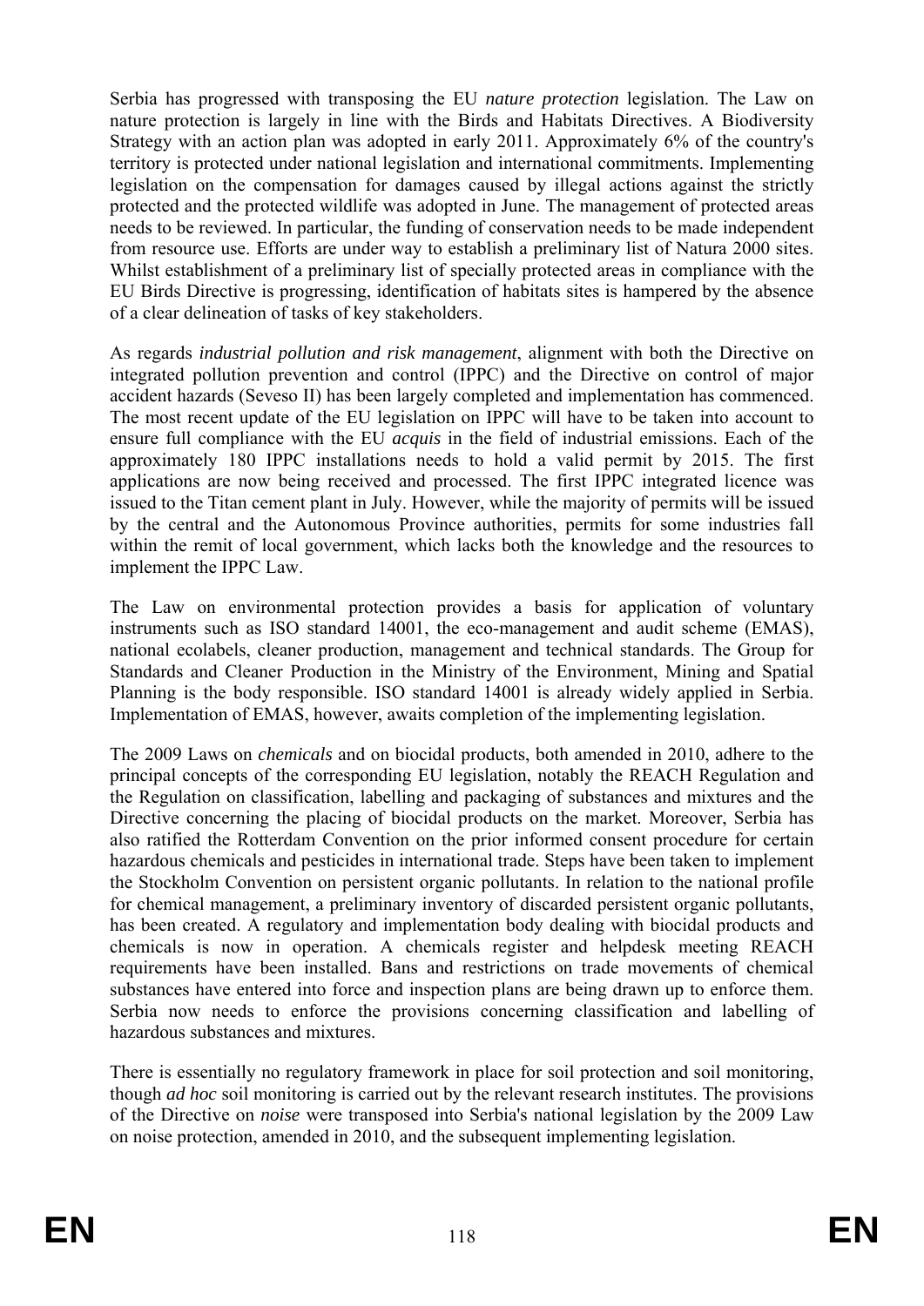Serbia has progressed with transposing the EU *nature protection* legislation. The Law on nature protection is largely in line with the Birds and Habitats Directives. A Biodiversity Strategy with an action plan was adopted in early 2011. Approximately 6% of the country's territory is protected under national legislation and international commitments. Implementing legislation on the compensation for damages caused by illegal actions against the strictly protected and the protected wildlife was adopted in June. The management of protected areas needs to be reviewed. In particular, the funding of conservation needs to be made independent from resource use. Efforts are under way to establish a preliminary list of Natura 2000 sites. Whilst establishment of a preliminary list of specially protected areas in compliance with the EU Birds Directive is progressing, identification of habitats sites is hampered by the absence of a clear delineation of tasks of key stakeholders.

As regards *industrial pollution and risk management*, alignment with both the Directive on integrated pollution prevention and control (IPPC) and the Directive on control of major accident hazards (Seveso II) has been largely completed and implementation has commenced. The most recent update of the EU legislation on IPPC will have to be taken into account to ensure full compliance with the EU *acquis* in the field of industrial emissions. Each of the approximately 180 IPPC installations needs to hold a valid permit by 2015. The first applications are now being received and processed. The first IPPC integrated licence was issued to the Titan cement plant in July. However, while the majority of permits will be issued by the central and the Autonomous Province authorities, permits for some industries fall within the remit of local government, which lacks both the knowledge and the resources to implement the IPPC Law.

The Law on environmental protection provides a basis for application of voluntary instruments such as ISO standard 14001, the eco-management and audit scheme (EMAS), national ecolabels, cleaner production, management and technical standards. The Group for Standards and Cleaner Production in the Ministry of the Environment, Mining and Spatial Planning is the body responsible. ISO standard 14001 is already widely applied in Serbia. Implementation of EMAS, however, awaits completion of the implementing legislation.

The 2009 Laws on *chemicals* and on biocidal products, both amended in 2010, adhere to the principal concepts of the corresponding EU legislation, notably the REACH Regulation and the Regulation on classification, labelling and packaging of substances and mixtures and the Directive concerning the placing of biocidal products on the market. Moreover, Serbia has also ratified the Rotterdam Convention on the prior informed consent procedure for certain hazardous chemicals and pesticides in international trade. Steps have been taken to implement the Stockholm Convention on persistent organic pollutants. In relation to the national profile for chemical management, a preliminary inventory of discarded persistent organic pollutants, has been created. A regulatory and implementation body dealing with biocidal products and chemicals is now in operation. A chemicals register and helpdesk meeting REACH requirements have been installed. Bans and restrictions on trade movements of chemical substances have entered into force and inspection plans are being drawn up to enforce them. Serbia now needs to enforce the provisions concerning classification and labelling of hazardous substances and mixtures.

There is essentially no regulatory framework in place for soil protection and soil monitoring, though *ad hoc* soil monitoring is carried out by the relevant research institutes. The provisions of the Directive on *noise* were transposed into Serbia's national legislation by the 2009 Law on noise protection, amended in 2010, and the subsequent implementing legislation.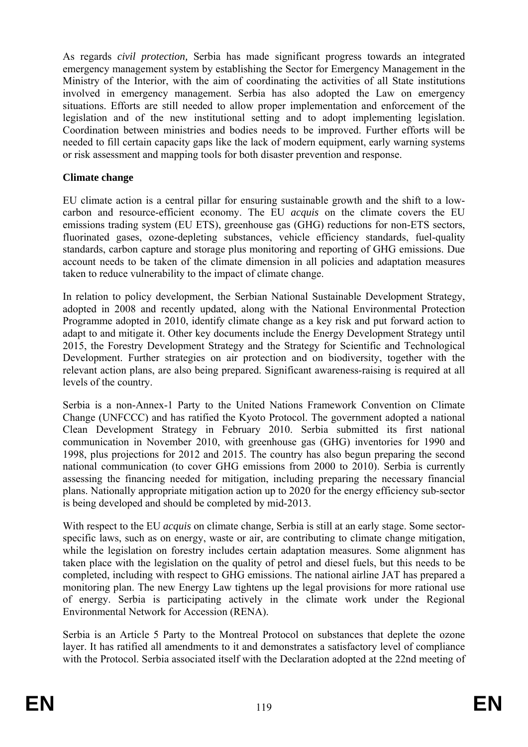As regards *civil protection,* Serbia has made significant progress towards an integrated emergency management system by establishing the Sector for Emergency Management in the Ministry of the Interior, with the aim of coordinating the activities of all State institutions involved in emergency management. Serbia has also adopted the Law on emergency situations. Efforts are still needed to allow proper implementation and enforcement of the legislation and of the new institutional setting and to adopt implementing legislation. Coordination between ministries and bodies needs to be improved. Further efforts will be needed to fill certain capacity gaps like the lack of modern equipment, early warning systems or risk assessment and mapping tools for both disaster prevention and response.

**Climate change**

EU climate action is a central pillar for ensuring sustainable growth and the shift to a low-carbon and resource-efficient economy. The EU *acquis* on the climate covers the EU emissions trading system (EU ETS), greenhouse gas (GHG) reductions for non-ETS sectors, fluorinated gases, ozone-depleting substances, vehicle efficiency standards, fuel-quality standards, carbon capture and storage plus monitoring and reporting of GHG emissions. Due account needs to be taken of the climate dimension in all policies and adaptation measures taken to reduce vulnerability to the impact of climate change.

In relation to policy development, the Serbian National Sustainable Development Strategy, adopted in 2008 and recently updated, along with the National Environmental Protection Programme adopted in 2010, identify climate change as a key risk and put forward action to adapt to and mitigate it. Other key documents include the Energy Development Strategy until 2015, the Forestry Development Strategy and the Strategy for Scientific and Technological Development. Further strategies on air protection and on biodiversity, together with the relevant action plans, are also being prepared. Significant awareness-raising is required at all levels of the country.

Serbia is a non-Annex-1 Party to the United Nations Framework Convention on Climate Change (UNFCCC) and has ratified the Kyoto Protocol. The government adopted a national Clean Development Strategy in February 2010. Serbia submitted its first national communication in November 2010, with greenhouse gas (GHG) inventories for 1990 and 1998, plus projections for 2012 and 2015. The country has also begun preparing the second national communication (to cover GHG emissions from 2000 to 2010). Serbia is currently assessing the financing needed for mitigation, including preparing the necessary financial plans. Nationally appropriate mitigation action up to 2020 for the energy efficiency sub-sector is being developed and should be completed by mid-2013.

With respect to the EU *acquis* on climate change, Serbia is still at an early stage. Some sector-specific laws, such as on energy, waste or air, are contributing to climate change mitigation, while the legislation on forestry includes certain adaptation measures. Some alignment has taken place with the legislation on the quality of petrol and diesel fuels, but this needs to be completed, including with respect to GHG emissions. The national airline JAT has prepared a monitoring plan. The new Energy Law tightens up the legal provisions for more rational use of energy. Serbia is participating actively in the climate work under the Regional Environmental Network for Accession (RENA).

Serbia is an Article 5 Party to the Montreal Protocol on substances that deplete the ozone layer. It has ratified all amendments to it and demonstrates a satisfactory level of compliance with the Protocol. Serbia associated itself with the Declaration adopted at the 22nd meeting of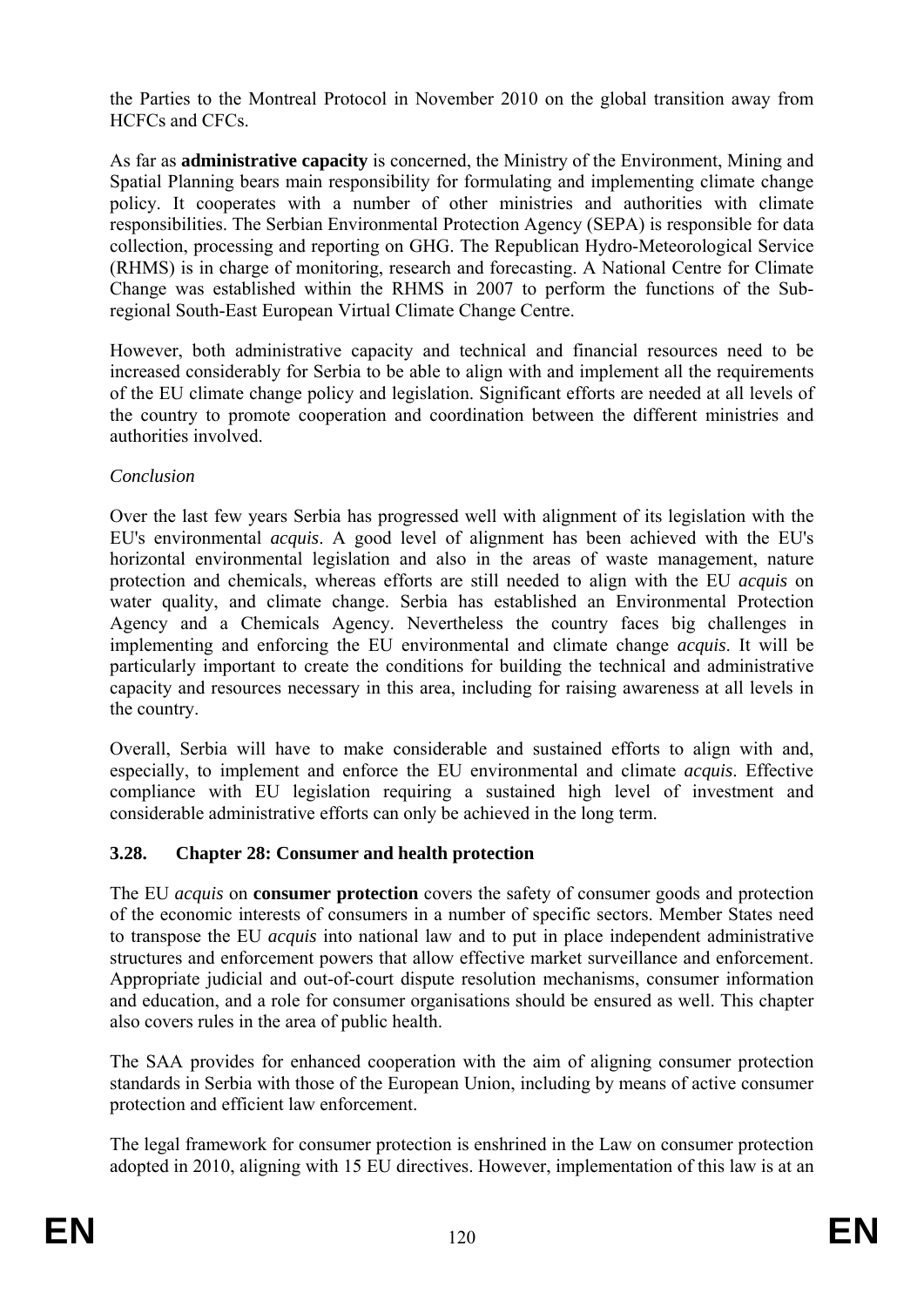the Parties to the Montreal Protocol in November 2010 on the global transition away from HCFCs and CFCs.

As far as **administrative capacity** is concerned, the Ministry of the Environment, Mining and Spatial Planning bears main responsibility for formulating and implementing climate change policy. It cooperates with a number of other ministries and authorities with climate responsibilities. The Serbian Environmental Protection Agency (SEPA) is responsible for data collection, processing and reporting on GHG. The Republican Hydro-Meteorological Service (RHMS) is in charge of monitoring, research and forecasting. A National Centre for Climate Change was established within the RHMS in 2007 to perform the functions of the Sub-regional South-East European Virtual Climate Change Centre.

However, both administrative capacity and technical and financial resources need to be increased considerably for Serbia to be able to align with and implement all the requirements of the EU climate change policy and legislation. Significant efforts are needed at all levels of the country to promote cooperation and coordination between the different ministries and authorities involved.

*Conclusion*

Over the last few years Serbia has progressed well with alignment of its legislation with the EU's environmental *acquis*. A good level of alignment has been achieved with the EU's horizontal environmental legislation and also in the areas of waste management, nature protection and chemicals, whereas efforts are still needed to align with the EU *acquis* on water quality, and climate change. Serbia has established an Environmental Protection Agency and a Chemicals Agency. Nevertheless the country faces big challenges in implementing and enforcing the EU environmental and climate change *acquis*. It will be particularly important to create the conditions for building the technical and administrative capacity and resources necessary in this area, including for raising awareness at all levels in the country.

Overall, Serbia will have to make considerable and sustained efforts to align with and, especially, to implement and enforce the EU environmental and climate *acquis*. Effective compliance with EU legislation requiring a sustained high level of investment and considerable administrative efforts can only be achieved in the long term.

### 3.28. Chapter 28: Consumer and health protection

The EU *acquis* on **consumer protection** covers the safety of consumer goods and protection of the economic interests of consumers in a number of specific sectors. Member States need to transpose the EU *acquis* into national law and to put in place independent administrative structures and enforcement powers that allow effective market surveillance and enforcement. Appropriate judicial and out-of-court dispute resolution mechanisms, consumer information and education, and a role for consumer organisations should be ensured as well. This chapter also covers rules in the area of public health.

The SAA provides for enhanced cooperation with the aim of aligning consumer protection standards in Serbia with those of the European Union, including by means of active consumer protection and efficient law enforcement.

The legal framework for consumer protection is enshrined in the Law on consumer protection adopted in 2010, aligning with 15 EU directives. However, implementation of this law is at an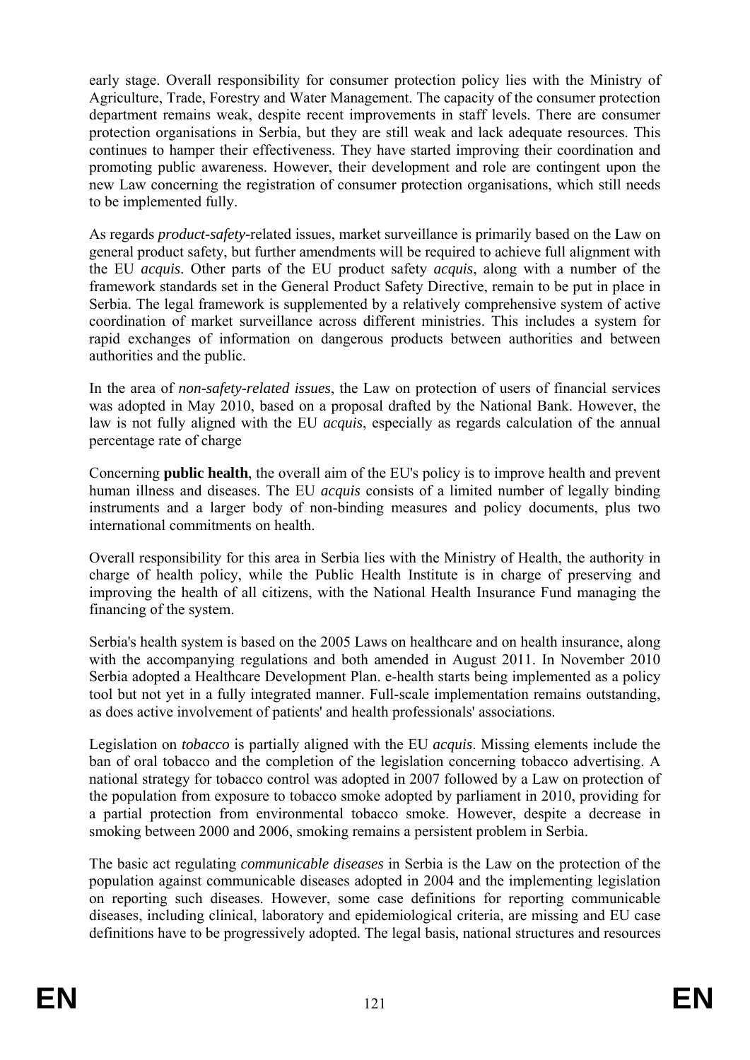early stage. Overall responsibility for consumer protection policy lies with the Ministry of Agriculture, Trade, Forestry and Water Management. The capacity of the consumer protection department remains weak, despite recent improvements in staff levels. There are consumer protection organisations in Serbia, but they are still weak and lack adequate resources. This continues to hamper their effectiveness. They have started improving their coordination and promoting public awareness. However, their development and role are contingent upon the new Law concerning the registration of consumer protection organisations, which still needs to be implemented fully.

As regards *product-safety*-related issues, market surveillance is primarily based on the Law on general product safety, but further amendments will be required to achieve full alignment with the EU *acquis*. Other parts of the EU product safety *acquis*, along with a number of the framework standards set in the General Product Safety Directive, remain to be put in place in Serbia. The legal framework is supplemented by a relatively comprehensive system of active coordination of market surveillance across different ministries. This includes a system for rapid exchanges of information on dangerous products between authorities and between authorities and the public.

In the area of *non-safety-related issues*, the Law on protection of users of financial services was adopted in May 2010, based on a proposal drafted by the National Bank. However, the law is not fully aligned with the EU *acquis*, especially as regards calculation of the annual percentage rate of charge

Concerning **public health**, the overall aim of the EU's policy is to improve health and prevent human illness and diseases. The EU *acquis* consists of a limited number of legally binding instruments and a larger body of non-binding measures and policy documents, plus two international commitments on health.

Overall responsibility for this area in Serbia lies with the Ministry of Health, the authority in charge of health policy, while the Public Health Institute is in charge of preserving and improving the health of all citizens, with the National Health Insurance Fund managing the financing of the system.

Serbia's health system is based on the 2005 Laws on healthcare and on health insurance, along with the accompanying regulations and both amended in August 2011. In November 2010 Serbia adopted a Healthcare Development Plan. e-health starts being implemented as a policy tool but not yet in a fully integrated manner. Full-scale implementation remains outstanding, as does active involvement of patients' and health professionals' associations.

Legislation on *tobacco* is partially aligned with the EU *acquis*. Missing elements include the ban of oral tobacco and the completion of the legislation concerning tobacco advertising. A national strategy for tobacco control was adopted in 2007 followed by a Law on protection of the population from exposure to tobacco smoke adopted by parliament in 2010, providing for a partial protection from environmental tobacco smoke. However, despite a decrease in smoking between 2000 and 2006, smoking remains a persistent problem in Serbia.

The basic act regulating *communicable diseases* in Serbia is the Law on the protection of the population against communicable diseases adopted in 2004 and the implementing legislation on reporting such diseases. However, some case definitions for reporting communicable diseases, including clinical, laboratory and epidemiological criteria, are missing and EU case definitions have to be progressively adopted. The legal basis, national structures and resources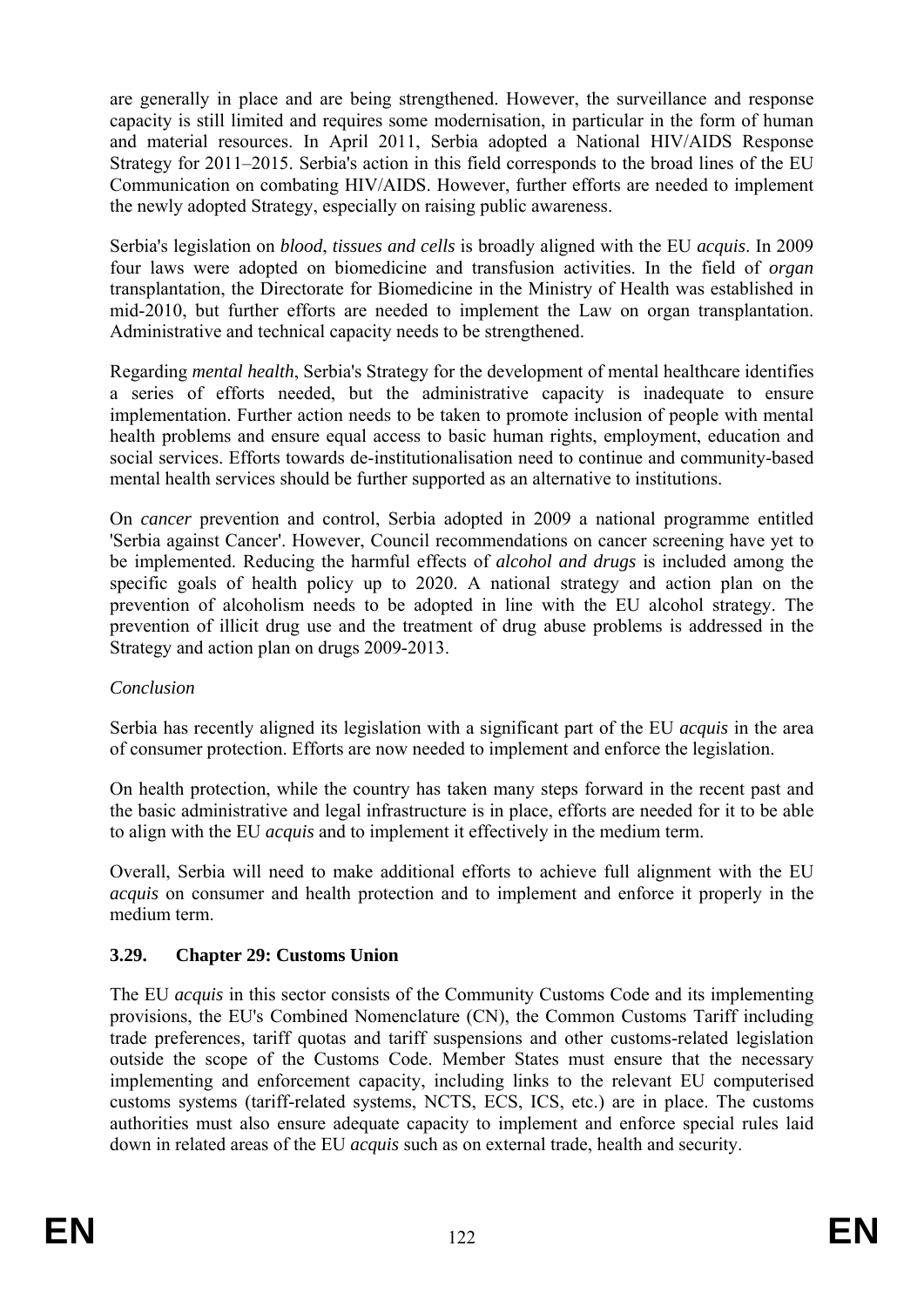are generally in place and are being strengthened. However, the surveillance and response capacity is still limited and requires some modernisation, in particular in the form of human and material resources. In April 2011, Serbia adopted a National HIV/AIDS Response Strategy for 2011–2015. Serbia's action in this field corresponds to the broad lines of the EU Communication on combating HIV/AIDS. However, further efforts are needed to implement the newly adopted Strategy, especially on raising public awareness.

Serbia's legislation on *blood*, *tissues and cells* is broadly aligned with the EU *acquis*. In 2009 four laws were adopted on biomedicine and transfusion activities. In the field of *organ* transplantation, the Directorate for Biomedicine in the Ministry of Health was established in mid-2010, but further efforts are needed to implement the Law on organ transplantation. Administrative and technical capacity needs to be strengthened.

Regarding *mental health*, Serbia's Strategy for the development of mental healthcare identifies a series of efforts needed, but the administrative capacity is inadequate to ensure implementation. Further action needs to be taken to promote inclusion of people with mental health problems and ensure equal access to basic human rights, employment, education and social services. Efforts towards de-institutionalisation need to continue and community-based mental health services should be further supported as an alternative to institutions.

On *cancer* prevention and control, Serbia adopted in 2009 a national programme entitled 'Serbia against Cancer'. However, Council recommendations on cancer screening have yet to be implemented. Reducing the harmful effects of *alcohol and drugs* is included among the specific goals of health policy up to 2020. A national strategy and action plan on the prevention of alcoholism needs to be adopted in line with the EU alcohol strategy. The prevention of illicit drug use and the treatment of drug abuse problems is addressed in the Strategy and action plan on drugs 2009-2013.

*Conclusion*

Serbia has recently aligned its legislation with a significant part of the EU *acquis* in the area of consumer protection. Efforts are now needed to implement and enforce the legislation.

On health protection, while the country has taken many steps forward in the recent past and the basic administrative and legal infrastructure is in place, efforts are needed for it to be able to align with the EU *acquis* and to implement it effectively in the medium term.

Overall, Serbia will need to make additional efforts to achieve full alignment with the EU *acquis* on consumer and health protection and to implement and enforce it properly in the medium term.

### 3.29. Chapter 29: Customs Union

The EU *acquis* in this sector consists of the Community Customs Code and its implementing provisions, the EU's Combined Nomenclature (CN), the Common Customs Tariff including trade preferences, tariff quotas and tariff suspensions and other customs-related legislation outside the scope of the Customs Code. Member States must ensure that the necessary implementing and enforcement capacity, including links to the relevant EU computerised customs systems (tariff-related systems, NCTS, ECS, ICS, etc.) are in place. The customs authorities must also ensure adequate capacity to implement and enforce special rules laid down in related areas of the EU *acquis* such as on external trade, health and security.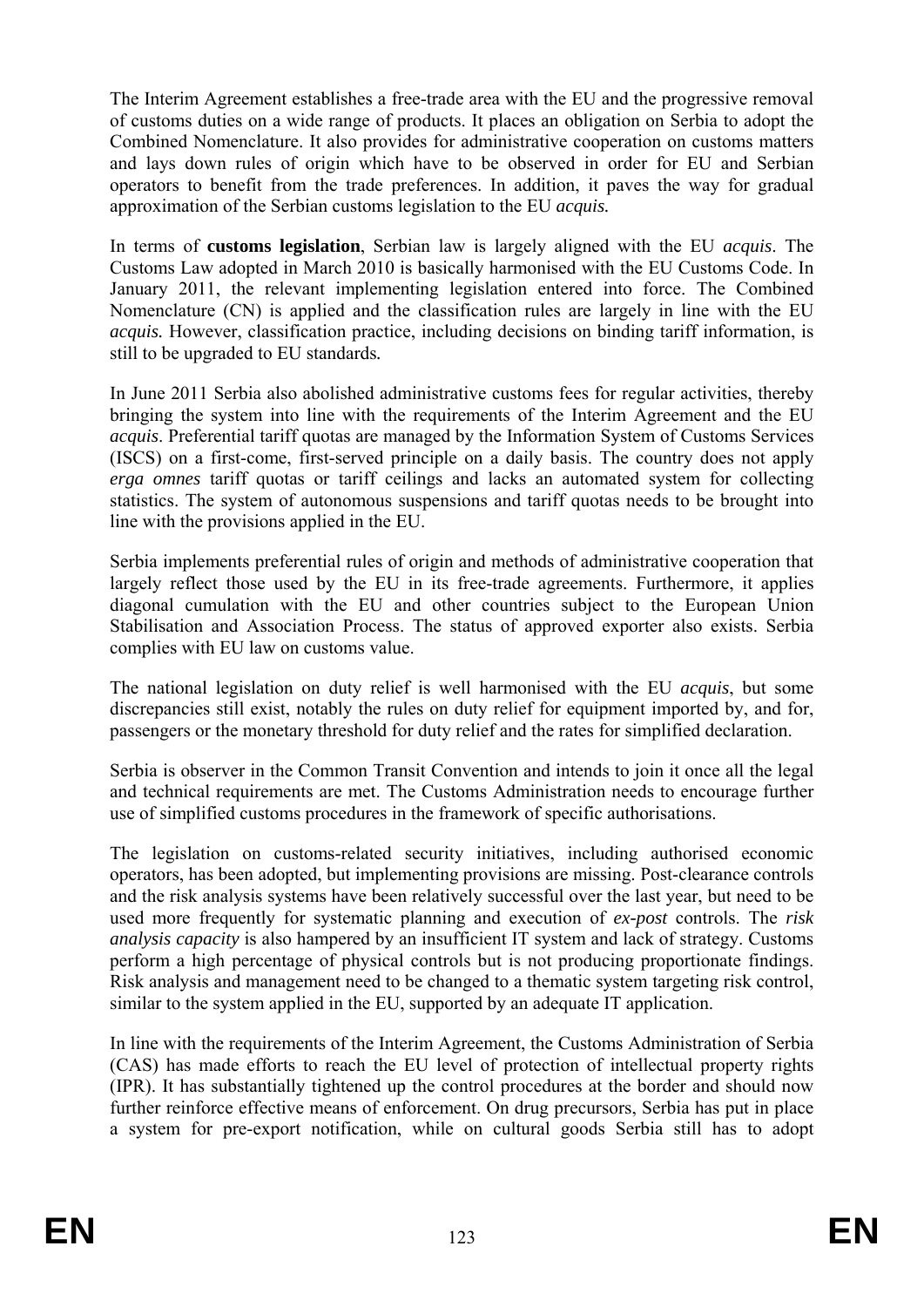The Interim Agreement establishes a free-trade area with the EU and the progressive removal of customs duties on a wide range of products. It places an obligation on Serbia to adopt the Combined Nomenclature. It also provides for administrative cooperation on customs matters and lays down rules of origin which have to be observed in order for EU and Serbian operators to benefit from the trade preferences. In addition, it paves the way for gradual approximation of the Serbian customs legislation to the EU *acquis.*

In terms of **customs legislation**, Serbian law is largely aligned with the EU *acquis*. The Customs Law adopted in March 2010 is basically harmonised with the EU Customs Code. In January 2011, the relevant implementing legislation entered into force. The Combined Nomenclature (CN) is applied and the classification rules are largely in line with the EU *acquis.* However, classification practice, including decisions on binding tariff information, is still to be upgraded to EU standards*.*

In June 2011 Serbia also abolished administrative customs fees for regular activities, thereby bringing the system into line with the requirements of the Interim Agreement and the EU *acquis*. Preferential tariff quotas are managed by the Information System of Customs Services (ISCS) on a first-come, first-served principle on a daily basis. The country does not apply *erga omnes* tariff quotas or tariff ceilings and lacks an automated system for collecting statistics. The system of autonomous suspensions and tariff quotas needs to be brought into line with the provisions applied in the EU.

Serbia implements preferential rules of origin and methods of administrative cooperation that largely reflect those used by the EU in its free-trade agreements. Furthermore, it applies diagonal cumulation with the EU and other countries subject to the European Union Stabilisation and Association Process. The status of approved exporter also exists. Serbia complies with EU law on customs value.

The national legislation on duty relief is well harmonised with the EU *acquis*, but some discrepancies still exist, notably the rules on duty relief for equipment imported by, and for, passengers or the monetary threshold for duty relief and the rates for simplified declaration.

Serbia is observer in the Common Transit Convention and intends to join it once all the legal and technical requirements are met. The Customs Administration needs to encourage further use of simplified customs procedures in the framework of specific authorisations.

The legislation on customs-related security initiatives, including authorised economic operators, has been adopted, but implementing provisions are missing. Post-clearance controls and the risk analysis systems have been relatively successful over the last year, but need to be used more frequently for systematic planning and execution of *ex-post* controls. The *risk analysis capacity* is also hampered by an insufficient IT system and lack of strategy. Customs perform a high percentage of physical controls but is not producing proportionate findings. Risk analysis and management need to be changed to a thematic system targeting risk control, similar to the system applied in the EU, supported by an adequate IT application.

In line with the requirements of the Interim Agreement, the Customs Administration of Serbia (CAS) has made efforts to reach the EU level of protection of intellectual property rights (IPR). It has substantially tightened up the control procedures at the border and should now further reinforce effective means of enforcement. On drug precursors, Serbia has put in place a system for pre-export notification, while on cultural goods Serbia still has to adopt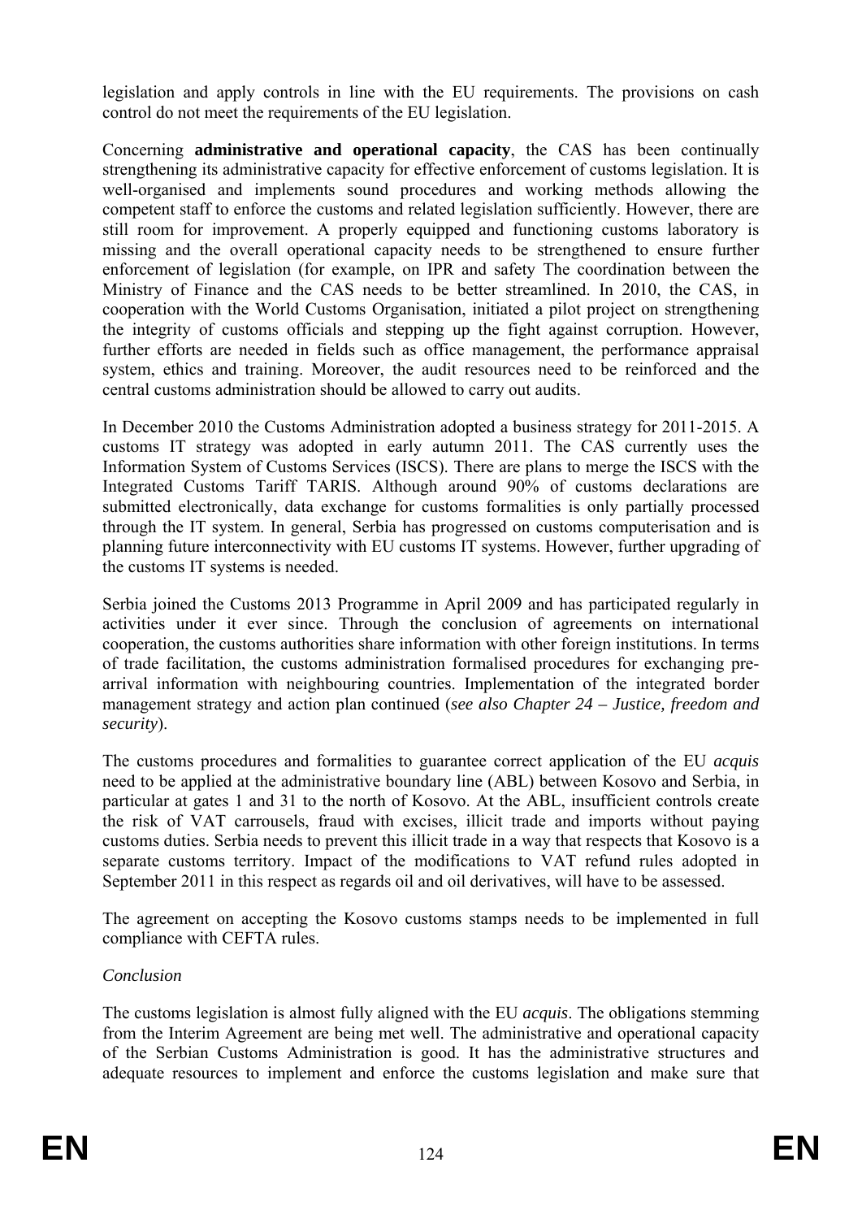legislation and apply controls in line with the EU requirements. The provisions on cash control do not meet the requirements of the EU legislation.

Concerning **administrative and operational capacity**, the CAS has been continually strengthening its administrative capacity for effective enforcement of customs legislation. It is well-organised and implements sound procedures and working methods allowing the competent staff to enforce the customs and related legislation sufficiently. However, there are still room for improvement. A properly equipped and functioning customs laboratory is missing and the overall operational capacity needs to be strengthened to ensure further enforcement of legislation (for example, on IPR and safety The coordination between the Ministry of Finance and the CAS needs to be better streamlined. In 2010, the CAS, in cooperation with the World Customs Organisation, initiated a pilot project on strengthening the integrity of customs officials and stepping up the fight against corruption. However, further efforts are needed in fields such as office management, the performance appraisal system, ethics and training. Moreover, the audit resources need to be reinforced and the central customs administration should be allowed to carry out audits.

In December 2010 the Customs Administration adopted a business strategy for 2011-2015. A customs IT strategy was adopted in early autumn 2011. The CAS currently uses the Information System of Customs Services (ISCS). There are plans to merge the ISCS with the Integrated Customs Tariff TARIS. Although around 90% of customs declarations are submitted electronically, data exchange for customs formalities is only partially processed through the IT system. In general, Serbia has progressed on customs computerisation and is planning future interconnectivity with EU customs IT systems. However, further upgrading of the customs IT systems is needed.

Serbia joined the Customs 2013 Programme in April 2009 and has participated regularly in activities under it ever since. Through the conclusion of agreements on international cooperation, the customs authorities share information with other foreign institutions. In terms of trade facilitation, the customs administration formalised procedures for exchanging pre-arrival information with neighbouring countries. Implementation of the integrated border management strategy and action plan continued (*see also Chapter 24 – Justice, freedom and security*).

The customs procedures and formalities to guarantee correct application of the EU *acquis* need to be applied at the administrative boundary line (ABL) between Kosovo and Serbia, in particular at gates 1 and 31 to the north of Kosovo. At the ABL, insufficient controls create the risk of VAT carrousels, fraud with excises, illicit trade and imports without paying customs duties. Serbia needs to prevent this illicit trade in a way that respects that Kosovo is a separate customs territory. Impact of the modifications to VAT refund rules adopted in September 2011 in this respect as regards oil and oil derivatives, will have to be assessed.

The agreement on accepting the Kosovo customs stamps needs to be implemented in full compliance with CEFTA rules.

*Conclusion*

The customs legislation is almost fully aligned with the EU *acquis*. The obligations stemming from the Interim Agreement are being met well. The administrative and operational capacity of the Serbian Customs Administration is good. It has the administrative structures and adequate resources to implement and enforce the customs legislation and make sure that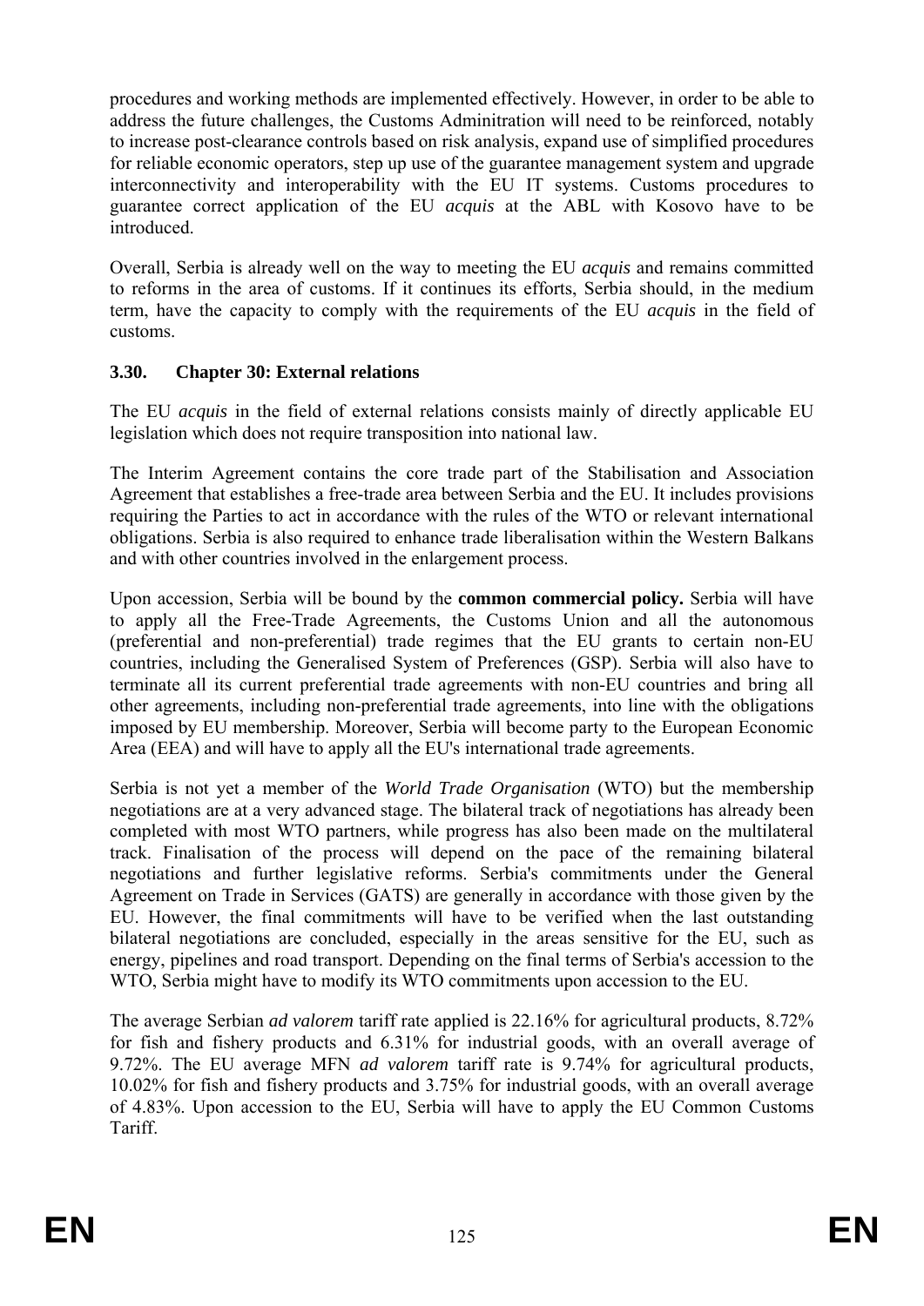procedures and working methods are implemented effectively. However, in order to be able to address the future challenges, the Customs Adminitration will need to be reinforced, notably to increase post-clearance controls based on risk analysis, expand use of simplified procedures for reliable economic operators, step up use of the guarantee management system and upgrade interconnectivity and interoperability with the EU IT systems. Customs procedures to guarantee correct application of the EU *acquis* at the ABL with Kosovo have to be introduced.

Overall, Serbia is already well on the way to meeting the EU *acquis* and remains committed to reforms in the area of customs. If it continues its efforts, Serbia should, in the medium term, have the capacity to comply with the requirements of the EU *acquis* in the field of customs.

### 3.30. Chapter 30: External relations

The EU *acquis* in the field of external relations consists mainly of directly applicable EU legislation which does not require transposition into national law.

The Interim Agreement contains the core trade part of the Stabilisation and Association Agreement that establishes a free-trade area between Serbia and the EU. It includes provisions requiring the Parties to act in accordance with the rules of the WTO or relevant international obligations. Serbia is also required to enhance trade liberalisation within the Western Balkans and with other countries involved in the enlargement process.

Upon accession, Serbia will be bound by the **common commercial policy.** Serbia will have to apply all the Free-Trade Agreements, the Customs Union and all the autonomous (preferential and non-preferential) trade regimes that the EU grants to certain non-EU countries, including the Generalised System of Preferences (GSP). Serbia will also have to terminate all its current preferential trade agreements with non-EU countries and bring all other agreements, including non-preferential trade agreements, into line with the obligations imposed by EU membership. Moreover, Serbia will become party to the European Economic Area (EEA) and will have to apply all the EU's international trade agreements.

Serbia is not yet a member of the *World Trade Organisation* (WTO) but the membership negotiations are at a very advanced stage. The bilateral track of negotiations has already been completed with most WTO partners, while progress has also been made on the multilateral track. Finalisation of the process will depend on the pace of the remaining bilateral negotiations and further legislative reforms. Serbia's commitments under the General Agreement on Trade in Services (GATS) are generally in accordance with those given by the EU. However, the final commitments will have to be verified when the last outstanding bilateral negotiations are concluded, especially in the areas sensitive for the EU, such as energy, pipelines and road transport. Depending on the final terms of Serbia's accession to the WTO, Serbia might have to modify its WTO commitments upon accession to the EU.

The average Serbian *ad valorem* tariff rate applied is 22.16% for agricultural products, 8.72% for fish and fishery products and 6.31% for industrial goods, with an overall average of 9.72%. The EU average MFN *ad valorem* tariff rate is 9.74% for agricultural products, 10.02% for fish and fishery products and 3.75% for industrial goods, with an overall average of 4.83%. Upon accession to the EU, Serbia will have to apply the EU Common Customs Tariff.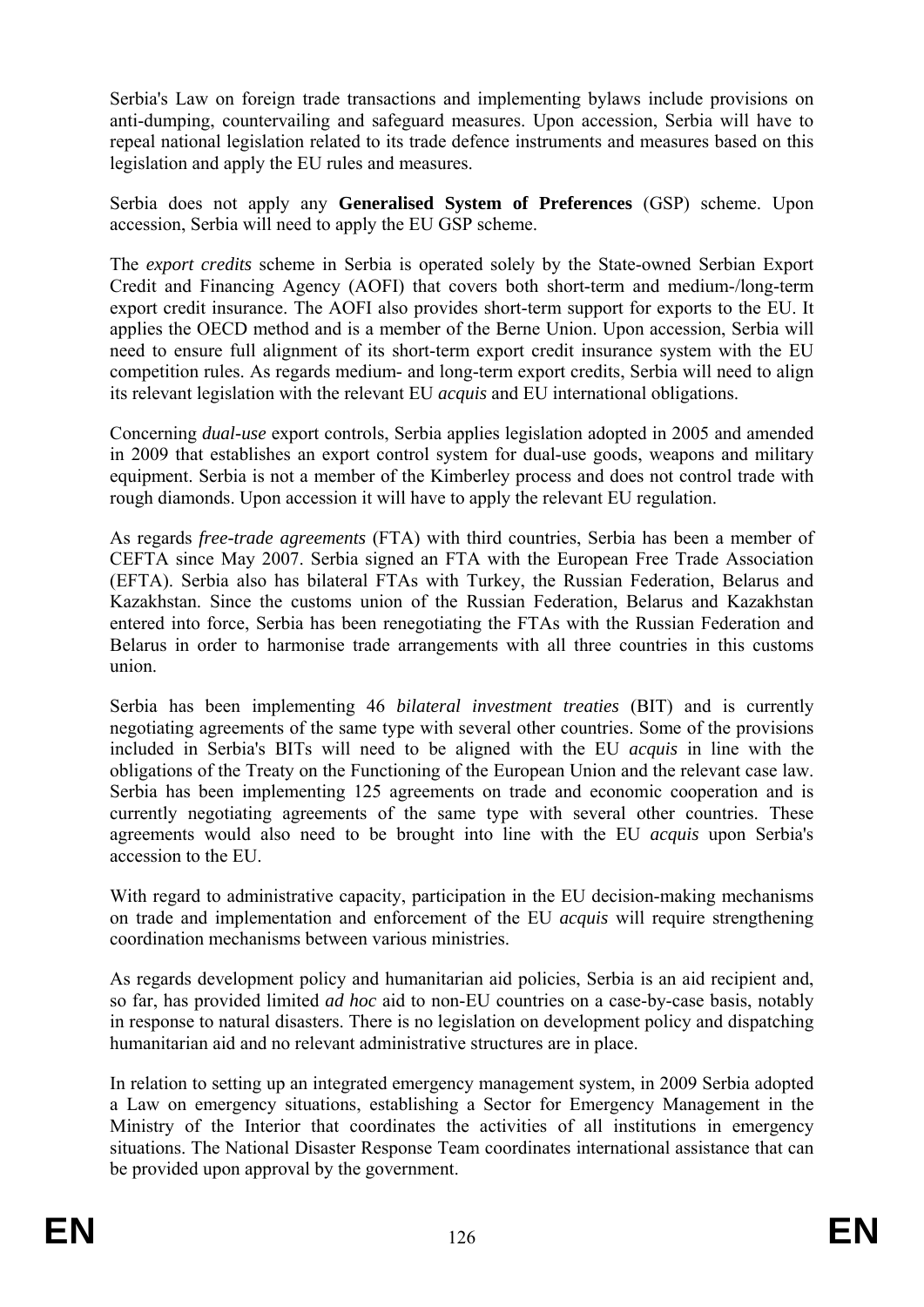Serbia's Law on foreign trade transactions and implementing bylaws include provisions on anti-dumping, countervailing and safeguard measures. Upon accession, Serbia will have to repeal national legislation related to its trade defence instruments and measures based on this legislation and apply the EU rules and measures.

Serbia does not apply any **Generalised System of Preferences** (GSP) scheme. Upon accession, Serbia will need to apply the EU GSP scheme.

The *export credits* scheme in Serbia is operated solely by the State-owned Serbian Export Credit and Financing Agency (AOFI) that covers both short-term and medium-/long-term export credit insurance. The AOFI also provides short-term support for exports to the EU. It applies the OECD method and is a member of the Berne Union. Upon accession, Serbia will need to ensure full alignment of its short-term export credit insurance system with the EU competition rules. As regards medium- and long-term export credits, Serbia will need to align its relevant legislation with the relevant EU *acquis* and EU international obligations.

Concerning *dual-use* export controls, Serbia applies legislation adopted in 2005 and amended in 2009 that establishes an export control system for dual-use goods, weapons and military equipment. Serbia is not a member of the Kimberley process and does not control trade with rough diamonds. Upon accession it will have to apply the relevant EU regulation.

As regards *free-trade agreements* (FTA) with third countries, Serbia has been a member of CEFTA since May 2007. Serbia signed an FTA with the European Free Trade Association (EFTA). Serbia also has bilateral FTAs with Turkey, the Russian Federation, Belarus and Kazakhstan. Since the customs union of the Russian Federation, Belarus and Kazakhstan entered into force, Serbia has been renegotiating the FTAs with the Russian Federation and Belarus in order to harmonise trade arrangements with all three countries in this customs union.

Serbia has been implementing 46 *bilateral investment treaties* (BIT) and is currently negotiating agreements of the same type with several other countries. Some of the provisions included in Serbia's BITs will need to be aligned with the EU *acquis* in line with the obligations of the Treaty on the Functioning of the European Union and the relevant case law. Serbia has been implementing 125 agreements on trade and economic cooperation and is currently negotiating agreements of the same type with several other countries. These agreements would also need to be brought into line with the EU *acquis* upon Serbia's accession to the EU.

With regard to administrative capacity, participation in the EU decision-making mechanisms on trade and implementation and enforcement of the EU *acquis* will require strengthening coordination mechanisms between various ministries.

As regards development policy and humanitarian aid policies, Serbia is an aid recipient and, so far, has provided limited *ad hoc* aid to non-EU countries on a case-by-case basis, notably in response to natural disasters. There is no legislation on development policy and dispatching humanitarian aid and no relevant administrative structures are in place.

In relation to setting up an integrated emergency management system, in 2009 Serbia adopted a Law on emergency situations, establishing a Sector for Emergency Management in the Ministry of the Interior that coordinates the activities of all institutions in emergency situations. The National Disaster Response Team coordinates international assistance that can be provided upon approval by the government.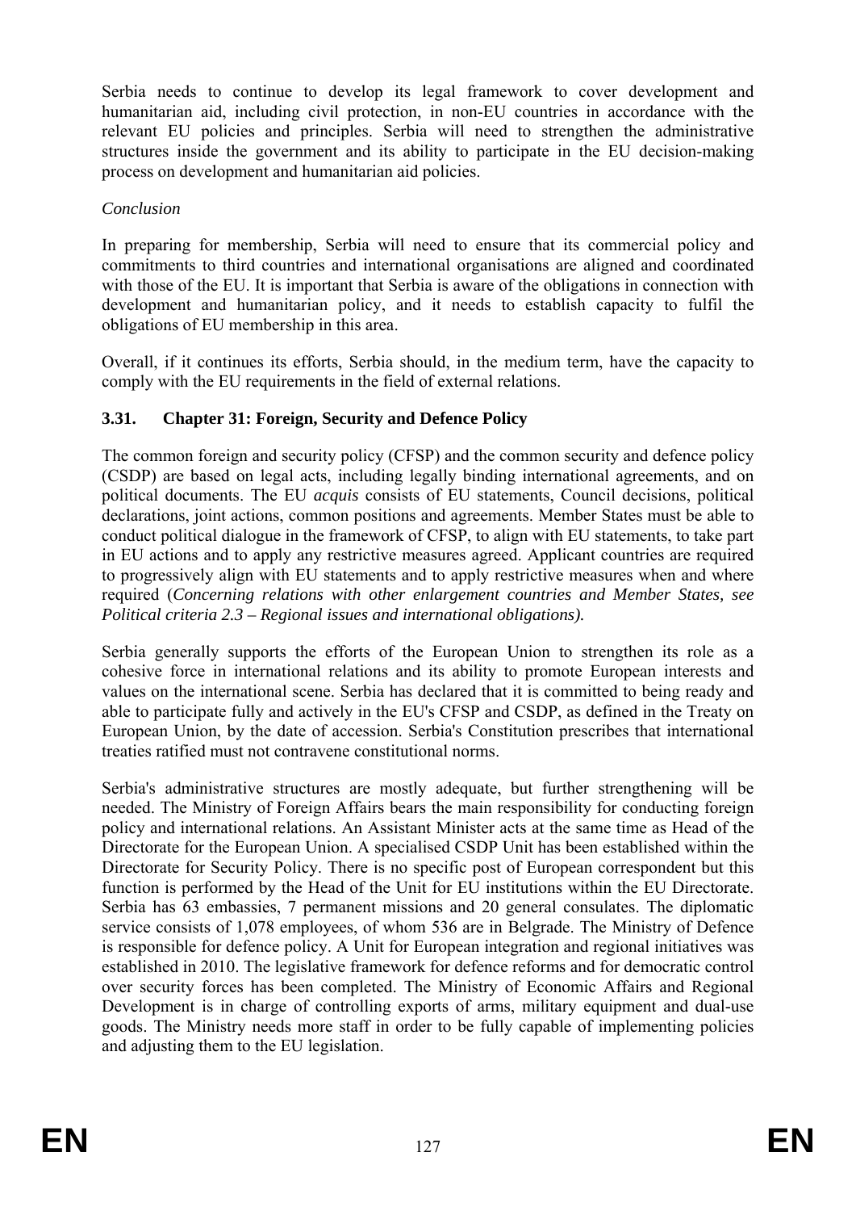Serbia needs to continue to develop its legal framework to cover development and humanitarian aid, including civil protection, in non-EU countries in accordance with the relevant EU policies and principles. Serbia will need to strengthen the administrative structures inside the government and its ability to participate in the EU decision-making process on development and humanitarian aid policies.

*Conclusion*

In preparing for membership, Serbia will need to ensure that its commercial policy and commitments to third countries and international organisations are aligned and coordinated with those of the EU. It is important that Serbia is aware of the obligations in connection with development and humanitarian policy, and it needs to establish capacity to fulfil the obligations of EU membership in this area.

Overall, if it continues its efforts, Serbia should, in the medium term, have the capacity to comply with the EU requirements in the field of external relations.

### 3.31. Chapter 31: Foreign, Security and Defence Policy

The common foreign and security policy (CFSP) and the common security and defence policy (CSDP) are based on legal acts, including legally binding international agreements, and on political documents. The EU *acquis* consists of EU statements, Council decisions, political declarations, joint actions, common positions and agreements. Member States must be able to conduct political dialogue in the framework of CFSP, to align with EU statements, to take part in EU actions and to apply any restrictive measures agreed. Applicant countries are required to progressively align with EU statements and to apply restrictive measures when and where required (*Concerning relations with other enlargement countries and Member States, see Political criteria 2.3 – Regional issues and international obligations).*

Serbia generally supports the efforts of the European Union to strengthen its role as a cohesive force in international relations and its ability to promote European interests and values on the international scene. Serbia has declared that it is committed to being ready and able to participate fully and actively in the EU's CFSP and CSDP, as defined in the Treaty on European Union, by the date of accession. Serbia's Constitution prescribes that international treaties ratified must not contravene constitutional norms.

Serbia's administrative structures are mostly adequate, but further strengthening will be needed. The Ministry of Foreign Affairs bears the main responsibility for conducting foreign policy and international relations. An Assistant Minister acts at the same time as Head of the Directorate for the European Union. A specialised CSDP Unit has been established within the Directorate for Security Policy. There is no specific post of European correspondent but this function is performed by the Head of the Unit for EU institutions within the EU Directorate. Serbia has 63 embassies, 7 permanent missions and 20 general consulates. The diplomatic service consists of 1,078 employees, of whom 536 are in Belgrade. The Ministry of Defence is responsible for defence policy. A Unit for European integration and regional initiatives was established in 2010. The legislative framework for defence reforms and for democratic control over security forces has been completed. The Ministry of Economic Affairs and Regional Development is in charge of controlling exports of arms, military equipment and dual-use goods. The Ministry needs more staff in order to be fully capable of implementing policies and adjusting them to the EU legislation.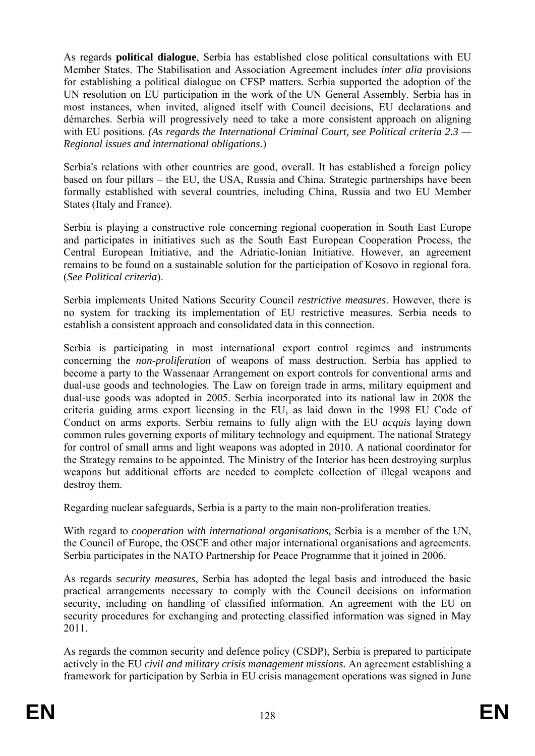As regards **political dialogue**, Serbia has established close political consultations with EU Member States. The Stabilisation and Association Agreement includes *inter alia* provisions for establishing a political dialogue on CFSP matters. Serbia supported the adoption of the UN resolution on EU participation in the work of the UN General Assembly. Serbia has in most instances, when invited, aligned itself with Council decisions, EU declarations and démarches. Serbia will progressively need to take a more consistent approach on aligning with EU positions. *(As regards the International Criminal Court, see Political criteria 2.3 — Regional issues and international obligations*.)

Serbia's relations with other countries are good, overall. It has established a foreign policy based on four pillars – the EU, the USA, Russia and China. Strategic partnerships have been formally established with several countries, including China, Russia and two EU Member States (Italy and France).

Serbia is playing a constructive role concerning regional cooperation in South East Europe and participates in initiatives such as the South East European Cooperation Process, the Central European Initiative, and the Adriatic-Ionian Initiative. However, an agreement remains to be found on a sustainable solution for the participation of Kosovo in regional fora. (*See Political criteria*).

Serbia implements United Nations Security Council *restrictive measures*. However, there is no system for tracking its implementation of EU restrictive measures. Serbia needs to establish a consistent approach and consolidated data in this connection.

Serbia is participating in most international export control regimes and instruments concerning the *non-proliferation* of weapons of mass destruction. Serbia has applied to become a party to the Wassenaar Arrangement on export controls for conventional arms and dual-use goods and technologies. The Law on foreign trade in arms, military equipment and dual-use goods was adopted in 2005. Serbia incorporated into its national law in 2008 the criteria guiding arms export licensing in the EU, as laid down in the 1998 EU Code of Conduct on arms exports. Serbia remains to fully align with the EU *acquis* laying down common rules governing exports of military technology and equipment. The national Strategy for control of small arms and light weapons was adopted in 2010. A national coordinator for the Strategy remains to be appointed. The Ministry of the Interior has been destroying surplus weapons but additional efforts are needed to complete collection of illegal weapons and destroy them.

Regarding nuclear safeguards, Serbia is a party to the main non-proliferation treaties.

With regard to *cooperation with international organisations*, Serbia is a member of the UN, the Council of Europe, the OSCE and other major international organisations and agreements. Serbia participates in the NATO Partnership for Peace Programme that it joined in 2006.

As regards *security measures*, Serbia has adopted the legal basis and introduced the basic practical arrangements necessary to comply with the Council decisions on information security, including on handling of classified information. An agreement with the EU on security procedures for exchanging and protecting classified information was signed in May 2011.

As regards the common security and defence policy (CSDP), Serbia is prepared to participate actively in the EU *civil and military crisis management missions.* An agreement establishing a framework for participation by Serbia in EU crisis management operations was signed in June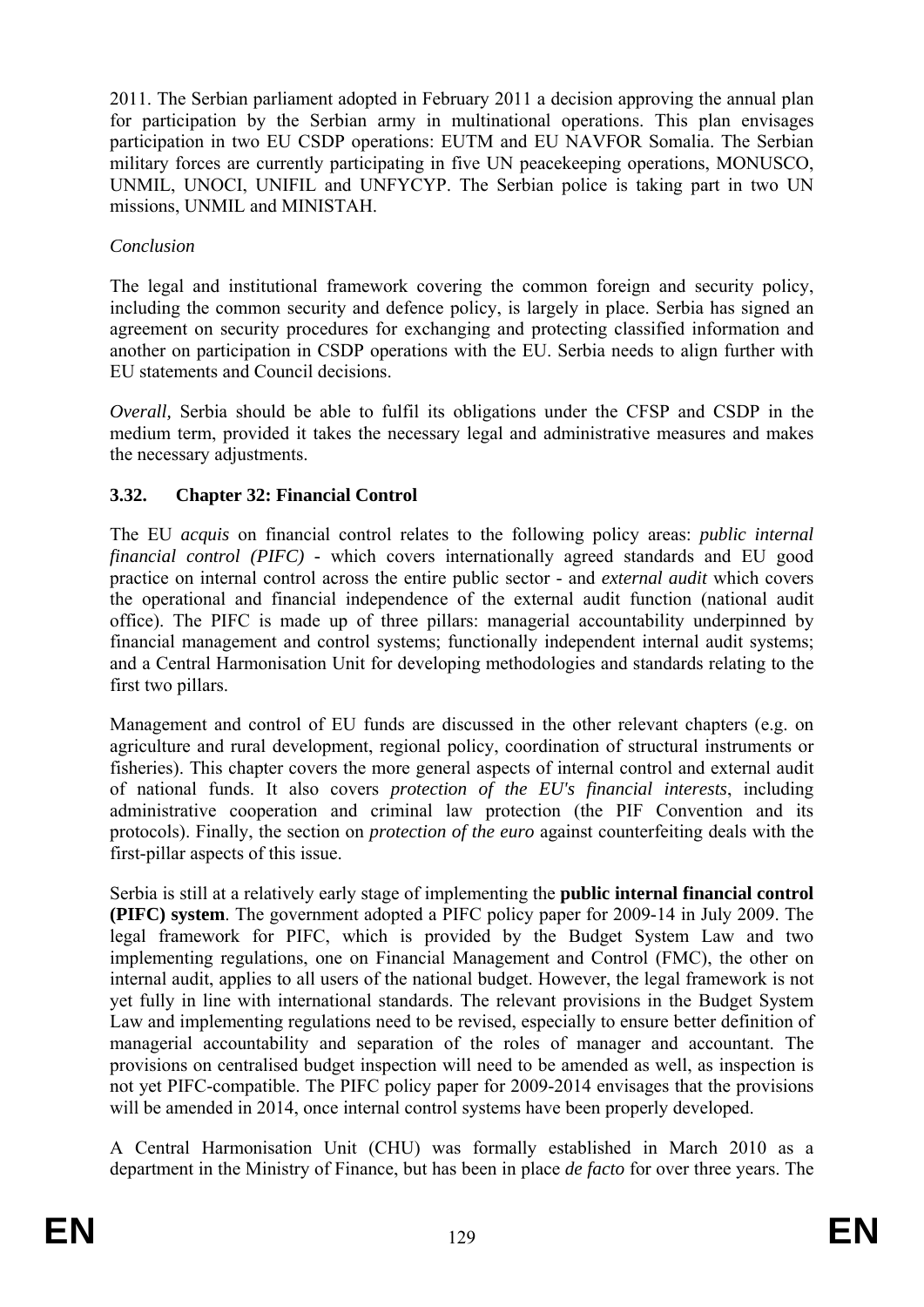2011. The Serbian parliament adopted in February 2011 a decision approving the annual plan for participation by the Serbian army in multinational operations. This plan envisages participation in two EU CSDP operations: EUTM and EU NAVFOR Somalia. The Serbian military forces are currently participating in five UN peacekeeping operations, MONUSCO, UNMIL, UNOCI, UNIFIL and UNFYCYP. The Serbian police is taking part in two UN missions, UNMIL and MINISTAH.

*Conclusion*

The legal and institutional framework covering the common foreign and security policy, including the common security and defence policy, is largely in place. Serbia has signed an agreement on security procedures for exchanging and protecting classified information and another on participation in CSDP operations with the EU. Serbia needs to align further with EU statements and Council decisions.

*Overall,* Serbia should be able to fulfil its obligations under the CFSP and CSDP in the medium term, provided it takes the necessary legal and administrative measures and makes the necessary adjustments.

### 3.32. Chapter 32: Financial Control

The EU *acquis* on financial control relates to the following policy areas: *public internal financial control (PIFC)* - which covers internationally agreed standards and EU good practice on internal control across the entire public sector - and *external audit* which covers the operational and financial independence of the external audit function (national audit office). The PIFC is made up of three pillars: managerial accountability underpinned by financial management and control systems; functionally independent internal audit systems; and a Central Harmonisation Unit for developing methodologies and standards relating to the first two pillars.

Management and control of EU funds are discussed in the other relevant chapters (e.g. on agriculture and rural development, regional policy, coordination of structural instruments or fisheries). This chapter covers the more general aspects of internal control and external audit of national funds. It also covers *protection of the EU's financial interests*, including administrative cooperation and criminal law protection (the PIF Convention and its protocols). Finally, the section on *protection of the euro* against counterfeiting deals with the first-pillar aspects of this issue.

Serbia is still at a relatively early stage of implementing the **public internal financial control (PIFC) system**. The government adopted a PIFC policy paper for 2009-14 in July 2009. The legal framework for PIFC, which is provided by the Budget System Law and two implementing regulations, one on Financial Management and Control (FMC), the other on internal audit, applies to all users of the national budget. However, the legal framework is not yet fully in line with international standards. The relevant provisions in the Budget System Law and implementing regulations need to be revised, especially to ensure better definition of managerial accountability and separation of the roles of manager and accountant. The provisions on centralised budget inspection will need to be amended as well, as inspection is not yet PIFC-compatible. The PIFC policy paper for 2009-2014 envisages that the provisions will be amended in 2014, once internal control systems have been properly developed.

A Central Harmonisation Unit (CHU) was formally established in March 2010 as a department in the Ministry of Finance, but has been in place *de facto* for over three years. The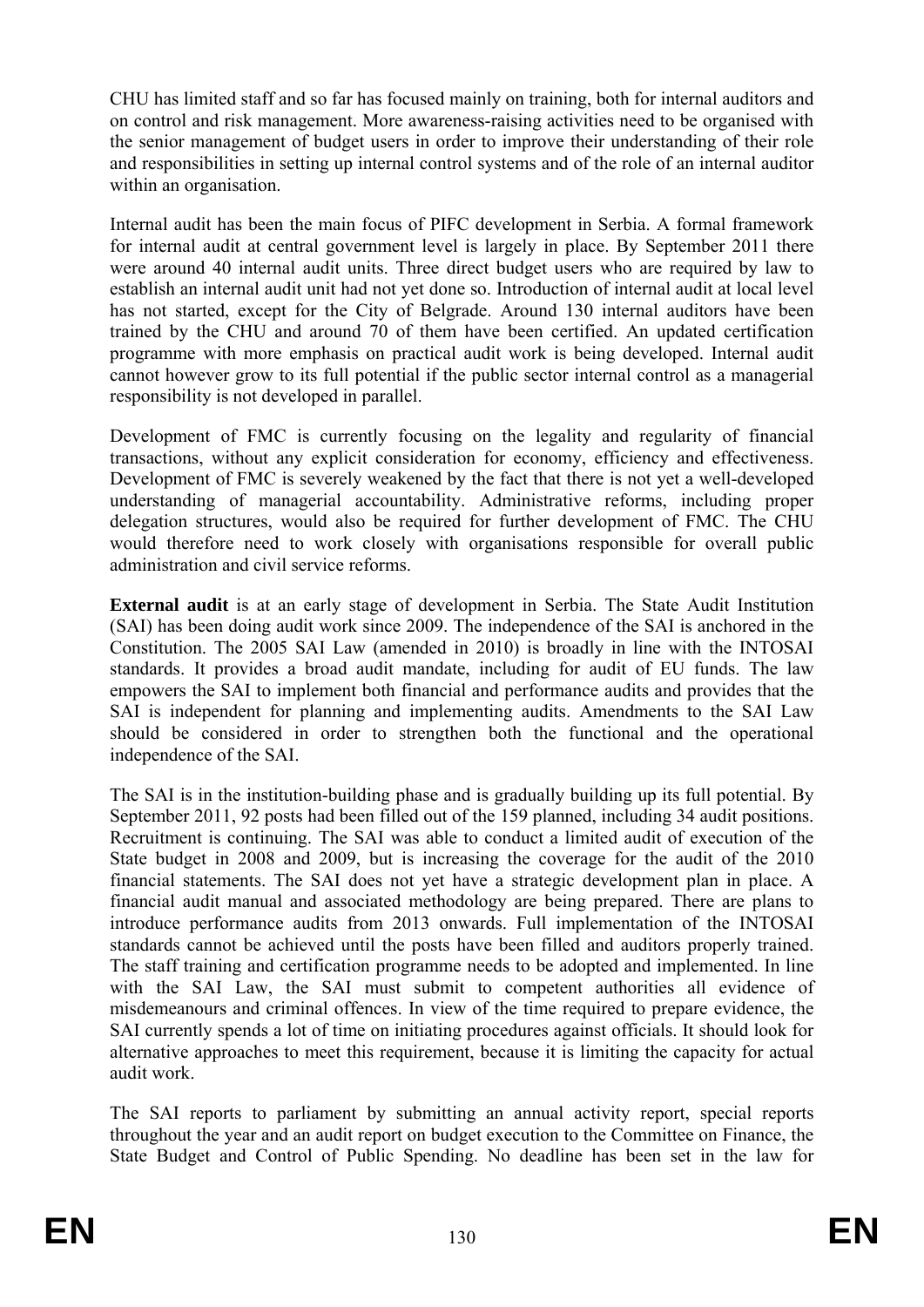CHU has limited staff and so far has focused mainly on training, both for internal auditors and on control and risk management. More awareness-raising activities need to be organised with the senior management of budget users in order to improve their understanding of their role and responsibilities in setting up internal control systems and of the role of an internal auditor within an organisation.

Internal audit has been the main focus of PIFC development in Serbia. A formal framework for internal audit at central government level is largely in place. By September 2011 there were around 40 internal audit units. Three direct budget users who are required by law to establish an internal audit unit had not yet done so. Introduction of internal audit at local level has not started, except for the City of Belgrade. Around 130 internal auditors have been trained by the CHU and around 70 of them have been certified. An updated certification programme with more emphasis on practical audit work is being developed. Internal audit cannot however grow to its full potential if the public sector internal control as a managerial responsibility is not developed in parallel.

Development of FMC is currently focusing on the legality and regularity of financial transactions, without any explicit consideration for economy, efficiency and effectiveness. Development of FMC is severely weakened by the fact that there is not yet a well-developed understanding of managerial accountability. Administrative reforms, including proper delegation structures, would also be required for further development of FMC. The CHU would therefore need to work closely with organisations responsible for overall public administration and civil service reforms.

**External audit** is at an early stage of development in Serbia. The State Audit Institution (SAI) has been doing audit work since 2009. The independence of the SAI is anchored in the Constitution. The 2005 SAI Law (amended in 2010) is broadly in line with the INTOSAI standards. It provides a broad audit mandate, including for audit of EU funds. The law empowers the SAI to implement both financial and performance audits and provides that the SAI is independent for planning and implementing audits. Amendments to the SAI Law should be considered in order to strengthen both the functional and the operational independence of the SAI.

The SAI is in the institution-building phase and is gradually building up its full potential. By September 2011, 92 posts had been filled out of the 159 planned, including 34 audit positions. Recruitment is continuing. The SAI was able to conduct a limited audit of execution of the State budget in 2008 and 2009, but is increasing the coverage for the audit of the 2010 financial statements. The SAI does not yet have a strategic development plan in place. A financial audit manual and associated methodology are being prepared. There are plans to introduce performance audits from 2013 onwards. Full implementation of the INTOSAI standards cannot be achieved until the posts have been filled and auditors properly trained. The staff training and certification programme needs to be adopted and implemented. In line with the SAI Law, the SAI must submit to competent authorities all evidence of misdemeanours and criminal offences. In view of the time required to prepare evidence, the SAI currently spends a lot of time on initiating procedures against officials. It should look for alternative approaches to meet this requirement, because it is limiting the capacity for actual audit work.

The SAI reports to parliament by submitting an annual activity report, special reports throughout the year and an audit report on budget execution to the Committee on Finance, the State Budget and Control of Public Spending. No deadline has been set in the law for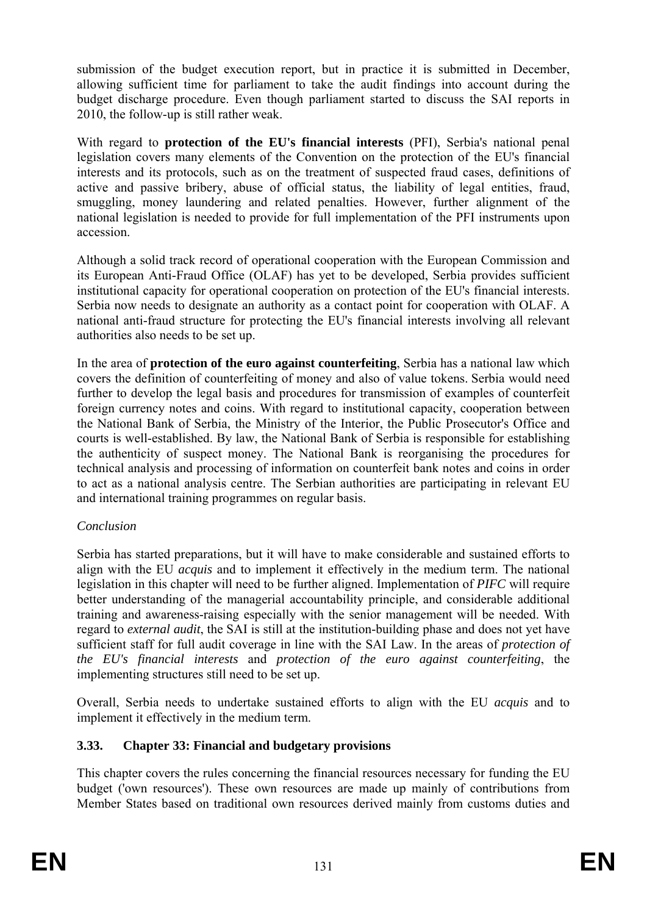submission of the budget execution report, but in practice it is submitted in December, allowing sufficient time for parliament to take the audit findings into account during the budget discharge procedure. Even though parliament started to discuss the SAI reports in 2010, the follow-up is still rather weak.

With regard to **protection of the EU's financial interests** (PFI), Serbia's national penal legislation covers many elements of the Convention on the protection of the EU's financial interests and its protocols, such as on the treatment of suspected fraud cases, definitions of active and passive bribery, abuse of official status, the liability of legal entities, fraud, smuggling, money laundering and related penalties. However, further alignment of the national legislation is needed to provide for full implementation of the PFI instruments upon accession.

Although a solid track record of operational cooperation with the European Commission and its European Anti-Fraud Office (OLAF) has yet to be developed, Serbia provides sufficient institutional capacity for operational cooperation on protection of the EU's financial interests. Serbia now needs to designate an authority as a contact point for cooperation with OLAF. A national anti-fraud structure for protecting the EU's financial interests involving all relevant authorities also needs to be set up.

In the area of **protection of the euro against counterfeiting**, Serbia has a national law which covers the definition of counterfeiting of money and also of value tokens. Serbia would need further to develop the legal basis and procedures for transmission of examples of counterfeit foreign currency notes and coins. With regard to institutional capacity, cooperation between the National Bank of Serbia, the Ministry of the Interior, the Public Prosecutor's Office and courts is well-established. By law, the National Bank of Serbia is responsible for establishing the authenticity of suspect money. The National Bank is reorganising the procedures for technical analysis and processing of information on counterfeit bank notes and coins in order to act as a national analysis centre. The Serbian authorities are participating in relevant EU and international training programmes on regular basis.

*Conclusion*

Serbia has started preparations, but it will have to make considerable and sustained efforts to align with the EU *acquis* and to implement it effectively in the medium term. The national legislation in this chapter will need to be further aligned. Implementation of *PIFC* will require better understanding of the managerial accountability principle, and considerable additional training and awareness-raising especially with the senior management will be needed. With regard to *external audit*, the SAI is still at the institution-building phase and does not yet have sufficient staff for full audit coverage in line with the SAI Law. In the areas of *protection of the EU's financial interests* and *protection of the euro against counterfeiting*, the implementing structures still need to be set up.

Overall, Serbia needs to undertake sustained efforts to align with the EU *acquis* and to implement it effectively in the medium term.

### 3.33. Chapter 33: Financial and budgetary provisions

This chapter covers the rules concerning the financial resources necessary for funding the EU budget ('own resources'). These own resources are made up mainly of contributions from Member States based on traditional own resources derived mainly from customs duties and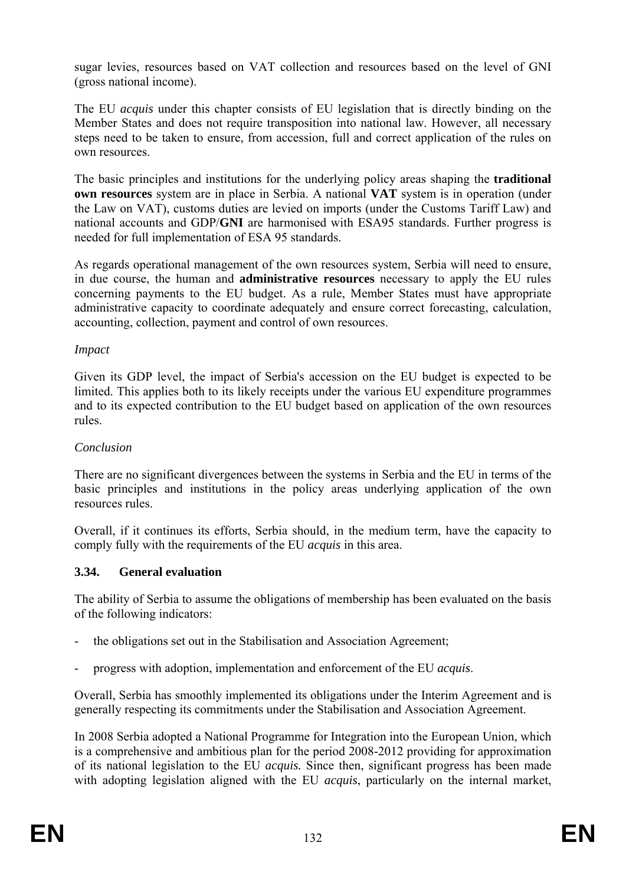sugar levies, resources based on VAT collection and resources based on the level of GNI (gross national income).

The EU *acquis* under this chapter consists of EU legislation that is directly binding on the Member States and does not require transposition into national law. However, all necessary steps need to be taken to ensure, from accession, full and correct application of the rules on own resources.

The basic principles and institutions for the underlying policy areas shaping the **traditional own resources** system are in place in Serbia. A national **VAT** system is in operation (under the Law on VAT), customs duties are levied on imports (under the Customs Tariff Law) and national accounts and GDP/**GNI** are harmonised with ESA95 standards. Further progress is needed for full implementation of ESA 95 standards.

As regards operational management of the own resources system, Serbia will need to ensure, in due course, the human and **administrative resources** necessary to apply the EU rules concerning payments to the EU budget. As a rule, Member States must have appropriate administrative capacity to coordinate adequately and ensure correct forecasting, calculation, accounting, collection, payment and control of own resources.

*Impact*

Given its GDP level, the impact of Serbia's accession on the EU budget is expected to be limited. This applies both to its likely receipts under the various EU expenditure programmes and to its expected contribution to the EU budget based on application of the own resources rules.

*Conclusion*

There are no significant divergences between the systems in Serbia and the EU in terms of the basic principles and institutions in the policy areas underlying application of the own resources rules.

Overall, if it continues its efforts, Serbia should, in the medium term, have the capacity to comply fully with the requirements of the EU *acquis* in this area.

### 3.34. General evaluation

The ability of Serbia to assume the obligations of membership has been evaluated on the basis of the following indicators:

- the obligations set out in the Stabilisation and Association Agreement;
- progress with adoption, implementation and enforcement of the EU *acquis*.

Overall, Serbia has smoothly implemented its obligations under the Interim Agreement and is generally respecting its commitments under the Stabilisation and Association Agreement.

In 2008 Serbia adopted a National Programme for Integration into the European Union, which is a comprehensive and ambitious plan for the period 2008-2012 providing for approximation of its national legislation to the EU *acquis.* Since then, significant progress has been made with adopting legislation aligned with the EU *acquis*, particularly on the internal market,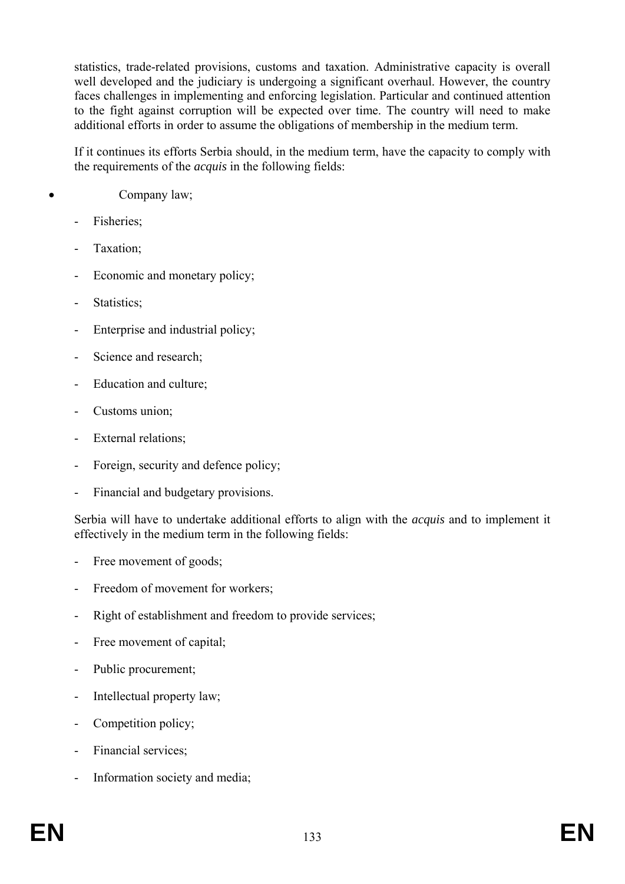statistics, trade-related provisions, customs and taxation. Administrative capacity is overall well developed and the judiciary is undergoing a significant overhaul. However, the country faces challenges in implementing and enforcing legislation. Particular and continued attention to the fight against corruption will be expected over time. The country will need to make additional efforts in order to assume the obligations of membership in the medium term.

If it continues its efforts Serbia should, in the medium term, have the capacity to comply with the requirements of the *acquis* in the following fields:

- Company law;
- Fisheries;
- Taxation;
- Economic and monetary policy;
- Statistics;
- Enterprise and industrial policy;
- Science and research;
- Education and culture;
- Customs union;
- External relations;
- Foreign, security and defence policy;
- Financial and budgetary provisions.

Serbia will have to undertake additional efforts to align with the *acquis* and to implement it effectively in the medium term in the following fields:

- Free movement of goods;
- Freedom of movement for workers;
- Right of establishment and freedom to provide services;
- Free movement of capital;
- Public procurement;
- Intellectual property law;
- Competition policy;
- Financial services;
- Information society and media;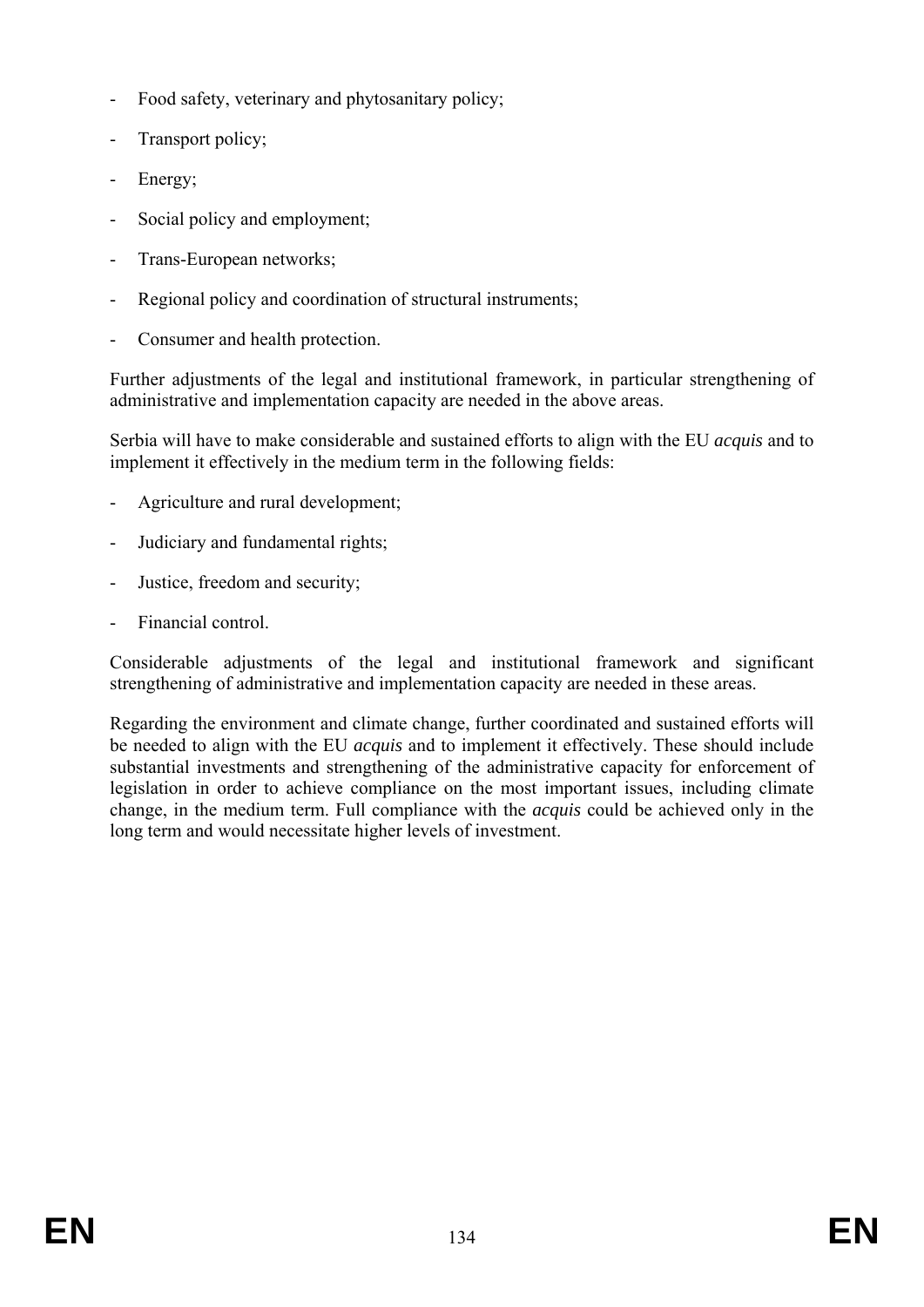- Food safety, veterinary and phytosanitary policy;
- Transport policy;
- Energy;
- Social policy and employment;
- Trans-European networks;
- Regional policy and coordination of structural instruments;
- Consumer and health protection.

Further adjustments of the legal and institutional framework, in particular strengthening of administrative and implementation capacity are needed in the above areas.

Serbia will have to make considerable and sustained efforts to align with the EU *acquis* and to implement it effectively in the medium term in the following fields:

- Agriculture and rural development;
- Judiciary and fundamental rights;
- Justice, freedom and security;
- Financial control.

Considerable adjustments of the legal and institutional framework and significant strengthening of administrative and implementation capacity are needed in these areas.

Regarding the environment and climate change, further coordinated and sustained efforts will be needed to align with the EU *acquis* and to implement it effectively. These should include substantial investments and strengthening of the administrative capacity for enforcement of legislation in order to achieve compliance on the most important issues, including climate change, in the medium term. Full compliance with the *acquis* could be achieved only in the long term and would necessitate higher levels of investment.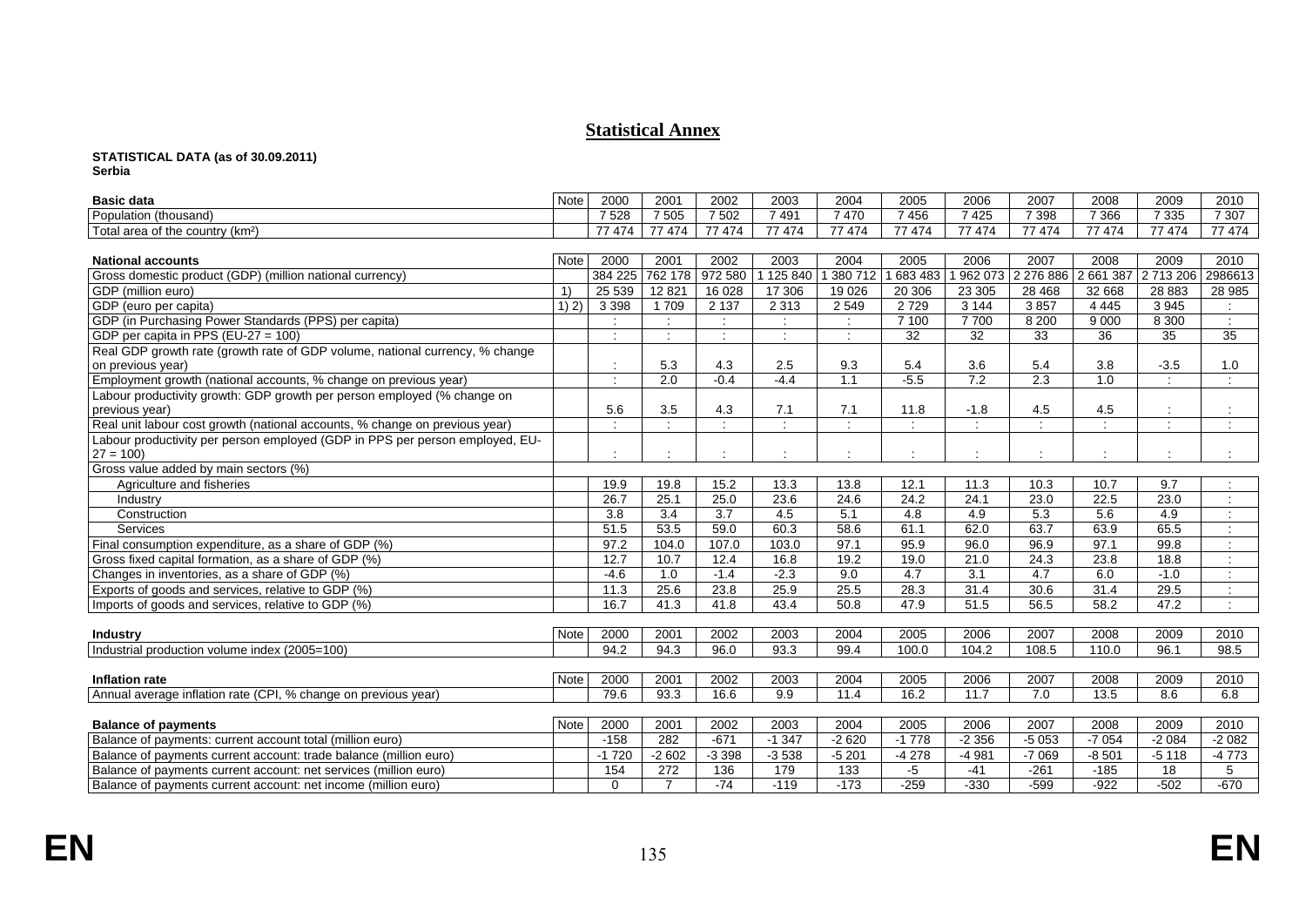# Statistical Annex

**STATISTICAL DATA (as of 30.09.2011)**
**Serbia**

| Basic data | Note | 2000 | 2001 | 2002 | 2003 | 2004 | 2005 | 2006 | 2007 | 2008 | 2009 | 2010 |
|---|---|---|---|---|---|---|---|---|---|---|---|---|
| Population (thousand) | | 7 528 | 7 505 | 7 502 | 7 491 | 7 470 | 7 456 | 7 425 | 7 398 | 7 366 | 7 335 | 7 307 |
| Total area of the country (km²) | | 77 474 | 77 474 | 77 474 | 77 474 | 77 474 | 77 474 | 77 474 | 77 474 | 77 474 | 77 474 | 77 474 |

| National accounts | Note | 2000 | 2001 | 2002 | 2003 | 2004 | 2005 | 2006 | 2007 | 2008 | 2009 | 2010 |
|---|---|---|---|---|---|---|---|---|---|---|---|---|
| Gross domestic product (GDP) (million national currency) | | 384 225 | 762 178 | 972 580 | 1 125 840 | 1 380 712 | 1 683 483 | 1 962 073 | 2 276 886 | 2 661 387 | 2 713 206 | 2986613 |
| GDP (million euro) | 1) | 25 539 | 12 821 | 16 028 | 17 306 | 19 026 | 20 306 | 23 305 | 28 468 | 32 668 | 28 883 | 28 985 |
| GDP (euro per capita) | 1) 2) | 3 398 | 1 709 | 2 137 | 2 313 | 2 549 | 2 729 | 3 144 | 3 857 | 4 445 | 3 945 | : |
| GDP (in Purchasing Power Standards (PPS) per capita) | | : | : | : | : | : | 7 100 | 7 700 | 8 200 | 9 000 | 8 300 | : |
| GDP per capita in PPS (EU-27 = 100) | | : | : | : | : | : | 32 | 32 | 33 | 36 | 35 | 35 |
| Real GDP growth rate (growth rate of GDP volume, national currency, % change on previous year) | | : | 5.3 | 4.3 | 2.5 | 9.3 | 5.4 | 3.6 | 5.4 | 3.8 | -3.5 | 1.0 |
| Employment growth (national accounts, % change on previous year) | | : | 2.0 | -0.4 | -4.4 | 1.1 | -5.5 | 7.2 | 2.3 | 1.0 | : | : |
| Labour productivity growth: GDP growth per person employed (% change on previous year) | | 5.6 | 3.5 | 4.3 | 7.1 | 7.1 | 11.8 | -1.8 | 4.5 | 4.5 | : | : |
| Real unit labour cost growth (national accounts, % change on previous year) | | : | : | : | : | : | : | : | : | : | : | : |
| Labour productivity per person employed (GDP in PPS per person employed, EU-27 = 100) | | : | : | : | : | : | : | : | : | : | : | : |
| Gross value added by main sectors (%) | | | | | | | | | | | | |
| Agriculture and fisheries | | 19.9 | 19.8 | 15.2 | 13.3 | 13.8 | 12.1 | 11.3 | 10.3 | 10.7 | 9.7 | : |
| Industry | | 26.7 | 25.1 | 25.0 | 23.6 | 24.6 | 24.2 | 24.1 | 23.0 | 22.5 | 23.0 | : |
| Construction | | 3.8 | 3.4 | 3.7 | 4.5 | 5.1 | 4.8 | 4.9 | 5.3 | 5.6 | 4.9 | : |
| Services | | 51.5 | 53.5 | 59.0 | 60.3 | 58.6 | 61.1 | 62.0 | 63.7 | 63.9 | 65.5 | : |
| Final consumption expenditure, as a share of GDP (%) | | 97.2 | 104.0 | 107.0 | 103.0 | 97.1 | 95.9 | 96.0 | 96.9 | 97.1 | 99.8 | : |
| Gross fixed capital formation, as a share of GDP (%) | | 12.7 | 10.7 | 12.4 | 16.8 | 19.2 | 19.0 | 21.0 | 24.3 | 23.8 | 18.8 | : |
| Changes in inventories, as a share of GDP (%) | | -4.6 | 1.0 | -1.4 | -2.3 | 9.0 | 4.7 | 3.1 | 4.7 | 6.0 | -1.0 | : |
| Exports of goods and services, relative to GDP (%) | | 11.3 | 25.6 | 23.8 | 25.9 | 25.5 | 28.3 | 31.4 | 30.6 | 31.4 | 29.5 | : |
| Imports of goods and services, relative to GDP (%) | | 16.7 | 41.3 | 41.8 | 43.4 | 50.8 | 47.9 | 51.5 | 56.5 | 58.2 | 47.2 | : |

| Industry | Note | 2000 | 2001 | 2002 | 2003 | 2004 | 2005 | 2006 | 2007 | 2008 | 2009 | 2010 |
|---|---|---|---|---|---|---|---|---|---|---|---|---|
| Industrial production volume index (2005=100) | | 94.2 | 94.3 | 96.0 | 93.3 | 99.4 | 100.0 | 104.2 | 108.5 | 110.0 | 96.1 | 98.5 |

| Inflation rate | Note | 2000 | 2001 | 2002 | 2003 | 2004 | 2005 | 2006 | 2007 | 2008 | 2009 | 2010 |
|---|---|---|---|---|---|---|---|---|---|---|---|---|
| Annual average inflation rate (CPI, % change on previous year) | | 79.6 | 93.3 | 16.6 | 9.9 | 11.4 | 16.2 | 11.7 | 7.0 | 13.5 | 8.6 | 6.8 |

| Balance of payments | Note | 2000 | 2001 | 2002 | 2003 | 2004 | 2005 | 2006 | 2007 | 2008 | 2009 | 2010 |
|---|---|---|---|---|---|---|---|---|---|---|---|---|
| Balance of payments: current account total (million euro) | | -158 | 282 | -671 | -1 347 | -2 620 | -1 778 | -2 356 | -5 053 | -7 054 | -2 084 | -2 082 |
| Balance of payments current account: trade balance (million euro) | | -1 720 | -2 602 | -3 398 | -3 538 | -5 201 | -4 278 | -4 981 | -7 069 | -8 501 | -5 118 | -4 773 |
| Balance of payments current account: net services (million euro) | | 154 | 272 | 136 | 179 | 133 | -5 | -41 | -261 | -185 | 18 | 5 |
| Balance of payments current account: net income (million euro) | | 0 | 7 | -74 | -119 | -173 | -259 | -330 | -599 | -922 | -502 | -670 |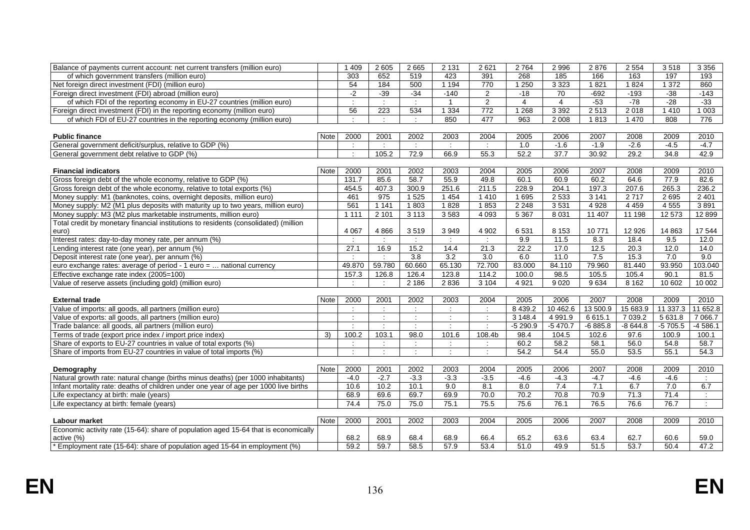| Balance of payments current account: net current transfers (million euro) | | 1 409 | 2 605 | 2 665 | 2 131 | 2 621 | 2 764 | 2 996 | 2 876 | 2 554 | 3 518 | 3 356 |
|---|---|---|---|---|---|---|---|---|---|---|---|---|
| of which government transfers (million euro) | | 303 | 652 | 519 | 423 | 391 | 268 | 185 | 166 | 163 | 197 | 193 |
| Net foreign direct investment (FDI) (million euro) | | 54 | 184 | 500 | 1 194 | 770 | 1 250 | 3 323 | 1 821 | 1 824 | 1 372 | 860 |
| Foreign direct investment (FDI) abroad (million euro) | | -2 | -39 | -34 | -140 | 2 | -18 | 70 | -692 | -193 | -38 | -143 |
| of which FDI of the reporting economy in EU-27 countries (million euro) | | : | : | : | 1 | 2 | 4 | 4 | -53 | -78 | -28 | -33 |
| Foreign direct investment (FDI) in the reporting economy (million euro) | | 56 | 223 | 534 | 1 334 | 772 | 1 268 | 3 392 | 2 513 | 2 018 | 1 410 | 1 003 |
| of which FDI of EU-27 countries in the reporting economy (million euro) | | : | : | : | 850 | 477 | 963 | 2 008 | 1 813 | 1 470 | 808 | 776 |

| **Public finance** | Note | 2000 | 2001 | 2002 | 2003 | 2004 | 2005 | 2006 | 2007 | 2008 | 2009 | 2010 |
|---|---|---|---|---|---|---|---|---|---|---|---|---|
| General government deficit/surplus, relative to GDP (%) | | : | : | : | : | : | 1.0 | -1.6 | -1.9 | -2.6 | -4.5 | -4.7 |
| General government debt relative to GDP (%) | | : | 105.2 | 72.9 | 66.9 | 55.3 | 52.2 | 37.7 | 30.92 | 29.2 | 34.8 | 42.9 |

| **Financial indicators** | Note | 2000 | 2001 | 2002 | 2003 | 2004 | 2005 | 2006 | 2007 | 2008 | 2009 | 2010 |
|---|---|---|---|---|---|---|---|---|---|---|---|---|
| Gross foreign debt of the whole economy, relative to GDP (%) | | 131.7 | 85.6 | 58.7 | 55.9 | 49.8 | 60.1 | 60.9 | 60.2 | 64.6 | 77.9 | 82.6 |
| Gross foreign debt of the whole economy, relative to total exports (%) | | 454.5 | 407.3 | 300.9 | 251.6 | 211.5 | 228.9 | 204.1 | 197.3 | 207.6 | 265.3 | 236.2 |
| Money supply: M1 (banknotes, coins, overnight deposits, million euro) | | 461 | 975 | 1 525 | 1 454 | 1 410 | 1 695 | 2 533 | 3 141 | 2 717 | 2 695 | 2 401 |
| Money supply: M2 (M1 plus deposits with maturity up to two years, million euro) | | 561 | 1 141 | 1 803 | 1 828 | 1 853 | 2 248 | 3 531 | 4 928 | 4 459 | 4 555 | 3 891 |
| Money supply: M3 (M2 plus marketable instruments, million euro) | | 1 111 | 2 101 | 3 113 | 3 583 | 4 093 | 5 367 | 8 031 | 11 407 | 11 198 | 12 573 | 12 899 |
| Total credit by monetary financial institutions to residents (consolidated) (million euro) | | 4 067 | 4 866 | 3 519 | 3 949 | 4 902 | 6 531 | 8 153 | 10 771 | 12 926 | 14 863 | 17 544 |
| Interest rates: day-to-day money rate, per annum (%) | | : | : | : | : | : | 9.9 | 11.5 | 8.3 | 18.4 | 9.5 | 12.0 |
| Lending interest rate (one year), per annum (%) | | 27.1 | 16.9 | 15.2 | 14.4 | 21.3 | 22.2 | 17.0 | 12.5 | 20.3 | 12.0 | 14.0 |
| Deposit interest rate (one year), per annum (%) | | : | : | 3.8 | 3.2 | 3.0 | 6.0 | 11.0 | 7.5 | 15.3 | 7.0 | 9.0 |
| euro exchange rates: average of period - 1 euro = … national currency | | 49.870 | 59.780 | 60.660 | 65.130 | 72.700 | 83.000 | 84.110 | 79.960 | 81.440 | 93.950 | 103.040 |
| Effective exchange rate index (2005=100) | | 157.3 | 126.8 | 126.4 | 123.8 | 114.2 | 100.0 | 98.5 | 105.5 | 105.4 | 90.1 | 81.5 |
| Value of reserve assets (including gold) (million euro) | | : | : | 2 186 | 2 836 | 3 104 | 4 921 | 9 020 | 9 634 | 8 162 | 10 602 | 10 002 |

| **External trade** | Note | 2000 | 2001 | 2002 | 2003 | 2004 | 2005 | 2006 | 2007 | 2008 | 2009 | 2010 |
|---|---|---|---|---|---|---|---|---|---|---|---|---|
| Value of imports: all goods, all partners (million euro) | | : | : | : | : | : | 8 439.2 | 10 462.6 | 13 500.9 | 15 683.9 | 11 337.3 | 11 652.8 |
| Value of exports: all goods, all partners (million euro) | | : | : | : | : | : | 3 148.4 | 4 991.9 | 6 615.1 | 7 039.2 | 5 631.8 | 7 066.7 |
| Trade balance: all goods, all partners (million euro) | | : | : | : | : | : | -5 290.9 | -5 470.7 | -6 885.8 | -8 644.8 | -5 705.5 | -4 586.1 |
| Terms of trade (export price index / import price index) | 3) | 100.2 | 103.1 | 98.0 | 101.6 | 108.4b | 98.4 | 104.5 | 102.6 | 97.6 | 100.9 | 100.1 |
| Share of exports to EU-27 countries in value of total exports (%) | | : | : | : | : | : | 60.2 | 58.2 | 58.1 | 56.0 | 54.8 | 58.7 |
| Share of imports from EU-27 countries in value of total imports (%) | | : | : | : | : | : | 54.2 | 54.4 | 55.0 | 53.5 | 55.1 | 54.3 |

| **Demography** | Note | 2000 | 2001 | 2002 | 2003 | 2004 | 2005 | 2006 | 2007 | 2008 | 2009 | 2010 |
|---|---|---|---|---|---|---|---|---|---|---|---|---|
| Natural growth rate: natural change (births minus deaths) (per 1000 inhabitants) | | -4.0 | -2.7 | -3.3 | -3.3 | -3.5 | -4.6 | -4.3 | -4.7 | -4.6 | -4.6 | : |
| Infant mortality rate: deaths of children under one year of age per 1000 live births | | 10.6 | 10.2 | 10.1 | 9.0 | 8.1 | 8.0 | 7.4 | 7.1 | 6.7 | 7.0 | 6.7 |
| Life expectancy at birth: male (years) | | 68.9 | 69.6 | 69.7 | 69.9 | 70.0 | 70.2 | 70.8 | 70.9 | 71.3 | 71.4 | : |
| Life expectancy at birth: female (years) | | 74.4 | 75.0 | 75.0 | 75.1 | 75.5 | 75.6 | 76.1 | 76.5 | 76.6 | 76.7 | : |

| **Labour market** | Note | 2000 | 2001 | 2002 | 2003 | 2004 | 2005 | 2006 | 2007 | 2008 | 2009 | 2010 |
|---|---|---|---|---|---|---|---|---|---|---|---|---|
| Economic activity rate (15-64): share of population aged 15-64 that is economically active (%) | | 68.2 | 68.9 | 68.4 | 68.9 | 66.4 | 65.2 | 63.6 | 63.4 | 62.7 | 60.6 | 59.0 |
| * Employment rate (15-64): share of population aged 15-64 in employment (%) | | 59.2 | 59.7 | 58.5 | 57.9 | 53.4 | 51.0 | 49.9 | 51.5 | 53.7 | 50.4 | 47.2 |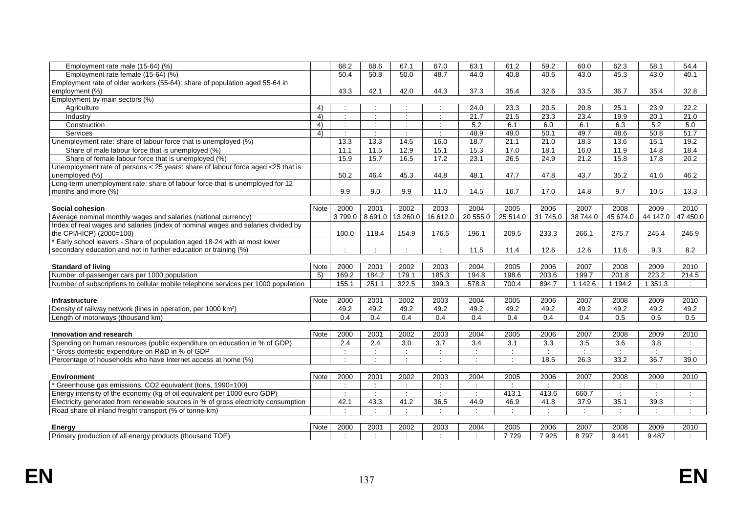| | | | | | | | | | | | | |
|---|---|---|---|---|---|---|---|---|---|---|---|---|
| Employment rate male (15-64) (%) | | 68.2 | 68.6 | 67.1 | 67.0 | 63.1 | 61.2 | 59.2 | 60.0 | 62.3 | 58.1 | 54.4 |
| Employment rate female (15-64) (%) | | 50.4 | 50.8 | 50.0 | 48.7 | 44.0 | 40.8 | 40.6 | 43.0 | 45.3 | 43.0 | 40.1 |
| Employment rate of older workers (55-64): share of population aged 55-64 in employment (%) | | 43.3 | 42.1 | 42.0 | 44.3 | 37.3 | 35.4 | 32.6 | 33.5 | 36.7 | 35.4 | 32.8 |
| Employment by main sectors (%) | | | | | | | | | | | | |
| Agriculture | 4) | : | : | : | : | 24.0 | 23.3 | 20.5 | 20.8 | 25.1 | 23.9 | 22.2 |
| Industry | 4) | : | : | : | : | 21.7 | 21.5 | 23.3 | 23.4 | 19.9 | 20.1 | 21.0 |
| Construction | 4) | : | : | : | : | 5.2 | 6.1 | 6.0 | 6.1 | 6.3 | 5.2 | 5.0 |
| Services | 4) | : | : | : | : | 48.9 | 49.0 | 50.1 | 49.7 | 48.6 | 50.8 | 51.7 |
| Unemployment rate: share of labour force that is unemployed (%) | | 13.3 | 13.3 | 14.5 | 16.0 | 18.7 | 21.1 | 21.0 | 18.3 | 13.6 | 16.1 | 19.2 |
| Share of male labour force that is unemployed (%) | | 11.1 | 11.5 | 12.9 | 15.1 | 15.3 | 17.0 | 18.1 | 16.0 | 11.9 | 14.8 | 18.4 |
| Share of female labour force that is unemployed (%) | | 15.9 | 15.7 | 16.5 | 17.2 | 23.1 | 26.5 | 24.9 | 21.2 | 15.8 | 17.8 | 20.2 |
| Unemployment rate of persons < 25 years: share of labour force aged <25 that is unemployed (%) | | 50.2 | 46.4 | 45.3 | 44.8 | 48.1 | 47.7 | 47.8 | 43.7 | 35.2 | 41.6 | 46.2 |
| Long-term unemployment rate: share of labour force that is unemployed for 12 months and more (%) | | 9.9 | 9.0 | 9.9 | 11.0 | 14.5 | 16.7 | 17.0 | 14.8 | 9.7 | 10.5 | 13.3 |

| **Social cohesion** | Note | 2000 | 2001 | 2002 | 2003 | 2004 | 2005 | 2006 | 2007 | 2008 | 2009 | 2010 |
|---|---|---|---|---|---|---|---|---|---|---|---|---|
| Average nominal monthly wages and salaries (national currency) | | 3 799.0 | 8 691.0 | 13 260.0 | 16 612.0 | 20 555.0 | 25 514.0 | 31 745.0 | 38 744.0 | 45 674.0 | 44 147.0 | 47 450.0 |
| Index of real wages and salaries (index of nominal wages and salaries divided by the CPI/HICP) (2000=100) | | 100.0 | 118.4 | 154.9 | 176.5 | 196.1 | 209.5 | 233.3 | 266.1 | 275.7 | 245.4 | 246.9 |
| * Early school leavers - Share of population aged 18-24 with at most lower secondary education and not in further education or training (%) | | : | : | : | : | 11.5 | 11.4 | 12.6 | 12.6 | 11.6 | 9.3 | 8.2 |

| **Standard of living** | Note | 2000 | 2001 | 2002 | 2003 | 2004 | 2005 | 2006 | 2007 | 2008 | 2009 | 2010 |
|---|---|---|---|---|---|---|---|---|---|---|---|---|
| Number of passenger cars per 1000 population | 5) | 169.2 | 184.2 | 179.1 | 185.3 | 194.8 | 198.6 | 203.6 | 199.7 | 201.8 | 223.2 | 214.5 |
| Number of subscriptions to cellular mobile telephone services per 1000 population | | 155.1 | 251.1 | 322.5 | 399.3 | 578.8 | 700.4 | 894.7 | 1 142.6 | 1 194.2 | 1 351.3 | : |

| **Infrastructure** | Note | 2000 | 2001 | 2002 | 2003 | 2004 | 2005 | 2006 | 2007 | 2008 | 2009 | 2010 |
|---|---|---|---|---|---|---|---|---|---|---|---|---|
| Density of railway network (lines in operation, per 1000 km²) | | 49.2 | 49.2 | 49.2 | 49.2 | 49.2 | 49.2 | 49.2 | 49.2 | 49.2 | 49.2 | 49.2 |
| Length of motorways (thousand km) | | 0.4 | 0.4 | 0.4 | 0.4 | 0.4 | 0.4 | 0.4 | 0.4 | 0.5 | 0.5 | 0.5 |

| **Innovation and research** | Note | 2000 | 2001 | 2002 | 2003 | 2004 | 2005 | 2006 | 2007 | 2008 | 2009 | 2010 |
|---|---|---|---|---|---|---|---|---|---|---|---|---|
| Spending on human resources (public expenditure on education in % of GDP) | | 2.4 | 2.4 | 3.0 | 3.7 | 3.4 | 3.1 | 3.3 | 3.5 | 3.6 | 3.8 | : |
| * Gross domestic expenditure on R&D in % of GDP | | : | : | : | : | : | : | : | : | : | : | : |
| Percentage of households who have Internet access at home (%) | | : | : | : | : | : | : | 18.5 | 26.3 | 33.2 | 36.7 | 39.0 |

| **Environment** | Note | 2000 | 2001 | 2002 | 2003 | 2004 | 2005 | 2006 | 2007 | 2008 | 2009 | 2010 |
|---|---|---|---|---|---|---|---|---|---|---|---|---|
| * Greenhouse gas emissions, CO2 equivalent (tons, 1990=100) | | : | : | : | : | : | : | : | : | : | : | : |
| Energy intensity of the economy (kg of oil equivalent per 1000 euro GDP) | | : | : | : | : | : | 413.1 | 413.6 | 660.7 | : | : | : |
| Electricity generated from renewable sources in % of gross electricity consumption | | 42.1 | 43.3 | 41.2 | 36.5 | 44.9 | 46.9 | 41.8 | 37.9 | 35.1 | 39.3 | : |
| Road share of inland freight transport (% of tonne-km) | | : | : | : | : | : | : | : | : | : | : | : |

| **Energy** | Note | 2000 | 2001 | 2002 | 2003 | 2004 | 2005 | 2006 | 2007 | 2008 | 2009 | 2010 |
|---|---|---|---|---|---|---|---|---|---|---|---|---|
| Primary production of all energy products (thousand TOE) | | : | : | : | : | : | 7 729 | 7 925 | 8 797 | 9 441 | 9 487 | : |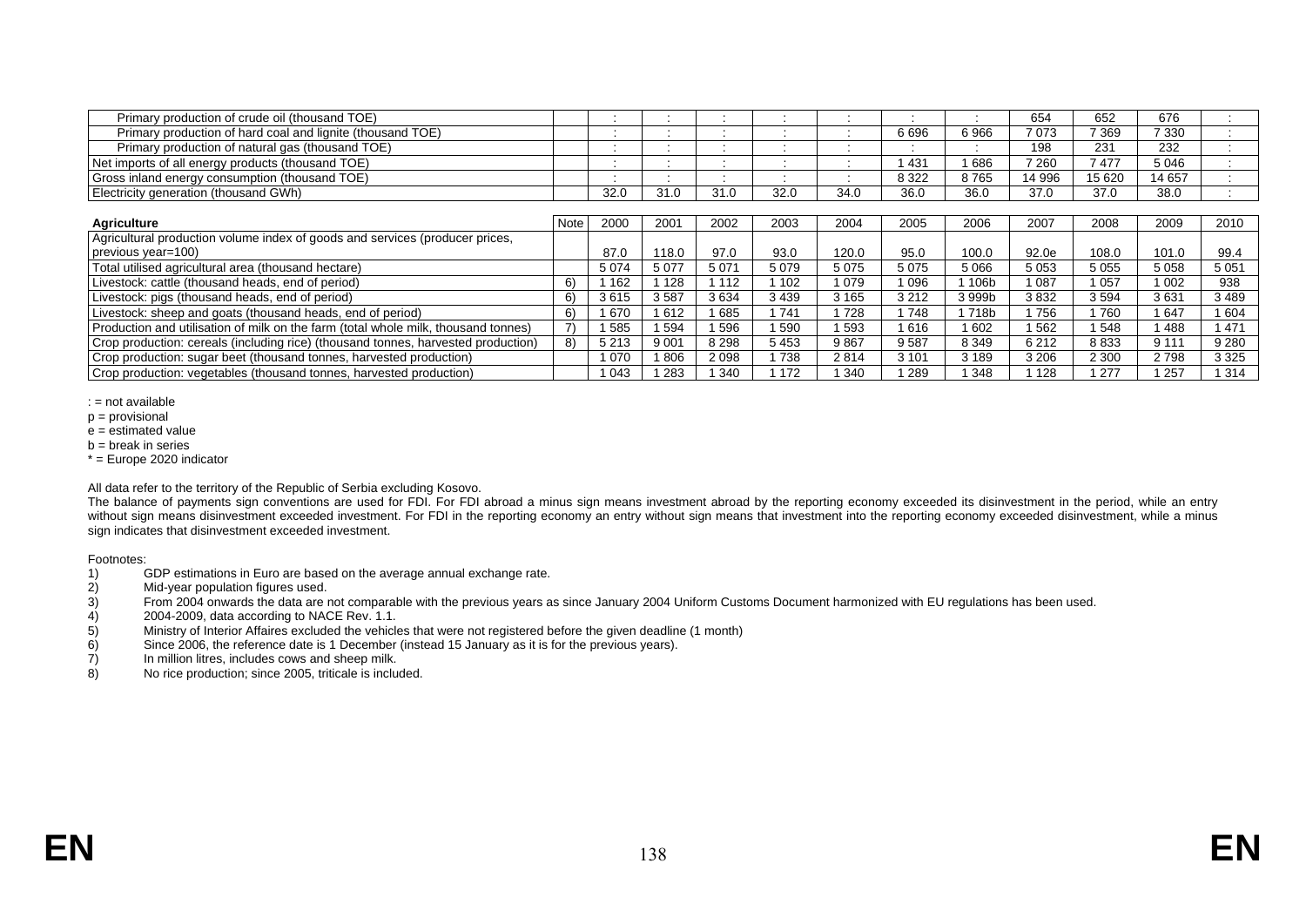| | Note | | | | | | | | | | | |
|---|---|---|---|---|---|---|---|---|---|---|---|---|
| Primary production of crude oil (thousand TOE) | | : | : | : | : | : | : | : | 654 | 652 | 676 | : |
| Primary production of hard coal and lignite (thousand TOE) | | : | : | : | : | : | 6 696 | 6 966 | 7 073 | 7 369 | 7 330 | : |
| Primary production of natural gas (thousand TOE) | | : | : | : | : | : | : | : | 198 | 231 | 232 | : |
| Net imports of all energy products (thousand TOE) | | : | : | : | : | : | 1 431 | 1 686 | 7 260 | 7 477 | 5 046 | : |
| Gross inland energy consumption (thousand TOE) | | : | : | : | : | : | 8 322 | 8 765 | 14 996 | 15 620 | 14 657 | : |
| Electricity generation (thousand GWh) | | 32.0 | 31.0 | 31.0 | 32.0 | 34.0 | 36.0 | 36.0 | 37.0 | 37.0 | 38.0 | : |

| **Agriculture** | Note | 2000 | 2001 | 2002 | 2003 | 2004 | 2005 | 2006 | 2007 | 2008 | 2009 | 2010 |
|---|---|---|---|---|---|---|---|---|---|---|---|---|
| Agricultural production volume index of goods and services (producer prices, previous year=100) | | 87.0 | 118.0 | 97.0 | 93.0 | 120.0 | 95.0 | 100.0 | 92.0e | 108.0 | 101.0 | 99.4 |
| Total utilised agricultural area (thousand hectare) | | 5 074 | 5 077 | 5 071 | 5 079 | 5 075 | 5 075 | 5 066 | 5 053 | 5 055 | 5 058 | 5 051 |
| Livestock: cattle (thousand heads, end of period) | 6) | 1 162 | 1 128 | 1 112 | 1 102 | 1 079 | 1 096 | 1 106b | 1 087 | 1 057 | 1 002 | 938 |
| Livestock: pigs (thousand heads, end of period) | 6) | 3 615 | 3 587 | 3 634 | 3 439 | 3 165 | 3 212 | 3 999b | 3 832 | 3 594 | 3 631 | 3 489 |
| Livestock: sheep and goats (thousand heads, end of period) | 6) | 1 670 | 1 612 | 1 685 | 1 741 | 1 728 | 1 748 | 1 718b | 1 756 | 1 760 | 1 647 | 1 604 |
| Production and utilisation of milk on the farm (total whole milk, thousand tonnes) | 7) | 1 585 | 1 594 | 1 596 | 1 590 | 1 593 | 1 616 | 1 602 | 1 562 | 1 548 | 1 488 | 1 471 |
| Crop production: cereals (including rice) (thousand tonnes, harvested production) | 8) | 5 213 | 9 001 | 8 298 | 5 453 | 9 867 | 9 587 | 8 349 | 6 212 | 8 833 | 9 111 | 9 280 |
| Crop production: sugar beet (thousand tonnes, harvested production) | | 1 070 | 1 806 | 2 098 | 1 738 | 2 814 | 3 101 | 3 189 | 3 206 | 2 300 | 2 798 | 3 325 |
| Crop production: vegetables (thousand tonnes, harvested production) | | 1 043 | 1 283 | 1 340 | 1 172 | 1 340 | 1 289 | 1 348 | 1 128 | 1 277 | 1 257 | 1 314 |

: = not available
p = provisional
e = estimated value
b = break in series
* = Europe 2020 indicator

All data refer to the territory of the Republic of Serbia excluding Kosovo.

The balance of payments sign conventions are used for FDI. For FDI abroad a minus sign means investment abroad by the reporting economy exceeded its disinvestment in the period, while an entry without sign means disinvestment exceeded investment. For FDI in the reporting economy an entry without sign means that investment into the reporting economy exceeded disinvestment, while a minus sign indicates that disinvestment exceeded investment.

Footnotes:

1) GDP estimations in Euro are based on the average annual exchange rate.
2) Mid-year population figures used.
3) From 2004 onwards the data are not comparable with the previous years as since January 2004 Uniform Customs Document harmonized with EU regulations has been used.
4) 2004-2009, data according to NACE Rev. 1.1.
5) Ministry of Interior Affaires excluded the vehicles that were not registered before the given deadline (1 month)
6) Since 2006, the reference date is 1 December (instead 15 January as it is for the previous years).
7) In million litres, includes cows and sheep milk.
8) No rice production; since 2005, triticale is included.